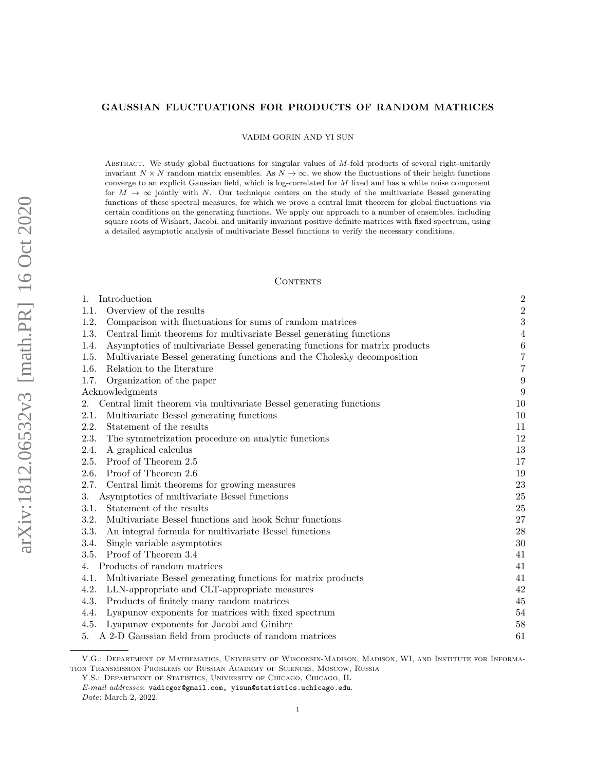# GAUSSIAN FLUCTUATIONS FOR PRODUCTS OF RANDOM MATRICES

VADIM GORIN AND YI SUN

Abstract. We study global fluctuations for singular values of $M$-fold products of several right-unitarily invariant $N \times N$ random matrix ensembles. As $N \to \infty$, we show the fluctuations of their height functions converge to an explicit Gaussian field, which is log-correlated for $M$ fixed and has a white noise component for $M \to \infty$ jointly with $N$. Our technique centers on the study of the multivariate Bessel generating functions of these spectral measures, for which we prove a central limit theorem for global fluctuations via certain conditions on the generating functions. We apply our approach to a number of ensembles, including square roots of Wishart, Jacobi, and unitarily invariant positive definite matrices with fixed spectrum, using a detailed asymptotic analysis of multivariate Bessel functions to verify the necessary conditions.

## Contents

| | |
|---|---|
| 1. Introduction | 2 |
| 1.1. Overview of the results | 2 |
| 1.2. Comparison with fluctuations for sums of random matrices | 3 |
| 1.3. Central limit theorems for multivariate Bessel generating functions | 4 |
| 1.4. Asymptotics of multivariate Bessel generating functions for matrix products | 6 |
| 1.5. Multivariate Bessel generating functions and the Cholesky decomposition | 7 |
| 1.6. Relation to the literature | 7 |
| 1.7. Organization of the paper | 9 |
| Acknowledgments | 9 |
| 2. Central limit theorem via multivariate Bessel generating functions | 10 |
| 2.1. Multivariate Bessel generating functions | 10 |
| 2.2. Statement of the results | 11 |
| 2.3. The symmetrization procedure on analytic functions | 12 |
| 2.4. A graphical calculus | 13 |
| 2.5. Proof of Theorem 2.5 | 17 |
| 2.6. Proof of Theorem 2.6 | 19 |
| 2.7. Central limit theorems for growing measures | 23 |
| 3. Asymptotics of multivariate Bessel functions | 25 |
| 3.1. Statement of the results | 25 |
| 3.2. Multivariate Bessel functions and hook Schur functions | 27 |
| 3.3. An integral formula for multivariate Bessel functions | 28 |
| 3.4. Single variable asymptotics | 30 |
| 3.5. Proof of Theorem 3.4 | 41 |
| 4. Products of random matrices | 41 |
| 4.1. Multivariate Bessel generating functions for matrix products | 41 |
| 4.2. LLN-appropriate and CLT-appropriate measures | 42 |
| 4.3. Products of finitely many random matrices | 45 |
| 4.4. Lyapunov exponents for matrices with fixed spectrum | 54 |
| 4.5. Lyapunov exponents for Jacobi and Ginibre | 58 |
| 5. A 2-D Gaussian field from products of random matrices | 61 |

V.G.: Department of Mathematics, University of Wisconsin-Madison, Madison, WI, and Institute for Information Transmission Problems of Russian Academy of Sciences, Moscow, Russia

Y.S.: Department of Statistics, University of Chicago, Chicago, IL

*E-mail addresses*: vadicgor@gmail.com, yisun@statistics.uchicago.edu.

*Date*: March 2, 2022.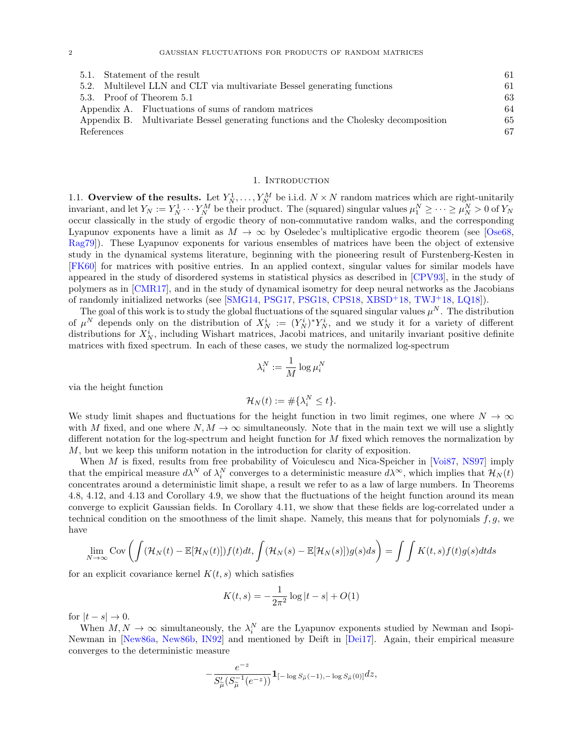5.1. Statement of the result 61
5.2. Multilevel LLN and CLT via multivariate Bessel generating functions 61
5.3. Proof of Theorem 5.1 63
Appendix A. Fluctuations of sums of random matrices 64
Appendix B. Multivariate Bessel generating functions and the Cholesky decomposition 65
References 67

## 1. Introduction

1.1. **Overview of the results.** Let $Y_N^1, \ldots, Y_N^M$ be i.i.d. $N \times N$ random matrices which are right-unitarily invariant, and let $Y_N := Y_N^1 \cdots Y_N^M$ be their product. The (squared) singular values $\mu_1^N \geq \cdots \geq \mu_N^N > 0$ of $Y_N$ occur classically in the study of ergodic theory of non-commutative random walks, and the corresponding Lyapunov exponents have a limit as $M \to \infty$ by Oseledec's multiplicative ergodic theorem (see [Ose68, Rag79]). These Lyapunov exponents for various ensembles of matrices have been the object of extensive study in the dynamical systems literature, beginning with the pioneering result of Furstenberg-Kesten in [FK60] for matrices with positive entries. In an applied context, singular values for similar models have appeared in the study of disordered systems in statistical physics as described in [CPV93], in the study of polymers as in [CMR17], and in the study of dynamical isometry for deep neural networks as the Jacobians of randomly initialized networks (see [SMG14, PSG17, PSG18, CPS18, XBSD+18, TWJ+18, LQ18]).

The goal of this work is to study the global fluctuations of the squared singular values $\mu^N$. The distribution of $\mu^N$ depends only on the distribution of $X_N^i := (Y_N^i)^* Y_N^i$, and we study it for a variety of different distributions for $X_N^i$, including Wishart matrices, Jacobi matrices, and unitarily invariant positive definite matrices with fixed spectrum. In each of these cases, we study the normalized log-spectrum

$$\lambda_i^N := \frac{1}{M} \log \mu_i^N$$

via the height function

$$\mathcal{H}_N(t) := \#\{\lambda_i^N \leq t\}.$$

We study limit shapes and fluctuations for the height function in two limit regimes, one where $N \to \infty$ with $M$ fixed, and one where $N, M \to \infty$ simultaneously. Note that in the main text we will use a slightly different notation for the log-spectrum and height function for $M$ fixed which removes the normalization by $M$, but we keep this uniform notation in the introduction for clarity of exposition.

When $M$ is fixed, results from free probability of Voiculescu and Nica-Speicher in [Voi87, NS97] imply that the empirical measure $d\lambda^N$ of $\lambda_i^N$ converges to a deterministic measure $d\lambda^\infty$, which implies that $\mathcal{H}_N(t)$ concentrates around a deterministic limit shape, a result we refer to as a law of large numbers. In Theorems 4.8, 4.12, and 4.13 and Corollary 4.9, we show that the fluctuations of the height function around its mean converge to explicit Gaussian fields. In Corollary 4.11, we show that these fields are log-correlated under a technical condition on the smoothness of the limit shape. Namely, this means that for polynomials $f, g$, we have

$$\lim_{N \to \infty} \mathrm{Cov}\left( \int (\mathcal{H}_N(t) - \mathbb{E}[\mathcal{H}_N(t)]) f(t) dt, \int (\mathcal{H}_N(s) - \mathbb{E}[\mathcal{H}_N(s)]) g(s) ds \right) = \int \int K(t, s) f(t) g(s) dt ds$$

for an explicit covariance kernel $K(t, s)$ which satisfies

$$K(t, s) = -\frac{1}{2\pi^2} \log |t - s| + O(1)$$

for $|t - s| \to 0$.

When $M, N \to \infty$ simultaneously, the $\lambda_i^N$ are the Lyapunov exponents studied by Newman and Isopi-Newman in [New86a, New86b, IN92] and mentioned by Deift in [Dei17]. Again, their empirical measure converges to the deterministic measure

$$-\frac{e^{-z}}{S'_{\widetilde{\mu}}(S_{\widetilde{\mu}}^{-1}(e^{-z}))} \mathbf{1}_{[-\log S_{\widetilde{\mu}}(-1), -\log S_{\widetilde{\mu}}(0)]} dz,$$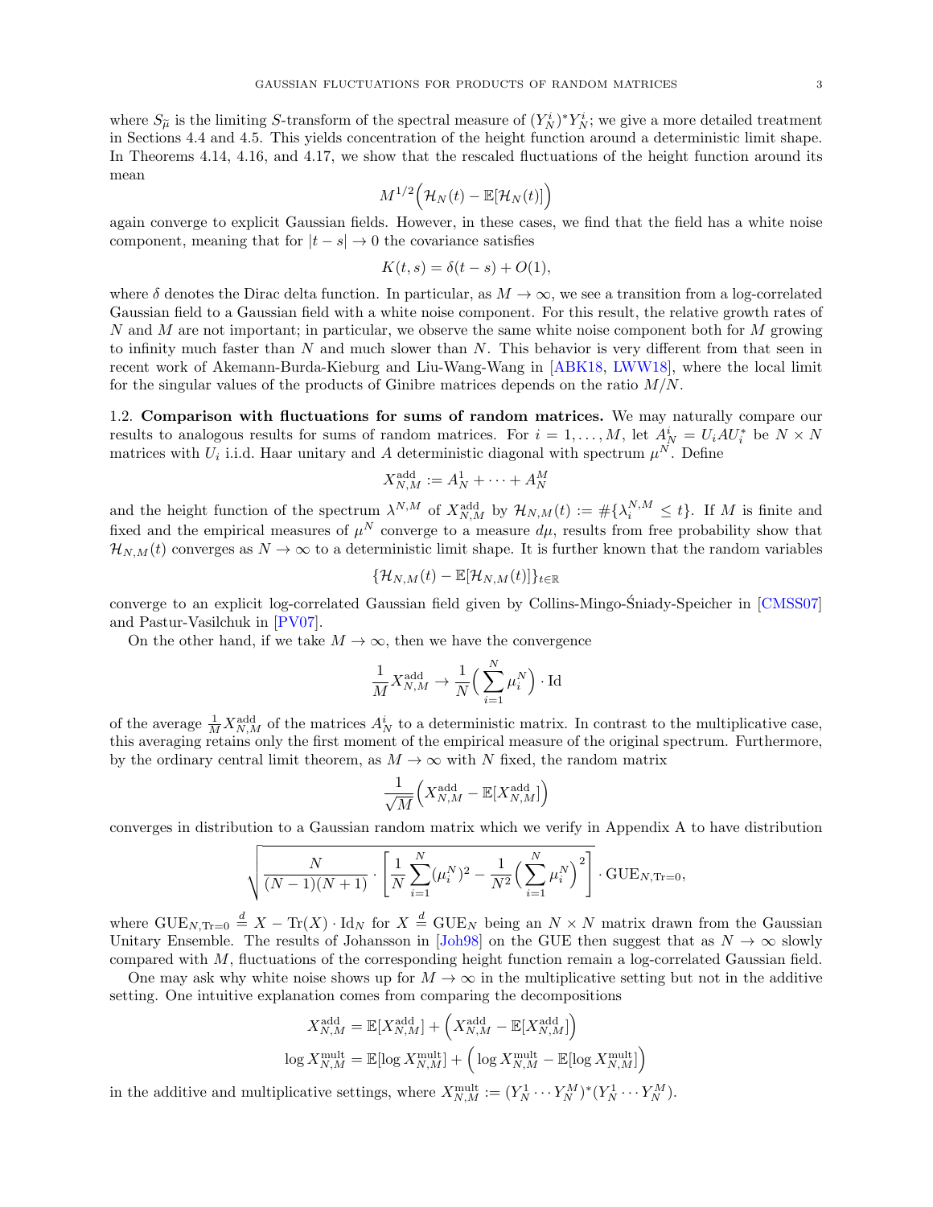where $S_{\widetilde{\mu}}$ is the limiting $S$-transform of the spectral measure of $(Y_N^i)^* Y_N^i$; we give a more detailed treatment in Sections 4.4 and 4.5. This yields concentration of the height function around a deterministic limit shape. In Theorems 4.14, 4.16, and 4.17, we show that the rescaled fluctuations of the height function around its mean

$$M^{1/2}\Big(\mathcal{H}_N(t) - \mathbb{E}[\mathcal{H}_N(t)]\Big)$$

again converge to explicit Gaussian fields. However, in these cases, we find that the field has a white noise component, meaning that for $|t-s| \to 0$ the covariance satisfies

$$K(t,s) = \delta(t-s) + O(1),$$

where $\delta$ denotes the Dirac delta function. In particular, as $M \to \infty$, we see a transition from a log-correlated Gaussian field to a Gaussian field with a white noise component. For this result, the relative growth rates of $N$ and $M$ are not important; in particular, we observe the same white noise component both for $M$ growing to infinity much faster than $N$ and much slower than $N$. This behavior is very different from that seen in recent work of Akemann-Burda-Kieburg and Liu-Wang-Wang in [ABK18, LWW18], where the local limit for the singular values of the products of Ginibre matrices depends on the ratio $M/N$.

1.2. **Comparison with fluctuations for sums of random matrices.** We may naturally compare our results to analogous results for sums of random matrices. For $i = 1, \ldots, M$, let $A_N^i = U_i A U_i^*$ be $N \times N$ matrices with $U_i$ i.i.d. Haar unitary and $A$ deterministic diagonal with spectrum $\mu^N$. Define

$$X_{N,M}^{\text{add}} := A_N^1 + \cdots + A_N^M$$

and the height function of the spectrum $\lambda^{N,M}$ of $X_{N,M}^{\text{add}}$ by $\mathcal{H}_{N,M}(t) := \#\{\lambda_i^{N,M} \leq t\}$. If $M$ is finite and fixed and the empirical measures of $\mu^N$ converge to a measure $d\mu$, results from free probability show that $\mathcal{H}_{N,M}(t)$ converges as $N \to \infty$ to a deterministic limit shape. It is further known that the random variables

$$\{\mathcal{H}_{N,M}(t) - \mathbb{E}[\mathcal{H}_{N,M}(t)]\}_{t \in \mathbb{R}}$$

converge to an explicit log-correlated Gaussian field given by Collins-Mingo-Śniady-Speicher in [CMSS07] and Pastur-Vasilchuk in [PV07].

On the other hand, if we take $M \to \infty$, then we have the convergence

$$\frac{1}{M} X_{N,M}^{\text{add}} \to \frac{1}{N}\Big(\sum_{i=1}^N \mu_i^N\Big) \cdot \text{Id}$$

of the average $\frac{1}{M} X_{N,M}^{\text{add}}$ of the matrices $A_N^i$ to a deterministic matrix. In contrast to the multiplicative case, this averaging retains only the first moment of the empirical measure of the original spectrum. Furthermore, by the ordinary central limit theorem, as $M \to \infty$ with $N$ fixed, the random matrix

$$\frac{1}{\sqrt{M}}\Big(X_{N,M}^{\text{add}} - \mathbb{E}[X_{N,M}^{\text{add}}]\Big)$$

converges in distribution to a Gaussian random matrix which we verify in Appendix A to have distribution

$$\sqrt{\frac{N}{(N-1)(N+1)} \cdot \left[\frac{1}{N}\sum_{i=1}^N (\mu_i^N)^2 - \frac{1}{N^2}\Big(\sum_{i=1}^N \mu_i^N\Big)^2\right]} \cdot \text{GUE}_{N, \text{Tr}=0},$$

where $\text{GUE}_{N,\text{Tr}=0} \overset{d}{=} X - \text{Tr}(X) \cdot \text{Id}_N$ for $X \overset{d}{=} \text{GUE}_N$ being an $N \times N$ matrix drawn from the Gaussian Unitary Ensemble. The results of Johansson in [Joh98] on the GUE then suggest that as $N \to \infty$ slowly compared with $M$, fluctuations of the corresponding height function remain a log-correlated Gaussian field.

One may ask why white noise shows up for $M \to \infty$ in the multiplicative setting but not in the additive setting. One intuitive explanation comes from comparing the decompositions

$$X_{N,M}^{\text{add}} = \mathbb{E}[X_{N,M}^{\text{add}}] + \Big(X_{N,M}^{\text{add}} - \mathbb{E}[X_{N,M}^{\text{add}}]\Big)$$

$$\log X_{N,M}^{\text{mult}} = \mathbb{E}[\log X_{N,M}^{\text{mult}}] + \Big(\log X_{N,M}^{\text{mult}} - \mathbb{E}[\log X_{N,M}^{\text{mult}}]\Big)$$

in the additive and multiplicative settings, where $X_{N,M}^{\text{mult}} := (Y_N^1 \cdots Y_N^M)^*(Y_N^1 \cdots Y_N^M)$.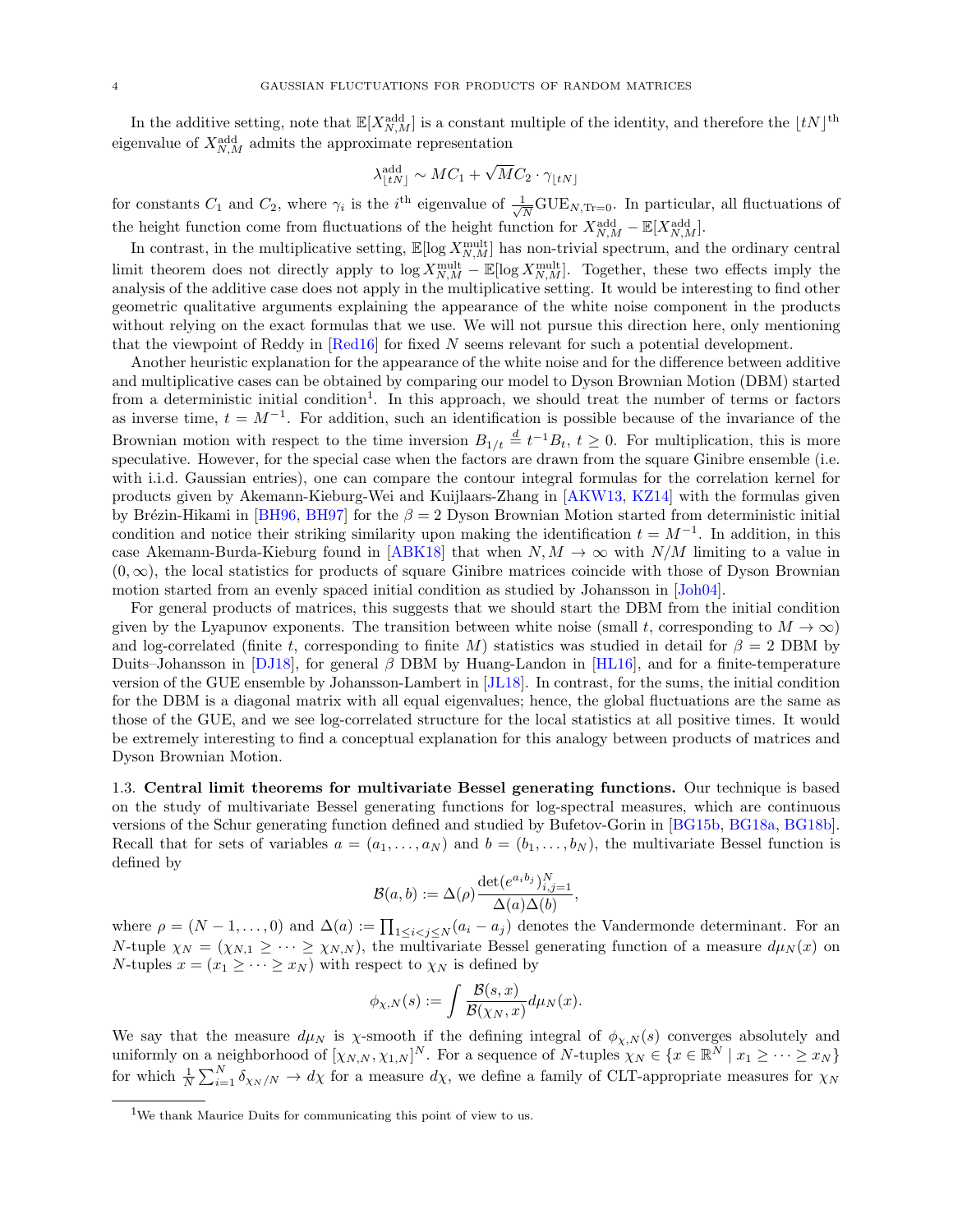In the additive setting, note that $\mathbb{E}[X_{N,M}^{\text{add}}]$ is a constant multiple of the identity, and therefore the $\lfloor tN \rfloor^{\text{th}}$ eigenvalue of $X_{N,M}^{\text{add}}$ admits the approximate representation

$$\lambda_{\lfloor tN \rfloor}^{\text{add}} \sim MC_1 + \sqrt{M}C_2 \cdot \gamma_{\lfloor tN \rfloor}$$

for constants $C_1$ and $C_2$, where $\gamma_i$ is the $i^{\text{th}}$ eigenvalue of $\frac{1}{\sqrt{N}}\text{GUE}_{N,\text{Tr}=0}$. In particular, all fluctuations of the height function come from fluctuations of the height function for $X_{N,M}^{\text{add}} - \mathbb{E}[X_{N,M}^{\text{add}}]$.

In contrast, in the multiplicative setting, $\mathbb{E}[\log X_{N,M}^{\text{mult}}]$ has non-trivial spectrum, and the ordinary central limit theorem does not directly apply to $\log X_{N,M}^{\text{mult}} - \mathbb{E}[\log X_{N,M}^{\text{mult}}]$. Together, these two effects imply the analysis of the additive case does not apply in the multiplicative setting. It would be interesting to find other geometric qualitative arguments explaining the appearance of the white noise component in the products without relying on the exact formulas that we use. We will not pursue this direction here, only mentioning that the viewpoint of Reddy in [Red16] for fixed $N$ seems relevant for such a potential development.

Another heuristic explanation for the appearance of the white noise and for the difference between additive and multiplicative cases can be obtained by comparing our model to Dyson Brownian Motion (DBM) started from a deterministic initial condition[1]. In this approach, we should treat the number of terms or factors as inverse time, $t = M^{-1}$. For addition, such an identification is possible because of the invariance of the Brownian motion with respect to the time inversion $B_{1/t} \overset{d}{=} t^{-1}B_t$, $t \geq 0$. For multiplication, this is more speculative. However, for the special case when the factors are drawn from the square Ginibre ensemble (i.e. with i.i.d. Gaussian entries), one can compare the contour integral formulas for the correlation kernel for products given by Akemann-Kieburg-Wei and Kuijlaars-Zhang in [AKW13, KZ14] with the formulas given by Brézin-Hikami in [BH96, BH97] for the $\beta = 2$ Dyson Brownian Motion started from deterministic initial condition and notice their striking similarity upon making the identification $t = M^{-1}$. In addition, in this case Akemann-Burda-Kieburg found in [ABK18] that when $N, M \to \infty$ with $N/M$ limiting to a value in $(0, \infty)$, the local statistics for products of square Ginibre matrices coincide with those of Dyson Brownian motion started from an evenly spaced initial condition as studied by Johansson in [Joh04].

For general products of matrices, this suggests that we should start the DBM from the initial condition given by the Lyapunov exponents. The transition between white noise (small $t$, corresponding to $M \to \infty$) and log-correlated (finite $t$, corresponding to finite $M$) statistics was studied in detail for $\beta = 2$ DBM by Duits–Johansson in [DJ18], for general $\beta$ DBM by Huang-Landon in [HL16], and for a finite-temperature version of the GUE ensemble by Johansson-Lambert in [JL18]. In contrast, for the sums, the initial condition for the DBM is a diagonal matrix with all equal eigenvalues; hence, the global fluctuations are the same as those of the GUE, and we see log-correlated structure for the local statistics at all positive times. It would be extremely interesting to find a conceptual explanation for this analogy between products of matrices and Dyson Brownian Motion.

### 1.3. Central limit theorems for multivariate Bessel generating functions.

Our technique is based on the study of multivariate Bessel generating functions for log-spectral measures, which are continuous versions of the Schur generating function defined and studied by Bufetov-Gorin in [BG15b, BG18a, BG18b]. Recall that for sets of variables $a = (a_1, \ldots, a_N)$ and $b = (b_1, \ldots, b_N)$, the multivariate Bessel function is defined by

$$\mathcal{B}(a, b) := \Delta(\rho) \frac{\det(e^{a_i b_j})_{i,j=1}^N}{\Delta(a)\Delta(b)},$$

where $\rho = (N-1, \ldots, 0)$ and $\Delta(a) := \prod_{1 \leq i < j \leq N}(a_i - a_j)$ denotes the Vandermonde determinant. For an $N$-tuple $\chi_N = (\chi_{N,1} \geq \cdots \geq \chi_{N,N})$, the multivariate Bessel generating function of a measure $d\mu_N(x)$ on $N$-tuples $x = (x_1 \geq \cdots \geq x_N)$ with respect to $\chi_N$ is defined by

$$\phi_{\chi,N}(s) := \int \frac{\mathcal{B}(s, x)}{\mathcal{B}(\chi_N, x)} d\mu_N(x).$$

We say that the measure $d\mu_N$ is $\chi$-smooth if the defining integral of $\phi_{\chi,N}(s)$ converges absolutely and uniformly on a neighborhood of $[\chi_{N,N}, \chi_{1,N}]^N$. For a sequence of $N$-tuples $\chi_N \in \{x \in \mathbb{R}^N \mid x_1 \geq \cdots \geq x_N\}$ for which $\frac{1}{N}\sum_{i=1}^N \delta_{\chi_N/N} \to d\chi$ for a measure $d\chi$, we define a family of CLT-appropriate measures for $\chi_N$

[1]We thank Maurice Duits for communicating this point of view to us.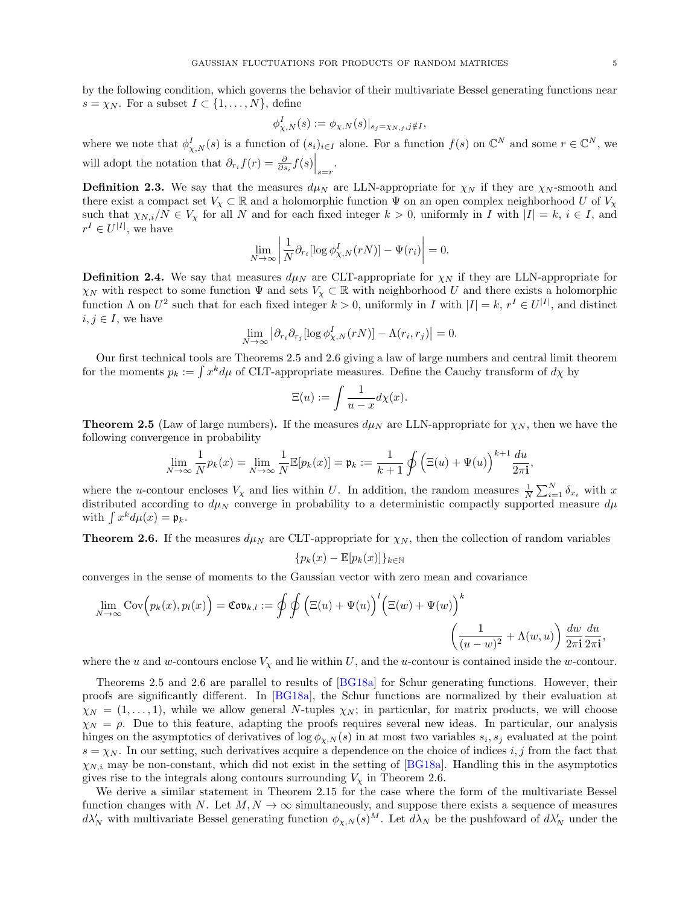by the following condition, which governs the behavior of their multivariate Bessel generating functions near $s = \chi_N$. For a subset $I \subset \{1, \ldots, N\}$, define

$$\phi^I_{\chi,N}(s) := \phi_{\chi,N}(s)|_{s_j = \chi_{N,j}, j \notin I},$$

where we note that $\phi^I_{\chi,N}(s)$ is a function of $(s_i)_{i \in I}$ alone. For a function $f(s)$ on $\mathbb{C}^N$ and some $r \in \mathbb{C}^N$, we will adopt the notation that $\partial_{r_i} f(r) = \frac{\partial}{\partial s_i} f(s)\Big|_{s=r}$.

**Definition 2.3.** We say that the measures $d\mu_N$ are LLN-appropriate for $\chi_N$ if they are $\chi_N$-smooth and there exist a compact set $V_\chi \subset \mathbb{R}$ and a holomorphic function $\Psi$ on an open complex neighborhood $U$ of $V_\chi$ such that $\chi_{N,i}/N \in V_\chi$ for all $N$ and for each fixed integer $k > 0$, uniformly in $I$ with $|I| = k$, $i \in I$, and $r^I \in U^{|I|}$, we have

$$\lim_{N \to \infty} \left| \frac{1}{N} \partial_{r_i} [\log \phi^I_{\chi,N}(rN)] - \Psi(r_i) \right| = 0.$$

**Definition 2.4.** We say that measures $d\mu_N$ are CLT-appropriate for $\chi_N$ if they are LLN-appropriate for $\chi_N$ with respect to some function $\Psi$ and sets $V_\chi \subset \mathbb{R}$ with neighborhood $U$ and there exists a holomorphic function $\Lambda$ on $U^2$ such that for each fixed integer $k > 0$, uniformly in $I$ with $|I| = k$, $r^I \in U^{|I|}$, and distinct $i, j \in I$, we have

$$\lim_{N \to \infty} \left| \partial_{r_i} \partial_{r_j} [\log \phi^I_{\chi,N}(rN)] - \Lambda(r_i, r_j) \right| = 0.$$

Our first technical tools are Theorems 2.5 and 2.6 giving a law of large numbers and central limit theorem for the moments $p_k := \int x^k d\mu$ of CLT-appropriate measures. Define the Cauchy transform of $d\chi$ by

$$\Xi(u) := \int \frac{1}{u - x} d\chi(x).$$

**Theorem 2.5** (Law of large numbers)**.** If the measures $d\mu_N$ are LLN-appropriate for $\chi_N$, then we have the following convergence in probability

$$\lim_{N \to \infty} \frac{1}{N} p_k(x) = \lim_{N \to \infty} \frac{1}{N} \mathbb{E}[p_k(x)] = \mathfrak{p}_k := \frac{1}{k+1} \oint \Big( \Xi(u) + \Psi(u) \Big)^{k+1} \frac{du}{2\pi \mathbf{i}},$$

where the $u$-contour encloses $V_\chi$ and lies within $U$. In addition, the random measures $\frac{1}{N} \sum_{i=1}^N \delta_{x_i}$ with $x$ distributed according to $d\mu_N$ converge in probability to a deterministic compactly supported measure $d\mu$ with $\int x^k d\mu(x) = \mathfrak{p}_k$.

**Theorem 2.6.** If the measures $d\mu_N$ are CLT-appropriate for $\chi_N$, then the collection of random variables

$$\{p_k(x) - \mathbb{E}[p_k(x)]\}_{k \in \mathbb{N}}$$

converges in the sense of moments to the Gaussian vector with zero mean and covariance

$$\lim_{N \to \infty} \mathrm{Cov}\Big(p_k(x), p_l(x)\Big) = \mathfrak{Cov}_{k,l} := \oint \oint \Big( \Xi(u) + \Psi(u) \Big)^l \Big( \Xi(w) + \Psi(w) \Big)^k \left( \frac{1}{(u-w)^2} + \Lambda(w, u) \right) \frac{dw}{2\pi \mathbf{i}} \frac{du}{2\pi \mathbf{i}},$$

where the $u$ and $w$-contours enclose $V_\chi$ and lie within $U$, and the $u$-contour is contained inside the $w$-contour.

Theorems 2.5 and 2.6 are parallel to results of [BG18a] for Schur generating functions. However, their proofs are significantly different. In [BG18a], the Schur functions are normalized by their evaluation at $\chi_N = (1, \ldots, 1)$, while we allow general $N$-tuples $\chi_N$; in particular, for matrix products, we will choose $\chi_N = \rho$. Due to this feature, adapting the proofs requires several new ideas. In particular, our analysis hinges on the asymptotics of derivatives of $\log \phi_{\chi,N}(s)$ in at most two variables $s_i, s_j$ evaluated at the point $s = \chi_N$. In our setting, such derivatives acquire a dependence on the choice of indices $i, j$ from the fact that $\chi_{N,i}$ may be non-constant, which did not exist in the setting of [BG18a]. Handling this in the asymptotics gives rise to the integrals along contours surrounding $V_\chi$ in Theorem 2.6.

We derive a similar statement in Theorem 2.15 for the case where the form of the multivariate Bessel function changes with $N$. Let $M, N \to \infty$ simultaneously, and suppose there exists a sequence of measures $d\lambda'_N$ with multivariate Bessel generating function $\phi_{\chi,N}(s)^M$. Let $d\lambda_N$ be the pushfoward of $d\lambda'_N$ under the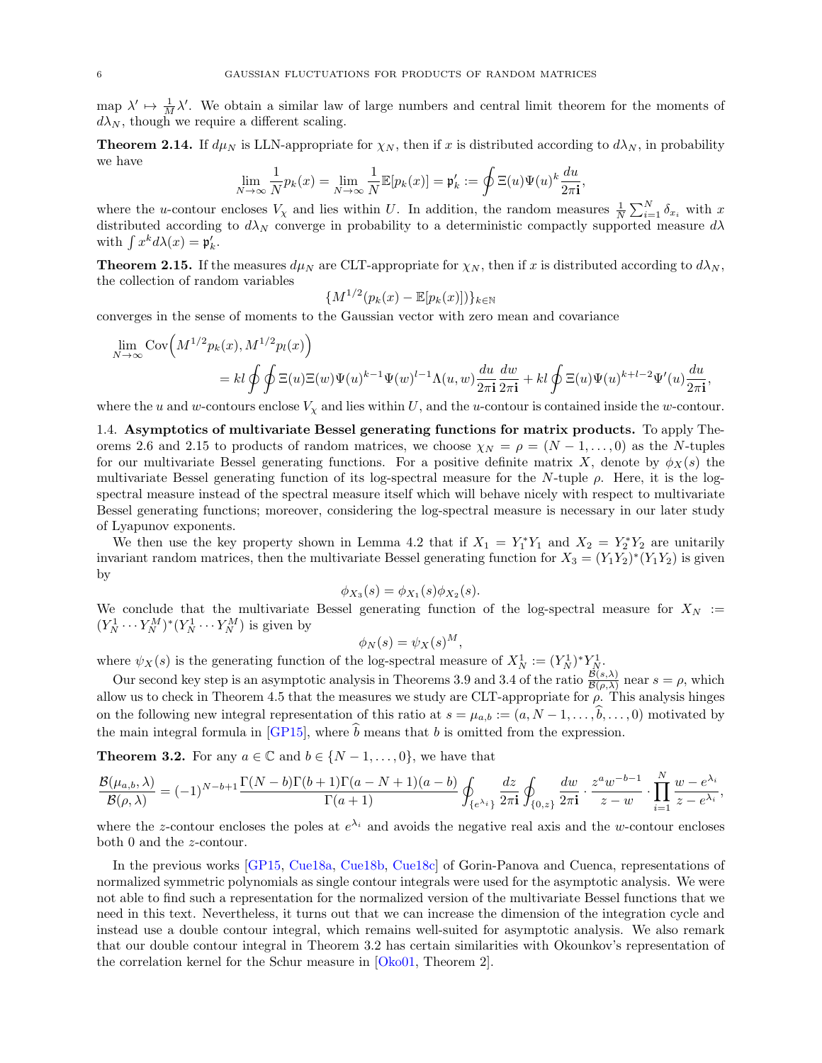map $\lambda' \mapsto \frac{1}{M}\lambda'$. We obtain a similar law of large numbers and central limit theorem for the moments of $d\lambda_N$, though we require a different scaling.

**Theorem 2.14.** If $d\mu_N$ is LLN-appropriate for $\chi_N$, then if $x$ is distributed according to $d\lambda_N$, in probability we have

$$\lim_{N\to\infty} \frac{1}{N} p_k(x) = \lim_{N\to\infty} \frac{1}{N}\mathbb{E}[p_k(x)] = \mathfrak{p}'_k := \oint \Xi(u)\Psi(u)^k \frac{du}{2\pi\mathbf{i}},$$

where the $u$-contour encloses $V_\chi$ and lies within $U$. In addition, the random measures $\frac{1}{N}\sum_{i=1}^N \delta_{x_i}$ with $x$ distributed according to $d\lambda_N$ converge in probability to a deterministic compactly supported measure $d\lambda$ with $\int x^k d\lambda(x) = \mathfrak{p}'_k$.

**Theorem 2.15.** If the measures $d\mu_N$ are CLT-appropriate for $\chi_N$, then if $x$ is distributed according to $d\lambda_N$, the collection of random variables

$$\{M^{1/2}(p_k(x) - \mathbb{E}[p_k(x)])\}_{k\in\mathbb{N}}$$

converges in the sense of moments to the Gaussian vector with zero mean and covariance

$$\begin{aligned}\lim_{N\to\infty} &\operatorname{Cov}\Big(M^{1/2}p_k(x), M^{1/2}p_l(x)\Big) \\ &= kl \oint\oint \Xi(u)\Xi(w)\Psi(u)^{k-1}\Psi(w)^{l-1}\Lambda(u,w)\frac{du}{2\pi\mathbf{i}}\frac{dw}{2\pi\mathbf{i}} + kl\oint \Xi(u)\Psi(u)^{k+l-2}\Psi'(u)\frac{du}{2\pi\mathbf{i}},\end{aligned}$$

where the $u$ and $w$-contours enclose $V_\chi$ and lies within $U$, and the $u$-contour is contained inside the $w$-contour.

1.4. **Asymptotics of multivariate Bessel generating functions for matrix products.** To apply Theorems 2.6 and 2.15 to products of random matrices, we choose $\chi_N = \rho = (N-1,\ldots,0)$ as the $N$-tuples for our multivariate Bessel generating functions. For a positive definite matrix $X$, denote by $\phi_X(s)$ the multivariate Bessel generating function of its log-spectral measure for the $N$-tuple $\rho$. Here, it is the log-spectral measure instead of the spectral measure itself which will behave nicely with respect to multivariate Bessel generating functions; moreover, considering the log-spectral measure is necessary in our later study of Lyapunov exponents.

We then use the key property shown in Lemma 4.2 that if $X_1 = Y_1^*Y_1$ and $X_2 = Y_2^*Y_2$ are unitarily invariant random matrices, then the multivariate Bessel generating function for $X_3 = (Y_1Y_2)^*(Y_1Y_2)$ is given by

$$\phi_{X_3}(s) = \phi_{X_1}(s)\phi_{X_2}(s).$$

We conclude that the multivariate Bessel generating function of the log-spectral measure for $X_N := (Y_N^1\cdots Y_N^M)^*(Y_N^1\cdots Y_N^M)$ is given by

$$\phi_N(s) = \psi_X(s)^M,$$

where $\psi_X(s)$ is the generating function of the log-spectral measure of $X_N^1 := (Y_N^1)^*Y_N^1$.

Our second key step is an asymptotic analysis in Theorems 3.9 and 3.4 of the ratio $\frac{\mathcal{B}(s,\lambda)}{\mathcal{B}(\rho,\lambda)}$ near $s=\rho$, which allow us to check in Theorem 4.5 that the measures we study are CLT-appropriate for $\rho$. This analysis hinges on the following new integral representation of this ratio at $s = \mu_{a,b} := (a, N-1,\ldots,\widehat{b},\ldots,0)$ motivated by the main integral formula in [GP15], where $\widehat{b}$ means that $b$ is omitted from the expression.

**Theorem 3.2.** For any $a \in \mathbb{C}$ and $b \in \{N-1,\ldots,0\}$, we have that

$$\frac{\mathcal{B}(\mu_{a,b},\lambda)}{\mathcal{B}(\rho,\lambda)} = (-1)^{N-b+1}\frac{\Gamma(N-b)\Gamma(b+1)\Gamma(a-N+1)(a-b)}{\Gamma(a+1)}\oint_{\{e^{\lambda_i}\}}\frac{dz}{2\pi\mathbf{i}}\oint_{\{0,z\}}\frac{dw}{2\pi\mathbf{i}}\cdot\frac{z^a w^{-b-1}}{z-w}\cdot\prod_{i=1}^N\frac{w-e^{\lambda_i}}{z-e^{\lambda_i}},$$

where the $z$-contour encloses the poles at $e^{\lambda_i}$ and avoids the negative real axis and the $w$-contour encloses both $0$ and the $z$-contour.

In the previous works [GP15, Cue18a, Cue18b, Cue18c] of Gorin-Panova and Cuenca, representations of normalized symmetric polynomials as single contour integrals were used for the asymptotic analysis. We were not able to find such a representation for the normalized version of the multivariate Bessel functions that we need in this text. Nevertheless, it turns out that we can increase the dimension of the integration cycle and instead use a double contour integral, which remains well-suited for asymptotic analysis. We also remark that our double contour integral in Theorem 3.2 has certain similarities with Okounkov's representation of the correlation kernel for the Schur measure in [Oko01, Theorem 2].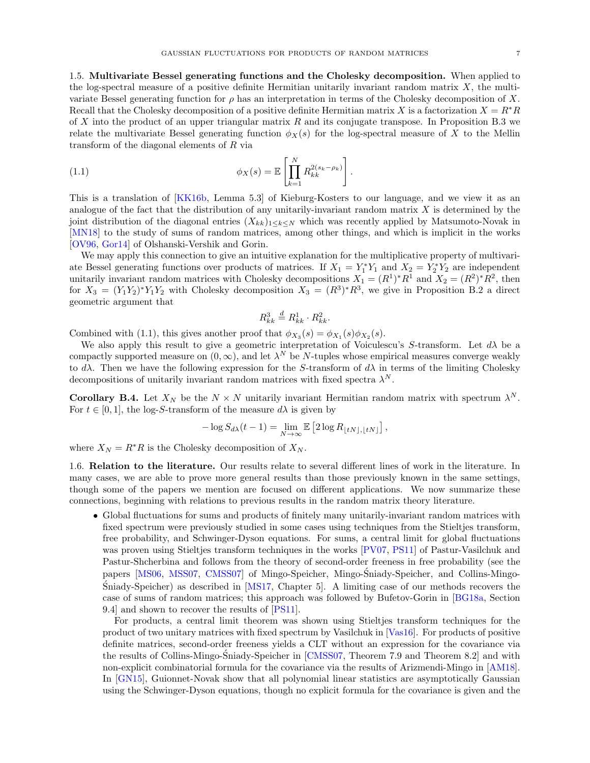**1.5. Multivariate Bessel generating functions and the Cholesky decomposition.** When applied to the log-spectral measure of a positive definite Hermitian unitarily invariant random matrix $X$, the multivariate Bessel generating function for $\rho$ has an interpretation in terms of the Cholesky decomposition of $X$. Recall that the Cholesky decomposition of a positive definite Hermitian matrix $X$ is a factorization $X = R^*R$ of $X$ into the product of an upper triangular matrix $R$ and its conjugate transpose. In Proposition B.3 we relate the multivariate Bessel generating function $\phi_X(s)$ for the log-spectral measure of $X$ to the Mellin transform of the diagonal elements of $R$ via

$$\phi_X(s) = \mathbb{E}\left[\prod_{k=1}^{N} R_{kk}^{2(s_k - \rho_k)}\right]. \tag{1.1}$$

This is a translation of [KK16b, Lemma 5.3] of Kieburg-Kosters to our language, and we view it as an analogue of the fact that the distribution of any unitarily-invariant random matrix $X$ is determined by the joint distribution of the diagonal entries $(X_{kk})_{1 \leq k \leq N}$ which was recently applied by Matsumoto-Novak in [MN18] to the study of sums of random matrices, among other things, and which is implicit in the works [OV96, Gor14] of Olshanski-Vershik and Gorin.

We may apply this connection to give an intuitive explanation for the multiplicative property of multivariate Bessel generating functions over products of matrices. If $X_1 = Y_1^*Y_1$ and $X_2 = Y_2^*Y_2$ are independent unitarily invariant random matrices with Cholesky decompositions $X_1 = (R^1)^*R^1$ and $X_2 = (R^2)^*R^2$, then for $X_3 = (Y_1Y_2)^*Y_1Y_2$ with Cholesky decomposition $X_3 = (R^3)^*R^3$, we give in Proposition B.2 a direct geometric argument that

$$R_{kk}^3 \overset{d}{=} R_{kk}^1 \cdot R_{kk}^2.$$

Combined with (1.1), this gives another proof that $\phi_{X_3}(s) = \phi_{X_1}(s)\phi_{X_2}(s)$.

We also apply this result to give a geometric interpretation of Voiculescu's $S$-transform. Let $d\lambda$ be a compactly supported measure on $(0, \infty)$, and let $\lambda^N$ be $N$-tuples whose empirical measures converge weakly to $d\lambda$. Then we have the following expression for the $S$-transform of $d\lambda$ in terms of the limiting Cholesky decompositions of unitarily invariant random matrices with fixed spectra $\lambda^N$.

**Corollary B.4.** *Let $X_N$ be the $N \times N$ unitarily invariant Hermitian random matrix with spectrum $\lambda^N$. For $t \in [0, 1]$, the log-$S$-transform of the measure $d\lambda$ is given by*

$$-\log S_{d\lambda}(t-1) = \lim_{N \to \infty} \mathbb{E}\left[2 \log R_{\lfloor tN \rfloor, \lfloor tN \rfloor}\right],$$

*where $X_N = R^*R$ is the Cholesky decomposition of $X_N$.*

**1.6. Relation to the literature.** Our results relate to several different lines of work in the literature. In many cases, we are able to prove more general results than those previously known in the same settings, though some of the papers we mention are focused on different applications. We now summarize these connections, beginning with relations to previous results in the random matrix theory literature.

- Global fluctuations for sums and products of finitely many unitarily-invariant random matrices with fixed spectrum were previously studied in some cases using techniques from the Stieltjes transform, free probability, and Schwinger-Dyson equations. For sums, a central limit for global fluctuations was proven using Stieltjes transform techniques in the works [PV07, PS11] of Pastur-Vasilchuk and Pastur-Shcherbina and follows from the theory of second-order freeness in free probability (see the papers [MS06, MSS07, CMSS07] of Mingo-Speicher, Mingo-Śniady-Speicher, and Collins-Mingo-Śniady-Speicher) as described in [MS17, Chapter 5]. A limiting case of our methods recovers the case of sums of random matrices; this approach was followed by Bufetov-Gorin in [BG18a, Section 9.4] and shown to recover the results of [PS11].

  For products, a central limit theorem was shown using Stieltjes transform techniques for the product of two unitary matrices with fixed spectrum by Vasilchuk in [Vas16]. For products of positive definite matrices, second-order freeness yields a CLT without an expression for the covariance via the results of Collins-Mingo-Śniady-Speicher in [CMSS07, Theorem 7.9 and Theorem 8.2] and with non-explicit combinatorial formula for the covariance via the results of Arizmendi-Mingo in [AM18]. In [GN15], Guionnet-Novak show that all polynomial linear statistics are asymptotically Gaussian using the Schwinger-Dyson equations, though no explicit formula for the covariance is given and the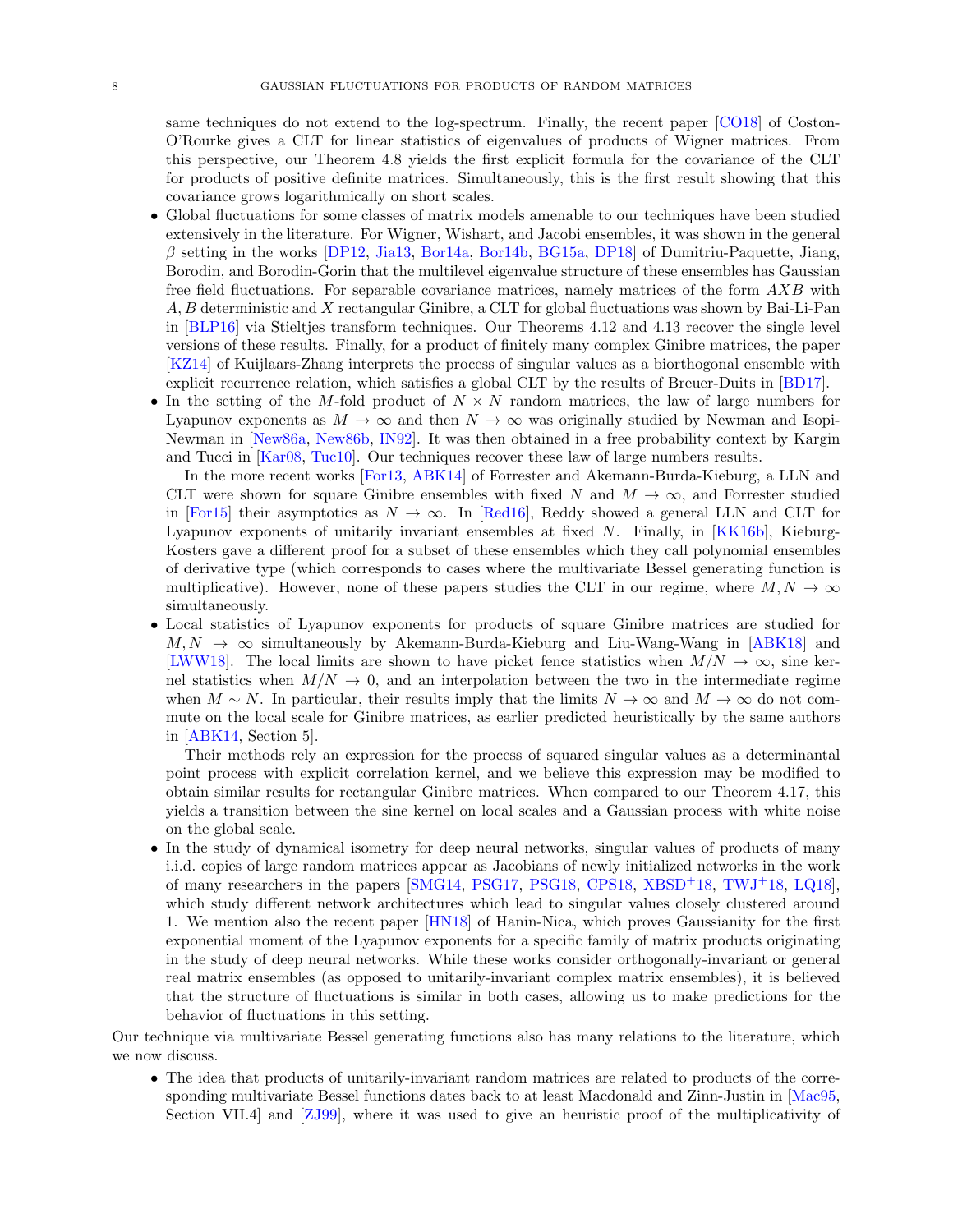same techniques do not extend to the log-spectrum. Finally, the recent paper [CO18] of Coston-O'Rourke gives a CLT for linear statistics of eigenvalues of products of Wigner matrices. From this perspective, our Theorem 4.8 yields the first explicit formula for the covariance of the CLT for products of positive definite matrices. Simultaneously, this is the first result showing that this covariance grows logarithmically on short scales.

- Global fluctuations for some classes of matrix models amenable to our techniques have been studied extensively in the literature. For Wigner, Wishart, and Jacobi ensembles, it was shown in the general $\beta$ setting in the works [DP12, Jia13, Bor14a, Bor14b, BG15a, DP18] of Dumitriu-Paquette, Jiang, Borodin, and Borodin-Gorin that the multilevel eigenvalue structure of these ensembles has Gaussian free field fluctuations. For separable covariance matrices, namely matrices of the form $AXB$ with $A, B$ deterministic and $X$ rectangular Ginibre, a CLT for global fluctuations was shown by Bai-Li-Pan in [BLP16] via Stieltjes transform techniques. Our Theorems 4.12 and 4.13 recover the single level versions of these results. Finally, for a product of finitely many complex Ginibre matrices, the paper [KZ14] of Kuijlaars-Zhang interprets the process of singular values as a biorthogonal ensemble with explicit recurrence relation, which satisfies a global CLT by the results of Breuer-Duits in [BD17].
- In the setting of the $M$-fold product of $N \times N$ random matrices, the law of large numbers for Lyapunov exponents as $M \to \infty$ and then $N \to \infty$ was originally studied by Newman and Isopi-Newman in [New86a, New86b, IN92]. It was then obtained in a free probability context by Kargin and Tucci in [Kar08, Tuc10]. Our techniques recover these law of large numbers results.

  In the more recent works [For13, ABK14] of Forrester and Akemann-Burda-Kieburg, a LLN and CLT were shown for square Ginibre ensembles with fixed $N$ and $M \to \infty$, and Forrester studied in [For15] their asymptotics as $N \to \infty$. In [Red16], Reddy showed a general LLN and CLT for Lyapunov exponents of unitarily invariant ensembles at fixed $N$. Finally, in [KK16b], Kieburg-Kosters gave a different proof for a subset of these ensembles which they call polynomial ensembles of derivative type (which corresponds to cases where the multivariate Bessel generating function is multiplicative). However, none of these papers studies the CLT in our regime, where $M, N \to \infty$ simultaneously.
- Local statistics of Lyapunov exponents for products of square Ginibre matrices are studied for $M, N \to \infty$ simultaneously by Akemann-Burda-Kieburg and Liu-Wang-Wang in [ABK18] and [LWW18]. The local limits are shown to have picket fence statistics when $M/N \to \infty$, sine kernel statistics when $M/N \to 0$, and an interpolation between the two in the intermediate regime when $M \sim N$. In particular, their results imply that the limits $N \to \infty$ and $M \to \infty$ do not commute on the local scale for Ginibre matrices, as earlier predicted heuristically by the same authors in [ABK14, Section 5].

  Their methods rely an expression for the process of squared singular values as a determinantal point process with explicit correlation kernel, and we believe this expression may be modified to obtain similar results for rectangular Ginibre matrices. When compared to our Theorem 4.17, this yields a transition between the sine kernel on local scales and a Gaussian process with white noise on the global scale.
- In the study of dynamical isometry for deep neural networks, singular values of products of many i.i.d. copies of large random matrices appear as Jacobians of newly initialized networks in the work of many researchers in the papers [SMG14, PSG17, PSG18, CPS18, XBSD+18, TWJ+18, LQ18], which study different network architectures which lead to singular values closely clustered around 1. We mention also the recent paper [HN18] of Hanin-Nica, which proves Gaussianity for the first exponential moment of the Lyapunov exponents for a specific family of matrix products originating in the study of deep neural networks. While these works consider orthogonally-invariant or general real matrix ensembles (as opposed to unitarily-invariant complex matrix ensembles), it is believed that the structure of fluctuations is similar in both cases, allowing us to make predictions for the behavior of fluctuations in this setting.

Our technique via multivariate Bessel generating functions also has many relations to the literature, which we now discuss.

- The idea that products of unitarily-invariant random matrices are related to products of the corresponding multivariate Bessel functions dates back to at least Macdonald and Zinn-Justin in [Mac95, Section VII.4] and [ZJ99], where it was used to give an heuristic proof of the multiplicativity of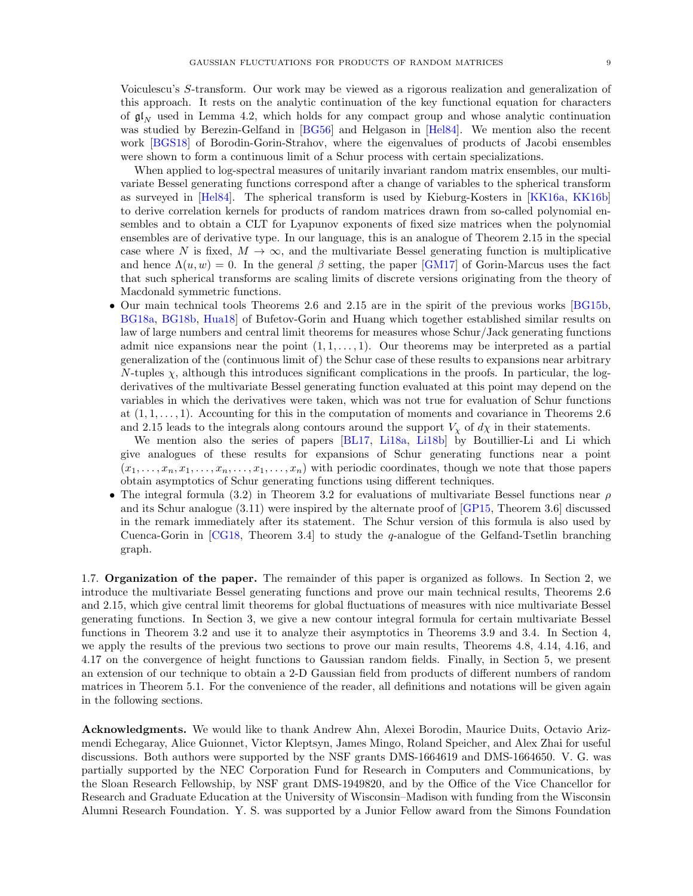Voiculescu's $S$-transform. Our work may be viewed as a rigorous realization and generalization of this approach. It rests on the analytic continuation of the key functional equation for characters of $\mathfrak{gl}_N$ used in Lemma 4.2, which holds for any compact group and whose analytic continuation was studied by Berezin-Gelfand in [BG56] and Helgason in [Hel84]. We mention also the recent work [BGS18] of Borodin-Gorin-Strahov, where the eigenvalues of products of Jacobi ensembles were shown to form a continuous limit of a Schur process with certain specializations.

When applied to log-spectral measures of unitarily invariant random matrix ensembles, our multivariate Bessel generating functions correspond after a change of variables to the spherical transform as surveyed in [Hel84]. The spherical transform is used by Kieburg-Kosters in [KK16a, KK16b] to derive correlation kernels for products of random matrices drawn from so-called polynomial ensembles and to obtain a CLT for Lyapunov exponents of fixed size matrices when the polynomial ensembles are of derivative type. In our language, this is an analogue of Theorem 2.15 in the special case where $N$ is fixed, $M \to \infty$, and the multivariate Bessel generating function is multiplicative and hence $\Lambda(u, w) = 0$. In the general $\beta$ setting, the paper [GM17] of Gorin-Marcus uses the fact that such spherical transforms are scaling limits of discrete versions originating from the theory of Macdonald symmetric functions.

- Our main technical tools Theorems 2.6 and 2.15 are in the spirit of the previous works [BG15b, BG18a, BG18b, Hua18] of Bufetov-Gorin and Huang which together established similar results on law of large numbers and central limit theorems for measures whose Schur/Jack generating functions admit nice expansions near the point $(1, 1, \ldots, 1)$. Our theorems may be interpreted as a partial generalization of the (continuous limit of) the Schur case of these results to expansions near arbitrary $N$-tuples $\chi$, although this introduces significant complications in the proofs. In particular, the log-derivatives of the multivariate Bessel generating function evaluated at this point may depend on the variables in which the derivatives were taken, which was not true for evaluation of Schur functions at $(1, 1, \ldots, 1)$. Accounting for this in the computation of moments and covariance in Theorems 2.6 and 2.15 leads to the integrals along contours around the support $V_\chi$ of $d\chi$ in their statements.

  We mention also the series of papers [BL17, Li18a, Li18b] by Boutillier-Li and Li which give analogues of these results for expansions of Schur generating functions near a point $(x_1, \ldots, x_n, x_1, \ldots, x_n, \ldots, x_1, \ldots, x_n)$ with periodic coordinates, though we note that those papers obtain asymptotics of Schur generating functions using different techniques.
- The integral formula (3.2) in Theorem 3.2 for evaluations of multivariate Bessel functions near $\rho$ and its Schur analogue (3.11) were inspired by the alternate proof of [GP15, Theorem 3.6] discussed in the remark immediately after its statement. The Schur version of this formula is also used by Cuenca-Gorin in [CG18, Theorem 3.4] to study the $q$-analogue of the Gelfand-Tsetlin branching graph.

**1.7. Organization of the paper.** The remainder of this paper is organized as follows. In Section 2, we introduce the multivariate Bessel generating functions and prove our main technical results, Theorems 2.6 and 2.15, which give central limit theorems for global fluctuations of measures with nice multivariate Bessel generating functions. In Section 3, we give a new contour integral formula for certain multivariate Bessel functions in Theorem 3.2 and use it to analyze their asymptotics in Theorems 3.9 and 3.4. In Section 4, we apply the results of the previous two sections to prove our main results, Theorems 4.8, 4.14, 4.16, and 4.17 on the convergence of height functions to Gaussian random fields. Finally, in Section 5, we present an extension of our technique to obtain a 2-D Gaussian field from products of different numbers of random matrices in Theorem 5.1. For the convenience of the reader, all definitions and notations will be given again in the following sections.

**Acknowledgments.** We would like to thank Andrew Ahn, Alexei Borodin, Maurice Duits, Octavio Arizmendi Echegaray, Alice Guionnet, Victor Kleptsyn, James Mingo, Roland Speicher, and Alex Zhai for useful discussions. Both authors were supported by the NSF grants DMS-1664619 and DMS-1664650. V. G. was partially supported by the NEC Corporation Fund for Research in Computers and Communications, by the Sloan Research Fellowship, by NSF grant DMS-1949820, and by the Office of the Vice Chancellor for Research and Graduate Education at the University of Wisconsin–Madison with funding from the Wisconsin Alumni Research Foundation. Y. S. was supported by a Junior Fellow award from the Simons Foundation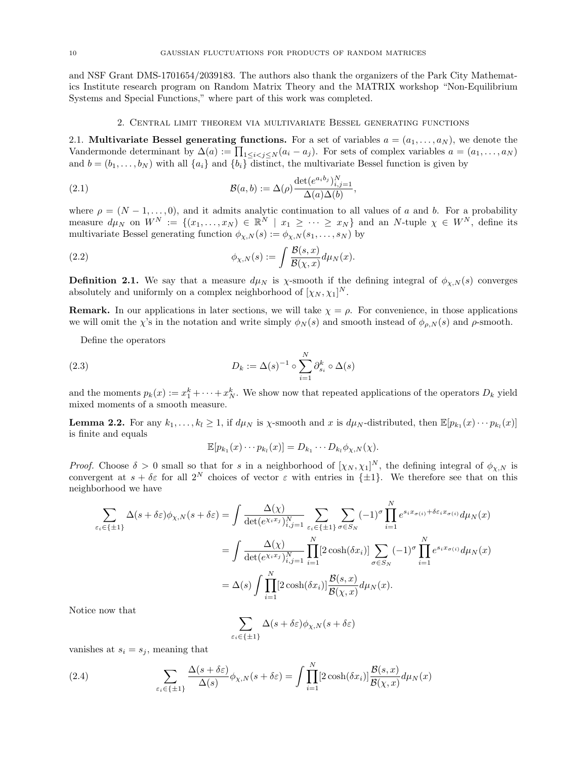and NSF Grant DMS-1701654/2039183. The authors also thank the organizers of the Park City Mathematics Institute research program on Random Matrix Theory and the MATRIX workshop "Non-Equilibrium Systems and Special Functions," where part of this work was completed.

## 2. Central limit theorem via multivariate Bessel generating functions

**2.1. Multivariate Bessel generating functions.** For a set of variables $a = (a_1, \ldots, a_N)$, we denote the Vandermonde determinant by $\Delta(a) := \prod_{1 \le i < j \le N}(a_i - a_j)$. For sets of complex variables $a = (a_1, \ldots, a_N)$ and $b = (b_1, \ldots, b_N)$ with all $\{a_i\}$ and $\{b_i\}$ distinct, the multivariate Bessel function is given by

$$\mathcal{B}(a, b) := \Delta(\rho) \frac{\det(e^{a_i b_j})_{i,j=1}^N}{\Delta(a)\Delta(b)}, \tag{2.1}$$

where $\rho = (N-1, \ldots, 0)$, and it admits analytic continuation to all values of $a$ and $b$. For a probability measure $d\mu_N$ on $W^N := \{(x_1, \ldots, x_N) \in \mathbb{R}^N \mid x_1 \ge \cdots \ge x_N\}$ and an $N$-tuple $\chi \in W^N$, define its multivariate Bessel generating function $\phi_{\chi,N}(s) := \phi_{\chi,N}(s_1, \ldots, s_N)$ by

$$\phi_{\chi,N}(s) := \int \frac{\mathcal{B}(s, x)}{\mathcal{B}(\chi, x)} d\mu_N(x). \tag{2.2}$$

**Definition 2.1.** We say that a measure $d\mu_N$ is $\chi$-smooth if the defining integral of $\phi_{\chi,N}(s)$ converges absolutely and uniformly on a complex neighborhood of $[\chi_N, \chi_1]^N$.

**Remark.** In our applications in later sections, we will take $\chi = \rho$. For convenience, in those applications we will omit the $\chi$'s in the notation and write simply $\phi_N(s)$ and smooth instead of $\phi_{\rho,N}(s)$ and $\rho$-smooth.

Define the operators

$$D_k := \Delta(s)^{-1} \circ \sum_{i=1}^N \partial_{s_i}^k \circ \Delta(s) \tag{2.3}$$

and the moments $p_k(x) := x_1^k + \cdots + x_N^k$. We show now that repeated applications of the operators $D_k$ yield mixed moments of a smooth measure.

**Lemma 2.2.** *For any $k_1, \ldots, k_l \ge 1$, if $d\mu_N$ is $\chi$-smooth and $x$ is $d\mu_N$-distributed, then $\mathbb{E}[p_{k_1}(x) \cdots p_{k_l}(x)]$ is finite and equals*

$$\mathbb{E}[p_{k_1}(x) \cdots p_{k_l}(x)] = D_{k_1} \cdots D_{k_l} \phi_{\chi,N}(\chi).$$

*Proof.* Choose $\delta > 0$ small so that for $s$ in a neighborhood of $[\chi_N, \chi_1]^N$, the defining integral of $\phi_{\chi,N}$ is convergent at $s + \delta\varepsilon$ for all $2^N$ choices of vector $\varepsilon$ with entries in $\{\pm 1\}$. We therefore see that on this neighborhood we have

$$\begin{aligned}
\sum_{\varepsilon_i \in \{\pm 1\}} \Delta(s + \delta\varepsilon)\phi_{\chi,N}(s + \delta\varepsilon) &= \int \frac{\Delta(\chi)}{\det(e^{\chi_i x_j})_{i,j=1}^N} \sum_{\varepsilon_i \in \{\pm 1\}} \sum_{\sigma \in S_N} (-1)^\sigma \prod_{i=1}^N e^{s_i x_{\sigma(i)} + \delta\varepsilon_i x_{\sigma(i)}} d\mu_N(x) \\
&= \int \frac{\Delta(\chi)}{\det(e^{\chi_i x_j})_{i,j=1}^N} \prod_{i=1}^N [2\cosh(\delta x_i)] \sum_{\sigma \in S_N} (-1)^\sigma \prod_{i=1}^N e^{s_i x_{\sigma(i)}} d\mu_N(x) \\
&= \Delta(s) \int \prod_{i=1}^N [2\cosh(\delta x_i)] \frac{\mathcal{B}(s, x)}{\mathcal{B}(\chi, x)} d\mu_N(x).
\end{aligned}$$

Notice now that

$$\sum_{\varepsilon_i \in \{\pm 1\}} \Delta(s + \delta\varepsilon)\phi_{\chi,N}(s + \delta\varepsilon)$$

vanishes at $s_i = s_j$, meaning that

$$\sum_{\varepsilon_i \in \{\pm 1\}} \frac{\Delta(s + \delta\varepsilon)}{\Delta(s)} \phi_{\chi,N}(s + \delta\varepsilon) = \int \prod_{i=1}^N [2\cosh(\delta x_i)] \frac{\mathcal{B}(s, x)}{\mathcal{B}(\chi, x)} d\mu_N(x) \tag{2.4}$$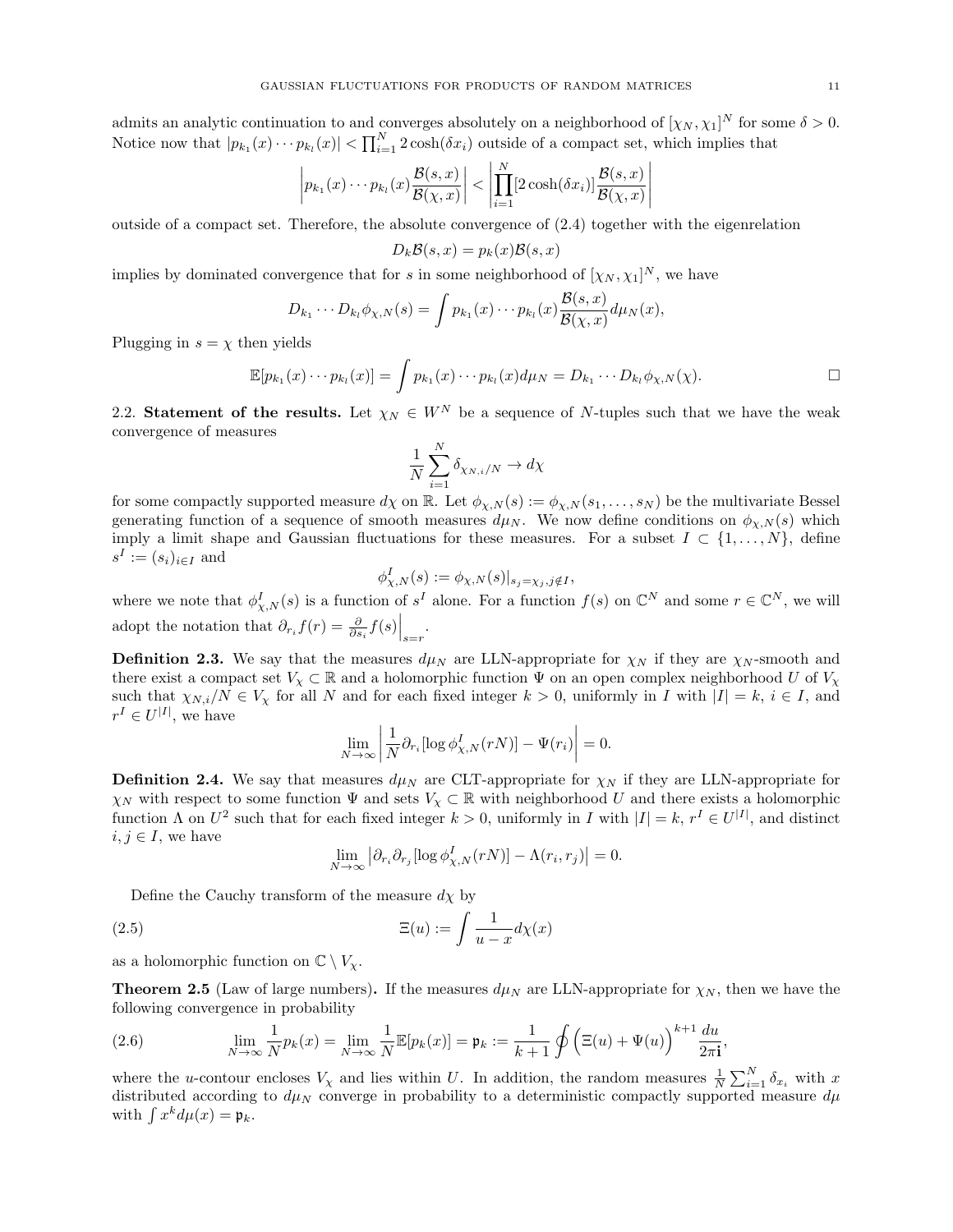admits an analytic continuation to and converges absolutely on a neighborhood of $[\chi_N, \chi_1]^N$ for some $\delta > 0$. Notice now that $|p_{k_1}(x) \cdots p_{k_l}(x)| < \prod_{i=1}^N 2\cosh(\delta x_i)$ outside of a compact set, which implies that

$$\left| p_{k_1}(x) \cdots p_{k_l}(x) \frac{\mathcal{B}(s,x)}{\mathcal{B}(\chi,x)} \right| < \left| \prod_{i=1}^N [2\cosh(\delta x_i)] \frac{\mathcal{B}(s,x)}{\mathcal{B}(\chi,x)} \right|$$

outside of a compact set. Therefore, the absolute convergence of (2.4) together with the eigenrelation

$$D_k \mathcal{B}(s,x) = p_k(x) \mathcal{B}(s,x)$$

implies by dominated convergence that for $s$ in some neighborhood of $[\chi_N, \chi_1]^N$, we have

$$D_{k_1} \cdots D_{k_l} \phi_{\chi,N}(s) = \int p_{k_1}(x) \cdots p_{k_l}(x) \frac{\mathcal{B}(s,x)}{\mathcal{B}(\chi,x)} d\mu_N(x),$$

Plugging in $s = \chi$ then yields

$$\mathbb{E}[p_{k_1}(x) \cdots p_{k_l}(x)] = \int p_{k_1}(x) \cdots p_{k_l}(x) d\mu_N = D_{k_1} \cdots D_{k_l} \phi_{\chi,N}(\chi). \qquad \square$$

2.2. **Statement of the results.** Let $\chi_N \in W^N$ be a sequence of $N$-tuples such that we have the weak convergence of measures

$$\frac{1}{N} \sum_{i=1}^N \delta_{\chi_{N,i}/N} \to d\chi$$

for some compactly supported measure $d\chi$ on $\mathbb{R}$. Let $\phi_{\chi,N}(s) := \phi_{\chi,N}(s_1, \ldots, s_N)$ be the multivariate Bessel generating function of a sequence of smooth measures $d\mu_N$. We now define conditions on $\phi_{\chi,N}(s)$ which imply a limit shape and Gaussian fluctuations for these measures. For a subset $I \subset \{1, \ldots, N\}$, define $s^I := (s_i)_{i \in I}$ and

$$\phi^I_{\chi,N}(s) := \phi_{\chi,N}(s)|_{s_j = \chi_j, j \notin I},$$

where we note that $\phi^I_{\chi,N}(s)$ is a function of $s^I$ alone. For a function $f(s)$ on $\mathbb{C}^N$ and some $r \in \mathbb{C}^N$, we will adopt the notation that $\partial_{r_i} f(r) = \frac{\partial}{\partial s_i} f(s)\Big|_{s=r}$.

**Definition 2.3.** We say that the measures $d\mu_N$ are LLN-appropriate for $\chi_N$ if they are $\chi_N$-smooth and there exist a compact set $V_\chi \subset \mathbb{R}$ and a holomorphic function $\Psi$ on an open complex neighborhood $U$ of $V_\chi$ such that $\chi_{N,i}/N \in V_\chi$ for all $N$ and for each fixed integer $k > 0$, uniformly in $I$ with $|I| = k$, $i \in I$, and $r^I \in U^{|I|}$, we have

$$\lim_{N \to \infty} \left| \frac{1}{N} \partial_{r_i} [\log \phi^I_{\chi,N}(rN)] - \Psi(r_i) \right| = 0.$$

**Definition 2.4.** We say that measures $d\mu_N$ are CLT-appropriate for $\chi_N$ if they are LLN-appropriate for $\chi_N$ with respect to some function $\Psi$ and sets $V_\chi \subset \mathbb{R}$ with neighborhood $U$ and there exists a holomorphic function $\Lambda$ on $U^2$ such that for each fixed integer $k > 0$, uniformly in $I$ with $|I| = k$, $r^I \in U^{|I|}$, and distinct $i, j \in I$, we have

$$\lim_{N \to \infty} \left| \partial_{r_i} \partial_{r_j} [\log \phi^I_{\chi,N}(rN)] - \Lambda(r_i, r_j) \right| = 0.$$

Define the Cauchy transform of the measure $d\chi$ by

$$\Xi(u) := \int \frac{1}{u - x} d\chi(x) \tag{2.5}$$

as a holomorphic function on $\mathbb{C} \setminus V_\chi$.

**Theorem 2.5** (Law of large numbers)**.** If the measures $d\mu_N$ are LLN-appropriate for $\chi_N$, then we have the following convergence in probability

$$\lim_{N \to \infty} \frac{1}{N} p_k(x) = \lim_{N \to \infty} \frac{1}{N} \mathbb{E}[p_k(x)] = \mathfrak{p}_k := \frac{1}{k+1} \oint \Big( \Xi(u) + \Psi(u) \Big)^{k+1} \frac{du}{2\pi \mathbf{i}}, \tag{2.6}$$

where the $u$-contour encloses $V_\chi$ and lies within $U$. In addition, the random measures $\frac{1}{N} \sum_{i=1}^N \delta_{x_i}$ with $x$ distributed according to $d\mu_N$ converge in probability to a deterministic compactly supported measure $d\mu$ with $\int x^k d\mu(x) = \mathfrak{p}_k$.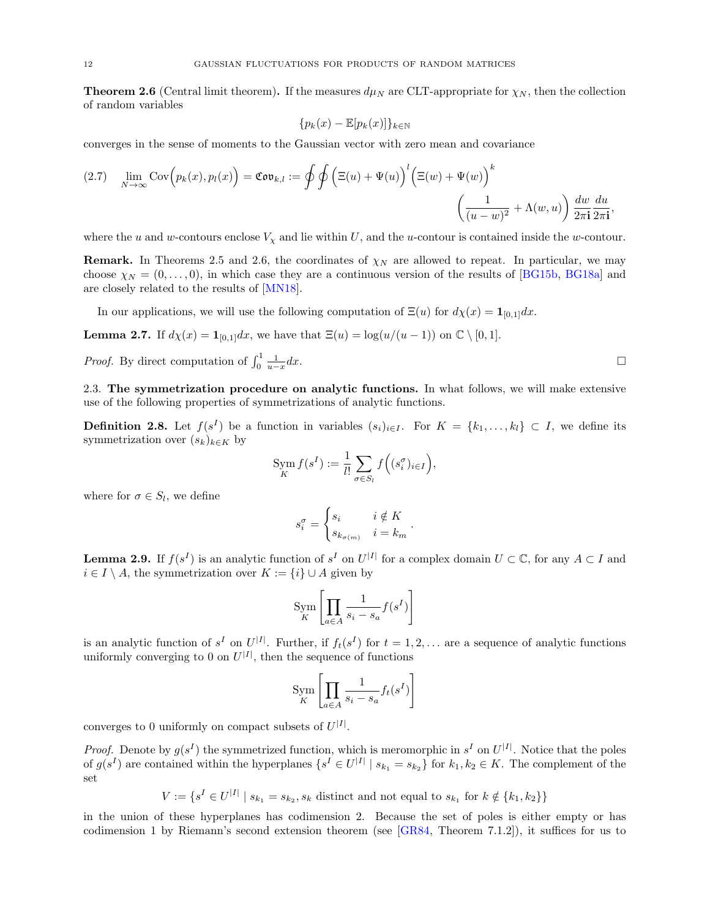**Theorem 2.6** (Central limit theorem)**.** If the measures $d\mu_N$ are CLT-appropriate for $\chi_N$, then the collection of random variables

$$\{p_k(x) - \mathbb{E}[p_k(x)]\}_{k\in\mathbb{N}}$$

converges in the sense of moments to the Gaussian vector with zero mean and covariance

$$\lim_{N\to\infty} \mathrm{Cov}\Big(p_k(x), p_l(x)\Big) = \mathfrak{Cov}_{k,l} := \oint\oint \Big(\Xi(u) + \Psi(u)\Big)^l \Big(\Xi(w) + \Psi(w)\Big)^k \left(\frac{1}{(u-w)^2} + \Lambda(w,u)\right) \frac{dw}{2\pi\mathbf{i}}\frac{du}{2\pi\mathbf{i}}, \tag{2.7}$$

where the $u$ and $w$-contours enclose $V_\chi$ and lie within $U$, and the $u$-contour is contained inside the $w$-contour.

**Remark.** In Theorems 2.5 and 2.6, the coordinates of $\chi_N$ are allowed to repeat. In particular, we may choose $\chi_N = (0,\ldots,0)$, in which case they are a continuous version of the results of [BG15b, BG18a] and are closely related to the results of [MN18].

In our applications, we will use the following computation of $\Xi(u)$ for $d\chi(x) = \mathbf{1}_{[0,1]}dx$.

**Lemma 2.7.** If $d\chi(x) = \mathbf{1}_{[0,1]}dx$, we have that $\Xi(u) = \log(u/(u-1))$ on $\mathbb{C}\setminus[0,1]$.

*Proof.* By direct computation of $\int_0^1 \frac{1}{u-x}dx$. $\square$

2.3. **The symmetrization procedure on analytic functions.** In what follows, we will make extensive use of the following properties of symmetrizations of analytic functions.

**Definition 2.8.** Let $f(s^I)$ be a function in variables $(s_i)_{i\in I}$. For $K = \{k_1,\ldots,k_l\} \subset I$, we define its symmetrization over $(s_k)_{k\in K}$ by

$$\operatorname*{Sym}_K f(s^I) := \frac{1}{l!}\sum_{\sigma\in S_l} f\Big((s_i^\sigma)_{i\in I}\Big),$$

where for $\sigma \in S_l$, we define

$$s_i^\sigma = \begin{cases} s_i & i\notin K \\ s_{k_{\sigma(m)}} & i = k_m \end{cases}.$$

**Lemma 2.9.** If $f(s^I)$ is an analytic function of $s^I$ on $U^{|I|}$ for a complex domain $U\subset\mathbb{C}$, for any $A\subset I$ and $i\in I\setminus A$, the symmetrization over $K := \{i\}\cup A$ given by

$$\operatorname*{Sym}_K\left[\prod_{a\in A}\frac{1}{s_i - s_a} f(s^I)\right]$$

is an analytic function of $s^I$ on $U^{|I|}$. Further, if $f_t(s^I)$ for $t = 1,2,\ldots$ are a sequence of analytic functions uniformly converging to 0 on $U^{|I|}$, then the sequence of functions

$$\operatorname*{Sym}_K\left[\prod_{a\in A}\frac{1}{s_i - s_a} f_t(s^I)\right]$$

converges to 0 uniformly on compact subsets of $U^{|I|}$.

*Proof.* Denote by $g(s^I)$ the symmetrized function, which is meromorphic in $s^I$ on $U^{|I|}$. Notice that the poles of $g(s^I)$ are contained within the hyperplanes $\{s^I\in U^{|I|} \mid s_{k_1} = s_{k_2}\}$ for $k_1, k_2\in K$. The complement of the set

$$V := \{s^I\in U^{|I|} \mid s_{k_1} = s_{k_2}, s_k \text{ distinct and not equal to } s_{k_1} \text{ for } k\notin\{k_1,k_2\}\}$$

in the union of these hyperplanes has codimension 2. Because the set of poles is either empty or has codimension 1 by Riemann's second extension theorem (see [GR84, Theorem 7.1.2]), it suffices for us to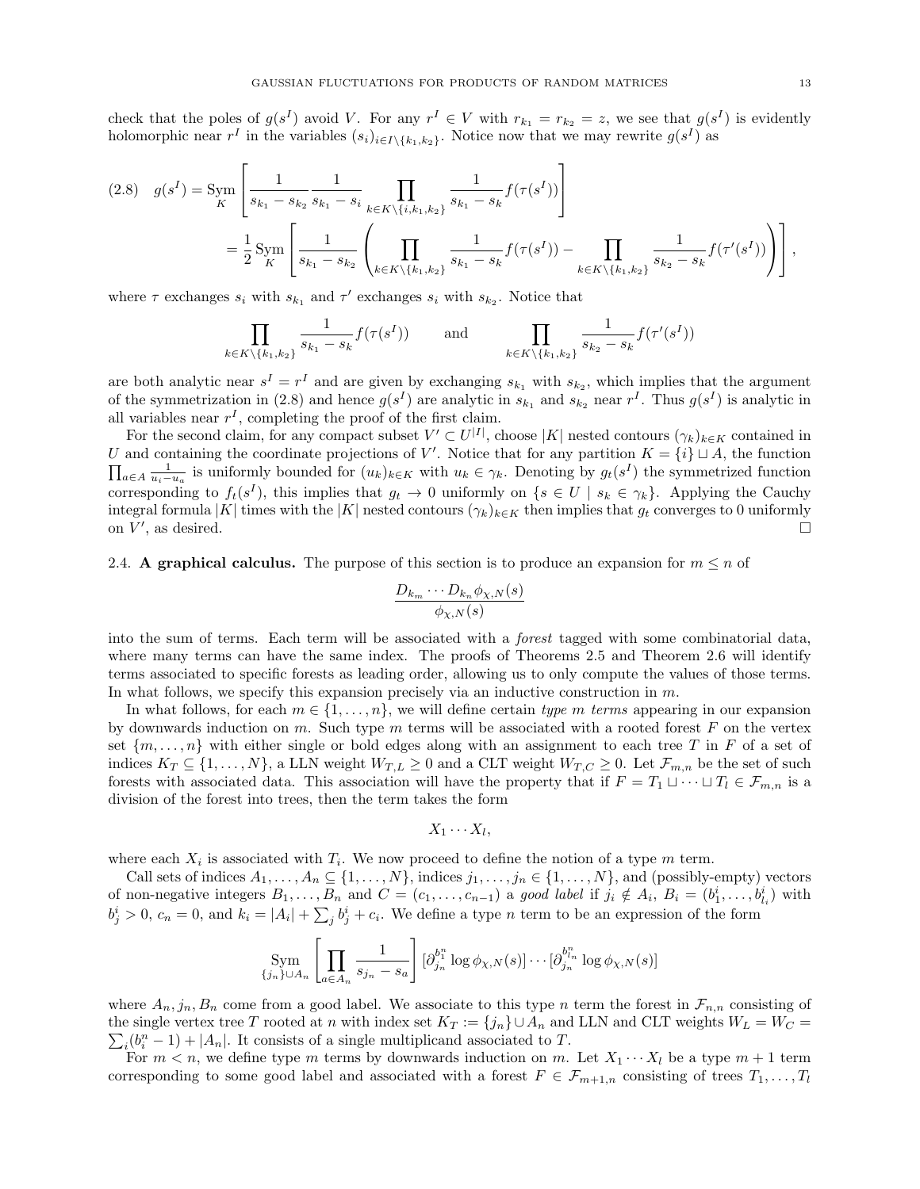check that the poles of $g(s^I)$ avoid $V$. For any $r^I \in V$ with $r_{k_1} = r_{k_2} = z$, we see that $g(s^I)$ is evidently holomorphic near $r^I$ in the variables $(s_i)_{i \in I \setminus \{k_1, k_2\}}$. Notice now that we may rewrite $g(s^I)$ as

$$
\begin{aligned}
(2.8) \quad g(s^I) &= \operatorname*{Sym}_K \left[ \frac{1}{s_{k_1} - s_{k_2}} \frac{1}{s_{k_1} - s_i} \prod_{k \in K \setminus \{i, k_1, k_2\}} \frac{1}{s_{k_1} - s_k} f(\tau(s^I)) \right] \\
&= \frac{1}{2} \operatorname*{Sym}_K \left[ \frac{1}{s_{k_1} - s_{k_2}} \left( \prod_{k \in K \setminus \{k_1, k_2\}} \frac{1}{s_{k_1} - s_k} f(\tau(s^I)) - \prod_{k \in K \setminus \{k_1, k_2\}} \frac{1}{s_{k_2} - s_k} f(\tau'(s^I)) \right) \right],
\end{aligned}
$$

where $\tau$ exchanges $s_i$ with $s_{k_1}$ and $\tau'$ exchanges $s_i$ with $s_{k_2}$. Notice that

$$
\prod_{k \in K \setminus \{k_1, k_2\}} \frac{1}{s_{k_1} - s_k} f(\tau(s^I)) \qquad \text{and} \qquad \prod_{k \in K \setminus \{k_1, k_2\}} \frac{1}{s_{k_2} - s_k} f(\tau'(s^I))
$$

are both analytic near $s^I = r^I$ and are given by exchanging $s_{k_1}$ with $s_{k_2}$, which implies that the argument of the symmetrization in (2.8) and hence $g(s^I)$ are analytic in $s_{k_1}$ and $s_{k_2}$ near $r^I$. Thus $g(s^I)$ is analytic in all variables near $r^I$, completing the proof of the first claim.

For the second claim, for any compact subset $V' \subset U^{|I|}$, choose $|K|$ nested contours $(\gamma_k)_{k \in K}$ contained in $U$ and containing the coordinate projections of $V'$. Notice that for any partition $K = \{i\} \sqcup A$, the function $\prod_{a \in A} \frac{1}{u_i - u_a}$ is uniformly bounded for $(u_k)_{k \in K}$ with $u_k \in \gamma_k$. Denoting by $g_t(s^I)$ the symmetrized function corresponding to $f_t(s^I)$, this implies that $g_t \to 0$ uniformly on $\{s \in U \mid s_k \in \gamma_k\}$. Applying the Cauchy integral formula $|K|$ times with the $|K|$ nested contours $(\gamma_k)_{k \in K}$ then implies that $g_t$ converges to 0 uniformly on $V'$, as desired. □

2.4. **A graphical calculus.** The purpose of this section is to produce an expansion for $m \leq n$ of

$$
\frac{D_{k_m} \cdots D_{k_n} \phi_{\chi, N}(s)}{\phi_{\chi, N}(s)}
$$

into the sum of terms. Each term will be associated with a *forest* tagged with some combinatorial data, where many terms can have the same index. The proofs of Theorems 2.5 and Theorem 2.6 will identify terms associated to specific forests as leading order, allowing us to only compute the values of those terms. In what follows, we specify this expansion precisely via an inductive construction in $m$.

In what follows, for each $m \in \{1, \ldots, n\}$, we will define certain *type m terms* appearing in our expansion by downwards induction on $m$. Such type $m$ terms will be associated with a rooted forest $F$ on the vertex set $\{m, \ldots, n\}$ with either single or bold edges along with an assignment to each tree $T$ in $F$ of a set of indices $K_T \subseteq \{1, \ldots, N\}$, a LLN weight $W_{T,L} \geq 0$ and a CLT weight $W_{T,C} \geq 0$. Let $\mathcal{F}_{m,n}$ be the set of such forests with associated data. This association will have the property that if $F = T_1 \sqcup \cdots \sqcup T_l \in \mathcal{F}_{m,n}$ is a division of the forest into trees, then the term takes the form

$$
X_1 \cdots X_l,
$$

where each $X_i$ is associated with $T_i$. We now proceed to define the notion of a type $m$ term.

Call sets of indices $A_1, \ldots, A_n \subseteq \{1, \ldots, N\}$, indices $j_1, \ldots, j_n \in \{1, \ldots, N\}$, and (possibly-empty) vectors of non-negative integers $B_1, \ldots, B_n$ and $C = (c_1, \ldots, c_{n-1})$ a *good label* if $j_i \notin A_i$, $B_i = (b_1^i, \ldots, b_{l_i}^i)$ with $b_j^i > 0$, $c_n = 0$, and $k_i = |A_i| + \sum_j b_j^i + c_i$. We define a type $n$ term to be an expression of the form

$$
\operatorname*{Sym}_{\{j_n\} \cup A_n} \left[ \prod_{a \in A_n} \frac{1}{s_{j_n} - s_a} \right] [\partial_{j_n}^{b_1^n} \log \phi_{\chi, N}(s)] \cdots [\partial_{j_n}^{b_{l_n}^n} \log \phi_{\chi, N}(s)]
$$

where $A_n, j_n, B_n$ come from a good label. We associate to this type $n$ term the forest in $\mathcal{F}_{n,n}$ consisting of the single vertex tree $T$ rooted at $n$ with index set $K_T := \{j_n\} \cup A_n$ and LLN and CLT weights $W_L = W_C = \sum_i (b_i^n - 1) + |A_n|$. It consists of a single multiplicand associated to $T$.

For $m < n$, we define type $m$ terms by downwards induction on $m$. Let $X_1 \cdots X_l$ be a type $m+1$ term corresponding to some good label and associated with a forest $F \in \mathcal{F}_{m+1,n}$ consisting of trees $T_1, \ldots, T_l$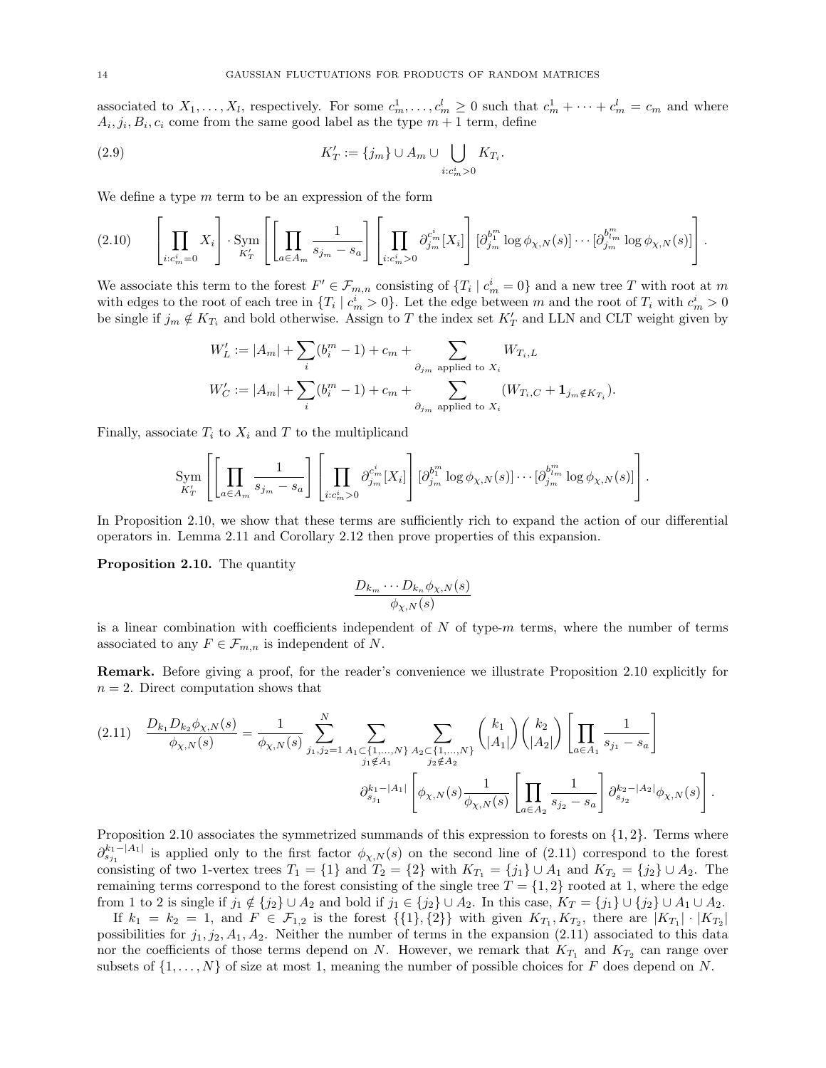associated to $X_1, \ldots, X_l$, respectively. For some $c_m^1, \ldots, c_m^l \geq 0$ such that $c_m^1 + \cdots + c_m^l = c_m$ and where $A_i, j_i, B_i, c_i$ come from the same good label as the type $m+1$ term, define

$$K'_T := \{j_m\} \cup A_m \cup \bigcup_{i : c_m^i > 0} K_{T_i}. \tag{2.9}$$

We define a type $m$ term to be an expression of the form

$$\left[\prod_{i : c_m^i = 0} X_i\right] \cdot \operatorname*{Sym}_{K'_T}\left[\left[\prod_{a \in A_m} \frac{1}{s_{j_m} - s_a}\right]\left[\prod_{i : c_m^i > 0} \partial_{j_m}^{c_m^i}[X_i]\right][\partial_{j_m}^{b_1^m} \log \phi_{\chi,N}(s)] \cdots [\partial_{j_m}^{b_{l_m}^m} \log \phi_{\chi,N}(s)]\right]. \tag{2.10}$$

We associate this term to the forest $F' \in \mathcal{F}_{m,n}$ consisting of $\{T_i \mid c_m^i = 0\}$ and a new tree $T$ with root at $m$ with edges to the root of each tree in $\{T_i \mid c_m^i > 0\}$. Let the edge between $m$ and the root of $T_i$ with $c_m^i > 0$ be single if $j_m \notin K_{T_i}$ and bold otherwise. Assign to $T$ the index set $K'_T$ and LLN and CLT weight given by

$$W'_L := |A_m| + \sum_i (b_i^m - 1) + c_m + \sum_{\partial_{j_m} \text{ applied to } X_i} W_{T_i, L}$$

$$W'_C := |A_m| + \sum_i (b_i^m - 1) + c_m + \sum_{\partial_{j_m} \text{ applied to } X_i} (W_{T_i, C} + \mathbf{1}_{j_m \notin K_{T_i}}).$$

Finally, associate $T_i$ to $X_i$ and $T$ to the multiplicand

$$\operatorname*{Sym}_{K'_T}\left[\left[\prod_{a \in A_m} \frac{1}{s_{j_m} - s_a}\right]\left[\prod_{i : c_m^i > 0} \partial_{j_m}^{c_m^i}[X_i]\right][\partial_{j_m}^{b_1^m} \log \phi_{\chi,N}(s)] \cdots [\partial_{j_m}^{b_{l_m}^m} \log \phi_{\chi,N}(s)]\right].$$

In Proposition 2.10, we show that these terms are sufficiently rich to expand the action of our differential operators in. Lemma 2.11 and Corollary 2.12 then prove properties of this expansion.

**Proposition 2.10.** The quantity

$$\frac{D_{k_m} \cdots D_{k_n} \phi_{\chi,N}(s)}{\phi_{\chi,N}(s)}$$

is a linear combination with coefficients independent of $N$ of type-$m$ terms, where the number of terms associated to any $F \in \mathcal{F}_{m,n}$ is independent of $N$.

**Remark.** Before giving a proof, for the reader's convenience we illustrate Proposition 2.10 explicitly for $n = 2$. Direct computation shows that

$$\frac{D_{k_1} D_{k_2} \phi_{\chi,N}(s)}{\phi_{\chi,N}(s)} = \frac{1}{\phi_{\chi,N}(s)} \sum_{j_1, j_2 = 1}^{N} \sum_{\substack{A_1 \subset \{1,\ldots,N\} \\ j_1 \notin A_1}} \sum_{\substack{A_2 \subset \{1,\ldots,N\} \\ j_2 \notin A_2}} \binom{k_1}{|A_1|}\binom{k_2}{|A_2|}\left[\prod_{a \in A_1} \frac{1}{s_{j_1} - s_a}\right]$$
$$\partial_{s_{j_1}}^{k_1 - |A_1|}\left[\phi_{\chi,N}(s) \frac{1}{\phi_{\chi,N}(s)}\left[\prod_{a \in A_2} \frac{1}{s_{j_2} - s_a}\right] \partial_{s_{j_2}}^{k_2 - |A_2|} \phi_{\chi,N}(s)\right]. \tag{2.11}$$

Proposition 2.10 associates the symmetrized summands of this expression to forests on $\{1, 2\}$. Terms where $\partial_{s_{j_1}}^{k_1 - |A_1|}$ is applied only to the first factor $\phi_{\chi,N}(s)$ on the second line of (2.11) correspond to the forest consisting of two 1-vertex trees $T_1 = \{1\}$ and $T_2 = \{2\}$ with $K_{T_1} = \{j_1\} \cup A_1$ and $K_{T_2} = \{j_2\} \cup A_2$. The remaining terms correspond to the forest consisting of the single tree $T = \{1, 2\}$ rooted at 1, where the edge from 1 to 2 is single if $j_1 \notin \{j_2\} \cup A_2$ and bold if $j_1 \in \{j_2\} \cup A_2$. In this case, $K_T = \{j_1\} \cup \{j_2\} \cup A_1 \cup A_2$.

If $k_1 = k_2 = 1$, and $F \in \mathcal{F}_{1,2}$ is the forest $\{\{1\}, \{2\}\}$ with given $K_{T_1}, K_{T_2}$, there are $|K_{T_1}| \cdot |K_{T_2}|$ possibilities for $j_1, j_2, A_1, A_2$. Neither the number of terms in the expansion (2.11) associated to this data nor the coefficients of those terms depend on $N$. However, we remark that $K_{T_1}$ and $K_{T_2}$ can range over subsets of $\{1, \ldots, N\}$ of size at most 1, meaning the number of possible choices for $F$ does depend on $N$.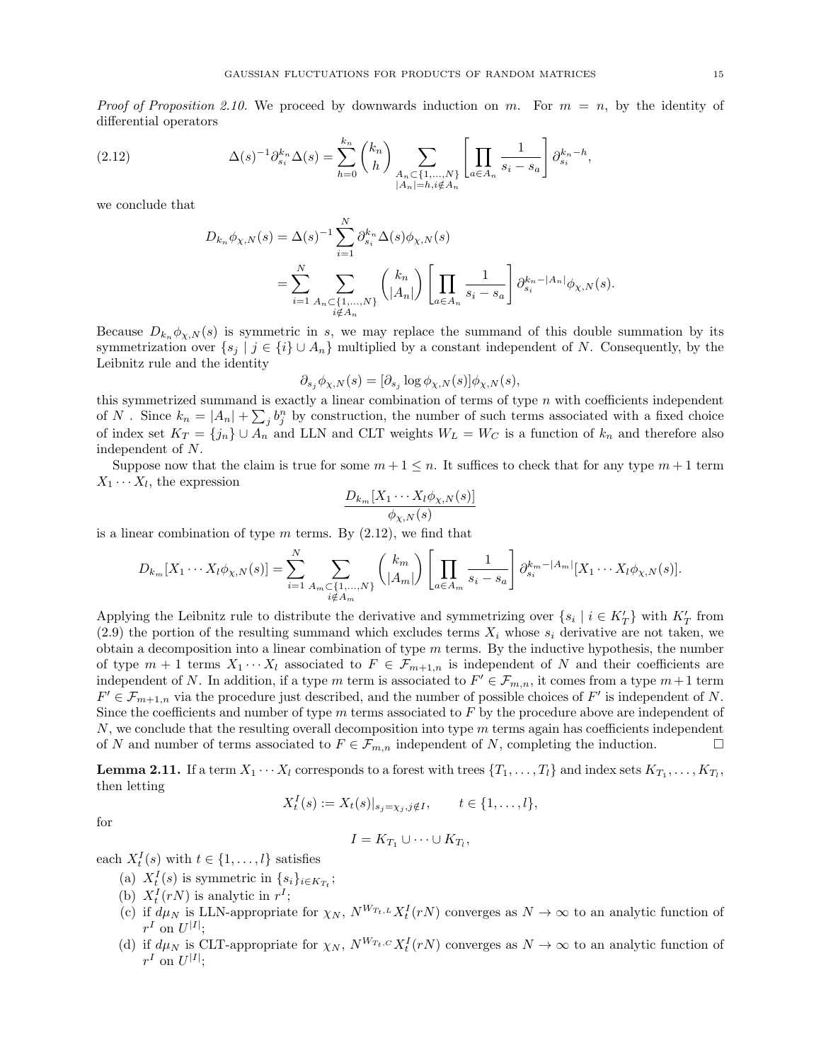*Proof of Proposition 2.10.* We proceed by downwards induction on $m$. For $m = n$, by the identity of differential operators

$$\Delta(s)^{-1}\partial_{s_i}^{k_n}\Delta(s) = \sum_{h=0}^{k_n}\binom{k_n}{h}\sum_{\substack{A_n\subset\{1,\ldots,N\}\\ |A_n|=h, i\notin A_n}}\left[\prod_{a\in A_n}\frac{1}{s_i-s_a}\right]\partial_{s_i}^{k_n-h}, \tag{2.12}$$

we conclude that

$$\begin{aligned}
D_{k_n}\phi_{\chi,N}(s) &= \Delta(s)^{-1}\sum_{i=1}^{N}\partial_{s_i}^{k_n}\Delta(s)\phi_{\chi,N}(s)\\
&= \sum_{i=1}^{N}\sum_{\substack{A_n\subset\{1,\ldots,N\}\\ i\notin A_n}}\binom{k_n}{|A_n|}\left[\prod_{a\in A_n}\frac{1}{s_i-s_a}\right]\partial_{s_i}^{k_n-|A_n|}\phi_{\chi,N}(s).
\end{aligned}$$

Because $D_{k_n}\phi_{\chi,N}(s)$ is symmetric in $s$, we may replace the summand of this double summation by its symmetrization over $\{s_j \mid j \in \{i\}\cup A_n\}$ multiplied by a constant independent of $N$. Consequently, by the Leibnitz rule and the identity

$$\partial_{s_j}\phi_{\chi,N}(s) = [\partial_{s_j}\log\phi_{\chi,N}(s)]\phi_{\chi,N}(s),$$

this symmetrized summand is exactly a linear combination of terms of type $n$ with coefficients independent of $N$. Since $k_n = |A_n| + \sum_j b_j^n$ by construction, the number of such terms associated with a fixed choice of index set $K_T = \{j_n\}\cup A_n$ and LLN and CLT weights $W_L = W_C$ is a function of $k_n$ and therefore also independent of $N$.

Suppose now that the claim is true for some $m+1 \leq n$. It suffices to check that for any type $m+1$ term $X_1\cdots X_l$, the expression

$$\frac{D_{k_m}[X_1\cdots X_l\phi_{\chi,N}(s)]}{\phi_{\chi,N}(s)}$$

is a linear combination of type $m$ terms. By (2.12), we find that

$$D_{k_m}[X_1\cdots X_l\phi_{\chi,N}(s)] = \sum_{i=1}^{N}\sum_{\substack{A_m\subset\{1,\ldots,N\}\\ i\notin A_m}}\binom{k_m}{|A_m|}\left[\prod_{a\in A_m}\frac{1}{s_i-s_a}\right]\partial_{s_i}^{k_m-|A_m|}[X_1\cdots X_l\phi_{\chi,N}(s)].$$

Applying the Leibnitz rule to distribute the derivative and symmetrizing over $\{s_i \mid i\in K_T'\}$ with $K_T'$ from (2.9) the portion of the resulting summand which excludes terms $X_i$ whose $s_i$ derivative are not taken, we obtain a decomposition into a linear combination of type $m$ terms. By the inductive hypothesis, the number of type $m+1$ terms $X_1\cdots X_l$ associated to $F\in\mathcal{F}_{m+1,n}$ is independent of $N$ and their coefficients are independent of $N$. In addition, if a type $m$ term is associated to $F'\in\mathcal{F}_{m,n}$, it comes from a type $m+1$ term $F'\in\mathcal{F}_{m+1,n}$ via the procedure just described, and the number of possible choices of $F'$ is independent of $N$. Since the coefficients and number of type $m$ terms associated to $F$ by the procedure above are independent of $N$, we conclude that the resulting overall decomposition into type $m$ terms again has coefficients independent of $N$ and number of terms associated to $F\in\mathcal{F}_{m,n}$ independent of $N$, completing the induction. $\square$

**Lemma 2.11.** If a term $X_1\cdots X_l$ corresponds to a forest with trees $\{T_1,\ldots,T_l\}$ and index sets $K_{T_1},\ldots,K_{T_l}$, then letting

$$X_t^I(s) := X_t(s)|_{s_j=\chi_j, j\notin I}, \qquad t\in\{1,\ldots,l\},$$

for

$$I = K_{T_1}\cup\cdots\cup K_{T_l},$$

each $X_t^I(s)$ with $t\in\{1,\ldots,l\}$ satisfies

(a) $X_t^I(s)$ is symmetric in $\{s_i\}_{i\in K_{T_t}}$;
(b) $X_t^I(rN)$ is analytic in $r^I$;
(c) if $d\mu_N$ is LLN-appropriate for $\chi_N$, $N^{W_{T_t,L}}X_t^I(rN)$ converges as $N\to\infty$ to an analytic function of $r^I$ on $U^{|I|}$;
(d) if $d\mu_N$ is CLT-appropriate for $\chi_N$, $N^{W_{T_t,C}}X_t^I(rN)$ converges as $N\to\infty$ to an analytic function of $r^I$ on $U^{|I|}$;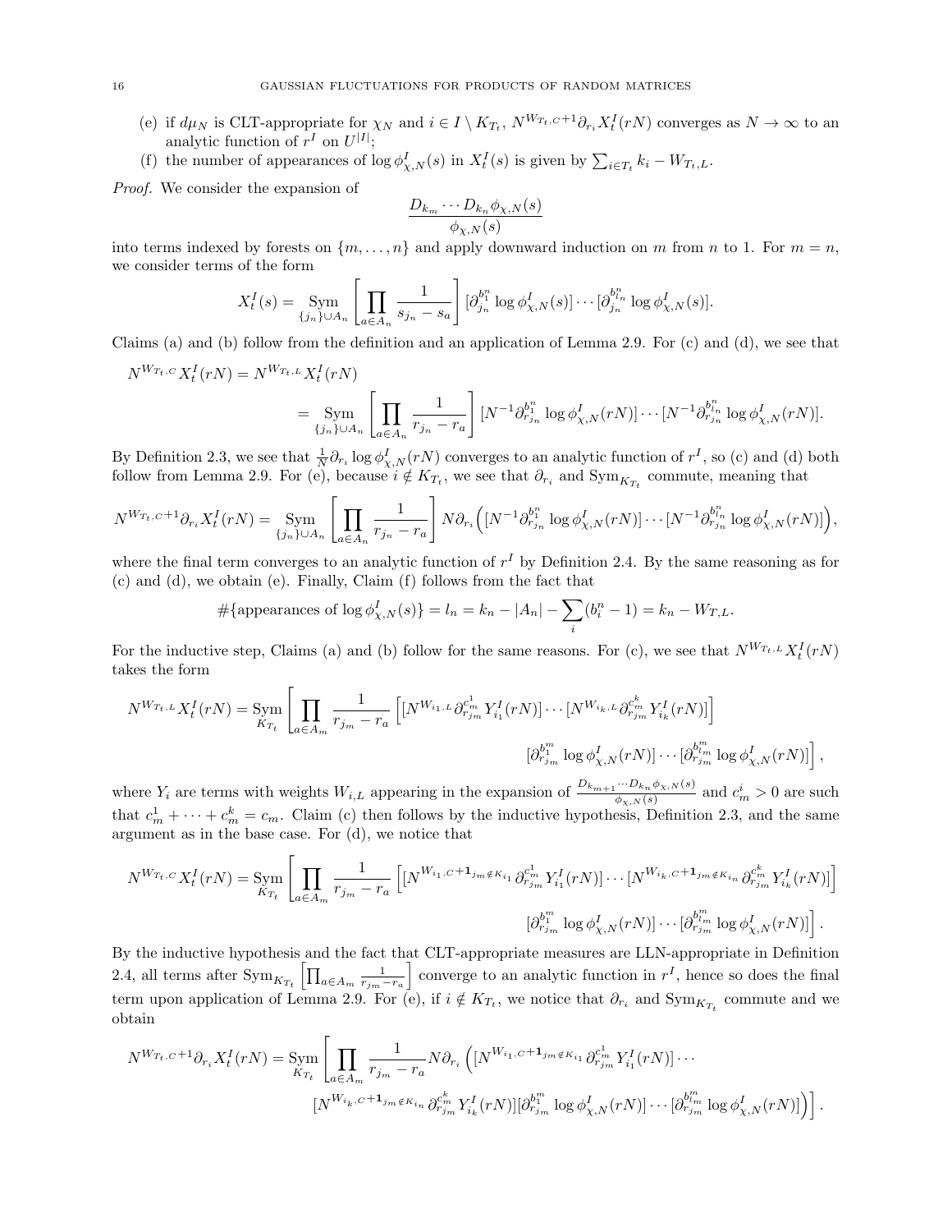(e) if $d\mu_N$ is CLT-appropriate for $\chi_N$ and $i \in I \setminus K_{T_t}$, $N^{W_{T_t,C}+1}\partial_{r_i} X_t^I(rN)$ converges as $N \to \infty$ to an analytic function of $r^I$ on $U^{|I|}$;

(f) the number of appearances of $\log \phi^I_{\chi,N}(s)$ in $X_t^I(s)$ is given by $\sum_{i\in T_t} k_i - W_{T_t,L}$.

*Proof.* We consider the expansion of

$$\frac{D_{k_m}\cdots D_{k_n}\phi_{\chi,N}(s)}{\phi_{\chi,N}(s)}$$

into terms indexed by forests on $\{m,\dots,n\}$ and apply downward induction on $m$ from $n$ to 1. For $m=n$, we consider terms of the form

$$X_t^I(s) = \operatorname*{Sym}_{\{j_n\}\cup A_n}\left[\prod_{a\in A_n}\frac{1}{s_{j_n}-s_a}\right][\partial_{j_n}^{b_1^n}\log\phi^I_{\chi,N}(s)]\cdots[\partial_{j_n}^{b_{l_n}^n}\log\phi^I_{\chi,N}(s)].$$

Claims (a) and (b) follow from the definition and an application of Lemma 2.9. For (c) and (d), we see that

$$\begin{aligned}N^{W_{T_t,C}}X_t^I(rN) &= N^{W_{T_t,L}}X_t^I(rN)\\ &= \operatorname*{Sym}_{\{j_n\}\cup A_n}\left[\prod_{a\in A_n}\frac{1}{r_{j_n}-r_a}\right][N^{-1}\partial_{r_{j_n}}^{b_1^n}\log\phi^I_{\chi,N}(rN)]\cdots[N^{-1}\partial_{r_{j_n}}^{b_{l_n}^n}\log\phi^I_{\chi,N}(rN)].\end{aligned}$$

By Definition 2.3, we see that $\frac{1}{N}\partial_{r_i}\log\phi^I_{\chi,N}(rN)$ converges to an analytic function of $r^I$, so (c) and (d) both follow from Lemma 2.9. For (e), because $i \notin K_{T_t}$, we see that $\partial_{r_i}$ and $\operatorname{Sym}_{K_{T_t}}$ commute, meaning that

$$N^{W_{T_t,C}+1}\partial_{r_i}X_t^I(rN) = \operatorname*{Sym}_{\{j_n\}\cup A_n}\left[\prod_{a\in A_n}\frac{1}{r_{j_n}-r_a}\right]N\partial_{r_i}\Big([N^{-1}\partial_{r_{j_n}}^{b_1^n}\log\phi^I_{\chi,N}(rN)]\cdots[N^{-1}\partial_{r_{j_n}}^{b_{l_n}^n}\log\phi^I_{\chi,N}(rN)]\Big),$$

where the final term converges to an analytic function of $r^I$ by Definition 2.4. By the same reasoning as for (c) and (d), we obtain (e). Finally, Claim (f) follows from the fact that

$$\#\{\text{appearances of }\log\phi^I_{\chi,N}(s)\} = l_n = k_n - |A_n| - \sum_i(b_i^n - 1) = k_n - W_{T,L}.$$

For the inductive step, Claims (a) and (b) follow for the same reasons. For (c), we see that $N^{W_{T_t,L}}X_t^I(rN)$ takes the form

$$\begin{aligned}N^{W_{T_t,L}}X_t^I(rN) = \operatorname*{Sym}_{K_{T_t}}\Bigg[\prod_{a\in A_m}\frac{1}{r_{j_m}-r_a}\Big[&[N^{W_{i_1,L}}\partial_{r_{j_m}}^{c_m^1}Y^I_{i_1}(rN)]\cdots[N^{W_{i_k,L}}\partial_{r_{j_m}}^{c_m^k}Y^I_{i_k}(rN)]\Big]\\ &[\partial_{r_{j_m}}^{b_1^m}\log\phi^I_{\chi,N}(rN)]\cdots[\partial_{r_{j_m}}^{b_{l_m}^m}\log\phi^I_{\chi,N}(rN)]\Bigg],\end{aligned}$$

where $Y_i$ are terms with weights $W_{i,L}$ appearing in the expansion of $\frac{D_{k_{m+1}}\cdots D_{k_n}\phi_{\chi,N}(s)}{\phi_{\chi,N}(s)}$ and $c_m^i > 0$ are such that $c_m^1+\cdots+c_m^k = c_m$. Claim (c) then follows by the inductive hypothesis, Definition 2.3, and the same argument as in the base case. For (d), we notice that

$$\begin{aligned}N^{W_{T_t,C}}X_t^I(rN) = \operatorname*{Sym}_{K_{T_t}}\Bigg[\prod_{a\in A_m}\frac{1}{r_{j_m}-r_a}\Big[&[N^{W_{i_1,C}+\mathbf{1}_{j_m\notin K_{i_1}}}\partial_{r_{j_m}}^{c_m^1}Y^I_{i_1}(rN)]\cdots[N^{W_{i_k,C}+\mathbf{1}_{j_m\notin K_{i_n}}}\partial_{r_{j_m}}^{c_m^k}Y^I_{i_k}(rN)]\Big]\\ &[\partial_{r_{j_m}}^{b_1^m}\log\phi^I_{\chi,N}(rN)]\cdots[\partial_{r_{j_m}}^{b_{l_m}^m}\log\phi^I_{\chi,N}(rN)]\Bigg].\end{aligned}$$

By the inductive hypothesis and the fact that CLT-appropriate measures are LLN-appropriate in Definition 2.4, all terms after $\operatorname{Sym}_{K_{T_t}}\left[\prod_{a\in A_m}\frac{1}{r_{j_m}-r_a}\right]$ converge to an analytic function in $r^I$, hence so does the final term upon application of Lemma 2.9. For (e), if $i\notin K_{T_t}$, we notice that $\partial_{r_i}$ and $\operatorname{Sym}_{K_{T_t}}$ commute and we obtain

$$\begin{aligned}N^{W_{T_t,C}+1}\partial_{r_i}X_t^I(rN) = \operatorname*{Sym}_{K_{T_t}}\Bigg[\prod_{a\in A_m}\frac{1}{r_{j_m}-r_a}N\partial_{r_i}\Big(&[N^{W_{i_1,C}+\mathbf{1}_{j_m\notin K_{i_1}}}\partial_{r_{j_m}}^{c_m^1}Y^I_{i_1}(rN)]\cdots\\ &[N^{W_{i_k,C}+\mathbf{1}_{j_m\notin K_{i_n}}}\partial_{r_{j_m}}^{c_m^k}Y^I_{i_k}(rN)][\partial_{r_{j_m}}^{b_1^m}\log\phi^I_{\chi,N}(rN)]\cdots[\partial_{r_{j_m}}^{b_{l_m}^m}\log\phi^I_{\chi,N}(rN)]\Big)\Bigg].\end{aligned}$$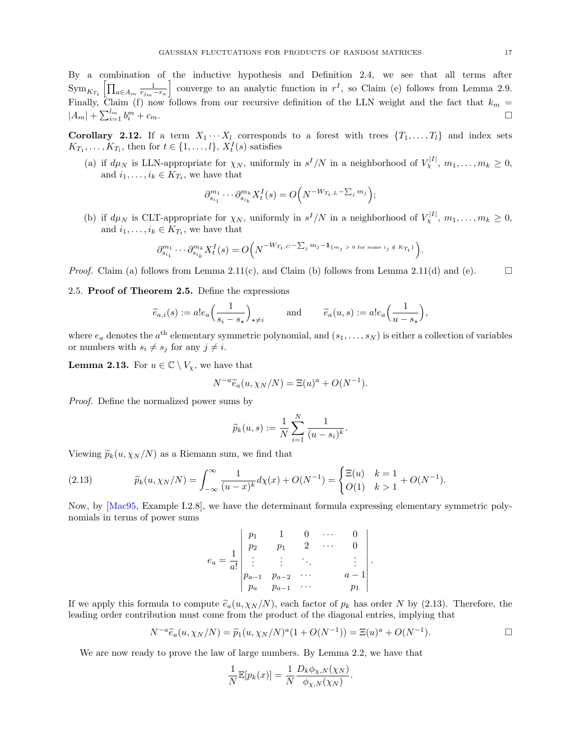By a combination of the inductive hypothesis and Definition 2.4, we see that all terms after $\mathrm{Sym}_{K_{T_t}}\left[\prod_{a\in A_m}\frac{1}{r_{j_m}-r_a}\right]$ converge to an analytic function in $r^I$, so Claim (e) follows from Lemma 2.9. Finally, Claim (f) now follows from our recursive definition of the LLN weight and the fact that $k_m = |A_m| + \sum_{i=1}^{l_m} b_i^m + c_m$. □

**Corollary 2.12.** If a term $X_1\cdots X_l$ corresponds to a forest with trees $\{T_1,\ldots,T_l\}$ and index sets $K_{T_1},\ldots,K_{T_l}$, then for $t\in\{1,\ldots,l\}$, $X_t^I(s)$ satisfies

(a) if $d\mu_N$ is LLN-appropriate for $\chi_N$, uniformly in $s^I/N$ in a neighborhood of $V_\chi^{|I|}$, $m_1,\ldots,m_k\geq 0$, and $i_1,\ldots,i_k\in K_{T_t}$, we have that

$$\partial_{s_{i_1}}^{m_1}\cdots\partial_{s_{i_k}}^{m_k}X_t^I(s) = O\Big(N^{-W_{T_t,L}-\sum_j m_j}\Big);$$

(b) if $d\mu_N$ is CLT-appropriate for $\chi_N$, uniformly in $s^I/N$ in a neighborhood of $V_\chi^{|I|}$, $m_1,\ldots,m_k\geq 0$, and $i_1,\ldots,i_k\in K_{T_t}$, we have that

$$\partial_{s_{i_1}}^{m_1}\cdots\partial_{s_{i_k}}^{m_k}X_t^I(s) = O\Big(N^{-W_{T_t,C}-\sum_j m_j-\mathbf{1}_{\{m_j\,>\,0\text{ for some }i_j\,\notin\,K_{T_t}\}}}\Big).$$

*Proof.* Claim (a) follows from Lemma 2.11(c), and Claim (b) follows from Lemma 2.11(d) and (e). □

### 2.5. Proof of Theorem 2.5.

Define the expressions

$$\widetilde{e}_{a,i}(s) := a!e_a\Big(\frac{1}{s_i-s_\star}\Big)_{\star\neq i} \qquad\text{and}\qquad \widetilde{e}_a(u,s) := a!e_a\Big(\frac{1}{u-s_\star}\Big),$$

where $e_a$ denotes the $a^{\text{th}}$ elementary symmetric polynomial, and $(s_1,\ldots,s_N)$ is either a collection of variables or numbers with $s_i\neq s_j$ for any $j\neq i$.

**Lemma 2.13.** For $u\in\mathbb{C}\setminus V_\chi$, we have that

$$N^{-a}\widetilde{e}_a(u,\chi_N/N) = \Xi(u)^a + O(N^{-1}).$$

*Proof.* Define the normalized power sums by

$$\widetilde{p}_k(u,s) := \frac{1}{N}\sum_{i=1}^N\frac{1}{(u-s_i)^k}.$$

Viewing $\widetilde{p}_k(u,\chi_N/N)$ as a Riemann sum, we find that

$$\widetilde{p}_k(u,\chi_N/N) = \int_{-\infty}^{\infty}\frac{1}{(u-x)^k}d\chi(x) + O(N^{-1}) = \begin{cases}\Xi(u) & k=1\\ O(1) & k>1\end{cases} + O(N^{-1}). \tag{2.13}$$

Now, by [Mac95, Example I.2.8], we have the determinant formula expressing elementary symmetric polynomials in terms of power sums

$$e_a = \frac{1}{a!}\begin{vmatrix} p_1 & 1 & 0 & \cdots & 0\\ p_2 & p_1 & 2 & \cdots & 0\\ \vdots & \vdots & \ddots & & \vdots\\ p_{a-1} & p_{a-2} & \cdots & & a-1\\ p_a & p_{a-1} & \cdots & & p_1\end{vmatrix}.$$

If we apply this formula to compute $\widetilde{e}_a(u,\chi_N/N)$, each factor of $p_k$ has order $N$ by (2.13). Therefore, the leading order contribution must come from the product of the diagonal entries, implying that

$$N^{-a}\widetilde{e}_a(u,\chi_N/N) = \widetilde{p}_1(u,\chi_N/N)^a(1+O(N^{-1})) = \Xi(u)^a + O(N^{-1}).$$

□

We are now ready to prove the law of large numbers. By Lemma 2.2, we have that

$$\frac{1}{N}\mathbb{E}[p_k(x)] = \frac{1}{N}\frac{D_k\phi_{\chi,N}(\chi_N)}{\phi_{\chi,N}(\chi_N)}.$$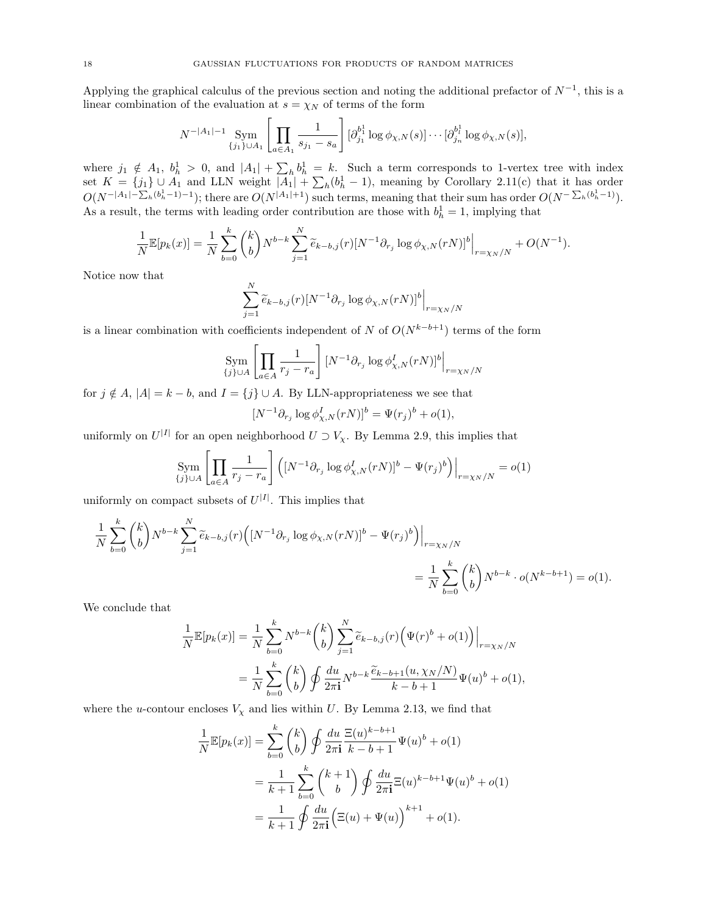Applying the graphical calculus of the previous section and noting the additional prefactor of $N^{-1}$, this is a linear combination of the evaluation at $s = \chi_N$ of terms of the form

$$N^{-|A_1|-1} \operatorname*{Sym}_{\{j_1\}\cup A_1} \left[ \prod_{a \in A_1} \frac{1}{s_{j_1} - s_a} \right] [\partial_{j_1}^{b_1^1} \log \phi_{\chi,N}(s)] \cdots [\partial_{j_n}^{b_l^1} \log \phi_{\chi,N}(s)],$$

where $j_1 \notin A_1$, $b_h^1 > 0$, and $|A_1| + \sum_h b_h^1 = k$. Such a term corresponds to 1-vertex tree with index set $K = \{j_1\} \cup A_1$ and LLN weight $|A_1| + \sum_h (b_h^1 - 1)$, meaning by Corollary 2.11(c) that it has order $O(N^{-|A_1| - \sum_h (b_h^1 - 1) - 1})$; there are $O(N^{|A_1|+1})$ such terms, meaning that their sum has order $O(N^{-\sum_h (b_h^1 - 1)})$. As a result, the terms with leading order contribution are those with $b_h^1 = 1$, implying that

$$\frac{1}{N}\mathbb{E}[p_k(x)] = \frac{1}{N} \sum_{b=0}^{k} \binom{k}{b} N^{b-k} \sum_{j=1}^{N} \widetilde{e}_{k-b,j}(r) [N^{-1}\partial_{r_j} \log \phi_{\chi,N}(rN)]^b \Big|_{r = \chi_N/N} + O(N^{-1}).$$

Notice now that

$$\sum_{j=1}^{N} \widetilde{e}_{k-b,j}(r) [N^{-1}\partial_{r_j} \log \phi_{\chi,N}(rN)]^b \Big|_{r = \chi_N/N}$$

is a linear combination with coefficients independent of $N$ of $O(N^{k-b+1})$ terms of the form

$$\operatorname*{Sym}_{\{j\}\cup A} \left[ \prod_{a \in A} \frac{1}{r_j - r_a} \right] [N^{-1}\partial_{r_j} \log \phi^I_{\chi,N}(rN)]^b \Big|_{r = \chi_N/N}$$

for $j \notin A$, $|A| = k - b$, and $I = \{j\} \cup A$. By LLN-appropriateness we see that

$$[N^{-1}\partial_{r_j} \log \phi^I_{\chi,N}(rN)]^b = \Psi(r_j)^b + o(1),$$

uniformly on $U^{|I|}$ for an open neighborhood $U \supset V_\chi$. By Lemma 2.9, this implies that

$$\operatorname*{Sym}_{\{j\}\cup A} \left[ \prod_{a \in A} \frac{1}{r_j - r_a} \right] \Big( [N^{-1}\partial_{r_j} \log \phi^I_{\chi,N}(rN)]^b - \Psi(r_j)^b \Big) \Big|_{r = \chi_N/N} = o(1)$$

uniformly on compact subsets of $U^{|I|}$. This implies that

$$\begin{aligned}
\frac{1}{N} \sum_{b=0}^{k} \binom{k}{b} N^{b-k} \sum_{j=1}^{N} \widetilde{e}_{k-b,j}(r) \Big( [N^{-1}\partial_{r_j} \log \phi_{\chi,N}(rN)]^b - \Psi(r_j)^b \Big) \Big|_{r = \chi_N/N} \\
= \frac{1}{N} \sum_{b=0}^{k} \binom{k}{b} N^{b-k} \cdot o(N^{k-b+1}) = o(1).
\end{aligned}$$

We conclude that

$$\begin{aligned}
\frac{1}{N}\mathbb{E}[p_k(x)] &= \frac{1}{N} \sum_{b=0}^{k} N^{b-k} \binom{k}{b} \sum_{j=1}^{N} \widetilde{e}_{k-b,j}(r) \Big( \Psi(r)^b + o(1) \Big) \Big|_{r = \chi_N/N} \\
&= \frac{1}{N} \sum_{b=0}^{k} \binom{k}{b} \oint \frac{du}{2\pi \mathbf{i}} N^{b-k} \frac{\widetilde{e}_{k-b+1}(u, \chi_N/N)}{k - b + 1} \Psi(u)^b + o(1),
\end{aligned}$$

where the $u$-contour encloses $V_\chi$ and lies within $U$. By Lemma 2.13, we find that

$$\begin{aligned}
\frac{1}{N}\mathbb{E}[p_k(x)] &= \sum_{b=0}^{k} \binom{k}{b} \oint \frac{du}{2\pi \mathbf{i}} \frac{\Xi(u)^{k-b+1}}{k - b + 1} \Psi(u)^b + o(1) \\
&= \frac{1}{k+1} \sum_{b=0}^{k} \binom{k+1}{b} \oint \frac{du}{2\pi \mathbf{i}} \Xi(u)^{k-b+1} \Psi(u)^b + o(1) \\
&= \frac{1}{k+1} \oint \frac{du}{2\pi \mathbf{i}} \Big( \Xi(u) + \Psi(u) \Big)^{k+1} + o(1).
\end{aligned}$$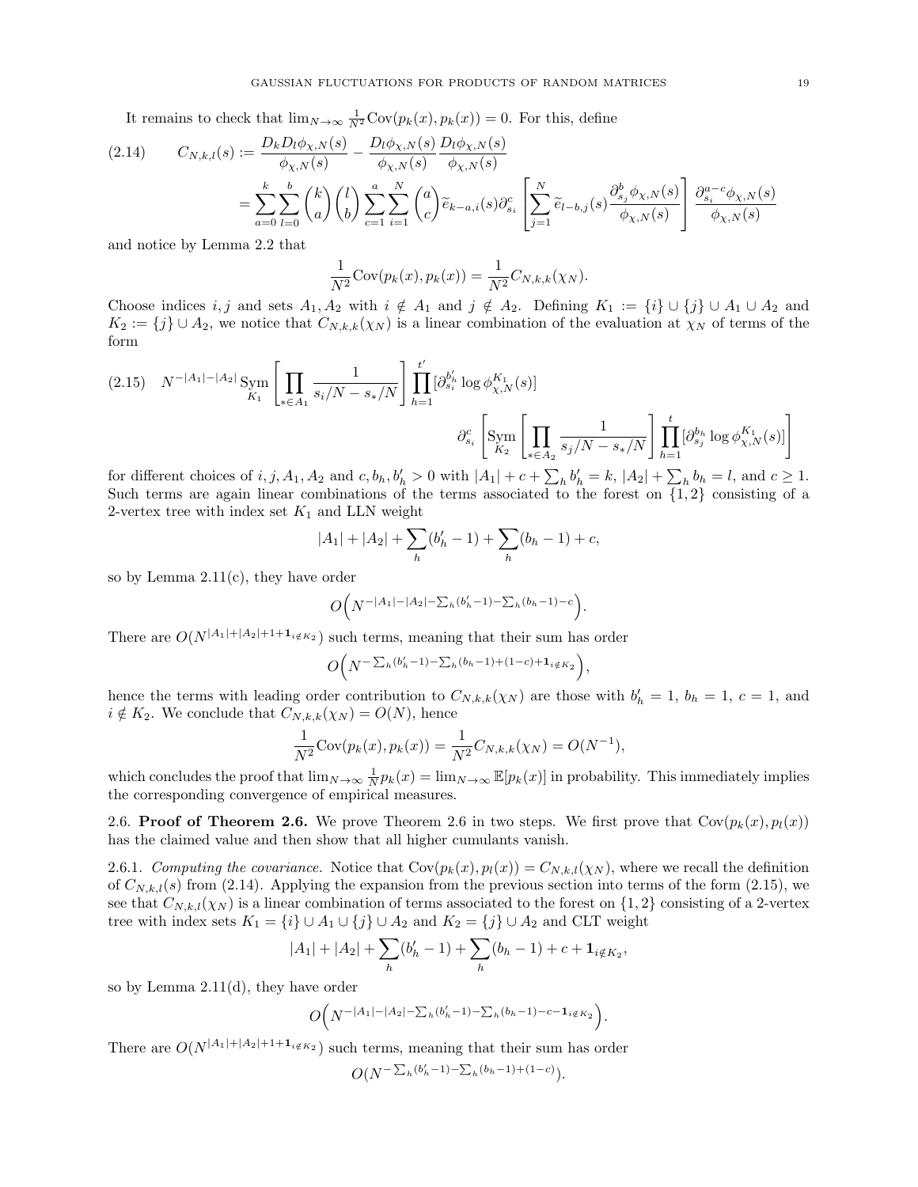It remains to check that $\lim_{N\to\infty} \frac{1}{N^2}\mathrm{Cov}(p_k(x), p_k(x)) = 0$. For this, define

$$
\begin{aligned}
(2.14) \qquad C_{N,k,l}(s) &:= \frac{D_k D_l \phi_{\chi,N}(s)}{\phi_{\chi,N}(s)} - \frac{D_l \phi_{\chi,N}(s)}{\phi_{\chi,N}(s)} \frac{D_l \phi_{\chi,N}(s)}{\phi_{\chi,N}(s)} \\
&= \sum_{a=0}^{k}\sum_{l=0}^{b}\binom{k}{a}\binom{l}{b}\sum_{c=1}^{a}\sum_{i=1}^{N}\binom{a}{c}\widetilde{e}_{k-a,i}(s)\partial_{s_i}^c\left[\sum_{j=1}^{N}\widetilde{e}_{l-b,j}(s)\frac{\partial_{s_j}^b \phi_{\chi,N}(s)}{\phi_{\chi,N}(s)}\right]\frac{\partial_{s_i}^{a-c}\phi_{\chi,N}(s)}{\phi_{\chi,N}(s)}
\end{aligned}
$$

and notice by Lemma 2.2 that

$$
\frac{1}{N^2}\mathrm{Cov}(p_k(x), p_k(x)) = \frac{1}{N^2} C_{N,k,k}(\chi_N).
$$

Choose indices $i, j$ and sets $A_1, A_2$ with $i \notin A_1$ and $j \notin A_2$. Defining $K_1 := \{i\} \cup \{j\} \cup A_1 \cup A_2$ and $K_2 := \{j\} \cup A_2$, we notice that $C_{N,k,k}(\chi_N)$ is a linear combination of the evaluation at $\chi_N$ of terms of the form

$$
\begin{aligned}
(2.15) \quad N^{-|A_1|-|A_2|} \operatorname*{Sym}_{K_1}\left[\prod_{*\in A_1}\frac{1}{s_i/N - s_*/N}\right]\prod_{h=1}^{t'}[\partial_{s_i}^{b'_h}\log\phi_{\chi,N}^{K_1}(s)] \\
\partial_{s_i}^c\left[\operatorname*{Sym}_{K_2}\left[\prod_{*\in A_2}\frac{1}{s_j/N - s_*/N}\right]\prod_{h=1}^{t}[\partial_{s_j}^{b_h}\log\phi_{\chi,N}^{K_1}(s)]\right]
\end{aligned}
$$

for different choices of $i, j, A_1, A_2$ and $c, b_h, b'_h > 0$ with $|A_1| + c + \sum_h b'_h = k$, $|A_2| + \sum_h b_h = l$, and $c \geq 1$. Such terms are again linear combinations of the terms associated to the forest on $\{1, 2\}$ consisting of a 2-vertex tree with index set $K_1$ and LLN weight

$$
|A_1| + |A_2| + \sum_h (b'_h - 1) + \sum_h (b_h - 1) + c,
$$

so by Lemma 2.11(c), they have order

$$
O\Big(N^{-|A_1|-|A_2|-\sum_h(b'_h-1)-\sum_h(b_h-1)-c}\Big).
$$

There are $O(N^{|A_1|+|A_2|+1+\mathbf{1}_{i\notin K_2}})$ such terms, meaning that their sum has order

$$
O\Big(N^{-\sum_h(b'_h-1)-\sum_h(b_h-1)+(1-c)+\mathbf{1}_{i\notin K_2}}\Big),
$$

hence the terms with leading order contribution to $C_{N,k,k}(\chi_N)$ are those with $b'_h = 1$, $b_h = 1$, $c = 1$, and $i \notin K_2$. We conclude that $C_{N,k,k}(\chi_N) = O(N)$, hence

$$
\frac{1}{N^2}\mathrm{Cov}(p_k(x), p_k(x)) = \frac{1}{N^2}C_{N,k,k}(\chi_N) = O(N^{-1}),
$$

which concludes the proof that $\lim_{N\to\infty}\frac{1}{N}p_k(x) = \lim_{N\to\infty}\mathbb{E}[p_k(x)]$ in probability. This immediately implies the corresponding convergence of empirical measures.

## 2.6. Proof of Theorem 2.6.

We prove Theorem 2.6 in two steps. We first prove that $\mathrm{Cov}(p_k(x), p_l(x))$ has the claimed value and then show that all higher cumulants vanish.

### 2.6.1. *Computing the covariance.*

Notice that $\mathrm{Cov}(p_k(x), p_l(x)) = C_{N,k,l}(\chi_N)$, where we recall the definition of $C_{N,k,l}(s)$ from (2.14). Applying the expansion from the previous section into terms of the form (2.15), we see that $C_{N,k,l}(\chi_N)$ is a linear combination of terms associated to the forest on $\{1, 2\}$ consisting of a 2-vertex tree with index sets $K_1 = \{i\} \cup A_1 \cup \{j\} \cup A_2$ and $K_2 = \{j\} \cup A_2$ and CLT weight

$$
|A_1| + |A_2| + \sum_h (b'_h - 1) + \sum_h (b_h - 1) + c + \mathbf{1}_{i\notin K_2},
$$

so by Lemma 2.11(d), they have order

$$
O\Big(N^{-|A_1|-|A_2|-\sum_h(b'_h-1)-\sum_h(b_h-1)-c-\mathbf{1}_{i\notin K_2}}\Big).
$$

There are $O(N^{|A_1|+|A_2|+1+\mathbf{1}_{i\notin K_2}})$ such terms, meaning that their sum has order

$$
O(N^{-\sum_h(b'_h-1)-\sum_h(b_h-1)+(1-c)}).
$$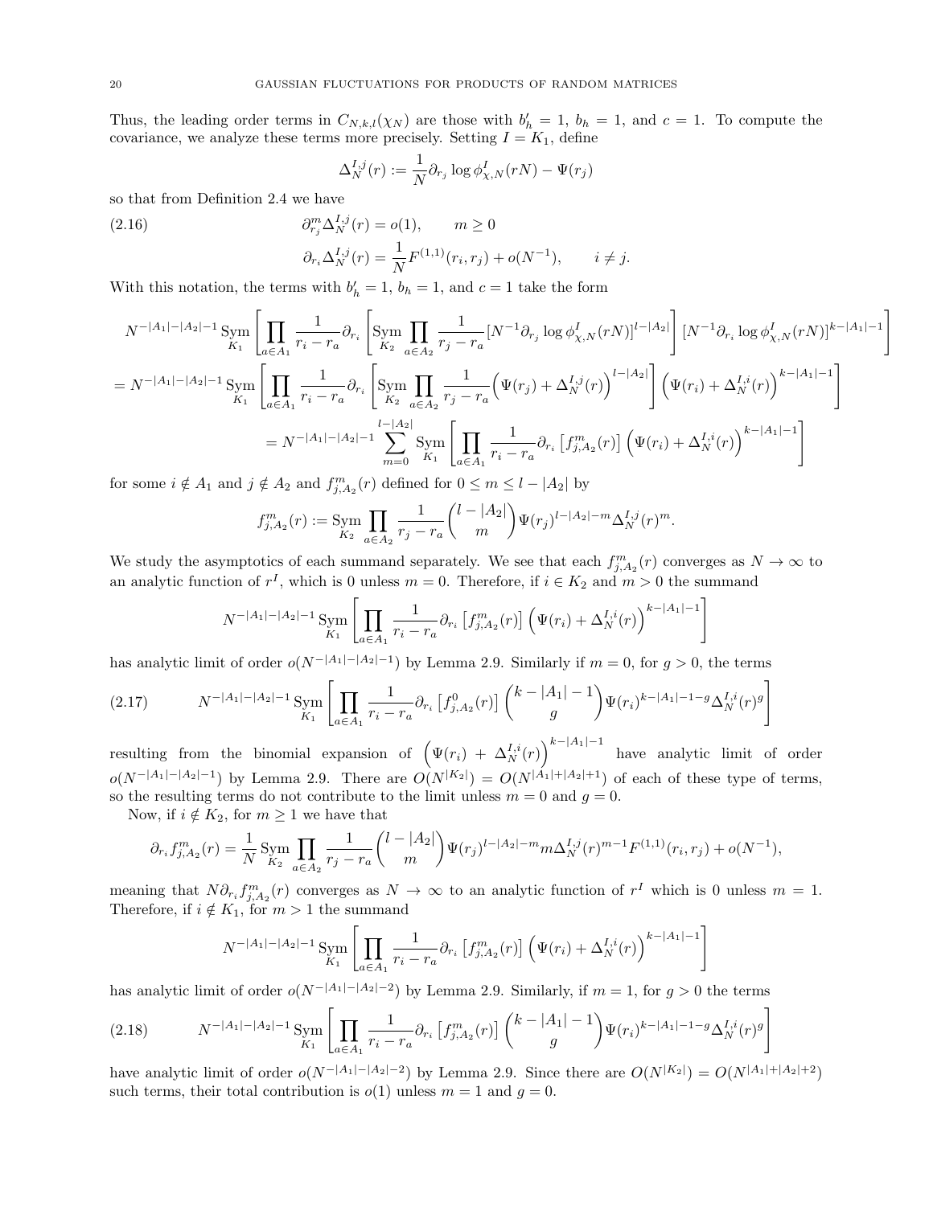Thus, the leading order terms in $C_{N,k,l}(\chi_N)$ are those with $b'_h = 1$, $b_h = 1$, and $c = 1$. To compute the covariance, we analyze these terms more precisely. Setting $I = K_1$, define

$$\Delta_N^{I,j}(r) := \frac{1}{N}\partial_{r_j} \log \phi^I_{\chi,N}(rN) - \Psi(r_j)$$

so that from Definition 2.4 we have

$$\begin{aligned} &\partial^m_{r_j} \Delta_N^{I,j}(r) = o(1), \qquad m \geq 0 \\ &\partial_{r_i} \Delta_N^{I,j}(r) = \frac{1}{N} F^{(1,1)}(r_i, r_j) + o(N^{-1}), \qquad i \neq j. \end{aligned} \tag{2.16}$$

With this notation, the terms with $b'_h = 1$, $b_h = 1$, and $c = 1$ take the form

$$\begin{aligned} &N^{-|A_1|-|A_2|-1} \operatorname*{Sym}_{K_1} \left[ \prod_{a \in A_1} \frac{1}{r_i - r_a} \partial_{r_i} \left[ \operatorname*{Sym}_{K_2} \prod_{a \in A_2} \frac{1}{r_j - r_a} [N^{-1}\partial_{r_j} \log \phi^I_{\chi,N}(rN)]^{l-|A_2|} \right] [N^{-1} \partial_{r_i} \log \phi^I_{\chi,N}(rN)]^{k-|A_1|-1} \right] \\ &= N^{-|A_1|-|A_2|-1} \operatorname*{Sym}_{K_1} \left[ \prod_{a \in A_1} \frac{1}{r_i - r_a} \partial_{r_i} \left[ \operatorname*{Sym}_{K_2} \prod_{a \in A_2} \frac{1}{r_j - r_a} \Big( \Psi(r_j) + \Delta_N^{I,j}(r) \Big)^{l-|A_2|} \right] \Big( \Psi(r_i) + \Delta_N^{I,i}(r) \Big)^{k-|A_1|-1} \right] \\ &= N^{-|A_1|-|A_2|-1} \sum_{m=0}^{l-|A_2|} \operatorname*{Sym}_{K_1} \left[ \prod_{a \in A_1} \frac{1}{r_i - r_a} \partial_{r_i} \left[ f^m_{j,A_2}(r) \right] \Big( \Psi(r_i) + \Delta_N^{I,i}(r) \Big)^{k-|A_1|-1} \right] \end{aligned}$$

for some $i \notin A_1$ and $j \notin A_2$ and $f^m_{j,A_2}(r)$ defined for $0 \leq m \leq l - |A_2|$ by

$$f^m_{j,A_2}(r) := \operatorname*{Sym}_{K_2} \prod_{a \in A_2} \frac{1}{r_j - r_a} \binom{l - |A_2|}{m} \Psi(r_j)^{l-|A_2|-m} \Delta_N^{I,j}(r)^m.$$

We study the asymptotics of each summand separately. We see that each $f^m_{j,A_2}(r)$ converges as $N \to \infty$ to an analytic function of $r^I$, which is 0 unless $m = 0$. Therefore, if $i \in K_2$ and $m > 0$ the summand

$$N^{-|A_1|-|A_2|-1} \operatorname*{Sym}_{K_1} \left[ \prod_{a \in A_1} \frac{1}{r_i - r_a} \partial_{r_i} \left[ f^m_{j,A_2}(r) \right] \Big( \Psi(r_i) + \Delta_N^{I,i}(r) \Big)^{k-|A_1|-1} \right]$$

has analytic limit of order $o(N^{-|A_1|-|A_2|-1})$ by Lemma 2.9. Similarly if $m = 0$, for $g > 0$, the terms

$$N^{-|A_1|-|A_2|-1} \operatorname*{Sym}_{K_1} \left[ \prod_{a \in A_1} \frac{1}{r_i - r_a} \partial_{r_i} \left[ f^0_{j,A_2}(r) \right] \binom{k - |A_1| - 1}{g} \Psi(r_i)^{k-|A_1|-1-g} \Delta_N^{I,i}(r)^g \right] \tag{2.17}$$

resulting from the binomial expansion of $\Big( \Psi(r_i) + \Delta_N^{I,i}(r) \Big)^{k-|A_1|-1}$ have analytic limit of order $o(N^{-|A_1|-|A_2|-1})$ by Lemma 2.9. There are $O(N^{|K_2|}) = O(N^{|A_1|+|A_2|+1})$ of each of these type of terms, so the resulting terms do not contribute to the limit unless $m = 0$ and $g = 0$.

Now, if $i \notin K_2$, for $m \geq 1$ we have that

$$\partial_{r_i} f^m_{j,A_2}(r) = \frac{1}{N} \operatorname*{Sym}_{K_2} \prod_{a \in A_2} \frac{1}{r_j - r_a} \binom{l - |A_2|}{m} \Psi(r_j)^{l-|A_2|-m} m \Delta_N^{I,j}(r)^{m-1} F^{(1,1)}(r_i, r_j) + o(N^{-1}),$$

meaning that $N \partial_{r_i} f^m_{j,A_2}(r)$ converges as $N \to \infty$ to an analytic function of $r^I$ which is 0 unless $m = 1$. Therefore, if $i \notin K_1$, for $m > 1$ the summand

$$N^{-|A_1|-|A_2|-1} \operatorname*{Sym}_{K_1} \left[ \prod_{a \in A_1} \frac{1}{r_i - r_a} \partial_{r_i} \left[ f^m_{j,A_2}(r) \right] \Big( \Psi(r_i) + \Delta_N^{I,i}(r) \Big)^{k-|A_1|-1} \right]$$

has analytic limit of order $o(N^{-|A_1|-|A_2|-2})$ by Lemma 2.9. Similarly, if $m = 1$, for $g > 0$ the terms

$$N^{-|A_1|-|A_2|-1} \operatorname*{Sym}_{K_1} \left[ \prod_{a \in A_1} \frac{1}{r_i - r_a} \partial_{r_i} \left[ f^m_{j,A_2}(r) \right] \binom{k - |A_1| - 1}{g} \Psi(r_i)^{k-|A_1|-1-g} \Delta_N^{I,i}(r)^g \right] \tag{2.18}$$

have analytic limit of order $o(N^{-|A_1|-|A_2|-2})$ by Lemma 2.9. Since there are $O(N^{|K_2|}) = O(N^{|A_1|+|A_2|+2})$ such terms, their total contribution is $o(1)$ unless $m = 1$ and $g = 0$.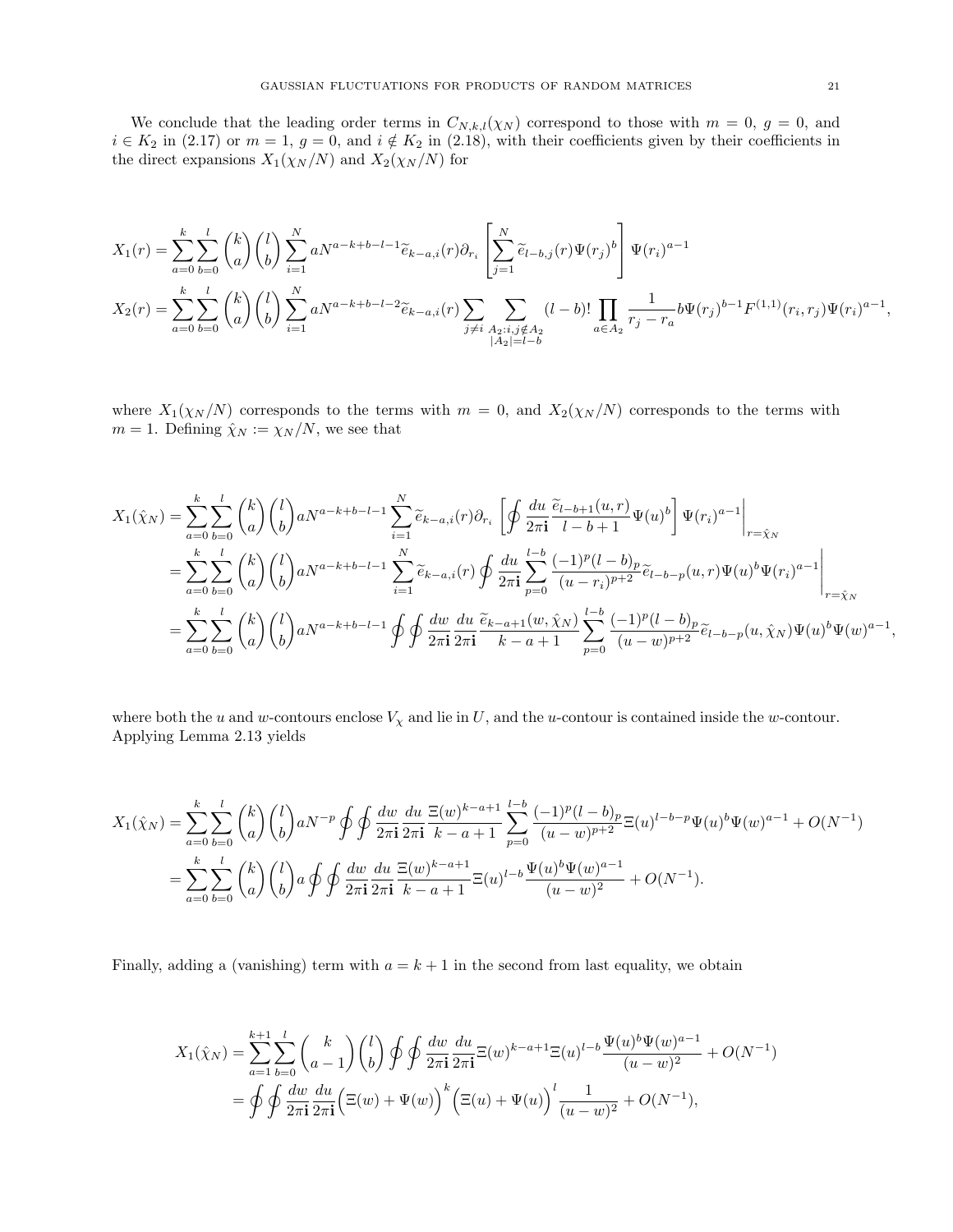We conclude that the leading order terms in $C_{N,k,l}(\chi_N)$ correspond to those with $m = 0$, $g = 0$, and $i \in K_2$ in (2.17) or $m = 1$, $g = 0$, and $i \notin K_2$ in (2.18), with their coefficients given by their coefficients in the direct expansions $X_1(\chi_N/N)$ and $X_2(\chi_N/N)$ for

$$
\begin{aligned}
X_1(r) &= \sum_{a=0}^{k}\sum_{b=0}^{l}\binom{k}{a}\binom{l}{b}\sum_{i=1}^{N} aN^{a-k+b-l-1}\widetilde{e}_{k-a,i}(r)\partial_{r_i}\left[\sum_{j=1}^{N}\widetilde{e}_{l-b,j}(r)\Psi(r_j)^b\right]\Psi(r_i)^{a-1}\\
X_2(r) &= \sum_{a=0}^{k}\sum_{b=0}^{l}\binom{k}{a}\binom{l}{b}\sum_{i=1}^{N} aN^{a-k+b-l-2}\widetilde{e}_{k-a,i}(r)\sum_{j\neq i}\sum_{\substack{A_2: i,j\notin A_2\\ |A_2|=l-b}}(l-b)!\prod_{a\in A_2}\frac{1}{r_j-r_a}b\Psi(r_j)^{b-1}F^{(1,1)}(r_i,r_j)\Psi(r_i)^{a-1},
\end{aligned}
$$

where $X_1(\chi_N/N)$ corresponds to the terms with $m = 0$, and $X_2(\chi_N/N)$ corresponds to the terms with $m = 1$. Defining $\hat{\chi}_N := \chi_N/N$, we see that

$$
\begin{aligned}
X_1(\hat{\chi}_N) &= \sum_{a=0}^{k}\sum_{b=0}^{l}\binom{k}{a}\binom{l}{b}aN^{a-k+b-l-1}\sum_{i=1}^{N}\widetilde{e}_{k-a,i}(r)\partial_{r_i}\left[\oint\frac{du}{2\pi\mathbf{i}}\frac{\widetilde{e}_{l-b+1}(u,r)}{l-b+1}\Psi(u)^b\right]\Psi(r_i)^{a-1}\bigg|_{r=\hat{\chi}_N}\\
&= \sum_{a=0}^{k}\sum_{b=0}^{l}\binom{k}{a}\binom{l}{b}aN^{a-k+b-l-1}\sum_{i=1}^{N}\widetilde{e}_{k-a,i}(r)\oint\frac{du}{2\pi\mathbf{i}}\sum_{p=0}^{l-b}\frac{(-1)^p(l-b)_p}{(u-r_i)^{p+2}}\widetilde{e}_{l-b-p}(u,r)\Psi(u)^b\Psi(r_i)^{a-1}\bigg|_{r=\hat{\chi}_N}\\
&= \sum_{a=0}^{k}\sum_{b=0}^{l}\binom{k}{a}\binom{l}{b}aN^{a-k+b-l-1}\oint\oint\frac{dw}{2\pi\mathbf{i}}\frac{du}{2\pi\mathbf{i}}\frac{\widetilde{e}_{k-a+1}(w,\hat{\chi}_N)}{k-a+1}\sum_{p=0}^{l-b}\frac{(-1)^p(l-b)_p}{(u-w)^{p+2}}\widetilde{e}_{l-b-p}(u,\hat{\chi}_N)\Psi(u)^b\Psi(w)^{a-1},
\end{aligned}
$$

where both the $u$ and $w$-contours enclose $V_\chi$ and lie in $U$, and the $u$-contour is contained inside the $w$-contour. Applying Lemma 2.13 yields

$$
\begin{aligned}
X_1(\hat{\chi}_N) &= \sum_{a=0}^{k}\sum_{b=0}^{l}\binom{k}{a}\binom{l}{b}aN^{-p}\oint\oint\frac{dw}{2\pi\mathbf{i}}\frac{du}{2\pi\mathbf{i}}\frac{\Xi(w)^{k-a+1}}{k-a+1}\sum_{p=0}^{l-b}\frac{(-1)^p(l-b)_p}{(u-w)^{p+2}}\Xi(u)^{l-b-p}\Psi(u)^b\Psi(w)^{a-1}+O(N^{-1})\\
&= \sum_{a=0}^{k}\sum_{b=0}^{l}\binom{k}{a}\binom{l}{b}a\oint\oint\frac{dw}{2\pi\mathbf{i}}\frac{du}{2\pi\mathbf{i}}\frac{\Xi(w)^{k-a+1}}{k-a+1}\Xi(u)^{l-b}\frac{\Psi(u)^b\Psi(w)^{a-1}}{(u-w)^2}+O(N^{-1}).
\end{aligned}
$$

Finally, adding a (vanishing) term with $a = k + 1$ in the second from last equality, we obtain

$$
\begin{aligned}
X_1(\hat{\chi}_N) &= \sum_{a=1}^{k+1}\sum_{b=0}^{l}\binom{k}{a-1}\binom{l}{b}\oint\oint\frac{dw}{2\pi\mathbf{i}}\frac{du}{2\pi\mathbf{i}}\Xi(w)^{k-a+1}\Xi(u)^{l-b}\frac{\Psi(u)^b\Psi(w)^{a-1}}{(u-w)^2}+O(N^{-1})\\
&= \oint\oint\frac{dw}{2\pi\mathbf{i}}\frac{du}{2\pi\mathbf{i}}\Big(\Xi(w)+\Psi(w)\Big)^k\Big(\Xi(u)+\Psi(u)\Big)^l\frac{1}{(u-w)^2}+O(N^{-1}),
\end{aligned}
$$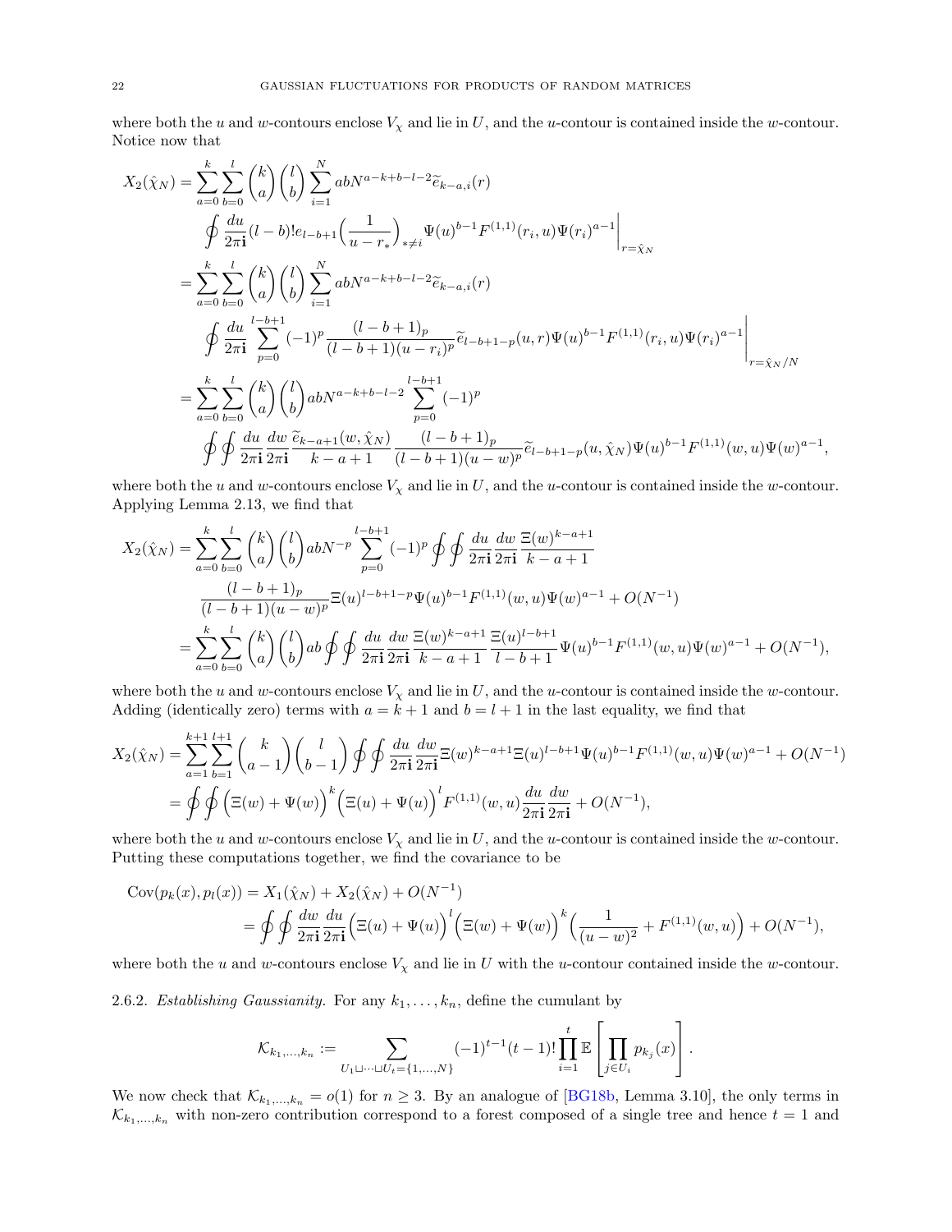where both the $u$ and $w$-contours enclose $V_\chi$ and lie in $U$, and the $u$-contour is contained inside the $w$-contour. Notice now that

$$
\begin{aligned}
X_2(\hat{\chi}_N) &= \sum_{a=0}^{k}\sum_{b=0}^{l}\binom{k}{a}\binom{l}{b}\sum_{i=1}^{N} abN^{a-k+b-l-2}\widetilde{e}_{k-a,i}(r) \\
&\quad \oint \frac{du}{2\pi\mathbf{i}}(l-b)!e_{l-b+1}\Big(\frac{1}{u-r_*}\Big)_{*\neq i}\Psi(u)^{b-1}F^{(1,1)}(r_i,u)\Psi(r_i)^{a-1}\Bigg|_{r=\hat{\chi}_N} \\
&= \sum_{a=0}^{k}\sum_{b=0}^{l}\binom{k}{a}\binom{l}{b}\sum_{i=1}^{N} abN^{a-k+b-l-2}\widetilde{e}_{k-a,i}(r) \\
&\quad \oint \frac{du}{2\pi\mathbf{i}}\sum_{p=0}^{l-b+1}(-1)^p\frac{(l-b+1)_p}{(l-b+1)(u-r_i)^p}\widetilde{e}_{l-b+1-p}(u,r)\Psi(u)^{b-1}F^{(1,1)}(r_i,u)\Psi(r_i)^{a-1}\Bigg|_{r=\hat{\chi}_N/N} \\
&= \sum_{a=0}^{k}\sum_{b=0}^{l}\binom{k}{a}\binom{l}{b}abN^{a-k+b-l-2}\sum_{p=0}^{l-b+1}(-1)^p \\
&\quad \oint\oint \frac{du}{2\pi\mathbf{i}}\frac{dw}{2\pi\mathbf{i}}\frac{\widetilde{e}_{k-a+1}(w,\hat{\chi}_N)}{k-a+1}\frac{(l-b+1)_p}{(l-b+1)(u-w)^p}\widetilde{e}_{l-b+1-p}(u,\hat{\chi}_N)\Psi(u)^{b-1}F^{(1,1)}(w,u)\Psi(w)^{a-1},
\end{aligned}
$$

where both the $u$ and $w$-contours enclose $V_\chi$ and lie in $U$, and the $u$-contour is contained inside the $w$-contour. Applying Lemma 2.13, we find that

$$
\begin{aligned}
X_2(\hat{\chi}_N) &= \sum_{a=0}^{k}\sum_{b=0}^{l}\binom{k}{a}\binom{l}{b}abN^{-p}\sum_{p=0}^{l-b+1}(-1)^p\oint\oint\frac{du}{2\pi\mathbf{i}}\frac{dw}{2\pi\mathbf{i}}\frac{\Xi(w)^{k-a+1}}{k-a+1} \\
&\quad \frac{(l-b+1)_p}{(l-b+1)(u-w)^p}\Xi(u)^{l-b+1-p}\Psi(u)^{b-1}F^{(1,1)}(w,u)\Psi(w)^{a-1}+O(N^{-1}) \\
&= \sum_{a=0}^{k}\sum_{b=0}^{l}\binom{k}{a}\binom{l}{b}ab\oint\oint\frac{du}{2\pi\mathbf{i}}\frac{dw}{2\pi\mathbf{i}}\frac{\Xi(w)^{k-a+1}}{k-a+1}\frac{\Xi(u)^{l-b+1}}{l-b+1}\Psi(u)^{b-1}F^{(1,1)}(w,u)\Psi(w)^{a-1}+O(N^{-1}),
\end{aligned}
$$

where both the $u$ and $w$-contours enclose $V_\chi$ and lie in $U$, and the $u$-contour is contained inside the $w$-contour. Adding (identically zero) terms with $a=k+1$ and $b=l+1$ in the last equality, we find that

$$
\begin{aligned}
X_2(\hat{\chi}_N) &= \sum_{a=1}^{k+1}\sum_{b=1}^{l+1}\binom{k}{a-1}\binom{l}{b-1}\oint\oint\frac{du}{2\pi\mathbf{i}}\frac{dw}{2\pi\mathbf{i}}\Xi(w)^{k-a+1}\Xi(u)^{l-b+1}\Psi(u)^{b-1}F^{(1,1)}(w,u)\Psi(w)^{a-1}+O(N^{-1}) \\
&= \oint\oint\Big(\Xi(w)+\Psi(w)\Big)^k\Big(\Xi(u)+\Psi(u)\Big)^lF^{(1,1)}(w,u)\frac{du}{2\pi\mathbf{i}}\frac{dw}{2\pi\mathbf{i}}+O(N^{-1}),
\end{aligned}
$$

where both the $u$ and $w$-contours enclose $V_\chi$ and lie in $U$, and the $u$-contour is contained inside the $w$-contour. Putting these computations together, we find the covariance to be

$$
\begin{aligned}
\operatorname{Cov}(p_k(x),p_l(x)) &= X_1(\hat{\chi}_N)+X_2(\hat{\chi}_N)+O(N^{-1}) \\
&= \oint\oint\frac{dw}{2\pi\mathbf{i}}\frac{du}{2\pi\mathbf{i}}\Big(\Xi(u)+\Psi(u)\Big)^l\Big(\Xi(w)+\Psi(w)\Big)^k\Big(\frac{1}{(u-w)^2}+F^{(1,1)}(w,u)\Big)+O(N^{-1}),
\end{aligned}
$$

where both the $u$ and $w$-contours enclose $V_\chi$ and lie in $U$ with the $u$-contour contained inside the $w$-contour.

2.6.2. *Establishing Gaussianity.* For any $k_1,\ldots,k_n$, define the cumulant by

$$
\mathcal{K}_{k_1,\ldots,k_n} := \sum_{U_1\sqcup\cdots\sqcup U_t=\{1,\ldots,N\}}(-1)^{t-1}(t-1)!\prod_{i=1}^{t}\mathbb{E}\left[\prod_{j\in U_i}p_{k_j}(x)\right].
$$

We now check that $\mathcal{K}_{k_1,\ldots,k_n}=o(1)$ for $n\geq 3$. By an analogue of [BG18b, Lemma 3.10], the only terms in $\mathcal{K}_{k_1,\ldots,k_n}$ with non-zero contribution correspond to a forest composed of a single tree and hence $t=1$ and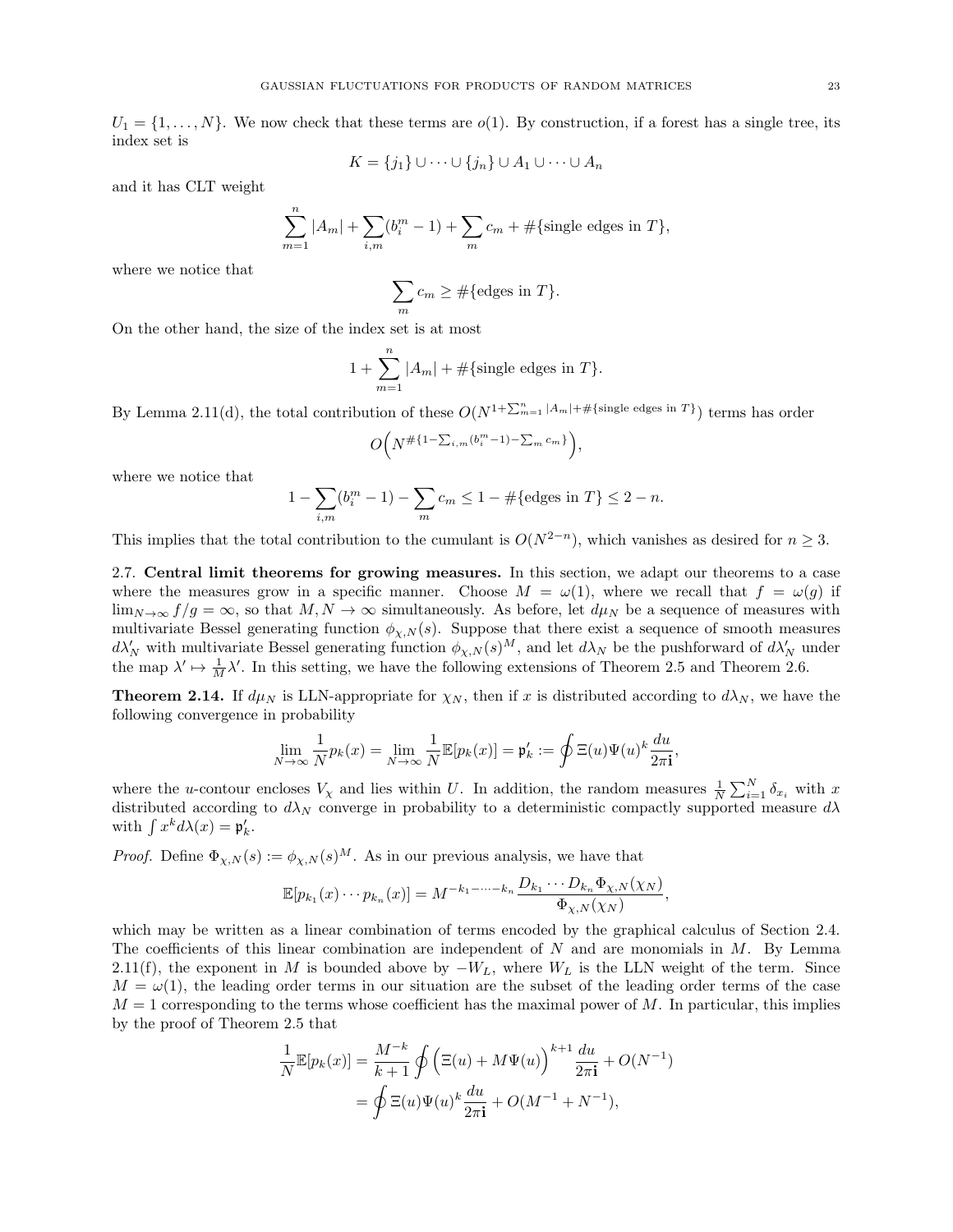$U_1 = \{1, \ldots, N\}$. We now check that these terms are $o(1)$. By construction, if a forest has a single tree, its index set is

$$K = \{j_1\} \cup \cdots \cup \{j_n\} \cup A_1 \cup \cdots \cup A_n$$

and it has CLT weight

$$\sum_{m=1}^{n} |A_m| + \sum_{i,m} (b_i^m - 1) + \sum_m c_m + \#\{\text{single edges in } T\},$$

where we notice that

$$\sum_m c_m \geq \#\{\text{edges in } T\}.$$

On the other hand, the size of the index set is at most

$$1 + \sum_{m=1}^{n} |A_m| + \#\{\text{single edges in } T\}.$$

By Lemma 2.11(d), the total contribution of these $O(N^{1+\sum_{m=1}^{n}|A_m| + \#\{\text{single edges in } T\}})$ terms has order

$$O\Big(N^{\#\{1 - \sum_{i,m}(b_i^m - 1) - \sum_m c_m\}}\Big),$$

where we notice that

$$1 - \sum_{i,m}(b_i^m - 1) - \sum_m c_m \leq 1 - \#\{\text{edges in } T\} \leq 2 - n.$$

This implies that the total contribution to the cumulant is $O(N^{2-n})$, which vanishes as desired for $n \geq 3$.

## 2.7. Central limit theorems for growing measures.

In this section, we adapt our theorems to a case where the measures grow in a specific manner. Choose $M = \omega(1)$, where we recall that $f = \omega(g)$ if $\lim_{N\to\infty} f/g = \infty$, so that $M, N \to \infty$ simultaneously. As before, let $d\mu_N$ be a sequence of measures with multivariate Bessel generating function $\phi_{\chi,N}(s)$. Suppose that there exist a sequence of smooth measures $d\lambda'_N$ with multivariate Bessel generating function $\phi_{\chi,N}(s)^M$, and let $d\lambda_N$ be the pushforward of $d\lambda'_N$ under the map $\lambda' \mapsto \frac{1}{M}\lambda'$. In this setting, we have the following extensions of Theorem 2.5 and Theorem 2.6.

**Theorem 2.14.** If $d\mu_N$ is LLN-appropriate for $\chi_N$, then if $x$ is distributed according to $d\lambda_N$, we have the following convergence in probability

$$\lim_{N\to\infty} \frac{1}{N} p_k(x) = \lim_{N\to\infty} \frac{1}{N} \mathbb{E}[p_k(x)] = \mathfrak{p}'_k := \oint \Xi(u)\Psi(u)^k \frac{du}{2\pi\mathbf{i}},$$

where the $u$-contour encloses $V_\chi$ and lies within $U$. In addition, the random measures $\frac{1}{N}\sum_{i=1}^{N} \delta_{x_i}$ with $x$ distributed according to $d\lambda_N$ converge in probability to a deterministic compactly supported measure $d\lambda$ with $\int x^k d\lambda(x) = \mathfrak{p}'_k$.

*Proof.* Define $\Phi_{\chi,N}(s) := \phi_{\chi,N}(s)^M$. As in our previous analysis, we have that

$$\mathbb{E}[p_{k_1}(x) \cdots p_{k_n}(x)] = M^{-k_1 - \cdots - k_n} \frac{D_{k_1} \cdots D_{k_n} \Phi_{\chi,N}(\chi_N)}{\Phi_{\chi,N}(\chi_N)},$$

which may be written as a linear combination of terms encoded by the graphical calculus of Section 2.4. The coefficients of this linear combination are independent of $N$ and are monomials in $M$. By Lemma 2.11(f), the exponent in $M$ is bounded above by $-W_L$, where $W_L$ is the LLN weight of the term. Since $M = \omega(1)$, the leading order terms in our situation are the subset of the leading order terms of the case $M = 1$ corresponding to the terms whose coefficient has the maximal power of $M$. In particular, this implies by the proof of Theorem 2.5 that

$$\begin{aligned}
\frac{1}{N}\mathbb{E}[p_k(x)] &= \frac{M^{-k}}{k+1} \oint \Big(\Xi(u) + M\Psi(u)\Big)^{k+1} \frac{du}{2\pi\mathbf{i}} + O(N^{-1}) \\
&= \oint \Xi(u)\Psi(u)^k \frac{du}{2\pi\mathbf{i}} + O(M^{-1} + N^{-1}),
\end{aligned}$$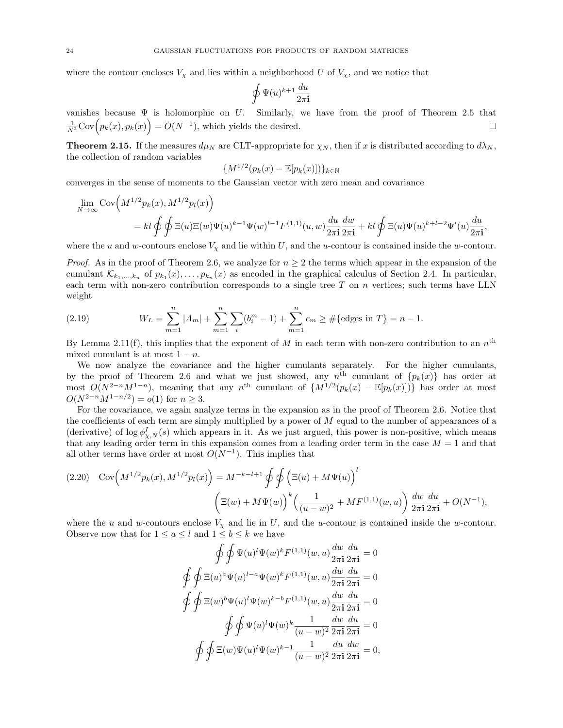where the contour encloses $V_\chi$ and lies within a neighborhood $U$ of $V_\chi$, and we notice that

$$\oint \Psi(u)^{k+1} \frac{du}{2\pi \mathbf{i}}$$

vanishes because $\Psi$ is holomorphic on $U$. Similarly, we have from the proof of Theorem 2.5 that $\frac{1}{N^2}\mathrm{Cov}\Big(p_k(x), p_k(x)\Big) = O(N^{-1})$, which yields the desired. □

**Theorem 2.15.** If the measures $d\mu_N$ are CLT-appropriate for $\chi_N$, then if $x$ is distributed according to $d\lambda_N$, the collection of random variables

$$\{M^{1/2}(p_k(x) - \mathbb{E}[p_k(x)])\}_{k \in \mathbb{N}}$$

converges in the sense of moments to the Gaussian vector with zero mean and covariance

$$\lim_{N\to\infty} \mathrm{Cov}\Big(M^{1/2}p_k(x), M^{1/2}p_l(x)\Big)$$
$$= kl \oint\oint \Xi(u)\Xi(w)\Psi(u)^{k-1}\Psi(w)^{l-1}F^{(1,1)}(u,w)\frac{du}{2\pi\mathbf{i}}\frac{dw}{2\pi\mathbf{i}} + kl\oint \Xi(u)\Psi(u)^{k+l-2}\Psi'(u)\frac{du}{2\pi\mathbf{i}},$$

where the $u$ and $w$-contours enclose $V_\chi$ and lie within $U$, and the $u$-contour is contained inside the $w$-contour.

*Proof.* As in the proof of Theorem 2.6, we analyze for $n \geq 2$ the terms which appear in the expansion of the cumulant $\mathcal{K}_{k_1,\ldots,k_n}$ of $p_{k_1}(x), \ldots, p_{k_n}(x)$ as encoded in the graphical calculus of Section 2.4. In particular, each term with non-zero contribution corresponds to a single tree $T$ on $n$ vertices; such terms have LLN weight

$$W_L = \sum_{m=1}^n |A_m| + \sum_{m=1}^n \sum_i (b_i^m - 1) + \sum_{m=1}^n c_m \geq \#\{\text{edges in } T\} = n - 1. \tag{2.19}$$

By Lemma 2.11(f), this implies that the exponent of $M$ in each term with non-zero contribution to an $n^{\text{th}}$ mixed cumulant is at most $1-n$.

We now analyze the covariance and the higher cumulants separately. For the higher cumulants, by the proof of Theorem 2.6 and what we just showed, any $n^{\text{th}}$ cumulant of $\{p_k(x)\}$ has order at most $O(N^{2-n}M^{1-n})$, meaning that any $n^{\text{th}}$ cumulant of $\{M^{1/2}(p_k(x) - \mathbb{E}[p_k(x)])\}$ has order at most $O(N^{2-n}M^{1-n/2}) = o(1)$ for $n \geq 3$.

For the covariance, we again analyze terms in the expansion as in the proof of Theorem 2.6. Notice that the coefficients of each term are simply multiplied by a power of $M$ equal to the number of appearances of a (derivative) of $\log \phi^I_{\chi,N}(s)$ which appears in it. As we just argued, this power is non-positive, which means that any leading order term in this expansion comes from a leading order term in the case $M = 1$ and that all other terms have order at most $O(N^{-1})$. This implies that

$$\mathrm{Cov}\Big(M^{1/2}p_k(x), M^{1/2}p_l(x)\Big) = M^{-k-l+1}\oint\oint\Big(\Xi(u) + M\Psi(u)\Big)^l \Big(\Xi(w) + M\Psi(w)\Big)^k\Big(\frac{1}{(u-w)^2} + MF^{(1,1)}(w,u)\Big)\frac{dw}{2\pi\mathbf{i}}\frac{du}{2\pi\mathbf{i}} + O(N^{-1}), \tag{2.20}$$

where the $u$ and $w$-contours enclose $V_\chi$ and lie in $U$, and the $u$-contour is contained inside the $w$-contour. Observe now that for $1 \leq a \leq l$ and $1 \leq b \leq k$ we have

$$\oint\oint \Psi(u)^l\Psi(w)^kF^{(1,1)}(w,u)\frac{dw}{2\pi\mathbf{i}}\frac{du}{2\pi\mathbf{i}} = 0$$

$$\oint\oint \Xi(u)^a\Psi(u)^{l-a}\Psi(w)^kF^{(1,1)}(w,u)\frac{dw}{2\pi\mathbf{i}}\frac{du}{2\pi\mathbf{i}} = 0$$

$$\oint\oint \Xi(w)^b\Psi(u)^l\Psi(w)^{k-b}F^{(1,1)}(w,u)\frac{dw}{2\pi\mathbf{i}}\frac{du}{2\pi\mathbf{i}} = 0$$

$$\oint\oint \Psi(u)^l\Psi(w)^k\frac{1}{(u-w)^2}\frac{dw}{2\pi\mathbf{i}}\frac{du}{2\pi\mathbf{i}} = 0$$

$$\oint\oint \Xi(w)\Psi(u)^l\Psi(w)^{k-1}\frac{1}{(u-w)^2}\frac{du}{2\pi\mathbf{i}}\frac{dw}{2\pi\mathbf{i}} = 0,$$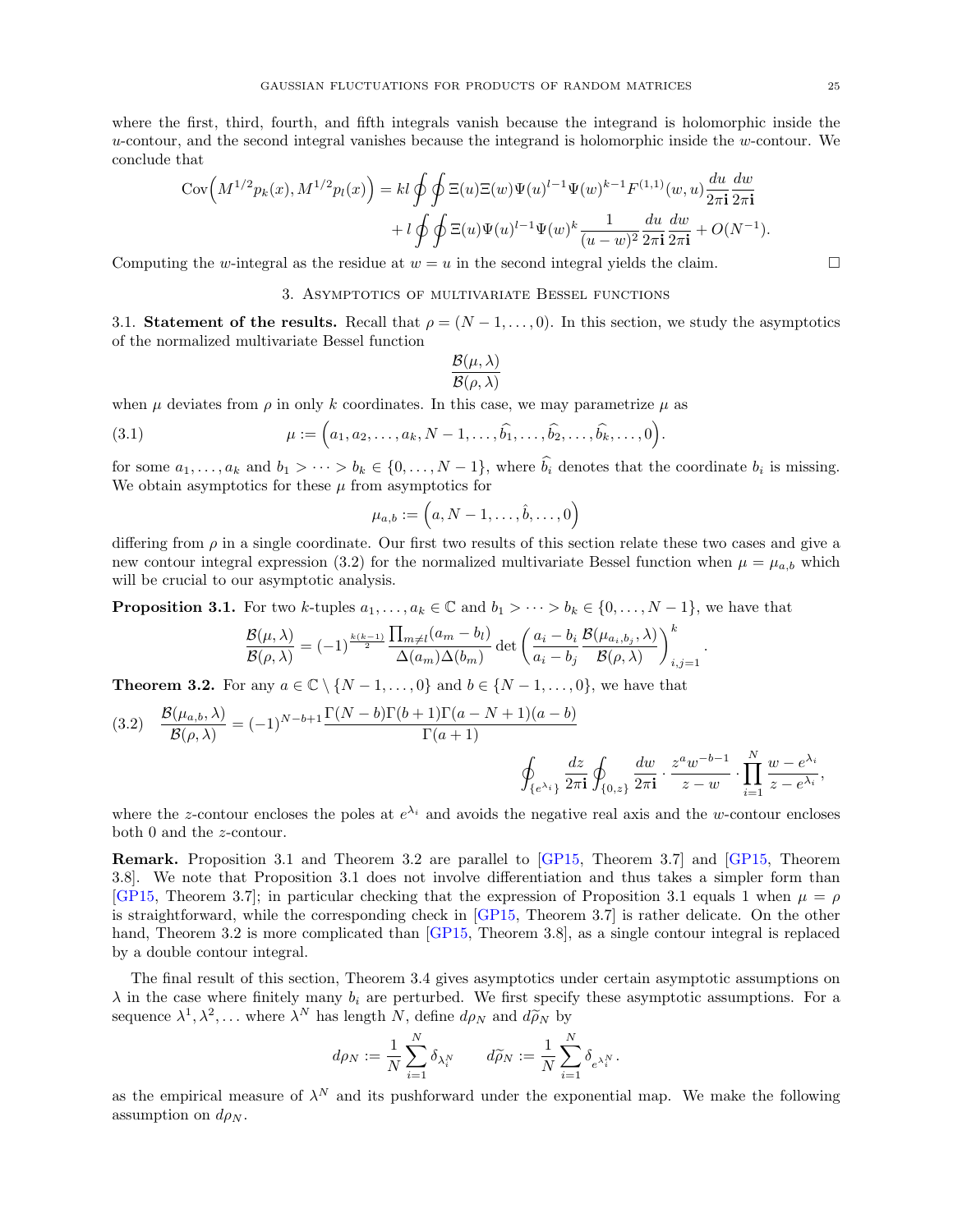where the first, third, fourth, and fifth integrals vanish because the integrand is holomorphic inside the $u$-contour, and the second integral vanishes because the integrand is holomorphic inside the $w$-contour. We conclude that

$$\begin{aligned}\operatorname{Cov}\Big(M^{1/2}p_k(x), M^{1/2}p_l(x)\Big) = kl \oint\oint \Xi(u)\Xi(w)\Psi(u)^{l-1}\Psi(w)^{k-1}F^{(1,1)}(w,u)\frac{du}{2\pi\mathbf{i}}\frac{dw}{2\pi\mathbf{i}}\\ + l\oint\oint \Xi(u)\Psi(u)^{l-1}\Psi(w)^{k}\frac{1}{(u-w)^2}\frac{du}{2\pi\mathbf{i}}\frac{dw}{2\pi\mathbf{i}} + O(N^{-1}).\end{aligned}$$

Computing the $w$-integral as the residue at $w = u$ in the second integral yields the claim. $\square$

## 3. Asymptotics of multivariate Bessel functions

**3.1. Statement of the results.** Recall that $\rho = (N-1,\dots,0)$. In this section, we study the asymptotics of the normalized multivariate Bessel function

$$\frac{\mathcal{B}(\mu,\lambda)}{\mathcal{B}(\rho,\lambda)}$$

when $\mu$ deviates from $\rho$ in only $k$ coordinates. In this case, we may parametrize $\mu$ as

$$\mu := \Big(a_1, a_2, \dots, a_k, N-1, \dots, \widehat{b_1}, \dots, \widehat{b_2}, \dots, \widehat{b_k}, \dots, 0\Big). \tag{3.1}$$

for some $a_1,\dots,a_k$ and $b_1 > \dots > b_k \in \{0,\dots,N-1\}$, where $\widehat{b_i}$ denotes that the coordinate $b_i$ is missing. We obtain asymptotics for these $\mu$ from asymptotics for

$$\mu_{a,b} := \Big(a, N-1, \dots, \hat{b}, \dots, 0\Big)$$

differing from $\rho$ in a single coordinate. Our first two results of this section relate these two cases and give a new contour integral expression (3.2) for the normalized multivariate Bessel function when $\mu = \mu_{a,b}$ which will be crucial to our asymptotic analysis.

**Proposition 3.1.** For two $k$-tuples $a_1,\dots,a_k \in \mathbb{C}$ and $b_1 > \dots > b_k \in \{0,\dots,N-1\}$, we have that

$$\frac{\mathcal{B}(\mu,\lambda)}{\mathcal{B}(\rho,\lambda)} = (-1)^{\frac{k(k-1)}{2}}\frac{\prod_{m\neq l}(a_m - b_l)}{\Delta(a_m)\Delta(b_m)}\det\left(\frac{a_i - b_i}{a_i - b_j}\frac{\mathcal{B}(\mu_{a_i,b_j},\lambda)}{\mathcal{B}(\rho,\lambda)}\right)_{i,j=1}^{k}.$$

**Theorem 3.2.** For any $a \in \mathbb{C}\setminus\{N-1,\dots,0\}$ and $b \in \{N-1,\dots,0\}$, we have that

$$\frac{\mathcal{B}(\mu_{a,b},\lambda)}{\mathcal{B}(\rho,\lambda)} = (-1)^{N-b+1}\frac{\Gamma(N-b)\Gamma(b+1)\Gamma(a-N+1)(a-b)}{\Gamma(a+1)} \oint_{\{e^{\lambda_i}\}}\frac{dz}{2\pi\mathbf{i}}\oint_{\{0,z\}}\frac{dw}{2\pi\mathbf{i}}\cdot\frac{z^a w^{-b-1}}{z-w}\cdot\prod_{i=1}^{N}\frac{w-e^{\lambda_i}}{z-e^{\lambda_i}}, \tag{3.2}$$

where the $z$-contour encloses the poles at $e^{\lambda_i}$ and avoids the negative real axis and the $w$-contour encloses both 0 and the $z$-contour.

**Remark.** Proposition 3.1 and Theorem 3.2 are parallel to [GP15, Theorem 3.7] and [GP15, Theorem 3.8]. We note that Proposition 3.1 does not involve differentiation and thus takes a simpler form than [GP15, Theorem 3.7]; in particular checking that the expression of Proposition 3.1 equals 1 when $\mu = \rho$ is straightforward, while the corresponding check in [GP15, Theorem 3.7] is rather delicate. On the other hand, Theorem 3.2 is more complicated than [GP15, Theorem 3.8], as a single contour integral is replaced by a double contour integral.

The final result of this section, Theorem 3.4 gives asymptotics under certain asymptotic assumptions on $\lambda$ in the case where finitely many $b_i$ are perturbed. We first specify these asymptotic assumptions. For a sequence $\lambda^1, \lambda^2, \dots$ where $\lambda^N$ has length $N$, define $d\rho_N$ and $d\widetilde{\rho}_N$ by

$$d\rho_N := \frac{1}{N}\sum_{i=1}^{N}\delta_{\lambda_i^N} \qquad d\widetilde{\rho}_N := \frac{1}{N}\sum_{i=1}^{N}\delta_{e^{\lambda_i^N}}.$$

as the empirical measure of $\lambda^N$ and its pushforward under the exponential map. We make the following assumption on $d\rho_N$.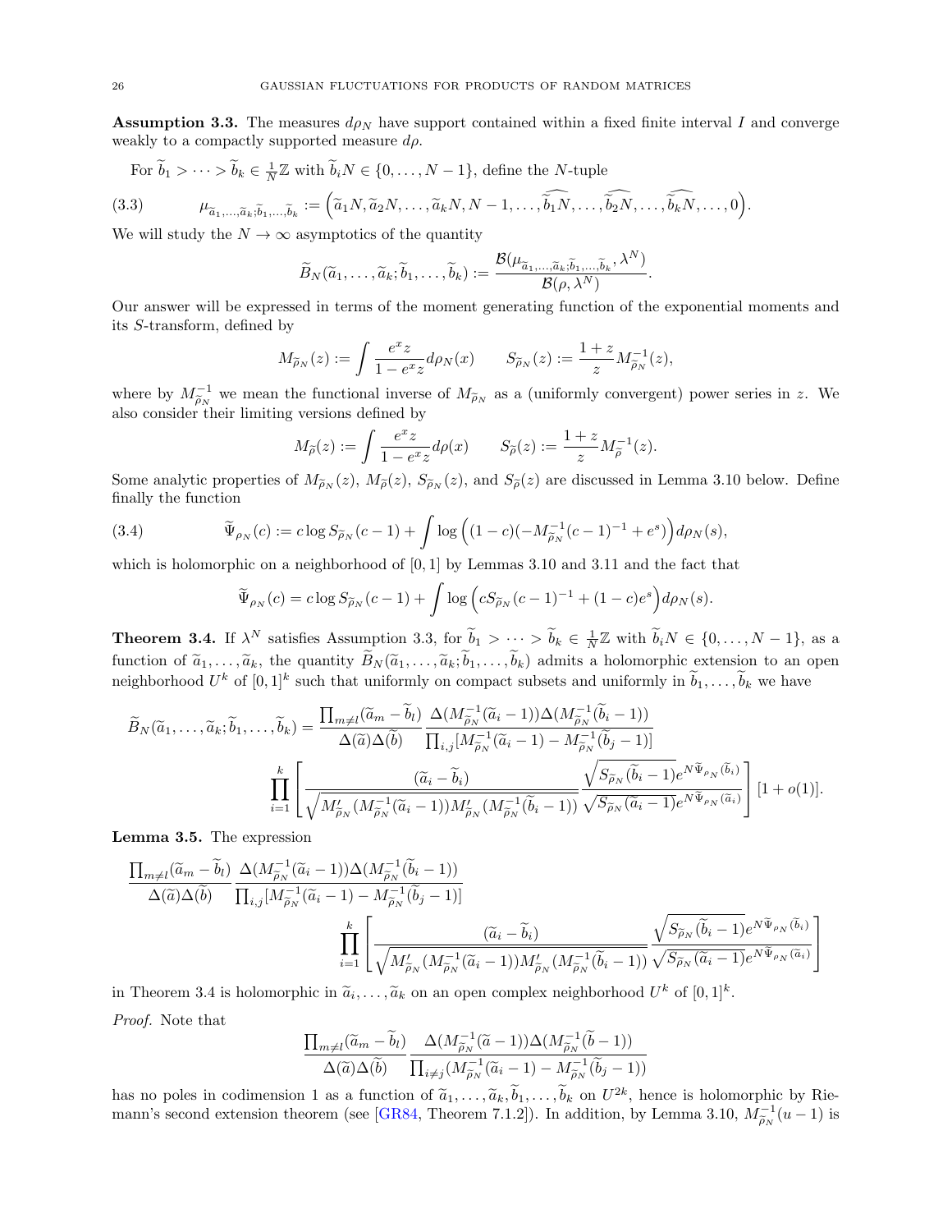**Assumption 3.3.** The measures $d\rho_N$ have support contained within a fixed finite interval $I$ and converge weakly to a compactly supported measure $d\rho$.

For $\widetilde{b}_1 > \cdots > \widetilde{b}_k \in \frac{1}{N}\mathbb{Z}$ with $\widetilde{b}_i N \in \{0, \ldots, N-1\}$, define the $N$-tuple

$$\mu_{\widetilde{a}_1,\ldots,\widetilde{a}_k;\widetilde{b}_1,\ldots,\widetilde{b}_k} := \Big(\widetilde{a}_1 N, \widetilde{a}_2 N, \ldots, \widetilde{a}_k N, N-1, \ldots, \widehat{\widetilde{b}_1 N}, \ldots, \widehat{\widetilde{b}_2 N}, \ldots, \widehat{\widetilde{b}_k N}, \ldots, 0\Big). \tag{3.3}$$

We will study the $N \to \infty$ asymptotics of the quantity

$$\widetilde{B}_N(\widetilde{a}_1, \ldots, \widetilde{a}_k; \widetilde{b}_1, \ldots, \widetilde{b}_k) := \frac{\mathcal{B}(\mu_{\widetilde{a}_1,\ldots,\widetilde{a}_k;\widetilde{b}_1,\ldots,\widetilde{b}_k}, \lambda^N)}{\mathcal{B}(\rho, \lambda^N)}.$$

Our answer will be expressed in terms of the moment generating function of the exponential moments and its $S$-transform, defined by

$$M_{\widetilde{\rho}_N}(z) := \int \frac{e^x z}{1 - e^x z} d\rho_N(x) \qquad S_{\widetilde{\rho}_N}(z) := \frac{1+z}{z} M_{\widetilde{\rho}_N}^{-1}(z),$$

where by $M_{\widetilde{\rho}_N}^{-1}$ we mean the functional inverse of $M_{\widetilde{\rho}_N}$ as a (uniformly convergent) power series in $z$. We also consider their limiting versions defined by

$$M_{\widetilde{\rho}}(z) := \int \frac{e^x z}{1 - e^x z} d\rho(x) \qquad S_{\widetilde{\rho}}(z) := \frac{1+z}{z} M_{\widetilde{\rho}}^{-1}(z).$$

Some analytic properties of $M_{\widetilde{\rho}_N}(z)$, $M_{\widetilde{\rho}}(z)$, $S_{\widetilde{\rho}_N}(z)$, and $S_{\widetilde{\rho}}(z)$ are discussed in Lemma 3.10 below. Define finally the function

$$\widetilde{\Psi}_{\rho_N}(c) := c \log S_{\widetilde{\rho}_N}(c-1) + \int \log\Big((1-c)(-M_{\widetilde{\rho}_N}^{-1}(c-1)^{-1} + e^s)\Big) d\rho_N(s), \tag{3.4}$$

which is holomorphic on a neighborhood of $[0,1]$ by Lemmas 3.10 and 3.11 and the fact that

$$\widetilde{\Psi}_{\rho_N}(c) = c \log S_{\widetilde{\rho}_N}(c-1) + \int \log\Big(c S_{\widetilde{\rho}_N}(c-1)^{-1} + (1-c)e^s\Big) d\rho_N(s).$$

**Theorem 3.4.** *If $\lambda^N$ satisfies Assumption 3.3, for $\widetilde{b}_1 > \cdots > \widetilde{b}_k \in \frac{1}{N}\mathbb{Z}$ with $\widetilde{b}_i N \in \{0, \ldots, N-1\}$, as a function of $\widetilde{a}_1, \ldots, \widetilde{a}_k$, the quantity $\widetilde{B}_N(\widetilde{a}_1, \ldots, \widetilde{a}_k; \widetilde{b}_1, \ldots, \widetilde{b}_k)$ admits a holomorphic extension to an open neighborhood $U^k$ of $[0,1]^k$ such that uniformly on compact subsets and uniformly in $\widetilde{b}_1, \ldots, \widetilde{b}_k$ we have*

$$\begin{aligned}
\widetilde{B}_N(\widetilde{a}_1, \ldots, \widetilde{a}_k; \widetilde{b}_1, \ldots, \widetilde{b}_k) &= \frac{\prod_{m \neq l}(\widetilde{a}_m - \widetilde{b}_l)}{\Delta(\widetilde{a})\Delta(\widetilde{b})} \frac{\Delta(M_{\widetilde{\rho}_N}^{-1}(\widetilde{a}_i - 1))\Delta(M_{\widetilde{\rho}_N}^{-1}(\widetilde{b}_i - 1))}{\prod_{i,j}[M_{\widetilde{\rho}_N}^{-1}(\widetilde{a}_i - 1) - M_{\widetilde{\rho}_N}^{-1}(\widetilde{b}_j - 1)]} \\
&\quad \prod_{i=1}^k \left[ \frac{(\widetilde{a}_i - \widetilde{b}_i)}{\sqrt{M'_{\widetilde{\rho}_N}(M_{\widetilde{\rho}_N}^{-1}(\widetilde{a}_i - 1)) M'_{\widetilde{\rho}_N}(M_{\widetilde{\rho}_N}^{-1}(\widetilde{b}_i - 1))}} \frac{\sqrt{S_{\widetilde{\rho}_N}(\widetilde{b}_i - 1)} e^{N\widetilde{\Psi}_{\rho_N}(\widetilde{b}_i)}}{\sqrt{S_{\widetilde{\rho}_N}(\widetilde{a}_i - 1)} e^{N\widetilde{\Psi}_{\rho_N}(\widetilde{a}_i)}} \right] [1 + o(1)].
\end{aligned}$$

**Lemma 3.5.** *The expression*

$$\begin{aligned}
&\frac{\prod_{m \neq l}(\widetilde{a}_m - \widetilde{b}_l)}{\Delta(\widetilde{a})\Delta(\widetilde{b})} \frac{\Delta(M_{\widetilde{\rho}_N}^{-1}(\widetilde{a}_i - 1))\Delta(M_{\widetilde{\rho}_N}^{-1}(\widetilde{b}_i - 1))}{\prod_{i,j}[M_{\widetilde{\rho}_N}^{-1}(\widetilde{a}_i - 1) - M_{\widetilde{\rho}_N}^{-1}(\widetilde{b}_j - 1)]} \\
&\qquad \prod_{i=1}^k \left[ \frac{(\widetilde{a}_i - \widetilde{b}_i)}{\sqrt{M'_{\widetilde{\rho}_N}(M_{\widetilde{\rho}_N}^{-1}(\widetilde{a}_i - 1)) M'_{\widetilde{\rho}_N}(M_{\widetilde{\rho}_N}^{-1}(\widetilde{b}_i - 1))}} \frac{\sqrt{S_{\widetilde{\rho}_N}(\widetilde{b}_i - 1)} e^{N\widetilde{\Psi}_{\rho_N}(\widetilde{b}_i)}}{\sqrt{S_{\widetilde{\rho}_N}(\widetilde{a}_i - 1)} e^{N\widetilde{\Psi}_{\rho_N}(\widetilde{a}_i)}} \right]
\end{aligned}$$

*in Theorem 3.4 is holomorphic in $\widetilde{a}_1, \ldots, \widetilde{a}_k$ on an open complex neighborhood $U^k$ of $[0,1]^k$.*

*Proof.* Note that

$$\frac{\prod_{m \neq l}(\widetilde{a}_m - \widetilde{b}_l)}{\Delta(\widetilde{a})\Delta(\widetilde{b})} \frac{\Delta(M_{\widetilde{\rho}_N}^{-1}(\widetilde{a} - 1))\Delta(M_{\widetilde{\rho}_N}^{-1}(\widetilde{b} - 1))}{\prod_{i \neq j}(M_{\widetilde{\rho}_N}^{-1}(\widetilde{a}_i - 1) - M_{\widetilde{\rho}_N}^{-1}(\widetilde{b}_j - 1))}$$

has no poles in codimension 1 as a function of $\widetilde{a}_1, \ldots, \widetilde{a}_k, \widetilde{b}_1, \ldots, \widetilde{b}_k$ on $U^{2k}$, hence is holomorphic by Riemann's second extension theorem (see [GR84, Theorem 7.1.2]). In addition, by Lemma 3.10, $M_{\widetilde{\rho}_N}^{-1}(u-1)$ is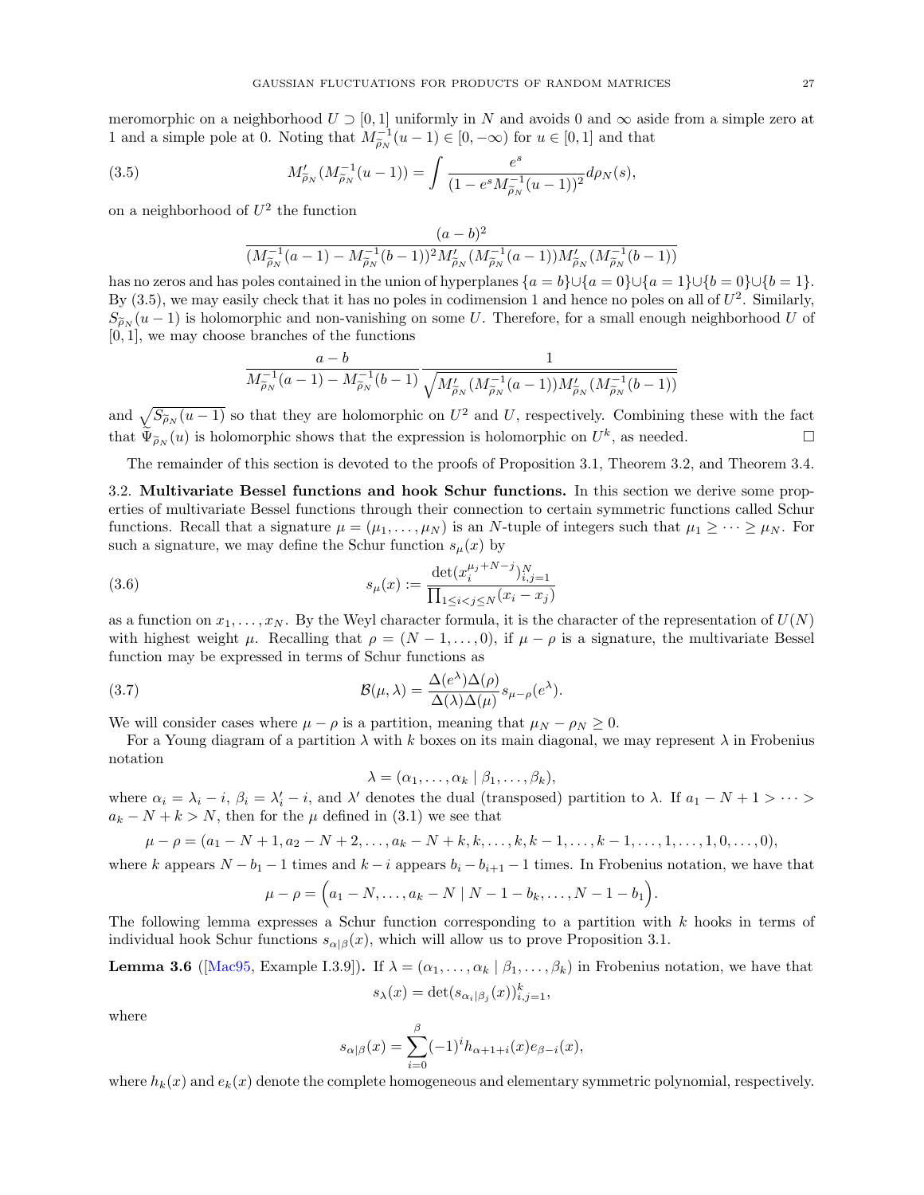meromorphic on a neighborhood $U \supset [0,1]$ uniformly in $N$ and avoids 0 and $\infty$ aside from a simple zero at 1 and a simple pole at 0. Noting that $M_{\widetilde{\rho}_N}^{-1}(u-1) \in [0, -\infty)$ for $u \in [0,1]$ and that

$$M'_{\widetilde{\rho}_N}(M_{\widetilde{\rho}_N}^{-1}(u-1)) = \int \frac{e^s}{(1 - e^s M_{\widetilde{\rho}_N}^{-1}(u-1))^2} d\rho_N(s), \tag{3.5}$$

on a neighborhood of $U^2$ the function

$$\frac{(a-b)^2}{(M_{\widetilde{\rho}_N}^{-1}(a-1) - M_{\widetilde{\rho}_N}^{-1}(b-1))^2 M'_{\widetilde{\rho}_N}(M_{\widetilde{\rho}_N}^{-1}(a-1)) M'_{\widetilde{\rho}_N}(M_{\widetilde{\rho}_N}^{-1}(b-1))}$$

has no zeros and has poles contained in the union of hyperplanes $\{a = b\} \cup \{a = 0\} \cup \{a = 1\} \cup \{b = 0\} \cup \{b = 1\}$. By (3.5), we may easily check that it has no poles in codimension 1 and hence no poles on all of $U^2$. Similarly, $S_{\widetilde{\rho}_N}(u-1)$ is holomorphic and non-vanishing on some $U$. Therefore, for a small enough neighborhood $U$ of $[0,1]$, we may choose branches of the functions

$$\frac{a-b}{M_{\widetilde{\rho}_N}^{-1}(a-1) - M_{\widetilde{\rho}_N}^{-1}(b-1)} \frac{1}{\sqrt{M'_{\widetilde{\rho}_N}(M_{\widetilde{\rho}_N}^{-1}(a-1)) M'_{\widetilde{\rho}_N}(M_{\widetilde{\rho}_N}^{-1}(b-1))}}$$

and $\sqrt{S_{\widetilde{\rho}_N}(u-1)}$ so that they are holomorphic on $U^2$ and $U$, respectively. Combining these with the fact that $\widetilde{\Psi}_{\widetilde{\rho}_N}(u)$ is holomorphic shows that the expression is holomorphic on $U^k$, as needed. $\square$

The remainder of this section is devoted to the proofs of Proposition 3.1, Theorem 3.2, and Theorem 3.4.

## 3.2. Multivariate Bessel functions and hook Schur functions.

In this section we derive some properties of multivariate Bessel functions through their connection to certain symmetric functions called Schur functions. Recall that a signature $\mu = (\mu_1, \ldots, \mu_N)$ is an $N$-tuple of integers such that $\mu_1 \geq \cdots \geq \mu_N$. For such a signature, we may define the Schur function $s_\mu(x)$ by

$$s_\mu(x) := \frac{\det(x_i^{\mu_j + N - j})_{i,j=1}^N}{\prod_{1 \leq i < j \leq N}(x_i - x_j)} \tag{3.6}$$

as a function on $x_1, \ldots, x_N$. By the Weyl character formula, it is the character of the representation of $U(N)$ with highest weight $\mu$. Recalling that $\rho = (N-1, \ldots, 0)$, if $\mu - \rho$ is a signature, the multivariate Bessel function may be expressed in terms of Schur functions as

$$\mathcal{B}(\mu, \lambda) = \frac{\Delta(e^\lambda)\Delta(\rho)}{\Delta(\lambda)\Delta(\mu)} s_{\mu - \rho}(e^\lambda). \tag{3.7}$$

We will consider cases where $\mu - \rho$ is a partition, meaning that $\mu_N - \rho_N \geq 0$.

For a Young diagram of a partition $\lambda$ with $k$ boxes on its main diagonal, we may represent $\lambda$ in Frobenius notation

$$\lambda = (\alpha_1, \ldots, \alpha_k \mid \beta_1, \ldots, \beta_k),$$

where $\alpha_i = \lambda_i - i$, $\beta_i = \lambda'_i - i$, and $\lambda'$ denotes the dual (transposed) partition to $\lambda$. If $a_1 - N + 1 > \cdots > a_k - N + k > N$, then for the $\mu$ defined in (3.1) we see that

$$\mu - \rho = (a_1 - N + 1, a_2 - N + 2, \ldots, a_k - N + k, k, \ldots, k, k-1, \ldots, k-1, \ldots, 1, \ldots, 1, 0, \ldots, 0),$$

where $k$ appears $N - b_1 - 1$ times and $k - i$ appears $b_i - b_{i+1} - 1$ times. In Frobenius notation, we have that

$$\mu - \rho = \Big(a_1 - N, \ldots, a_k - N \mid N - 1 - b_k, \ldots, N - 1 - b_1\Big).$$

The following lemma expresses a Schur function corresponding to a partition with $k$ hooks in terms of individual hook Schur functions $s_{\alpha|\beta}(x)$, which will allow us to prove Proposition 3.1.

**Lemma 3.6** ([Mac95, Example I.3.9]). *If $\lambda = (\alpha_1, \ldots, \alpha_k \mid \beta_1, \ldots, \beta_k)$ in Frobenius notation, we have that*

$$s_\lambda(x) = \det(s_{\alpha_i|\beta_j}(x))_{i,j=1}^k,$$

*where*

$$s_{\alpha|\beta}(x) = \sum_{i=0}^{\beta} (-1)^i h_{\alpha+1+i}(x) e_{\beta-i}(x),$$

*where $h_k(x)$ and $e_k(x)$ denote the complete homogeneous and elementary symmetric polynomial, respectively.*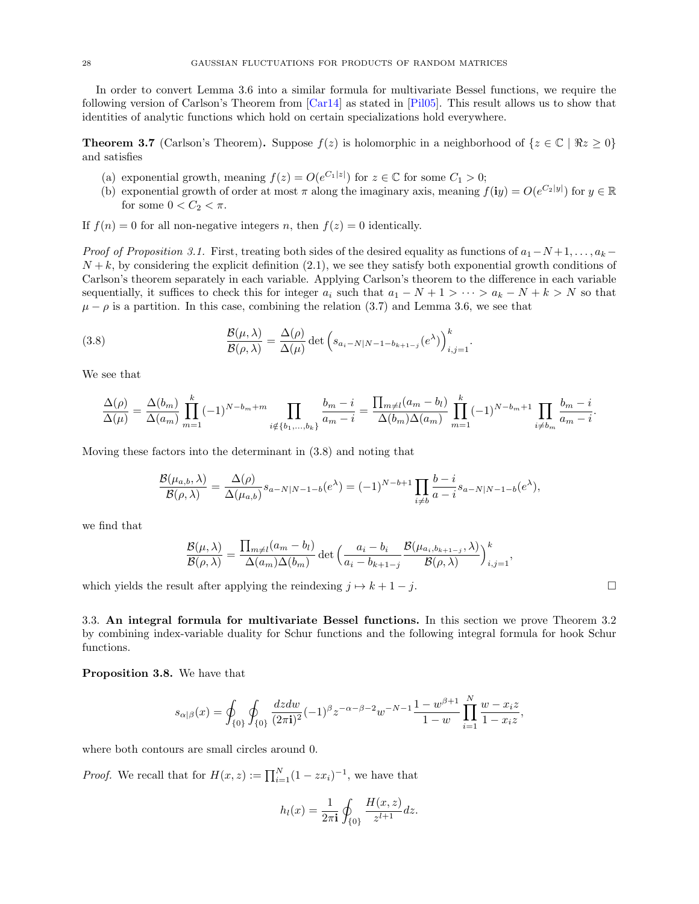In order to convert Lemma 3.6 into a similar formula for multivariate Bessel functions, we require the following version of Carlson's Theorem from [Car14] as stated in [Pil05]. This result allows us to show that identities of analytic functions which hold on certain specializations hold everywhere.

**Theorem 3.7** (Carlson's Theorem)**.** Suppose $f(z)$ is holomorphic in a neighborhood of $\{z \in \mathbb{C} \mid \Re z \geq 0\}$ and satisfies

(a) exponential growth, meaning $f(z) = O(e^{C_1|z|})$ for $z \in \mathbb{C}$ for some $C_1 > 0$;
(b) exponential growth of order at most $\pi$ along the imaginary axis, meaning $f(\mathbf{i}y) = O(e^{C_2|y|})$ for $y \in \mathbb{R}$ for some $0 < C_2 < \pi$.

If $f(n) = 0$ for all non-negative integers $n$, then $f(z) = 0$ identically.

*Proof of Proposition 3.1.* First, treating both sides of the desired equality as functions of $a_1 - N + 1, \ldots, a_k - N + k$, by considering the explicit definition (2.1), we see they satisfy both exponential growth conditions of Carlson's theorem separately in each variable. Applying Carlson's theorem to the difference in each variable sequentially, it suffices to check this for integer $a_i$ such that $a_1 - N + 1 > \cdots > a_k - N + k > N$ so that $\mu - \rho$ is a partition. In this case, combining the relation (3.7) and Lemma 3.6, we see that

$$\frac{\mathcal{B}(\mu, \lambda)}{\mathcal{B}(\rho, \lambda)} = \frac{\Delta(\rho)}{\Delta(\mu)} \det\Big(s_{a_i - N|N-1-b_{k+1-j}}(e^{\lambda})\Big)_{i,j=1}^{k}. \tag{3.8}$$

We see that

$$\frac{\Delta(\rho)}{\Delta(\mu)} = \frac{\Delta(b_m)}{\Delta(a_m)} \prod_{m=1}^{k} (-1)^{N-b_m+m} \prod_{i \notin \{b_1, \ldots, b_k\}} \frac{b_m - i}{a_m - i} = \frac{\prod_{m \neq l}(a_m - b_l)}{\Delta(b_m)\Delta(a_m)} \prod_{m=1}^{k} (-1)^{N-b_m+1} \prod_{i \neq b_m} \frac{b_m - i}{a_m - i}.$$

Moving these factors into the determinant in (3.8) and noting that

$$\frac{\mathcal{B}(\mu_{a,b}, \lambda)}{\mathcal{B}(\rho, \lambda)} = \frac{\Delta(\rho)}{\Delta(\mu_{a,b})} s_{a-N|N-1-b}(e^{\lambda}) = (-1)^{N-b+1} \prod_{i \neq b} \frac{b-i}{a-i} s_{a-N|N-1-b}(e^{\lambda}),$$

we find that

$$\frac{\mathcal{B}(\mu, \lambda)}{\mathcal{B}(\rho, \lambda)} = \frac{\prod_{m \neq l}(a_m - b_l)}{\Delta(a_m)\Delta(b_m)} \det\Big(\frac{a_i - b_i}{a_i - b_{k+1-j}} \frac{\mathcal{B}(\mu_{a_i, b_{k+1-j}}, \lambda)}{\mathcal{B}(\rho, \lambda)}\Big)_{i,j=1}^{k},$$

which yields the result after applying the reindexing $j \mapsto k + 1 - j$. $\square$

### 3.3. An integral formula for multivariate Bessel functions.

In this section we prove Theorem 3.2 by combining index-variable duality for Schur functions and the following integral formula for hook Schur functions.

**Proposition 3.8.** We have that

$$s_{\alpha|\beta}(x) = \oint_{\{0\}} \oint_{\{0\}} \frac{dz dw}{(2\pi \mathbf{i})^2} (-1)^{\beta} z^{-\alpha-\beta-2} w^{-N-1} \frac{1 - w^{\beta+1}}{1 - w} \prod_{i=1}^{N} \frac{w - x_i z}{1 - x_i z},$$

where both contours are small circles around 0.

*Proof.* We recall that for $H(x, z) := \prod_{i=1}^{N}(1 - z x_i)^{-1}$, we have that

$$h_l(x) = \frac{1}{2\pi \mathbf{i}} \oint_{\{0\}} \frac{H(x, z)}{z^{l+1}} dz.$$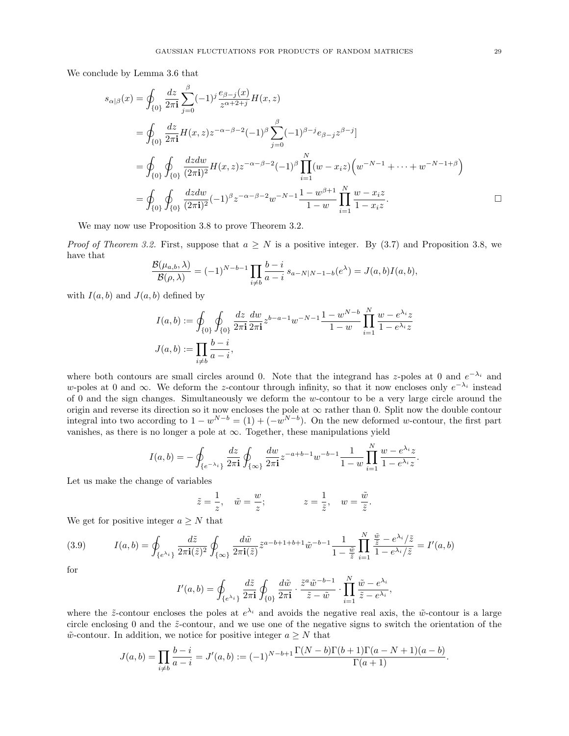We conclude by Lemma 3.6 that

$$
\begin{aligned}
s_{\alpha|\beta}(x) &= \oint_{\{0\}} \frac{dz}{2\pi\mathbf{i}} \sum_{j=0}^{\beta} (-1)^j \frac{e_{\beta-j}(x)}{z^{\alpha+2+j}} H(x,z) \\
&= \oint_{\{0\}} \frac{dz}{2\pi\mathbf{i}} H(x,z) z^{-\alpha-\beta-2} (-1)^\beta \sum_{j=0}^{\beta} (-1)^{\beta-j} e_{\beta-j} z^{\beta-j}] \\
&= \oint_{\{0\}} \oint_{\{0\}} \frac{dzdw}{(2\pi\mathbf{i})^2} H(x,z) z^{-\alpha-\beta-2} (-1)^\beta \prod_{i=1}^{N} (w - x_i z) \Big( w^{-N-1} + \cdots + w^{-N-1+\beta} \Big) \\
&= \oint_{\{0\}} \oint_{\{0\}} \frac{dzdw}{(2\pi\mathbf{i})^2} (-1)^\beta z^{-\alpha-\beta-2} w^{-N-1} \frac{1 - w^{\beta+1}}{1-w} \prod_{i=1}^{N} \frac{w - x_i z}{1 - x_i z}. \qquad \square
\end{aligned}
$$

We may now use Proposition 3.8 to prove Theorem 3.2.

*Proof of Theorem 3.2.* First, suppose that $a \geq N$ is a positive integer. By (3.7) and Proposition 3.8, we have that

$$
\frac{\mathcal{B}(\mu_{a,b}, \lambda)}{\mathcal{B}(\rho, \lambda)} = (-1)^{N-b-1} \prod_{i \neq b} \frac{b-i}{a-i} s_{a-N|N-1-b}(e^\lambda) = J(a,b) I(a,b),
$$

with $I(a,b)$ and $J(a,b)$ defined by

$$
\begin{aligned}
I(a,b) &:= \oint_{\{0\}} \oint_{\{0\}} \frac{dz}{2\pi\mathbf{i}} \frac{dw}{2\pi\mathbf{i}} z^{b-a-1} w^{-N-1} \frac{1 - w^{N-b}}{1-w} \prod_{i=1}^{N} \frac{w - e^{\lambda_i} z}{1 - e^{\lambda_i} z} \\
J(a,b) &:= \prod_{i \neq b} \frac{b-i}{a-i},
\end{aligned}
$$

where both contours are small circles around 0. Note that the integrand has $z$-poles at 0 and $e^{-\lambda_i}$ and $w$-poles at 0 and $\infty$. We deform the $z$-contour through infinity, so that it now encloses only $e^{-\lambda_i}$ instead of 0 and the sign changes. Simultaneously we deform the $w$-contour to be a very large circle around the origin and reverse its direction so it now encloses the pole at $\infty$ rather than 0. Split now the double contour integral into two according to $1 - w^{N-b} = (1) + (-w^{N-b})$. On the new deformed $w$-contour, the first part vanishes, as there is no longer a pole at $\infty$. Together, these manipulations yield

$$
I(a,b) = -\oint_{\{e^{-\lambda_i}\}} \frac{dz}{2\pi\mathbf{i}} \oint_{\{\infty\}} \frac{dw}{2\pi\mathbf{i}} z^{-a+b-1} w^{-b-1} \frac{1}{1-w} \prod_{i=1}^{N} \frac{w - e^{\lambda_i} z}{1 - e^{\lambda_i} z}.
$$

Let us make the change of variables

$$
\tilde{z} = \frac{1}{z}, \quad \tilde{w} = \frac{w}{z}; \qquad\qquad z = \frac{1}{\tilde{z}}, \quad w = \frac{\tilde{w}}{\tilde{z}}.
$$

We get for positive integer $a \geq N$ that

$$
I(a,b) = \oint_{\{e^{\lambda_i}\}} \frac{d\tilde{z}}{2\pi\mathbf{i}(\tilde{z})^2} \oint_{\{\infty\}} \frac{d\tilde{w}}{2\pi\mathbf{i}(\tilde{z})} \tilde{z}^{a-b+1+b+1} \tilde{w}^{-b-1} \frac{1}{1 - \frac{\tilde{w}}{\tilde{z}}} \prod_{i=1}^{N} \frac{\frac{\tilde{w}}{\tilde{z}} - e^{\lambda_i}/\tilde{z}}{1 - e^{\lambda_i}/\tilde{z}} = I'(a,b) \tag{3.9}
$$

for

$$
I'(a,b) = \oint_{\{e^{\lambda_i}\}} \frac{d\tilde{z}}{2\pi\mathbf{i}} \oint_{\{0\}} \frac{d\tilde{w}}{2\pi\mathbf{i}} \cdot \frac{\tilde{z}^a \tilde{w}^{-b-1}}{\tilde{z} - \tilde{w}} \cdot \prod_{i=1}^{N} \frac{\tilde{w} - e^{\lambda_i}}{\tilde{z} - e^{\lambda_i}},
$$

where the $\tilde{z}$-contour encloses the poles at $e^{\lambda_i}$ and avoids the negative real axis, the $\tilde{w}$-contour is a large circle enclosing 0 and the $\tilde{z}$-contour, and we use one of the negative signs to switch the orientation of the $\tilde{w}$-contour. In addition, we notice for positive integer $a \geq N$ that

$$
J(a,b) = \prod_{i \neq b} \frac{b-i}{a-i} = J'(a,b) := (-1)^{N-b+1} \frac{\Gamma(N-b)\Gamma(b+1)\Gamma(a-N+1)(a-b)}{\Gamma(a+1)}.
$$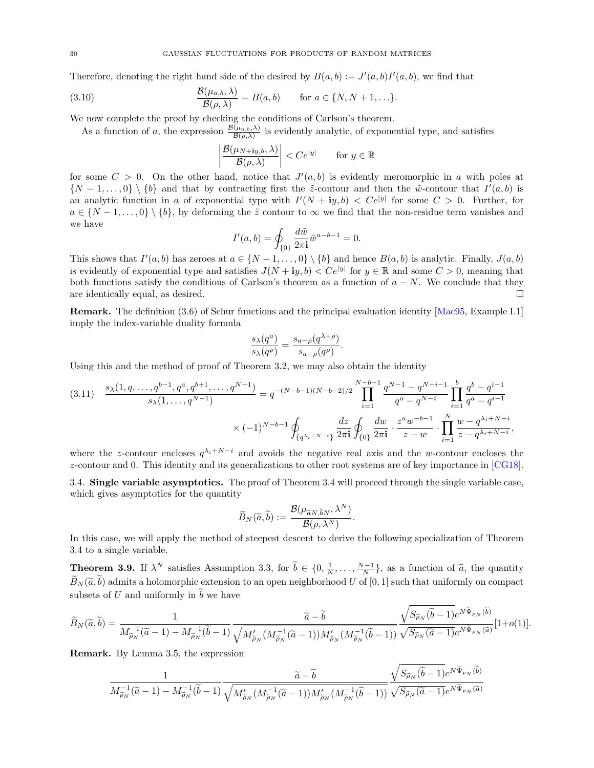Therefore, denoting the right hand side of the desired by $B(a,b) := J'(a,b)I'(a,b)$, we find that

$$\frac{\mathcal{B}(\mu_{a,b},\lambda)}{\mathcal{B}(\rho,\lambda)} = B(a,b) \qquad \text{for } a \in \{N, N+1, \ldots\}. \tag{3.10}$$

We now complete the proof by checking the conditions of Carlson's theorem.

As a function of $a$, the expression $\frac{\mathcal{B}(\mu_{a,b},\lambda)}{\mathcal{B}(\rho,\lambda)}$ is evidently analytic, of exponential type, and satisfies

$$\left|\frac{\mathcal{B}(\mu_{N+\mathbf{i}y,b},\lambda)}{\mathcal{B}(\rho,\lambda)}\right| < Ce^{|y|} \qquad \text{for } y \in \mathbb{R}$$

for some $C > 0$. On the other hand, notice that $J'(a,b)$ is evidently meromorphic in $a$ with poles at $\{N-1,\ldots,0\} \setminus \{b\}$ and that by contracting first the $\tilde{z}$-contour and then the $\tilde{w}$-contour that $I'(a,b)$ is an analytic function in $a$ of exponential type with $I'(N+\mathbf{i}y,b) < Ce^{|y|}$ for some $C > 0$. Further, for $a \in \{N-1,\ldots,0\} \setminus \{b\}$, by deforming the $\tilde{z}$ contour to $\infty$ we find that the non-residue term vanishes and we have

$$I'(a,b) = \oint_{\{0\}} \frac{d\tilde{w}}{2\pi\mathbf{i}} \tilde{w}^{a-b-1} = 0.$$

This shows that $I'(a,b)$ has zeroes at $a \in \{N-1,\ldots,0\} \setminus \{b\}$ and hence $B(a,b)$ is analytic. Finally, $J(a,b)$ is evidently of exponential type and satisfies $J(N+\mathbf{i}y,b) < Ce^{|y|}$ for $y \in \mathbb{R}$ and some $C > 0$, meaning that both functions satisfy the conditions of Carlson's theorem as a function of $a - N$. We conclude that they are identically equal, as desired. $\square$

**Remark.** The definition (3.6) of Schur functions and the principal evaluation identity [Mac95, Example I.1] imply the index-variable duality formula

$$\frac{s_\lambda(q^a)}{s_\lambda(q^\rho)} = \frac{s_{a-\rho}(q^{\lambda+\rho})}{s_{a-\rho}(q^\rho)}.$$

Using this and the method of proof of Theorem 3.2, we may also obtain the identity

$$\frac{s_\lambda(1,q,\ldots,q^{b-1},q^a,q^{b+1},\ldots,q^{N-1})}{s_\lambda(1,\ldots,q^{N-1})} = q^{-(N-b-1)(N-b-2)/2} \prod_{i=1}^{N-b-1} \frac{q^{N-1}-q^{N-i-1}}{q^a - q^{N-i}} \prod_{i=1}^{b} \frac{q^b - q^{i-1}}{q^a - q^{i-1}}$$
$$\times (-1)^{N-b-1} \oint_{\{q^{\lambda_i+N-i}\}} \frac{dz}{2\pi\mathbf{i}} \oint_{\{0\}} \frac{dw}{2\pi\mathbf{i}} \cdot \frac{z^a w^{-b-1}}{z-w} \cdot \prod_{i=1}^{N} \frac{w - q^{\lambda_i+N-i}}{z - q^{\lambda_i+N-i}}, \tag{3.11}$$

where the $z$-contour encloses $q^{\lambda_i+N-i}$ and avoids the negative real axis and the $w$-contour encloses the $z$-contour and 0. This identity and its generalizations to other root systems are of key importance in [CG18].

3.4. **Single variable asymptotics.** The proof of Theorem 3.4 will proceed through the single variable case, which gives asymptotics for the quantity

$$\widetilde{B}_N(\widetilde{a},\widetilde{b}) := \frac{\mathcal{B}(\mu_{\widetilde{a}N,\widetilde{b}N},\lambda^N)}{\mathcal{B}(\rho,\lambda^N)}.$$

In this case, we will apply the method of steepest descent to derive the following specialization of Theorem 3.4 to a single variable.

**Theorem 3.9.** If $\lambda^N$ satisfies Assumption 3.3, for $\widetilde{b} \in \{0, \frac{1}{N}, \ldots, \frac{N-1}{N}\}$, as a function of $\widetilde{a}$, the quantity $\widetilde{B}_N(\widetilde{a},\widetilde{b})$ admits a holomorphic extension to an open neighborhood $U$ of $[0,1]$ such that uniformly on compact subsets of $U$ and uniformly in $\widetilde{b}$ we have

$$\widetilde{B}_N(\widetilde{a},\widetilde{b}) = \frac{1}{M^{-1}_{\widetilde{\rho}_N}(\widetilde{a}-1) - M^{-1}_{\widetilde{\rho}_N}(\widetilde{b}-1)} \frac{\widetilde{a}-\widetilde{b}}{\sqrt{M'_{\widetilde{\rho}_N}(M^{-1}_{\widetilde{\rho}_N}(\widetilde{a}-1))M'_{\widetilde{\rho}_N}(M^{-1}_{\widetilde{\rho}_N}(\widetilde{b}-1))}} \frac{\sqrt{S_{\widetilde{\rho}_N}(\widetilde{b}-1)}e^{N\widetilde{\Psi}_{\rho_N}(\widetilde{b})}}{\sqrt{S_{\widetilde{\rho}_N}(\widetilde{a}-1)}e^{N\widetilde{\Psi}_{\rho_N}(\widetilde{a})}}[1+o(1)].$$

**Remark.** By Lemma 3.5, the expression

$$\frac{1}{M^{-1}_{\widetilde{\rho}_N}(\widetilde{a}-1) - M^{-1}_{\widetilde{\rho}_N}(\widetilde{b}-1)} \frac{\widetilde{a}-\widetilde{b}}{\sqrt{M'_{\widetilde{\rho}_N}(M^{-1}_{\widetilde{\rho}_N}(\widetilde{a}-1))M'_{\widetilde{\rho}_N}(M^{-1}_{\widetilde{\rho}_N}(\widetilde{b}-1))}} \frac{\sqrt{S_{\widetilde{\rho}_N}(\widetilde{b}-1)}e^{N\widetilde{\Psi}_{\rho_N}(\widetilde{b})}}{\sqrt{S_{\widetilde{\rho}_N}(\widetilde{a}-1)}e^{N\widetilde{\Psi}_{\rho_N}(\widetilde{a})}}$$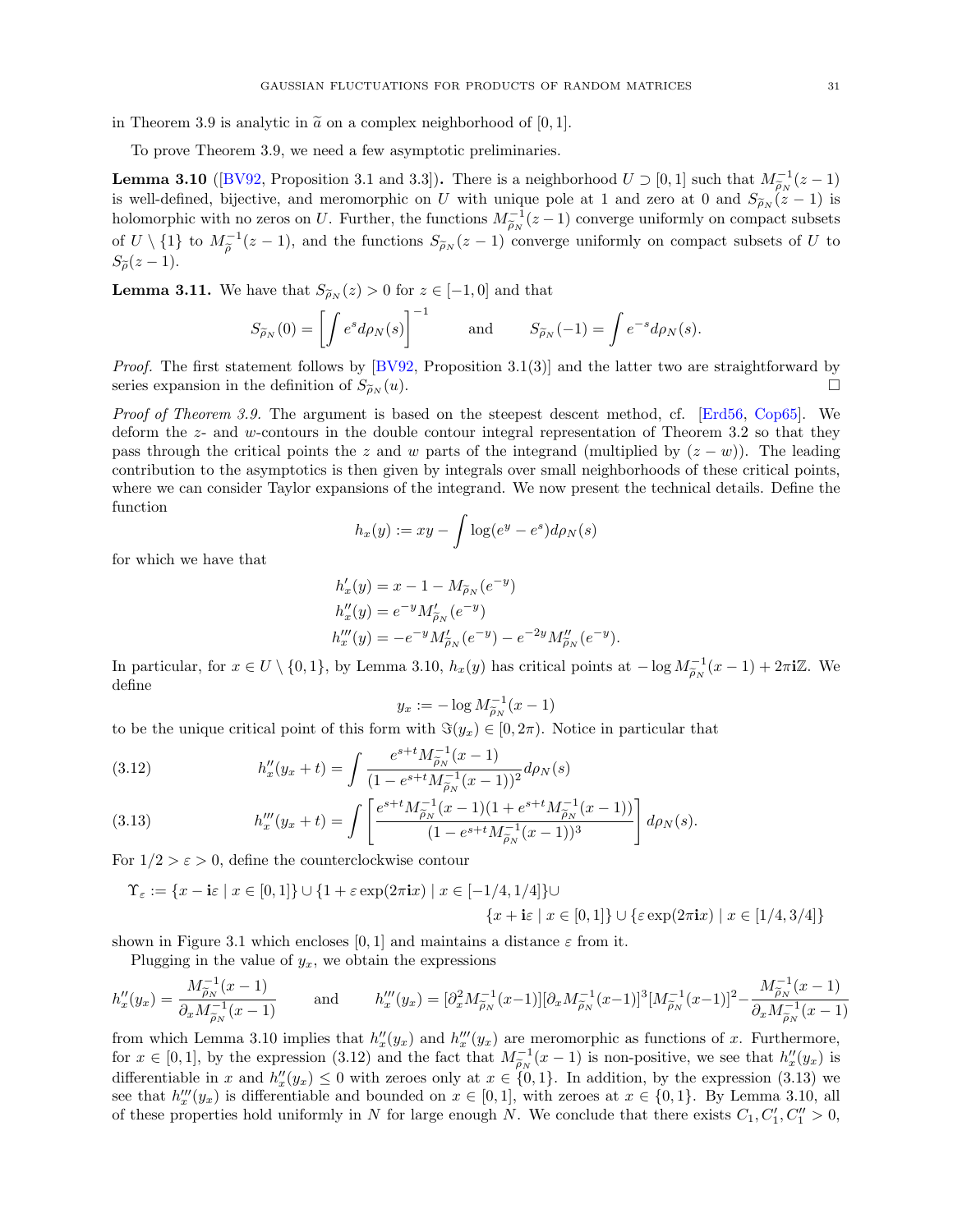in Theorem 3.9 is analytic in $\widetilde{a}$ on a complex neighborhood of $[0,1]$.

To prove Theorem 3.9, we need a few asymptotic preliminaries.

**Lemma 3.10** ([BV92, Proposition 3.1 and 3.3])**.** There is a neighborhood $U \supset [0,1]$ such that $M^{-1}_{\widetilde{\rho}_N}(z-1)$ is well-defined, bijective, and meromorphic on $U$ with unique pole at 1 and zero at 0 and $S_{\widetilde{\rho}_N}(z-1)$ is holomorphic with no zeros on $U$. Further, the functions $M^{-1}_{\widetilde{\rho}_N}(z-1)$ converge uniformly on compact subsets of $U \setminus \{1\}$ to $M^{-1}_{\widetilde{\rho}}(z-1)$, and the functions $S_{\widetilde{\rho}_N}(z-1)$ converge uniformly on compact subsets of $U$ to $S_{\widetilde{\rho}}(z-1)$.

**Lemma 3.11.** We have that $S_{\widetilde{\rho}_N}(z) > 0$ for $z \in [-1,0]$ and that

$$S_{\widetilde{\rho}_N}(0) = \left[\int e^s d\rho_N(s)\right]^{-1} \qquad \text{and} \qquad S_{\widetilde{\rho}_N}(-1) = \int e^{-s} d\rho_N(s).$$

*Proof.* The first statement follows by [BV92, Proposition 3.1(3)] and the latter two are straightforward by series expansion in the definition of $S_{\widetilde{\rho}_N}(u)$. □

*Proof of Theorem 3.9.* The argument is based on the steepest descent method, cf. [Erd56, Cop65]. We deform the $z$- and $w$-contours in the double contour integral representation of Theorem 3.2 so that they pass through the critical points the $z$ and $w$ parts of the integrand (multiplied by $(z-w)$). The leading contribution to the asymptotics is then given by integrals over small neighborhoods of these critical points, where we can consider Taylor expansions of the integrand. We now present the technical details. Define the function

$$h_x(y) := xy - \int \log(e^y - e^s) d\rho_N(s)$$

for which we have that

$$\begin{aligned}
h'_x(y) &= x - 1 - M_{\widetilde{\rho}_N}(e^{-y}) \\
h''_x(y) &= e^{-y} M'_{\widetilde{\rho}_N}(e^{-y}) \\
h'''_x(y) &= -e^{-y} M'_{\widetilde{\rho}_N}(e^{-y}) - e^{-2y} M''_{\widetilde{\rho}_N}(e^{-y}).
\end{aligned}$$

In particular, for $x \in U \setminus \{0,1\}$, by Lemma 3.10, $h_x(y)$ has critical points at $-\log M^{-1}_{\widetilde{\rho}_N}(x-1) + 2\pi \mathbf{i}\mathbb{Z}$. We define

$$y_x := -\log M^{-1}_{\widetilde{\rho}_N}(x-1)$$

to be the unique critical point of this form with $\Im(y_x) \in [0, 2\pi)$. Notice in particular that

$$h''_x(y_x + t) = \int \frac{e^{s+t} M^{-1}_{\widetilde{\rho}_N}(x-1)}{(1 - e^{s+t} M^{-1}_{\widetilde{\rho}_N}(x-1))^2} d\rho_N(s) \tag{3.12}$$

$$h'''_x(y_x + t) = \int \left[\frac{e^{s+t} M^{-1}_{\widetilde{\rho}_N}(x-1)(1 + e^{s+t} M^{-1}_{\widetilde{\rho}_N}(x-1))}{(1 - e^{s+t} M^{-1}_{\widetilde{\rho}_N}(x-1))^3}\right] d\rho_N(s). \tag{3.13}$$

For $1/2 > \varepsilon > 0$, define the counterclockwise contour

$$\Upsilon_\varepsilon := \{x - \mathbf{i}\varepsilon \mid x \in [0,1]\} \cup \{1 + \varepsilon \exp(2\pi \mathbf{i} x) \mid x \in [-1/4, 1/4]\} \cup \{x + \mathbf{i}\varepsilon \mid x \in [0,1]\} \cup \{\varepsilon \exp(2\pi \mathbf{i} x) \mid x \in [1/4, 3/4]\}$$

shown in Figure 3.1 which encloses $[0,1]$ and maintains a distance $\varepsilon$ from it.

Plugging in the value of $y_x$, we obtain the expressions

$$h''_x(y_x) = \frac{M^{-1}_{\widetilde{\rho}_N}(x-1)}{\partial_x M^{-1}_{\widetilde{\rho}_N}(x-1)} \qquad \text{and} \qquad h'''_x(y_x) = [\partial_x^2 M^{-1}_{\widetilde{\rho}_N}(x-1)][\partial_x M^{-1}_{\widetilde{\rho}_N}(x-1)]^3 [M^{-1}_{\widetilde{\rho}_N}(x-1)]^2 - \frac{M^{-1}_{\widetilde{\rho}_N}(x-1)}{\partial_x M^{-1}_{\widetilde{\rho}_N}(x-1)}$$

from which Lemma 3.10 implies that $h''_x(y_x)$ and $h'''_x(y_x)$ are meromorphic as functions of $x$. Furthermore, for $x \in [0,1]$, by the expression (3.12) and the fact that $M^{-1}_{\widetilde{\rho}_N}(x-1)$ is non-positive, we see that $h''_x(y_x)$ is differentiable in $x$ and $h''_x(y_x) \leq 0$ with zeroes only at $x \in \{0,1\}$. In addition, by the expression (3.13) we see that $h'''_x(y_x)$ is differentiable and bounded on $x \in [0,1]$, with zeroes at $x \in \{0,1\}$. By Lemma 3.10, all of these properties hold uniformly in $N$ for large enough $N$. We conclude that there exists $C_1, C'_1, C''_1 > 0$,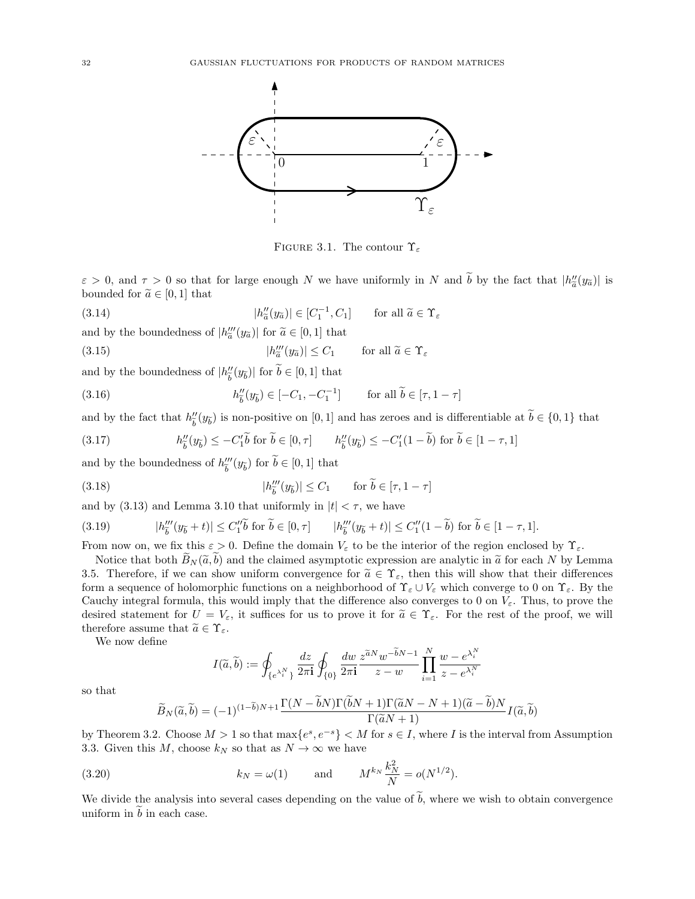Figure 3.1. The contour $\Upsilon_\varepsilon$

$\varepsilon > 0$, and $\tau > 0$ so that for large enough $N$ we have uniformly in $N$ and $\widetilde{b}$ by the fact that $|h''_{\widetilde{a}}(y_{\widetilde{a}})|$ is bounded for $\widetilde{a} \in [0,1]$ that

$$|h''_{\widetilde{a}}(y_{\widetilde{a}})| \in [C_1^{-1}, C_1] \qquad \text{for all } \widetilde{a} \in \Upsilon_\varepsilon \tag{3.14}$$

and by the boundedness of $|h'''_{\widetilde{a}}(y_{\widetilde{a}})|$ for $\widetilde{a} \in [0,1]$ that

$$|h'''_{\widetilde{a}}(y_{\widetilde{a}})| \leq C_1 \qquad \text{for all } \widetilde{a} \in \Upsilon_\varepsilon \tag{3.15}$$

and by the boundedness of $|h''_{\widetilde{b}}(y_{\widetilde{b}})|$ for $\widetilde{b} \in [0,1]$ that

$$h''_{\widetilde{b}}(y_{\widetilde{b}}) \in [-C_1, -C_1^{-1}] \qquad \text{for all } \widetilde{b} \in [\tau, 1-\tau] \tag{3.16}$$

and by the fact that $h''_{\widetilde{b}}(y_{\widetilde{b}})$ is non-positive on $[0,1]$ and has zeroes and is differentiable at $\widetilde{b} \in \{0,1\}$ that

$$h''_{\widetilde{b}}(y_{\widetilde{b}}) \leq -C'_1 \widetilde{b} \text{ for } \widetilde{b} \in [0,\tau] \qquad h''_{\widetilde{b}}(y_{\widetilde{b}}) \leq -C'_1(1-\widetilde{b}) \text{ for } \widetilde{b} \in [1-\tau, 1] \tag{3.17}$$

and by the boundedness of $h'''_{\widetilde{b}}(y_{\widetilde{b}})$ for $\widetilde{b} \in [0,1]$ that

$$|h'''_{\widetilde{b}}(y_{\widetilde{b}})| \leq C_1 \qquad \text{for } \widetilde{b} \in [\tau, 1-\tau] \tag{3.18}$$

and by (3.13) and Lemma 3.10 that uniformly in $|t| < \tau$, we have

$$|h'''_{\widetilde{b}}(y_{\widetilde{b}} + t)| \leq C''_1 \widetilde{b} \text{ for } \widetilde{b} \in [0,\tau] \qquad |h'''_{\widetilde{b}}(y_{\widetilde{b}} + t)| \leq C''_1(1-\widetilde{b}) \text{ for } \widetilde{b} \in [1-\tau, 1]. \tag{3.19}$$

From now on, we fix this $\varepsilon > 0$. Define the domain $V_\varepsilon$ to be the interior of the region enclosed by $\Upsilon_\varepsilon$.

Notice that both $\widetilde{B}_N(\widetilde{a}, \widetilde{b})$ and the claimed asymptotic expression are analytic in $\widetilde{a}$ for each $N$ by Lemma 3.5. Therefore, if we can show uniform convergence for $\widetilde{a} \in \Upsilon_\varepsilon$, then this will show that their differences form a sequence of holomorphic functions on a neighborhood of $\Upsilon_\varepsilon \cup V_\varepsilon$ which converge to 0 on $\Upsilon_\varepsilon$. By the Cauchy integral formula, this would imply that the difference also converges to 0 on $V_\varepsilon$. Thus, to prove the desired statement for $U = V_\varepsilon$, it suffices for us to prove it for $\widetilde{a} \in \Upsilon_\varepsilon$. For the rest of the proof, we will therefore assume that $\widetilde{a} \in \Upsilon_\varepsilon$.

We now define

$$I(\widetilde{a}, \widetilde{b}) := \oint_{\{e^{\lambda_i^N}\}} \frac{dz}{2\pi\mathbf{i}} \oint_{\{0\}} \frac{dw}{2\pi\mathbf{i}} \frac{z^{\widetilde{a}N} w^{-\widetilde{b}N-1}}{z-w} \prod_{i=1}^N \frac{w - e^{\lambda_i^N}}{z - e^{\lambda_i^N}}$$

so that

$$\widetilde{B}_N(\widetilde{a}, \widetilde{b}) = (-1)^{(1-\widetilde{b})N+1} \frac{\Gamma(N - \widetilde{b}N)\Gamma(\widetilde{b}N+1)\Gamma(\widetilde{a}N - N + 1)(\widetilde{a} - \widetilde{b})N}{\Gamma(\widetilde{a}N+1)} I(\widetilde{a}, \widetilde{b})$$

by Theorem 3.2. Choose $M > 1$ so that $\max\{e^s, e^{-s}\} < M$ for $s \in I$, where $I$ is the interval from Assumption 3.3. Given this $M$, choose $k_N$ so that as $N \to \infty$ we have

$$k_N = \omega(1) \qquad \text{and} \qquad M^{k_N} \frac{k_N^2}{N} = o(N^{1/2}). \tag{3.20}$$

We divide the analysis into several cases depending on the value of $\widetilde{b}$, where we wish to obtain convergence uniform in $\widetilde{b}$ in each case.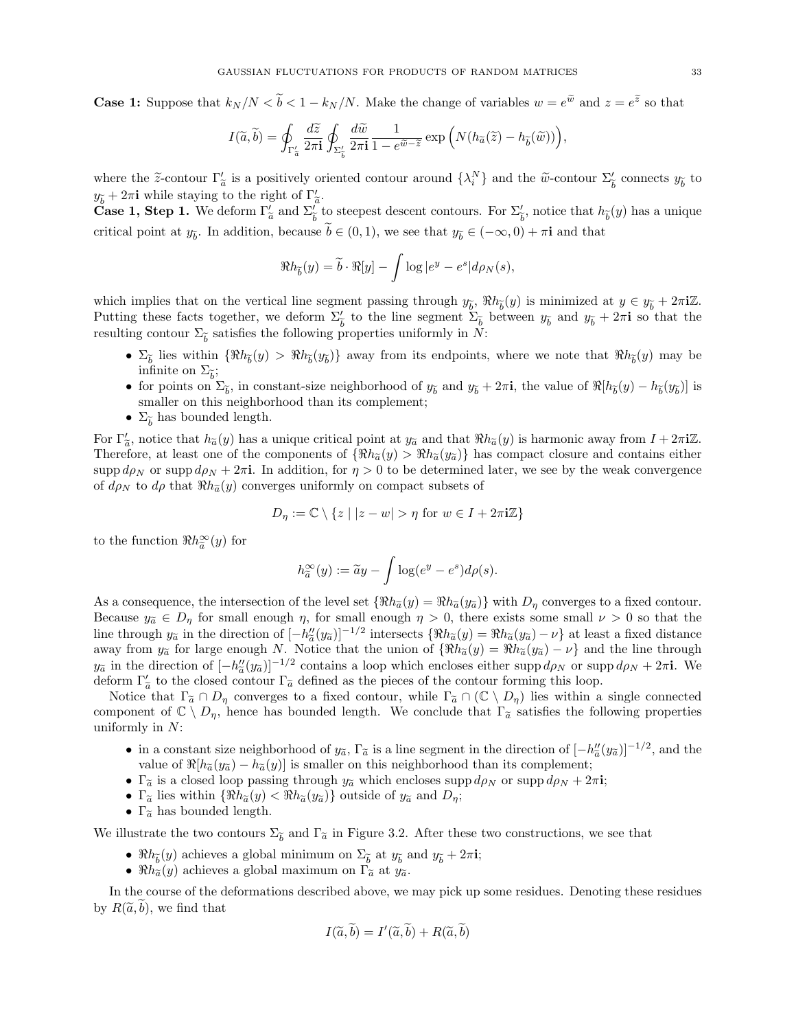**Case 1:** Suppose that $k_N/N < \widetilde{b} < 1 - k_N/N$. Make the change of variables $w = e^{\widetilde{w}}$ and $z = e^{\widetilde{z}}$ so that

$$I(\widetilde{a}, \widetilde{b}) = \oint_{\Gamma'_{\widetilde{a}}} \frac{d\widetilde{z}}{2\pi \mathbf{i}} \oint_{\Sigma'_{\widetilde{b}}} \frac{d\widetilde{w}}{2\pi \mathbf{i}} \frac{1}{1 - e^{\widetilde{w} - \widetilde{z}}} \exp\Big(N(h_{\widetilde{a}}(\widetilde{z}) - h_{\widetilde{b}}(\widetilde{w}))\Big),$$

where the $\widetilde{z}$-contour $\Gamma'_{\widetilde{a}}$ is a positively oriented contour around $\{\lambda_i^N\}$ and the $\widetilde{w}$-contour $\Sigma'_{\widetilde{b}}$ connects $y_{\widetilde{b}}$ to $y_{\widetilde{b}} + 2\pi \mathbf{i}$ while staying to the right of $\Gamma'_{\widetilde{a}}$.

**Case 1, Step 1.** We deform $\Gamma'_{\widetilde{a}}$ and $\Sigma'_{\widetilde{b}}$ to steepest descent contours. For $\Sigma'_{\widetilde{b}}$, notice that $h_{\widetilde{b}}(y)$ has a unique critical point at $y_{\widetilde{b}}$. In addition, because $\widetilde{b} \in (0, 1)$, we see that $y_{\widetilde{b}} \in (-\infty, 0) + \pi \mathbf{i}$ and that

$$\Re h_{\widetilde{b}}(y) = \widetilde{b} \cdot \Re[y] - \int \log|e^y - e^s| d\rho_N(s),$$

which implies that on the vertical line segment passing through $y_{\widetilde{b}}$, $\Re h_{\widetilde{b}}(y)$ is minimized at $y \in y_{\widetilde{b}} + 2\pi \mathbf{i}\mathbb{Z}$. Putting these facts together, we deform $\Sigma'_{\widetilde{b}}$ to the line segment $\Sigma_{\widetilde{b}}$ between $y_{\widetilde{b}}$ and $y_{\widetilde{b}} + 2\pi \mathbf{i}$ so that the resulting contour $\Sigma_{\widetilde{b}}$ satisfies the following properties uniformly in $N$:

- $\Sigma_{\widetilde{b}}$ lies within $\{\Re h_{\widetilde{b}}(y) > \Re h_{\widetilde{b}}(y_{\widetilde{b}})\}$ away from its endpoints, where we note that $\Re h_{\widetilde{b}}(y)$ may be infinite on $\Sigma_{\widetilde{b}}$;
- for points on $\Sigma_{\widetilde{b}}$, in constant-size neighborhood of $y_{\widetilde{b}}$ and $y_{\widetilde{b}} + 2\pi \mathbf{i}$, the value of $\Re[h_{\widetilde{b}}(y) - h_{\widetilde{b}}(y_{\widetilde{b}})]$ is smaller on this neighborhood than its complement;
- $\Sigma_{\widetilde{b}}$ has bounded length.

For $\Gamma'_{\widetilde{a}}$, notice that $h_{\widetilde{a}}(y)$ has a unique critical point at $y_{\widetilde{a}}$ and that $\Re h_{\widetilde{a}}(y)$ is harmonic away from $I + 2\pi \mathbf{i}\mathbb{Z}$. Therefore, at least one of the components of $\{\Re h_{\widetilde{a}}(y) > \Re h_{\widetilde{a}}(y_{\widetilde{a}})\}$ has compact closure and contains either $\operatorname{supp} d\rho_N$ or $\operatorname{supp} d\rho_N + 2\pi \mathbf{i}$. In addition, for $\eta > 0$ to be determined later, we see by the weak convergence of $d\rho_N$ to $d\rho$ that $\Re h_{\widetilde{a}}(y)$ converges uniformly on compact subsets of

$$D_\eta := \mathbb{C} \setminus \{z \mid |z - w| > \eta \text{ for } w \in I + 2\pi \mathbf{i}\mathbb{Z}\}$$

to the function $\Re h^\infty_{\widetilde{a}}(y)$ for

$$h^\infty_{\widetilde{a}}(y) := \widetilde{a} y - \int \log(e^y - e^s) d\rho(s).$$

As a consequence, the intersection of the level set $\{\Re h_{\widetilde{a}}(y) = \Re h_{\widetilde{a}}(y_{\widetilde{a}})\}$ with $D_\eta$ converges to a fixed contour. Because $y_{\widetilde{a}} \in D_\eta$ for small enough $\eta$, for small enough $\eta > 0$, there exists some small $\nu > 0$ so that the line through $y_{\widetilde{a}}$ in the direction of $[-h''_{\widetilde{a}}(y_{\widetilde{a}})]^{-1/2}$ intersects $\{\Re h_{\widetilde{a}}(y) = \Re h_{\widetilde{a}}(y_{\widetilde{a}}) - \nu\}$ at least a fixed distance away from $y_{\widetilde{a}}$ for large enough $N$. Notice that the union of $\{\Re h_{\widetilde{a}}(y) = \Re h_{\widetilde{a}}(y_{\widetilde{a}}) - \nu\}$ and the line through $y_{\widetilde{a}}$ in the direction of $[-h''_{\widetilde{a}}(y_{\widetilde{a}})]^{-1/2}$ contains a loop which encloses either $\operatorname{supp} d\rho_N$ or $\operatorname{supp} d\rho_N + 2\pi \mathbf{i}$. We deform $\Gamma'_{\widetilde{a}}$ to the closed contour $\Gamma_{\widetilde{a}}$ defined as the pieces of the contour forming this loop.

Notice that $\Gamma_{\widetilde{a}} \cap D_\eta$ converges to a fixed contour, while $\Gamma_{\widetilde{a}} \cap (\mathbb{C} \setminus D_\eta)$ lies within a single connected component of $\mathbb{C} \setminus D_\eta$, hence has bounded length. We conclude that $\Gamma_{\widetilde{a}}$ satisfies the following properties uniformly in $N$:

- in a constant size neighborhood of $y_{\widetilde{a}}$, $\Gamma_{\widetilde{a}}$ is a line segment in the direction of $[-h''_{\widetilde{a}}(y_{\widetilde{a}})]^{-1/2}$, and the value of $\Re[h_{\widetilde{a}}(y_{\widetilde{a}}) - h_{\widetilde{a}}(y)]$ is smaller on this neighborhood than its complement;
- $\Gamma_{\widetilde{a}}$ is a closed loop passing through $y_{\widetilde{a}}$ which encloses $\operatorname{supp} d\rho_N$ or $\operatorname{supp} d\rho_N + 2\pi \mathbf{i}$;
- $\Gamma_{\widetilde{a}}$ lies within $\{\Re h_{\widetilde{a}}(y) < \Re h_{\widetilde{a}}(y_{\widetilde{a}})\}$ outside of $y_{\widetilde{a}}$ and $D_\eta$;
- $\Gamma_{\widetilde{a}}$ has bounded length.

We illustrate the two contours $\Sigma_{\widetilde{b}}$ and $\Gamma_{\widetilde{a}}$ in Figure 3.2. After these two constructions, we see that

- $\Re h_{\widetilde{b}}(y)$ achieves a global minimum on $\Sigma_{\widetilde{b}}$ at $y_{\widetilde{b}}$ and $y_{\widetilde{b}} + 2\pi \mathbf{i}$;
- $\Re h_{\widetilde{a}}(y)$ achieves a global maximum on $\Gamma_{\widetilde{a}}$ at $y_{\widetilde{a}}$.

In the course of the deformations described above, we may pick up some residues. Denoting these residues by $R(\widetilde{a}, \widetilde{b})$, we find that

$$I(\widetilde{a}, \widetilde{b}) = I'(\widetilde{a}, \widetilde{b}) + R(\widetilde{a}, \widetilde{b})$$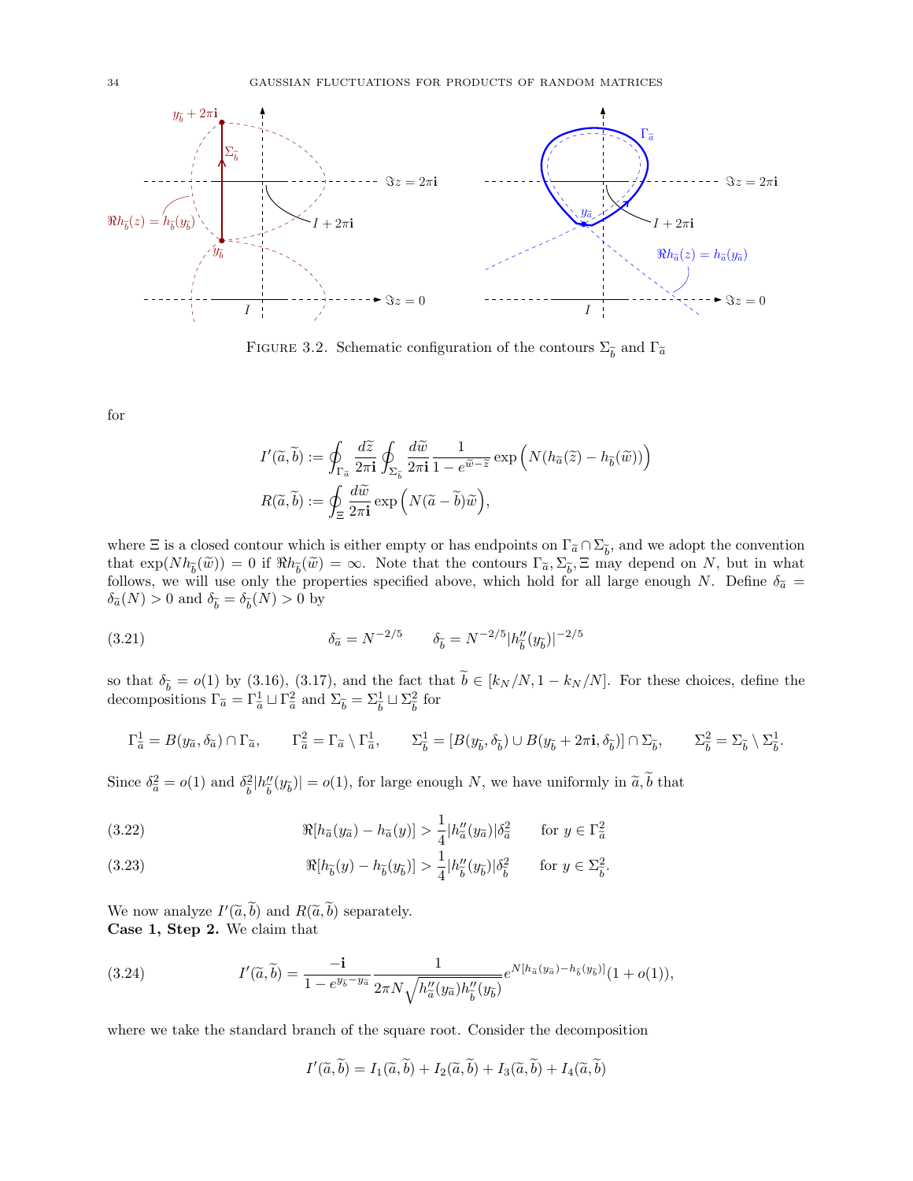FIGURE 3.2. Schematic configuration of the contours $\Sigma_{\widetilde{b}}$ and $\Gamma_{\widetilde{a}}$

for

$$I'(\widetilde{a},\widetilde{b}) := \oint_{\Gamma_{\widetilde{a}}} \frac{d\widetilde{z}}{2\pi \mathbf{i}} \oint_{\Sigma_{\widetilde{b}}} \frac{d\widetilde{w}}{2\pi \mathbf{i}} \frac{1}{1-e^{\widetilde{w}-\widetilde{z}}} \exp\Big(N(h_{\widetilde{a}}(\widetilde{z}) - h_{\widetilde{b}}(\widetilde{w}))\Big)$$

$$R(\widetilde{a},\widetilde{b}) := \oint_{\Xi} \frac{d\widetilde{w}}{2\pi \mathbf{i}} \exp\Big(N(\widetilde{a}-\widetilde{b})\widetilde{w}\Big),$$

where $\Xi$ is a closed contour which is either empty or has endpoints on $\Gamma_{\widetilde{a}} \cap \Sigma_{\widetilde{b}}$, and we adopt the convention that $\exp(N h_{\widetilde{b}}(\widetilde{w})) = 0$ if $\Re h_{\widetilde{b}}(\widetilde{w}) = \infty$. Note that the contours $\Gamma_{\widetilde{a}}, \Sigma_{\widetilde{b}}, \Xi$ may depend on $N$, but in what follows, we will use only the properties specified above, which hold for all large enough $N$. Define $\delta_{\widetilde{a}} = \delta_{\widetilde{a}}(N) > 0$ and $\delta_{\widetilde{b}} = \delta_{\widetilde{b}}(N) > 0$ by

$$\delta_{\widetilde{a}} = N^{-2/5} \qquad \delta_{\widetilde{b}} = N^{-2/5}|h''_{\widetilde{b}}(y_{\widetilde{b}})|^{-2/5} \tag{3.21}$$

so that $\delta_{\widetilde{b}} = o(1)$ by (3.16), (3.17), and the fact that $\widetilde{b} \in [k_N/N, 1-k_N/N]$. For these choices, define the decompositions $\Gamma_{\widetilde{a}} = \Gamma^1_{\widetilde{a}} \sqcup \Gamma^2_{\widetilde{a}}$ and $\Sigma_{\widetilde{b}} = \Sigma^1_{\widetilde{b}} \sqcup \Sigma^2_{\widetilde{b}}$ for

$$\Gamma^1_{\widetilde{a}} = B(y_{\widetilde{a}}, \delta_{\widetilde{a}}) \cap \Gamma_{\widetilde{a}}, \qquad \Gamma^2_{\widetilde{a}} = \Gamma_{\widetilde{a}} \setminus \Gamma^1_{\widetilde{a}}, \qquad \Sigma^1_{\widetilde{b}} = [B(y_{\widetilde{b}}, \delta_{\widetilde{b}}) \cup B(y_{\widetilde{b}} + 2\pi\mathbf{i}, \delta_{\widetilde{b}})] \cap \Sigma_{\widetilde{b}}, \qquad \Sigma^2_{\widetilde{b}} = \Sigma_{\widetilde{b}} \setminus \Sigma^1_{\widetilde{b}}.$$

Since $\delta^2_{\widetilde{a}} = o(1)$ and $\delta^2_{\widetilde{b}}|h''_{\widetilde{b}}(y_{\widetilde{b}})| = o(1)$, for large enough $N$, we have uniformly in $\widetilde{a}, \widetilde{b}$ that

$$\Re[h_{\widetilde{a}}(y_{\widetilde{a}}) - h_{\widetilde{a}}(y)] > \frac{1}{4}|h''_{\widetilde{a}}(y_{\widetilde{a}})|\delta^2_{\widetilde{a}} \qquad \text{for } y \in \Gamma^2_{\widetilde{a}} \tag{3.22}$$

$$\Re[h_{\widetilde{b}}(y) - h_{\widetilde{b}}(y_{\widetilde{b}})] > \frac{1}{4}|h''_{\widetilde{b}}(y_{\widetilde{b}})|\delta^2_{\widetilde{b}} \qquad \text{for } y \in \Sigma^2_{\widetilde{b}}. \tag{3.23}$$

We now analyze $I'(\widetilde{a},\widetilde{b})$ and $R(\widetilde{a},\widetilde{b})$ separately.

**Case 1, Step 2.** We claim that

$$I'(\widetilde{a},\widetilde{b}) = \frac{-\mathbf{i}}{1-e^{y_{\widetilde{b}}-y_{\widetilde{a}}}} \frac{1}{2\pi N\sqrt{h''_{\widetilde{a}}(y_{\widetilde{a}})h''_{\widetilde{b}}(y_{\widetilde{b}})}} e^{N[h_{\widetilde{a}}(y_{\widetilde{a}}) - h_{\widetilde{b}}(y_{\widetilde{b}})]}(1+o(1)), \tag{3.24}$$

where we take the standard branch of the square root. Consider the decomposition

$$I'(\widetilde{a},\widetilde{b}) = I_1(\widetilde{a},\widetilde{b}) + I_2(\widetilde{a},\widetilde{b}) + I_3(\widetilde{a},\widetilde{b}) + I_4(\widetilde{a},\widetilde{b})$$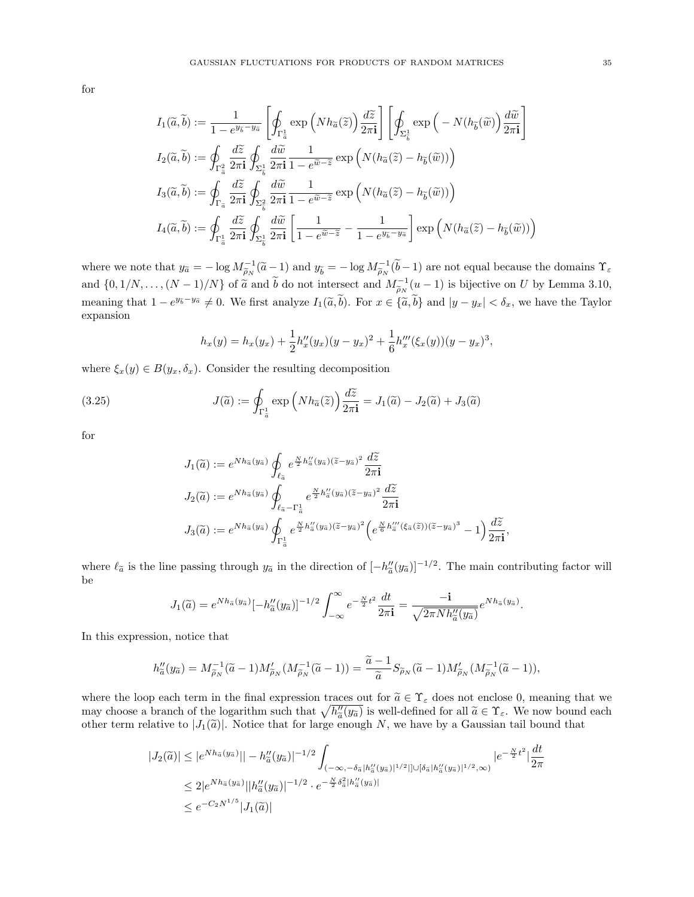for

$$I_1(\widetilde{a},\widetilde{b}) := \frac{1}{1-e^{y_{\widetilde{b}}-y_{\widetilde{a}}}}\left[\oint_{\Gamma^1_{\widetilde{a}}} \exp\Big(Nh_{\widetilde{a}}(\widetilde{z})\Big)\frac{d\widetilde{z}}{2\pi\mathbf{i}}\right]\left[\oint_{\Sigma^1_{\widetilde{b}}} \exp\Big(-N(h_{\widetilde{b}}(\widetilde{w})\Big)\frac{d\widetilde{w}}{2\pi\mathbf{i}}\right]$$

$$I_2(\widetilde{a},\widetilde{b}) := \oint_{\Gamma^2_{\widetilde{a}}}\frac{d\widetilde{z}}{2\pi\mathbf{i}}\oint_{\Sigma^1_{\widetilde{b}}}\frac{d\widetilde{w}}{2\pi\mathbf{i}}\frac{1}{1-e^{\widetilde{w}-\widetilde{z}}}\exp\Big(N(h_{\widetilde{a}}(\widetilde{z})-h_{\widetilde{b}}(\widetilde{w}))\Big)$$

$$I_3(\widetilde{a},\widetilde{b}) := \oint_{\Gamma_{\widetilde{a}}}\frac{d\widetilde{z}}{2\pi\mathbf{i}}\oint_{\Sigma^2_{\widetilde{b}}}\frac{d\widetilde{w}}{2\pi\mathbf{i}}\frac{1}{1-e^{\widetilde{w}-\widetilde{z}}}\exp\Big(N(h_{\widetilde{a}}(\widetilde{z})-h_{\widetilde{b}}(\widetilde{w}))\Big)$$

$$I_4(\widetilde{a},\widetilde{b}) := \oint_{\Gamma^1_{\widetilde{a}}}\frac{d\widetilde{z}}{2\pi\mathbf{i}}\oint_{\Sigma^1_{\widetilde{b}}}\frac{d\widetilde{w}}{2\pi\mathbf{i}}\left[\frac{1}{1-e^{\widetilde{w}-\widetilde{z}}}-\frac{1}{1-e^{y_{\widetilde{b}}-y_{\widetilde{a}}}}\right]\exp\Big(N(h_{\widetilde{a}}(\widetilde{z})-h_{\widetilde{b}}(\widetilde{w}))\Big)$$

where we note that $y_{\widetilde{a}} = -\log M^{-1}_{\widetilde{\rho}_N}(\widetilde{a}-1)$ and $y_{\widetilde{b}} = -\log M^{-1}_{\widetilde{\rho}_N}(\widetilde{b}-1)$ are not equal because the domains $\Upsilon_\varepsilon$ and $\{0, 1/N, \ldots, (N-1)/N\}$ of $\widetilde{a}$ and $\widetilde{b}$ do not intersect and $M^{-1}_{\widetilde{\rho}_N}(u-1)$ is bijective on $U$ by Lemma 3.10, meaning that $1-e^{y_{\widetilde{b}}-y_{\widetilde{a}}} \neq 0$. We first analyze $I_1(\widetilde{a},\widetilde{b})$. For $x \in \{\widetilde{a},\widetilde{b}\}$ and $|y-y_x| < \delta_x$, we have the Taylor expansion

$$h_x(y) = h_x(y_x) + \frac{1}{2}h''_x(y_x)(y-y_x)^2 + \frac{1}{6}h'''_x(\xi_x(y))(y-y_x)^3,$$

where $\xi_x(y) \in B(y_x, \delta_x)$. Consider the resulting decomposition

$$J(\widetilde{a}) := \oint_{\Gamma^1_{\widetilde{a}}} \exp\Big(Nh_{\widetilde{a}}(\widetilde{z})\Big)\frac{d\widetilde{z}}{2\pi\mathbf{i}} = J_1(\widetilde{a}) - J_2(\widetilde{a}) + J_3(\widetilde{a}) \tag{3.25}$$

for

$$J_1(\widetilde{a}) := e^{Nh_{\widetilde{a}}(y_{\widetilde{a}})}\oint_{\ell_{\widetilde{a}}} e^{\frac{N}{2}h''_{\widetilde{a}}(y_{\widetilde{a}})(\widetilde{z}-y_{\widetilde{a}})^2}\frac{d\widetilde{z}}{2\pi\mathbf{i}}$$

$$J_2(\widetilde{a}) := e^{Nh_{\widetilde{a}}(y_{\widetilde{a}})}\oint_{\ell_{\widetilde{a}}-\Gamma^1_{\widetilde{a}}} e^{\frac{N}{2}h''_{\widetilde{a}}(y_{\widetilde{a}})(\widetilde{z}-y_{\widetilde{a}})^2}\frac{d\widetilde{z}}{2\pi\mathbf{i}}$$

$$J_3(\widetilde{a}) := e^{Nh_{\widetilde{a}}(y_{\widetilde{a}})}\oint_{\Gamma^1_{\widetilde{a}}} e^{\frac{N}{2}h''_{\widetilde{a}}(y_{\widetilde{a}})(\widetilde{z}-y_{\widetilde{a}})^2}\Big(e^{\frac{N}{6}h'''_{\widetilde{a}}(\xi_{\widetilde{a}}(\widetilde{z}))(\widetilde{z}-y_{\widetilde{a}})^3}-1\Big)\frac{d\widetilde{z}}{2\pi\mathbf{i}},$$

where $\ell_{\widetilde{a}}$ is the line passing through $y_{\widetilde{a}}$ in the direction of $[-h''_{\widetilde{a}}(y_{\widetilde{a}})]^{-1/2}$. The main contributing factor will be

$$J_1(\widetilde{a}) = e^{Nh_{\widetilde{a}}(y_{\widetilde{a}})}[-h''_{\widetilde{a}}(y_{\widetilde{a}})]^{-1/2}\int_{-\infty}^{\infty} e^{-\frac{N}{2}t^2}\frac{dt}{2\pi\mathbf{i}} = \frac{-\mathbf{i}}{\sqrt{2\pi N h''_{\widetilde{a}}(y_{\widetilde{a}})}}e^{Nh_{\widetilde{a}}(y_{\widetilde{a}})}.$$

In this expression, notice that

$$h''_{\widetilde{a}}(y_{\widetilde{a}}) = M^{-1}_{\widetilde{\rho}_N}(\widetilde{a}-1)M'_{\widetilde{\rho}_N}(M^{-1}_{\widetilde{\rho}_N}(\widetilde{a}-1)) = \frac{\widetilde{a}-1}{\widetilde{a}}S_{\widetilde{\rho}_N}(\widetilde{a}-1)M'_{\widetilde{\rho}_N}(M^{-1}_{\widetilde{\rho}_N}(\widetilde{a}-1)),$$

where the loop each term in the final expression traces out for $\widetilde{a} \in \Upsilon_\varepsilon$ does not enclose 0, meaning that we may choose a branch of the logarithm such that $\sqrt{h''_{\widetilde{a}}(y_{\widetilde{a}})}$ is well-defined for all $\widetilde{a} \in \Upsilon_\varepsilon$. We now bound each other term relative to $|J_1(\widetilde{a})|$. Notice that for large enough $N$, we have by a Gaussian tail bound that

$$\begin{aligned}
|J_2(\widetilde{a})| &\leq |e^{Nh_{\widetilde{a}}(y_{\widetilde{a}})}||-h''_{\widetilde{a}}(y_{\widetilde{a}})|^{-1/2}\int_{(-\infty,-\delta_{\widetilde{a}}|h''_{\widetilde{a}}(y_{\widetilde{a}})|^{1/2}|]\cup[\delta_{\widetilde{a}}|h''_{\widetilde{a}}(y_{\widetilde{a}})|^{1/2},\infty)}|e^{-\frac{N}{2}t^2}|\frac{dt}{2\pi} \\
&\leq 2|e^{Nh_{\widetilde{a}}(y_{\widetilde{a}})}||h''_{\widetilde{a}}(y_{\widetilde{a}})|^{-1/2}\cdot e^{-\frac{N}{2}\delta^2_{\widetilde{a}}|h''_{\widetilde{a}}(y_{\widetilde{a}})|} \\
&\leq e^{-C_2N^{1/5}}|J_1(\widetilde{a})|
\end{aligned}$$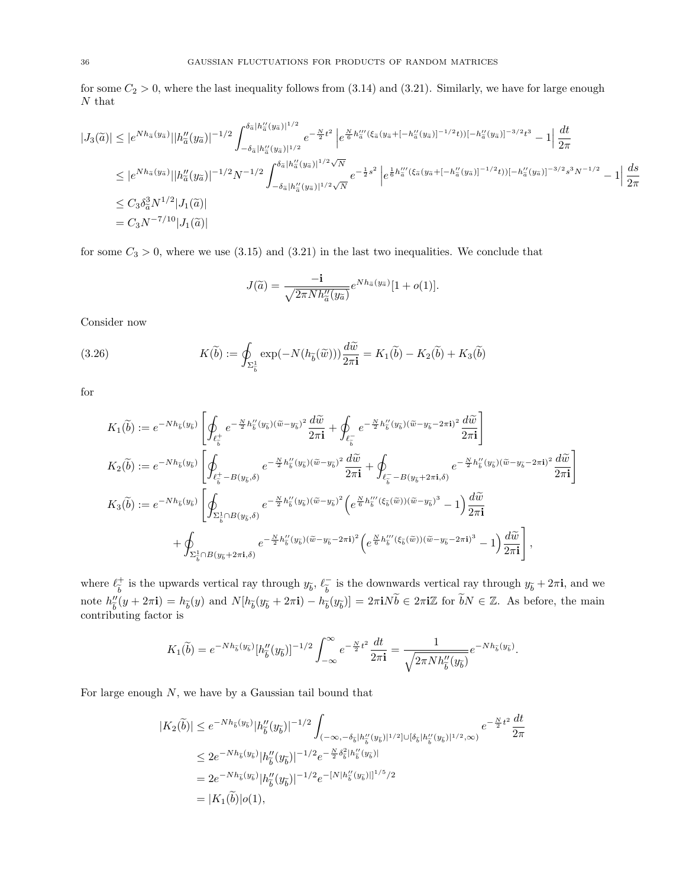for some $C_2 > 0$, where the last inequality follows from (3.14) and (3.21). Similarly, we have for large enough $N$ that

$$
\begin{aligned}
|J_3(\widetilde{a})| &\le |e^{Nh_{\widetilde{a}}(y_{\widetilde{a}})}||h''_{\widetilde{a}}(y_{\widetilde{a}})|^{-1/2} \int_{-\delta_{\widetilde{a}}|h''_{\widetilde{a}}(y_{\widetilde{a}})|^{1/2}}^{\delta_{\widetilde{a}}|h''_{\widetilde{a}}(y_{\widetilde{a}})|^{1/2}} e^{-\frac{N}{2}t^2} \left| e^{\frac{N}{6}h'''_{\widetilde{a}}(\xi_{\widetilde{a}}(y_{\widetilde{a}}+[-h''_{\widetilde{a}}(y_{\widetilde{a}})]^{-1/2}t))[-h''_{\widetilde{a}}(y_{\widetilde{a}})]^{-3/2}t^3} - 1 \right| \frac{dt}{2\pi} \\
&\le |e^{Nh_{\widetilde{a}}(y_{\widetilde{a}})}||h''_{\widetilde{a}}(y_{\widetilde{a}})|^{-1/2} N^{-1/2} \int_{-\delta_{\widetilde{a}}|h''_{\widetilde{a}}(y_{\widetilde{a}})|^{1/2}\sqrt{N}}^{\delta_{\widetilde{a}}|h''_{\widetilde{a}}(y_{\widetilde{a}})|^{1/2}\sqrt{N}} e^{-\frac{1}{2}s^2} \left| e^{\frac{1}{6}h'''_{\widetilde{a}}(\xi_{\widetilde{a}}(y_{\widetilde{a}}+[-h''_{\widetilde{a}}(y_{\widetilde{a}})]^{-1/2}t))[-h''_{\widetilde{a}}(y_{\widetilde{a}})]^{-3/2}s^3N^{-1/2}} - 1 \right| \frac{ds}{2\pi} \\
&\le C_3 \delta_{\widetilde{a}}^3 N^{1/2} |J_1(\widetilde{a})| \\
&= C_3 N^{-7/10} |J_1(\widetilde{a})|
\end{aligned}
$$

for some $C_3 > 0$, where we use (3.15) and (3.21) in the last two inequalities. We conclude that

$$
J(\widetilde{a}) = \frac{-\mathbf{i}}{\sqrt{2\pi N h''_{\widetilde{a}}(y_{\widetilde{a}})}} e^{Nh_{\widetilde{a}}(y_{\widetilde{a}})}[1 + o(1)].
$$

Consider now

$$
K(\widetilde{b}) := \oint_{\Sigma^1_{\widetilde{b}}} \exp(-N(h_{\widetilde{b}}(\widetilde{w}))) \frac{d\widetilde{w}}{2\pi\mathbf{i}} = K_1(\widetilde{b}) - K_2(\widetilde{b}) + K_3(\widetilde{b}) \tag{3.26}
$$

for

$$
\begin{aligned}
K_1(\widetilde{b}) &:= e^{-Nh_{\widetilde{b}}(y_{\widetilde{b}})} \left[ \oint_{\ell^+_{\widetilde{b}}} e^{-\frac{N}{2}h''_{\widetilde{b}}(y_{\widetilde{b}})(\widetilde{w}-y_{\widetilde{b}})^2} \frac{d\widetilde{w}}{2\pi\mathbf{i}} + \oint_{\ell^-_{\widetilde{b}}} e^{-\frac{N}{2}h''_{\widetilde{b}}(y_{\widetilde{b}})(\widetilde{w}-y_{\widetilde{b}}-2\pi\mathbf{i})^2} \frac{d\widetilde{w}}{2\pi\mathbf{i}} \right] \\
K_2(\widetilde{b}) &:= e^{-Nh_{\widetilde{b}}(y_{\widetilde{b}})} \left[ \oint_{\ell^+_{\widetilde{b}} - B(y_{\widetilde{b}},\delta)} e^{-\frac{N}{2}h''_{\widetilde{b}}(y_{\widetilde{b}})(\widetilde{w}-y_{\widetilde{b}})^2} \frac{d\widetilde{w}}{2\pi\mathbf{i}} + \oint_{\ell^-_{\widetilde{b}} - B(y_{\widetilde{b}}+2\pi\mathbf{i},\delta)} e^{-\frac{N}{2}h''_{\widetilde{b}}(y_{\widetilde{b}})(\widetilde{w}-y_{\widetilde{b}}-2\pi\mathbf{i})^2} \frac{d\widetilde{w}}{2\pi\mathbf{i}} \right] \\
K_3(\widetilde{b}) &:= e^{-Nh_{\widetilde{b}}(y_{\widetilde{b}})} \left[ \oint_{\Sigma^1_{\widetilde{b}} \cap B(y_{\widetilde{b}},\delta)} e^{-\frac{N}{2}h''_{\widetilde{b}}(y_{\widetilde{b}})(\widetilde{w}-y_{\widetilde{b}})^2} \left( e^{\frac{N}{6}h'''_{\widetilde{b}}(\xi_{\widetilde{b}}(\widetilde{w}))(\widetilde{w}-y_{\widetilde{b}})^3} - 1 \right) \frac{d\widetilde{w}}{2\pi\mathbf{i}} \right. \\
&\qquad \left. + \oint_{\Sigma^1_{\widetilde{b}} \cap B(y_{\widetilde{b}}+2\pi\mathbf{i},\delta)} e^{-\frac{N}{2}h''_{\widetilde{b}}(y_{\widetilde{b}})(\widetilde{w}-y_{\widetilde{b}}-2\pi\mathbf{i})^2} \left( e^{\frac{N}{6}h'''_{\widetilde{b}}(\xi_{\widetilde{b}}(\widetilde{w}))(\widetilde{w}-y_{\widetilde{b}}-2\pi\mathbf{i})^3} - 1 \right) \frac{d\widetilde{w}}{2\pi\mathbf{i}} \right],
\end{aligned}
$$

where $\ell^+_{\widetilde{b}}$ is the upwards vertical ray through $y_{\widetilde{b}}$, $\ell^-_{\widetilde{b}}$ is the downwards vertical ray through $y_{\widetilde{b}} + 2\pi\mathbf{i}$, and we note $h''_{\widetilde{b}}(y + 2\pi\mathbf{i}) = h_{\widetilde{b}}(y)$ and $N[h_{\widetilde{b}}(y_{\widetilde{b}} + 2\pi\mathbf{i}) - h_{\widetilde{b}}(y_{\widetilde{b}})] = 2\pi\mathbf{i}N\widetilde{b} \in 2\pi\mathbf{i}\mathbb{Z}$ for $\widetilde{b}N \in \mathbb{Z}$. As before, the main contributing factor is

$$
K_1(\widetilde{b}) = e^{-Nh_{\widetilde{b}}(y_{\widetilde{b}})}[h''_{\widetilde{b}}(y_{\widetilde{b}})]^{-1/2} \int_{-\infty}^{\infty} e^{-\frac{N}{2}t^2} \frac{dt}{2\pi\mathbf{i}} = \frac{1}{\sqrt{2\pi N h''_{\widetilde{b}}(y_{\widetilde{b}})}} e^{-Nh_{\widetilde{b}}(y_{\widetilde{b}})}.
$$

For large enough $N$, we have by a Gaussian tail bound that

$$
\begin{aligned}
|K_2(\widetilde{b})| &\le e^{-Nh_{\widetilde{b}}(y_{\widetilde{b}})} |h''_{\widetilde{b}}(y_{\widetilde{b}})|^{-1/2} \int_{(-\infty, -\delta_{\widetilde{b}}|h''_{\widetilde{b}}(y_{\widetilde{b}})|^{1/2}] \cup [\delta_{\widetilde{b}}|h''_{\widetilde{b}}(y_{\widetilde{b}})|^{1/2}, \infty)} e^{-\frac{N}{2}t^2} \frac{dt}{2\pi} \\
&\le 2e^{-Nh_{\widetilde{b}}(y_{\widetilde{b}})} |h''_{\widetilde{b}}(y_{\widetilde{b}})|^{-1/2} e^{-\frac{N}{2}\delta^2_{\widetilde{b}}|h''_{\widetilde{b}}(y_{\widetilde{b}})|} \\
&= 2e^{-Nh_{\widetilde{b}}(y_{\widetilde{b}})} |h''_{\widetilde{b}}(y_{\widetilde{b}})|^{-1/2} e^{-[N|h''_{\widetilde{b}}(y_{\widetilde{b}})|]^{1/5}/2} \\
&= |K_1(\widetilde{b})| o(1),
\end{aligned}
$$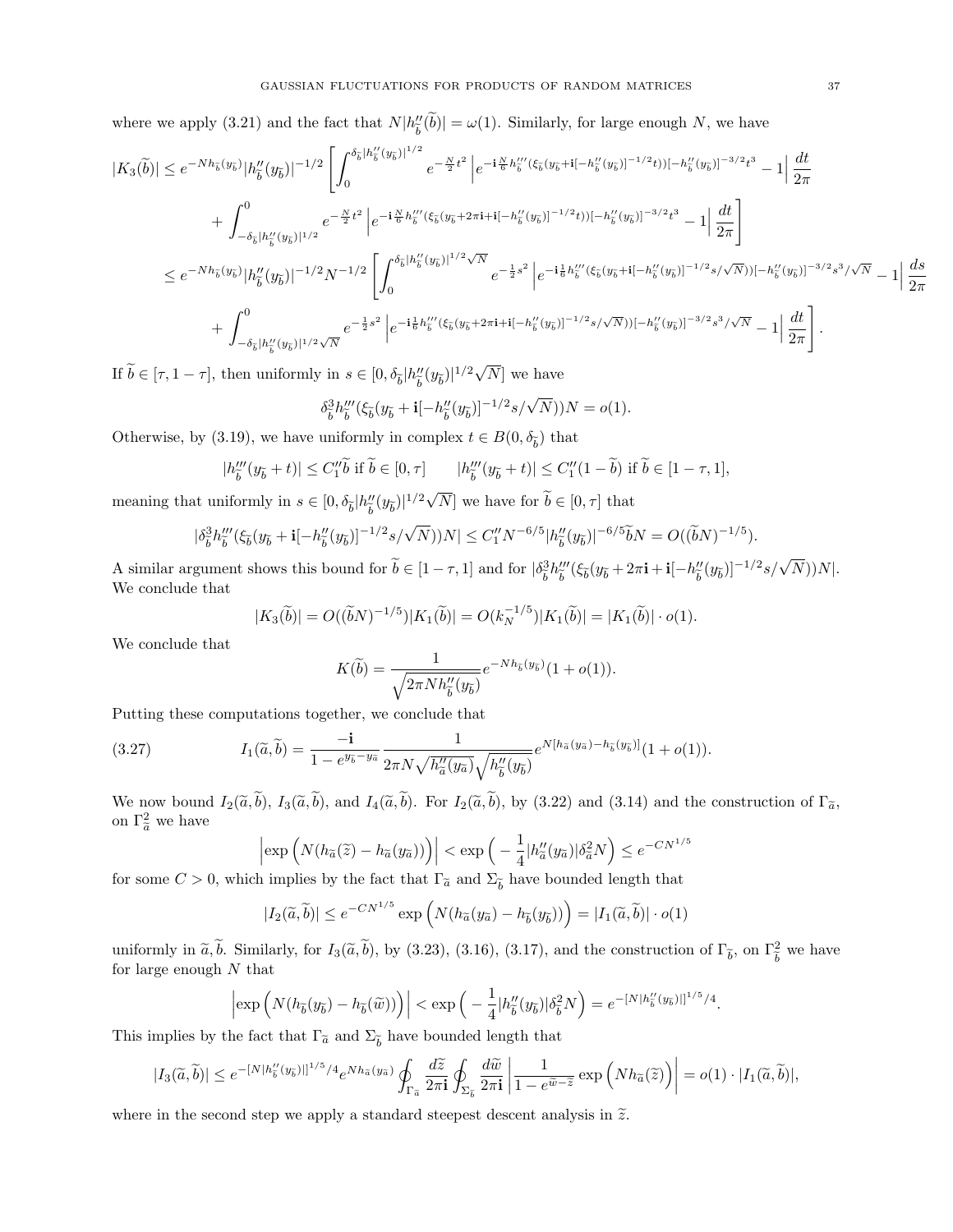where we apply (3.21) and the fact that $N|h''_{\widetilde{b}}(\widetilde{b})| = \omega(1)$. Similarly, for large enough $N$, we have

$$
\begin{aligned}
|K_3(\widetilde{b})| &\leq e^{-Nh_{\widetilde{b}}(y_{\widetilde{b}})}|h''_{\widetilde{b}}(y_{\widetilde{b}})|^{-1/2}\Bigg[\int_0^{\delta_{\widetilde{b}}|h''_{\widetilde{b}}(y_{\widetilde{b}})|^{1/2}} e^{-\frac{N}{2}t^2}\left|e^{-\mathbf{i}\frac{N}{6}h'''_{\widetilde{b}}(\xi_{\widetilde{b}}(y_{\widetilde{b}}+\mathbf{i}[-h''_{\widetilde{b}}(y_{\widetilde{b}})]^{-1/2}t))[-h''_{\widetilde{b}}(y_{\widetilde{b}})]^{-3/2}t^3}-1\right|\frac{dt}{2\pi} \\
&\quad + \int_{-\delta_{\widetilde{b}}|h''_{\widetilde{b}}(y_{\widetilde{b}})|^{1/2}}^0 e^{-\frac{N}{2}t^2}\left|e^{-\mathbf{i}\frac{N}{6}h'''_{\widetilde{b}}(\xi_{\widetilde{b}}(y_{\widetilde{b}}+2\pi\mathbf{i}+\mathbf{i}[-h''_{\widetilde{b}}(y_{\widetilde{b}})]^{-1/2}t))[-h''_{\widetilde{b}}(y_{\widetilde{b}})]^{-3/2}t^3}-1\right|\frac{dt}{2\pi}\Bigg] \\
&\leq e^{-Nh_{\widetilde{b}}(y_{\widetilde{b}})}|h''_{\widetilde{b}}(y_{\widetilde{b}})|^{-1/2}N^{-1/2}\Bigg[\int_0^{\delta_{\widetilde{b}}|h''_{\widetilde{b}}(y_{\widetilde{b}})|^{1/2}\sqrt{N}} e^{-\frac{1}{2}s^2}\left|e^{-\mathbf{i}\frac{1}{6}h'''_{\widetilde{b}}(\xi_{\widetilde{b}}(y_{\widetilde{b}}+\mathbf{i}[-h''_{\widetilde{b}}(y_{\widetilde{b}})]^{-1/2}s/\sqrt{N}))[-h''_{\widetilde{b}}(y_{\widetilde{b}})]^{-3/2}s^3/\sqrt{N}}-1\right|\frac{ds}{2\pi} \\
&\quad + \int_{-\delta_{\widetilde{b}}|h''_{\widetilde{b}}(y_{\widetilde{b}})|^{1/2}\sqrt{N}}^0 e^{-\frac{1}{2}s^2}\left|e^{-\mathbf{i}\frac{1}{6}h'''_{\widetilde{b}}(\xi_{\widetilde{b}}(y_{\widetilde{b}}+2\pi\mathbf{i}+\mathbf{i}[-h''_{\widetilde{b}}(y_{\widetilde{b}})]^{-1/2}s/\sqrt{N}))[-h''_{\widetilde{b}}(y_{\widetilde{b}})]^{-3/2}s^3/\sqrt{N}}-1\right|\frac{dt}{2\pi}\Bigg].
\end{aligned}
$$

If $\widetilde{b} \in [\tau, 1-\tau]$, then uniformly in $s \in [0, \delta_{\widetilde{b}}|h''_{\widetilde{b}}(y_{\widetilde{b}})|^{1/2}\sqrt{N}]$ we have

$$
\delta_{\widetilde{b}}^3 h'''_{\widetilde{b}}(\xi_{\widetilde{b}}(y_{\widetilde{b}}+\mathbf{i}[-h''_{\widetilde{b}}(y_{\widetilde{b}})]^{-1/2}s/\sqrt{N}))N = o(1).
$$

Otherwise, by (3.19), we have uniformly in complex $t \in B(0, \delta_{\widetilde{b}})$ that

$$
|h'''_{\widetilde{b}}(y_{\widetilde{b}}+t)| \leq C''_1\widetilde{b} \text{ if } \widetilde{b} \in [0,\tau] \qquad |h'''_{\widetilde{b}}(y_{\widetilde{b}}+t)| \leq C''_1(1-\widetilde{b}) \text{ if } \widetilde{b} \in [1-\tau, 1],
$$

meaning that uniformly in $s \in [0, \delta_{\widetilde{b}}|h''_{\widetilde{b}}(y_{\widetilde{b}})|^{1/2}\sqrt{N}]$ we have for $\widetilde{b} \in [0,\tau]$ that

$$
|\delta_{\widetilde{b}}^3 h'''_{\widetilde{b}}(\xi_{\widetilde{b}}(y_{\widetilde{b}}+\mathbf{i}[-h''_{\widetilde{b}}(y_{\widetilde{b}})]^{-1/2}s/\sqrt{N}))N| \leq C''_1 N^{-6/5}|h''_{\widetilde{b}}(y_{\widetilde{b}})|^{-6/5}\widetilde{b}N = O((\widetilde{b}N)^{-1/5}).
$$

A similar argument shows this bound for $\widetilde{b} \in [1-\tau, 1]$ and for $|\delta_{\widetilde{b}}^3 h'''_{\widetilde{b}}(\xi_{\widetilde{b}}(y_{\widetilde{b}}+2\pi\mathbf{i}+\mathbf{i}[-h''_{\widetilde{b}}(y_{\widetilde{b}})]^{-1/2}s/\sqrt{N}))N|$. We conclude that

$$
|K_3(\widetilde{b})| = O((\widetilde{b}N)^{-1/5})|K_1(\widetilde{b})| = O(k_N^{-1/5})|K_1(\widetilde{b})| = |K_1(\widetilde{b})| \cdot o(1).
$$

We conclude that

$$
K(\widetilde{b}) = \frac{1}{\sqrt{2\pi N h''_{\widetilde{b}}(y_{\widetilde{b}})}}e^{-Nh_{\widetilde{b}}(y_{\widetilde{b}})}(1+o(1)).
$$

Putting these computations together, we conclude that

$$
I_1(\widetilde{a},\widetilde{b}) = \frac{-\mathbf{i}}{1-e^{y_{\widetilde{b}}-y_{\widetilde{a}}}}\frac{1}{2\pi N\sqrt{h''_{\widetilde{a}}(y_{\widetilde{a}})}\sqrt{h''_{\widetilde{b}}(y_{\widetilde{b}})}}e^{N[h_{\widetilde{a}}(y_{\widetilde{a}})-h_{\widetilde{b}}(y_{\widetilde{b}})]}(1+o(1)). \tag{3.27}
$$

We now bound $I_2(\widetilde{a},\widetilde{b})$, $I_3(\widetilde{a},\widetilde{b})$, and $I_4(\widetilde{a},\widetilde{b})$. For $I_2(\widetilde{a},\widetilde{b})$, by (3.22) and (3.14) and the construction of $\Gamma_{\widetilde{a}}$, on $\Gamma_{\widetilde{a}}^2$ we have

$$
\left|\exp\Big(N(h_{\widetilde{a}}(\widetilde{z})-h_{\widetilde{a}}(y_{\widetilde{a}}))\Big)\right| < \exp\Big(-\frac{1}{4}|h''_{\widetilde{a}}(y_{\widetilde{a}})|\delta_{\widetilde{a}}^2 N\Big) \leq e^{-CN^{1/5}}
$$

for some $C > 0$, which implies by the fact that $\Gamma_{\widetilde{a}}$ and $\Sigma_{\widetilde{b}}$ have bounded length that

$$
|I_2(\widetilde{a},\widetilde{b})| \leq e^{-CN^{1/5}}\exp\Big(N(h_{\widetilde{a}}(y_{\widetilde{a}})-h_{\widetilde{b}}(y_{\widetilde{b}}))\Big) = |I_1(\widetilde{a},\widetilde{b})| \cdot o(1)
$$

uniformly in $\widetilde{a},\widetilde{b}$. Similarly, for $I_3(\widetilde{a},\widetilde{b})$, by (3.23), (3.16), (3.17), and the construction of $\Gamma_{\widetilde{b}}$, on $\Gamma_{\widetilde{b}}^2$ we have for large enough $N$ that

$$
\left|\exp\Big(N(h_{\widetilde{b}}(y_{\widetilde{b}})-h_{\widetilde{b}}(\widetilde{w}))\Big)\right| < \exp\Big(-\frac{1}{4}|h''_{\widetilde{b}}(y_{\widetilde{b}})|\delta_{\widetilde{b}}^2 N\Big) = e^{-[N|h''_{\widetilde{b}}(y_{\widetilde{b}})|]^{1/5}/4}.
$$

This implies by the fact that $\Gamma_{\widetilde{a}}$ and $\Sigma_{\widetilde{b}}$ have bounded length that

$$
|I_3(\widetilde{a},\widetilde{b})| \leq e^{-[N|h''_{\widetilde{b}}(y_{\widetilde{b}})|]^{1/5}/4}e^{Nh_{\widetilde{a}}(y_{\widetilde{a}})}\oint_{\Gamma_{\widetilde{a}}}\frac{d\widetilde{z}}{2\pi\mathbf{i}}\oint_{\Sigma_{\widetilde{b}}}\frac{d\widetilde{w}}{2\pi\mathbf{i}}\left|\frac{1}{1-e^{\widetilde{w}-\widetilde{z}}}\exp\Big(Nh_{\widetilde{a}}(\widetilde{z})\Big)\right| = o(1)\cdot|I_1(\widetilde{a},\widetilde{b})|,
$$

where in the second step we apply a standard steepest descent analysis in $\widetilde{z}$.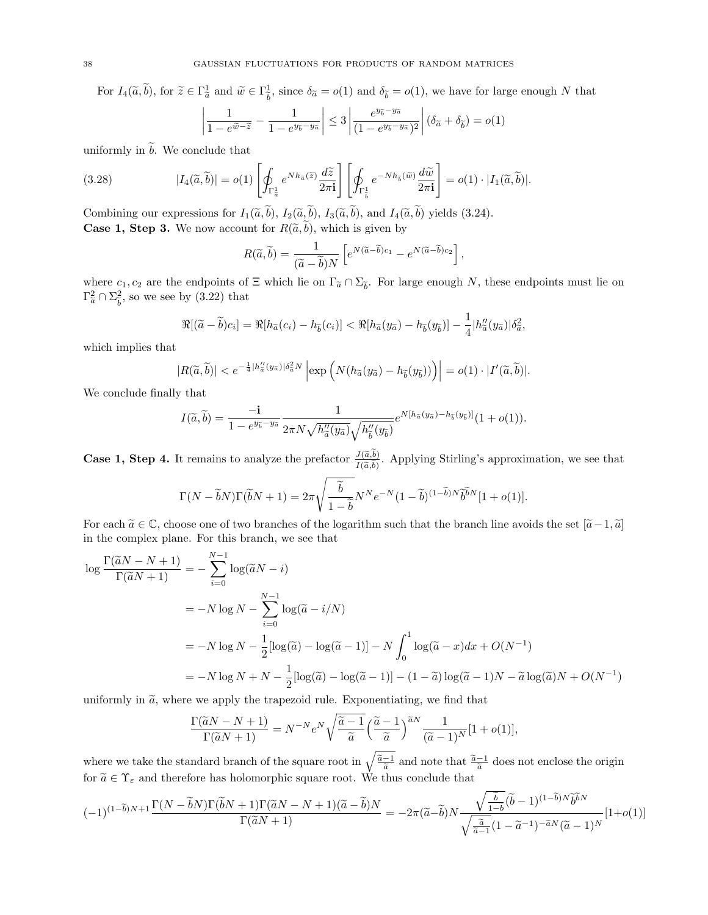For $I_4(\widetilde{a}, \widetilde{b})$, for $\widetilde{z} \in \Gamma^1_{\widetilde{a}}$ and $\widetilde{w} \in \Gamma^1_{\widetilde{b}}$, since $\delta_{\widetilde{a}} = o(1)$ and $\delta_{\widetilde{b}} = o(1)$, we have for large enough $N$ that

$$\left| \frac{1}{1 - e^{\widetilde{w} - \widetilde{z}}} - \frac{1}{1 - e^{y_{\widetilde{b}} - y_{\widetilde{a}}}} \right| \leq 3 \left| \frac{e^{y_{\widetilde{b}} - y_{\widetilde{a}}}}{(1 - e^{y_{\widetilde{b}} - y_{\widetilde{a}}})^2} \right| (\delta_{\widetilde{a}} + \delta_{\widetilde{b}}) = o(1)$$

uniformly in $\widetilde{b}$. We conclude that

$$|I_4(\widetilde{a}, \widetilde{b})| = o(1) \left[ \oint_{\Gamma^1_{\widetilde{a}}} e^{N h_{\widetilde{a}}(\widetilde{z})} \frac{d\widetilde{z}}{2\pi \mathbf{i}} \right] \left[ \oint_{\Gamma^1_{\widetilde{b}}} e^{-N h_{\widetilde{b}}(\widetilde{w})} \frac{d\widetilde{w}}{2\pi \mathbf{i}} \right] = o(1) \cdot |I_1(\widetilde{a}, \widetilde{b})|. \tag{3.28}$$

Combining our expressions for $I_1(\widetilde{a}, \widetilde{b})$, $I_2(\widetilde{a}, \widetilde{b})$, $I_3(\widetilde{a}, \widetilde{b})$, and $I_4(\widetilde{a}, \widetilde{b})$ yields (3.24).

**Case 1, Step 3.** We now account for $R(\widetilde{a}, \widetilde{b})$, which is given by

$$R(\widetilde{a}, \widetilde{b}) = \frac{1}{(\widetilde{a} - \widetilde{b})N} \left[ e^{N(\widetilde{a} - \widetilde{b})c_1} - e^{N(\widetilde{a} - \widetilde{b})c_2} \right],$$

where $c_1, c_2$ are the endpoints of $\Xi$ which lie on $\Gamma_{\widetilde{a}} \cap \Sigma_{\widetilde{b}}$. For large enough $N$, these endpoints must lie on $\Gamma^2_{\widetilde{a}} \cap \Sigma^2_{\widetilde{b}}$, so we see by (3.22) that

$$\Re[(\widetilde{a} - \widetilde{b})c_i] = \Re[h_{\widetilde{a}}(c_i) - h_{\widetilde{b}}(c_i)] < \Re[h_{\widetilde{a}}(y_{\widetilde{a}}) - h_{\widetilde{b}}(y_{\widetilde{b}})] - \frac{1}{4}|h''_{\widetilde{a}}(y_{\widetilde{a}})|\delta^2_{\widetilde{a}},$$

which implies that

$$|R(\widetilde{a}, \widetilde{b})| < e^{-\frac{1}{4}|h''_{\widetilde{a}}(y_{\widetilde{a}})|\delta^2_{\widetilde{a}} N} \left| \exp\Big(N(h_{\widetilde{a}}(y_{\widetilde{a}}) - h_{\widetilde{b}}(y_{\widetilde{b}}))\Big) \right| = o(1) \cdot |I'(\widetilde{a}, \widetilde{b})|.$$

We conclude finally that

$$I(\widetilde{a}, \widetilde{b}) = \frac{-\mathbf{i}}{1 - e^{y_{\widetilde{b}} - y_{\widetilde{a}}}} \frac{1}{2\pi N \sqrt{h''_{\widetilde{a}}(y_{\widetilde{a}})} \sqrt{h''_{\widetilde{b}}(y_{\widetilde{b}})}} e^{N[h_{\widetilde{a}}(y_{\widetilde{a}}) - h_{\widetilde{b}}(y_{\widetilde{b}})]}(1 + o(1)).$$

**Case 1, Step 4.** It remains to analyze the prefactor $\frac{J(\widetilde{a}, \widetilde{b})}{I(\widetilde{a}, \widetilde{b})}$. Applying Stirling's approximation, we see that

$$\Gamma(N - \widetilde{b}N)\Gamma(\widetilde{b}N + 1) = 2\pi \sqrt{\frac{\widetilde{b}}{1 - \widetilde{b}}} N^N e^{-N} (1 - \widetilde{b})^{(1 - \widetilde{b})N} \widetilde{b}^{\widetilde{b}N} [1 + o(1)].$$

For each $\widetilde{a} \in \mathbb{C}$, choose one of two branches of the logarithm such that the branch line avoids the set $[\widetilde{a} - 1, \widetilde{a}]$ in the complex plane. For this branch, we see that

$$\begin{aligned}
\log \frac{\Gamma(\widetilde{a}N - N + 1)}{\Gamma(\widetilde{a}N + 1)} &= -\sum_{i=0}^{N-1} \log(\widetilde{a}N - i) \\
&= -N \log N - \sum_{i=0}^{N-1} \log(\widetilde{a} - i/N) \\
&= -N \log N - \frac{1}{2}[\log(\widetilde{a}) - \log(\widetilde{a} - 1)] - N \int_0^1 \log(\widetilde{a} - x) dx + O(N^{-1}) \\
&= -N \log N + N - \frac{1}{2}[\log(\widetilde{a}) - \log(\widetilde{a} - 1)] - (1 - \widetilde{a}) \log(\widetilde{a} - 1)N - \widetilde{a} \log(\widetilde{a})N + O(N^{-1})
\end{aligned}$$

uniformly in $\widetilde{a}$, where we apply the trapezoid rule. Exponentiating, we find that

$$\frac{\Gamma(\widetilde{a}N - N + 1)}{\Gamma(\widetilde{a}N + 1)} = N^{-N} e^N \sqrt{\frac{\widetilde{a} - 1}{\widetilde{a}}} \Big(\frac{\widetilde{a} - 1}{\widetilde{a}}\Big)^{\widetilde{a}N} \frac{1}{(\widetilde{a} - 1)^N} [1 + o(1)],$$

where we take the standard branch of the square root in $\sqrt{\frac{\widetilde{a} - 1}{\widetilde{a}}}$ and note that $\frac{\widetilde{a} - 1}{\widetilde{a}}$ does not enclose the origin for $\widetilde{a} \in \Upsilon_\varepsilon$ and therefore has holomorphic square root. We thus conclude that

$$(-1)^{(1 - \widetilde{b})N + 1} \frac{\Gamma(N - \widetilde{b}N)\Gamma(\widetilde{b}N + 1)\Gamma(\widetilde{a}N - N + 1)(\widetilde{a} - \widetilde{b})N}{\Gamma(\widetilde{a}N + 1)} = -2\pi(\widetilde{a} - \widetilde{b})N \frac{\sqrt{\frac{\widetilde{b}}{1 - \widetilde{b}}} (\widetilde{b} - 1)^{(1 - \widetilde{b})N} \widetilde{b}^{\widetilde{b}N}}{\sqrt{\frac{\widetilde{a}}{\widetilde{a} - 1}} (1 - \widetilde{a}^{-1})^{-\widetilde{a}N} (\widetilde{a} - 1)^N} [1 + o(1)]$$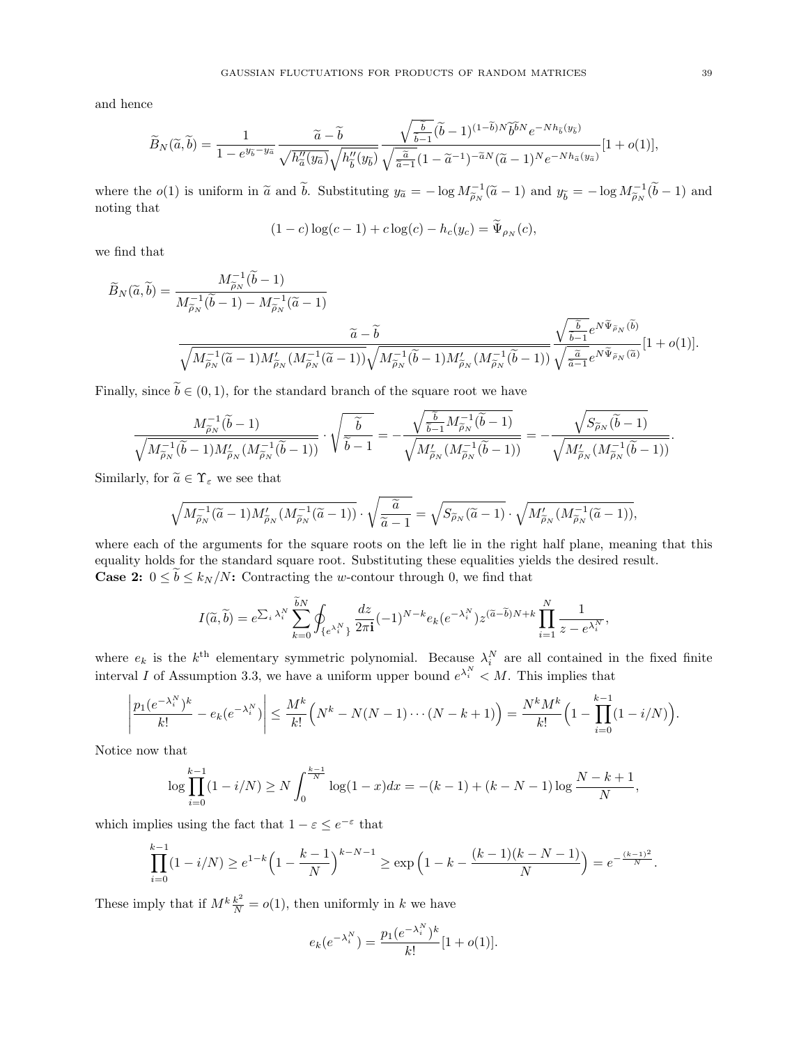and hence

$$\widetilde{B}_N(\widetilde{a},\widetilde{b}) = \frac{1}{1-e^{y_{\widetilde{b}}-y_{\widetilde{a}}}} \frac{\widetilde{a}-\widetilde{b}}{\sqrt{h''_{\widetilde{a}}(y_{\widetilde{a}})}\sqrt{h''_{\widetilde{b}}(y_{\widetilde{b}})}} \frac{\sqrt{\frac{\widetilde{b}}{\widetilde{b}-1}}(\widetilde{b}-1)^{(1-\widetilde{b})N}\widetilde{b}^{\widetilde{b}N}e^{-Nh_{\widetilde{b}}(y_{\widetilde{b}})}}{\sqrt{\frac{\widetilde{a}}{\widetilde{a}-1}}(1-\widetilde{a}^{-1})^{-\widetilde{a}N}(\widetilde{a}-1)^N e^{-Nh_{\widetilde{a}}(y_{\widetilde{a}})}}[1+o(1)],$$

where the $o(1)$ is uniform in $\widetilde{a}$ and $\widetilde{b}$. Substituting $y_{\widetilde{a}} = -\log M^{-1}_{\widetilde{\rho}_N}(\widetilde{a}-1)$ and $y_{\widetilde{b}} = -\log M^{-1}_{\widetilde{\rho}_N}(\widetilde{b}-1)$ and noting that

$$(1-c)\log(c-1) + c\log(c) - h_c(y_c) = \widetilde{\Psi}_{\rho_N}(c),$$

we find that

$$\widetilde{B}_N(\widetilde{a},\widetilde{b}) = \frac{M^{-1}_{\widetilde{\rho}_N}(\widetilde{b}-1)}{M^{-1}_{\widetilde{\rho}_N}(\widetilde{b}-1) - M^{-1}_{\widetilde{\rho}_N}(\widetilde{a}-1)}$$
$$\frac{\widetilde{a}-\widetilde{b}}{\sqrt{M^{-1}_{\widetilde{\rho}_N}(\widetilde{a}-1)M'_{\widetilde{\rho}_N}(M^{-1}_{\widetilde{\rho}_N}(\widetilde{a}-1))}\sqrt{M^{-1}_{\widetilde{\rho}_N}(\widetilde{b}-1)M'_{\widetilde{\rho}_N}(M^{-1}_{\widetilde{\rho}_N}(\widetilde{b}-1))}} \frac{\sqrt{\frac{\widetilde{b}}{\widetilde{b}-1}}e^{N\widetilde{\Psi}_{\widetilde{\rho}_N}(\widetilde{b})}}{\sqrt{\frac{\widetilde{a}}{\widetilde{a}-1}}e^{N\widetilde{\Psi}_{\widetilde{\rho}_N}(\widetilde{a})}}[1+o(1)].$$

Finally, since $\widetilde{b} \in (0,1)$, for the standard branch of the square root we have

$$\frac{M^{-1}_{\widetilde{\rho}_N}(\widetilde{b}-1)}{\sqrt{M^{-1}_{\widetilde{\rho}_N}(\widetilde{b}-1)M'_{\widetilde{\rho}_N}(M^{-1}_{\widetilde{\rho}_N}(\widetilde{b}-1))}} \cdot \sqrt{\frac{\widetilde{b}}{\widetilde{b}-1}} = -\frac{\sqrt{\frac{\widetilde{b}}{\widetilde{b}-1}M^{-1}_{\widetilde{\rho}_N}(\widetilde{b}-1)}}{\sqrt{M'_{\widetilde{\rho}_N}(M^{-1}_{\widetilde{\rho}_N}(\widetilde{b}-1))}} = -\frac{\sqrt{S_{\widetilde{\rho}_N}(\widetilde{b}-1)}}{\sqrt{M'_{\widetilde{\rho}_N}(M^{-1}_{\widetilde{\rho}_N}(\widetilde{b}-1))}}.$$

Similarly, for $\widetilde{a} \in \Upsilon_\varepsilon$ we see that

$$\sqrt{M^{-1}_{\widetilde{\rho}_N}(\widetilde{a}-1)M'_{\widetilde{\rho}_N}(M^{-1}_{\widetilde{\rho}_N}(\widetilde{a}-1))} \cdot \sqrt{\frac{\widetilde{a}}{\widetilde{a}-1}} = \sqrt{S_{\widetilde{\rho}_N}(\widetilde{a}-1)} \cdot \sqrt{M'_{\widetilde{\rho}_N}(M^{-1}_{\widetilde{\rho}_N}(\widetilde{a}-1))},$$

where each of the arguments for the square roots on the left lie in the right half plane, meaning that this equality holds for the standard square root. Substituting these equalities yields the desired result.

**Case 2: $0 \leq \widetilde{b} \leq k_N/N$:** Contracting the $w$-contour through 0, we find that

$$I(\widetilde{a},\widetilde{b}) = e^{\sum_i \lambda_i^N} \sum_{k=0}^{\widetilde{b}N} \oint_{\{e^{\lambda_i^N}\}} \frac{dz}{2\pi\mathbf{i}}(-1)^{N-k}e_k(e^{-\lambda_i^N})z^{(\widetilde{a}-\widetilde{b})N+k}\prod_{i=1}^N \frac{1}{z-e^{\lambda_i^N}},$$

where $e_k$ is the $k^{\text{th}}$ elementary symmetric polynomial. Because $\lambda_i^N$ are all contained in the fixed finite interval $I$ of Assumption 3.3, we have a uniform upper bound $e^{\lambda_i^N} < M$. This implies that

$$\left|\frac{p_1(e^{-\lambda_i^N})^k}{k!} - e_k(e^{-\lambda_i^N})\right| \leq \frac{M^k}{k!}\Big(N^k - N(N-1)\cdots(N-k+1)\Big) = \frac{N^kM^k}{k!}\Big(1-\prod_{i=0}^{k-1}(1-i/N)\Big).$$

Notice now that

$$\log\prod_{i=0}^{k-1}(1-i/N) \geq N\int_0^{\frac{k-1}{N}}\log(1-x)dx = -(k-1) + (k-N-1)\log\frac{N-k+1}{N},$$

which implies using the fact that $1-\varepsilon \leq e^{-\varepsilon}$ that

$$\prod_{i=0}^{k-1}(1-i/N) \geq e^{1-k}\Big(1-\frac{k-1}{N}\Big)^{k-N-1} \geq \exp\Big(1-k-\frac{(k-1)(k-N-1)}{N}\Big) = e^{-\frac{(k-1)^2}{N}}.$$

These imply that if $M^k\frac{k^2}{N} = o(1)$, then uniformly in $k$ we have

$$e_k(e^{-\lambda_i^N}) = \frac{p_1(e^{-\lambda_i^N})^k}{k!}[1+o(1)].$$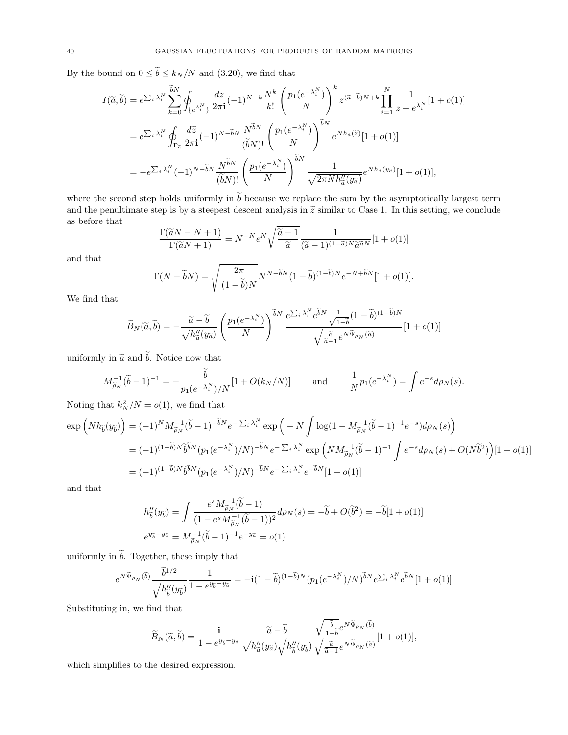By the bound on $0 \leq \widetilde{b} \leq k_N/N$ and (3.20), we find that

$$
\begin{aligned}
I(\widetilde{a}, \widetilde{b}) &= e^{\sum_i \lambda_i^N} \sum_{k=0}^{\widetilde{b}N} \oint_{\{e^{\lambda_i^N}\}} \frac{dz}{2\pi\mathbf{i}} (-1)^{N-k} \frac{N^k}{k!} \left( \frac{p_1(e^{-\lambda_i^N})}{N} \right)^k z^{(\widetilde{a}-\widetilde{b})N+k} \prod_{i=1}^N \frac{1}{z - e^{\lambda_i^N}} [1 + o(1)] \\
&= e^{\sum_i \lambda_i^N} \oint_{\Gamma_{\widetilde{a}}} \frac{d\widetilde{z}}{2\pi\mathbf{i}} (-1)^{N-\widetilde{b}N} \frac{N^{\widetilde{b}N}}{(\widetilde{b}N)!} \left( \frac{p_1(e^{-\lambda_i^N})}{N} \right)^{\widetilde{b}N} e^{Nh_{\widetilde{a}}(\widetilde{z})} [1 + o(1)] \\
&= -e^{\sum_i \lambda_i^N} (-1)^{N-\widetilde{b}N} \frac{N^{\widetilde{b}N}}{(\widetilde{b}N)!} \left( \frac{p_1(e^{-\lambda_i^N})}{N} \right)^{\widetilde{b}N} \frac{1}{\sqrt{2\pi N h''_{\widetilde{a}}(y_{\widetilde{a}})}} e^{Nh_{\widetilde{a}}(y_{\widetilde{a}})} [1 + o(1)],
\end{aligned}
$$

where the second step holds uniformly in $\widetilde{b}$ because we replace the sum by the asymptotically largest term and the penultimate step is by a steepest descent analysis in $\widetilde{z}$ similar to Case 1. In this setting, we conclude as before that

$$
\frac{\Gamma(\widetilde{a}N - N + 1)}{\Gamma(\widetilde{a}N + 1)} = N^{-N} e^N \sqrt{\frac{\widetilde{a}-1}{\widetilde{a}}} \frac{1}{(\widetilde{a}-1)^{(1-\widetilde{a})N} \widetilde{a}^{\widetilde{a}N}} [1 + o(1)]
$$

and that

$$
\Gamma(N - \widetilde{b}N) = \sqrt{\frac{2\pi}{(1-\widetilde{b})N}} N^{N-\widetilde{b}N} (1-\widetilde{b})^{(1-\widetilde{b})N} e^{-N+\widetilde{b}N} [1 + o(1)].
$$

We find that

$$
\widetilde{B}_N(\widetilde{a}, \widetilde{b}) = -\frac{\widetilde{a} - \widetilde{b}}{\sqrt{h''_{\widetilde{a}}(y_{\widetilde{a}})}} \left( \frac{p_1(e^{-\lambda_i^N})}{N} \right)^{\widetilde{b}N} \frac{e^{\sum_i \lambda_i^N} e^{\widetilde{b}N} \frac{1}{\sqrt{1-\widetilde{b}}} (1-\widetilde{b})^{(1-\widetilde{b})N}}{\sqrt{\frac{\widetilde{a}}{\widetilde{a}-1}} e^{N\widetilde{\Psi}_{\rho_N}(\widetilde{a})}} [1 + o(1)]
$$

uniformly in $\widetilde{a}$ and $\widetilde{b}$. Notice now that

$$
M^{-1}_{\widetilde{\rho}_N}(\widetilde{b} - 1)^{-1} = -\frac{\widetilde{b}}{p_1(e^{-\lambda_i^N})/N} [1 + O(k_N/N)] \qquad \text{and} \qquad \frac{1}{N} p_1(e^{-\lambda_i^N}) = \int e^{-s} d\rho_N(s).
$$

Noting that $k_N^2/N = o(1)$, we find that

$$
\begin{aligned}
\exp\Big(Nh_{\widetilde{b}}(y_{\widetilde{b}})\Big) &= (-1)^N M^{-1}_{\widetilde{\rho}_N}(\widetilde{b} - 1)^{-\widetilde{b}N} e^{-\sum_i \lambda_i^N} \exp\Big( -N \int \log(1 - M^{-1}_{\widetilde{\rho}_N}(\widetilde{b}-1)^{-1} e^{-s}) d\rho_N(s) \Big) \\
&= (-1)^{(1-\widetilde{b})N} \widetilde{b}^{\widetilde{b}N} (p_1(e^{-\lambda_i^N})/N)^{-\widetilde{b}N} e^{-\sum_i \lambda_i^N} \exp\Big( N M^{-1}_{\widetilde{\rho}_N}(\widetilde{b}-1)^{-1} \int e^{-s} d\rho_N(s) + O(N\widetilde{b}^2) \Big) [1 + o(1)] \\
&= (-1)^{(1-\widetilde{b})N} \widetilde{b}^{\widetilde{b}N} (p_1(e^{-\lambda_i^N})/N)^{-\widetilde{b}N} e^{-\sum_i \lambda_i^N} e^{-\widetilde{b}N} [1 + o(1)]
\end{aligned}
$$

and that

$$
\begin{aligned}
h''_{\widetilde{b}}(y_{\widetilde{b}}) &= \int \frac{e^s M^{-1}_{\widetilde{\rho}_N}(\widetilde{b}-1)}{(1 - e^s M^{-1}_{\widetilde{\rho}_N}(\widetilde{b}-1))^2} d\rho_N(s) = -\widetilde{b} + O(\widetilde{b}^2) = -\widetilde{b}[1 + o(1)] \\
e^{y_{\widetilde{b}} - y_{\widetilde{a}}} &= M^{-1}_{\widetilde{\rho}_N}(\widetilde{b}-1)^{-1} e^{-y_{\widetilde{a}}} = o(1).
\end{aligned}
$$

uniformly in $\widetilde{b}$. Together, these imply that

$$
e^{N\widetilde{\Psi}_{\rho_N}(\widetilde{b})} \frac{\widetilde{b}^{1/2}}{\sqrt{h''_{\widetilde{b}}(y_{\widetilde{b}})}} \frac{1}{1 - e^{y_{\widetilde{b}} - y_{\widetilde{a}}}} = -\mathbf{i}(1-\widetilde{b})^{(1-\widetilde{b})N} (p_1(e^{-\lambda_i^N})/N)^{\widetilde{b}N} e^{\sum_i \lambda_i^N} e^{\widetilde{b}N} [1 + o(1)]
$$

Substituting in, we find that

$$
\widetilde{B}_N(\widetilde{a}, \widetilde{b}) = \frac{\mathbf{i}}{1 - e^{y_{\widetilde{b}} - y_{\widetilde{a}}}} \frac{\widetilde{a} - \widetilde{b}}{\sqrt{h''_{\widetilde{a}}(y_{\widetilde{a}})} \sqrt{h''_{\widetilde{b}}(y_{\widetilde{b}})}} \frac{\sqrt{\frac{\widetilde{b}}{1-\widetilde{b}}} e^{N\widetilde{\Psi}_{\rho_N}(\widetilde{b})}}{\sqrt{\frac{\widetilde{a}}{\widetilde{a}-1}} e^{N\widetilde{\Psi}_{\rho_N}(\widetilde{a})}} [1 + o(1)],
$$

which simplifies to the desired expression.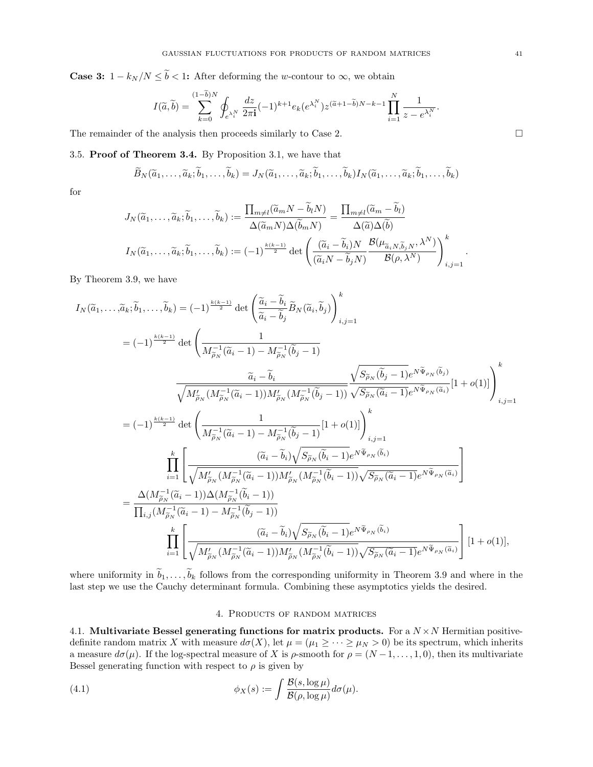**Case 3:** $1 - k_N/N \leq \widetilde{b} < 1$**:** After deforming the $w$-contour to $\infty$, we obtain

$$I(\widetilde{a}, \widetilde{b}) = \sum_{k=0}^{(1-\widetilde{b})N} \oint_{e^{\lambda_i^N}} \frac{dz}{2\pi\mathbf{i}} (-1)^{k+1} e_k(e^{\lambda_i^N}) z^{(\widetilde{a}+1-\widetilde{b})N-k-1} \prod_{i=1}^{N} \frac{1}{z - e^{\lambda_i^N}}.$$

The remainder of the analysis then proceeds similarly to Case 2. $\square$

## 3.5. Proof of Theorem 3.4.

By Proposition 3.1, we have that

$$\widetilde{B}_N(\widetilde{a}_1, \ldots, \widetilde{a}_k; \widetilde{b}_1, \ldots, \widetilde{b}_k) = J_N(\widetilde{a}_1, \ldots, \widetilde{a}_k; \widetilde{b}_1, \ldots, \widetilde{b}_k) I_N(\widetilde{a}_1, \ldots, \widetilde{a}_k; \widetilde{b}_1, \ldots, \widetilde{b}_k)$$

for

$$J_N(\widetilde{a}_1, \ldots, \widetilde{a}_k; \widetilde{b}_1, \ldots, \widetilde{b}_k) := \frac{\prod_{m \neq l} (\widetilde{a}_m N - \widetilde{b}_l N)}{\Delta(\widetilde{a}_m N) \Delta(\widetilde{b}_m N)} = \frac{\prod_{m \neq l} (\widetilde{a}_m - \widetilde{b}_l)}{\Delta(\widetilde{a}) \Delta(\widetilde{b})}$$

$$I_N(\widetilde{a}_1, \ldots, \widetilde{a}_k; \widetilde{b}_1, \ldots, \widetilde{b}_k) := (-1)^{\frac{k(k-1)}{2}} \det \left( \frac{(\widetilde{a}_i - \widetilde{b}_i)N}{(\widetilde{a}_i N - \widetilde{b}_j N)} \frac{\mathcal{B}(\mu_{\widetilde{a}_i N, \widetilde{b}_j N}, \lambda^N)}{\mathcal{B}(\rho, \lambda^N)} \right)_{i,j=1}^{k}.$$

By Theorem 3.9, we have

$$\begin{aligned}
I_N(\widetilde{a}_1, \ldots, &\widetilde{a}_k; \widetilde{b}_1, \ldots, \widetilde{b}_k) = (-1)^{\frac{k(k-1)}{2}} \det \left( \frac{\widetilde{a}_i - \widetilde{b}_i}{\widetilde{a}_i - \widetilde{b}_j} \widetilde{B}_N(\widetilde{a}_i, \widetilde{b}_j) \right)_{i,j=1}^{k} \\
&= (-1)^{\frac{k(k-1)}{2}} \det \left( \frac{1}{M_{\widetilde{\rho}_N}^{-1}(\widetilde{a}_i - 1) - M_{\widetilde{\rho}_N}^{-1}(\widetilde{b}_j - 1)} \right. \\
&\qquad \left. \frac{\widetilde{a}_i - \widetilde{b}_i}{\sqrt{M'_{\widetilde{\rho}_N}(M_{\widetilde{\rho}_N}^{-1}(\widetilde{a}_i - 1)) M'_{\widetilde{\rho}_N}(M_{\widetilde{\rho}_N}^{-1}(\widetilde{b}_j - 1))}} \frac{\sqrt{S_{\widetilde{\rho}_N}(\widetilde{b}_j - 1)} e^{N \widetilde{\Psi}_{\rho_N}(\widetilde{b}_j)}}{\sqrt{S_{\widetilde{\rho}_N}(\widetilde{a}_i - 1)} e^{N \widetilde{\Psi}_{\rho_N}(\widetilde{a}_i)}} [1 + o(1)] \right)_{i,j=1}^{k} \\
&= (-1)^{\frac{k(k-1)}{2}} \det \left( \frac{1}{M_{\widetilde{\rho}_N}^{-1}(\widetilde{a}_i - 1) - M_{\widetilde{\rho}_N}^{-1}(\widetilde{b}_j - 1)} [1 + o(1)] \right)_{i,j=1}^{k} \\
&\qquad \prod_{i=1}^{k} \left[ \frac{(\widetilde{a}_i - \widetilde{b}_i) \sqrt{S_{\widetilde{\rho}_N}(\widetilde{b}_i - 1)} e^{N \widetilde{\Psi}_{\rho_N}(\widetilde{b}_i)}}{\sqrt{M'_{\widetilde{\rho}_N}(M_{\widetilde{\rho}_N}^{-1}(\widetilde{a}_i - 1)) M'_{\widetilde{\rho}_N}(M_{\widetilde{\rho}_N}^{-1}(\widetilde{b}_i - 1))} \sqrt{S_{\widetilde{\rho}_N}(\widetilde{a}_i - 1)} e^{N \widetilde{\Psi}_{\rho_N}(\widetilde{a}_i)}} \right] \\
&= \frac{\Delta(M_{\widetilde{\rho}_N}^{-1}(\widetilde{a}_i - 1)) \Delta(M_{\widetilde{\rho}_N}^{-1}(\widetilde{b}_i - 1))}{\prod_{i,j} (M_{\widetilde{\rho}_N}^{-1}(\widetilde{a}_i - 1) - M_{\widetilde{\rho}_N}^{-1}(\widetilde{b}_j - 1))} \\
&\qquad \prod_{i=1}^{k} \left[ \frac{(\widetilde{a}_i - \widetilde{b}_i) \sqrt{S_{\widetilde{\rho}_N}(\widetilde{b}_i - 1)} e^{N \widetilde{\Psi}_{\rho_N}(\widetilde{b}_i)}}{\sqrt{M'_{\widetilde{\rho}_N}(M_{\widetilde{\rho}_N}^{-1}(\widetilde{a}_i - 1)) M'_{\widetilde{\rho}_N}(M_{\widetilde{\rho}_N}^{-1}(\widetilde{b}_i - 1))} \sqrt{S_{\widetilde{\rho}_N}(\widetilde{a}_i - 1)} e^{N \widetilde{\Psi}_{\rho_N}(\widetilde{a}_i)}} \right] [1 + o(1)],
\end{aligned}$$

where uniformity in $\widetilde{b}_1, \ldots, \widetilde{b}_k$ follows from the corresponding uniformity in Theorem 3.9 and where in the last step we use the Cauchy determinant formula. Combining these asymptotics yields the desired.

# 4. Products of random matrices

## 4.1. Multivariate Bessel generating functions for matrix products.

For a $N \times N$ Hermitian positive-definite random matrix $X$ with measure $d\sigma(X)$, let $\mu = (\mu_1 \geq \cdots \geq \mu_N > 0)$ be its spectrum, which inherits a measure $d\sigma(\mu)$. If the log-spectral measure of $X$ is $\rho$-smooth for $\rho = (N-1, \ldots, 1, 0)$, then its multivariate Bessel generating function with respect to $\rho$ is given by

$$\phi_X(s) := \int \frac{\mathcal{B}(s, \log \mu)}{\mathcal{B}(\rho, \log \mu)} d\sigma(\mu). \tag{4.1}$$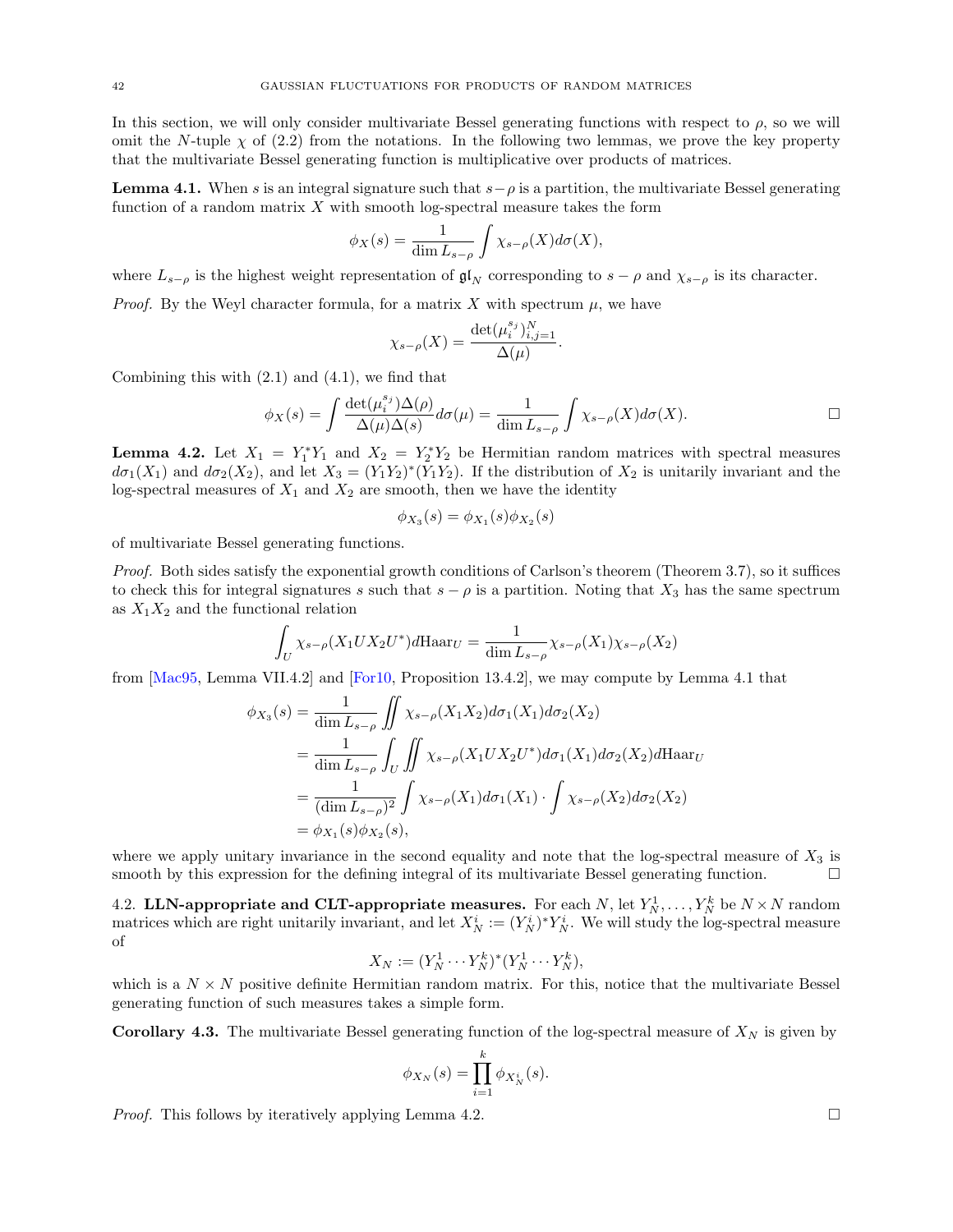In this section, we will only consider multivariate Bessel generating functions with respect to $\rho$, so we will omit the $N$-tuple $\chi$ of (2.2) from the notations. In the following two lemmas, we prove the key property that the multivariate Bessel generating function is multiplicative over products of matrices.

**Lemma 4.1.** When $s$ is an integral signature such that $s-\rho$ is a partition, the multivariate Bessel generating function of a random matrix $X$ with smooth log-spectral measure takes the form

$$\phi_X(s) = \frac{1}{\dim L_{s-\rho}} \int \chi_{s-\rho}(X) d\sigma(X),$$

where $L_{s-\rho}$ is the highest weight representation of $\mathfrak{gl}_N$ corresponding to $s-\rho$ and $\chi_{s-\rho}$ is its character.

*Proof.* By the Weyl character formula, for a matrix $X$ with spectrum $\mu$, we have

$$\chi_{s-\rho}(X) = \frac{\det(\mu_i^{s_j})_{i,j=1}^N}{\Delta(\mu)}.$$

Combining this with (2.1) and (4.1), we find that

$$\phi_X(s) = \int \frac{\det(\mu_i^{s_j})\Delta(\rho)}{\Delta(\mu)\Delta(s)} d\sigma(\mu) = \frac{1}{\dim L_{s-\rho}} \int \chi_{s-\rho}(X) d\sigma(X).$$

□

**Lemma 4.2.** Let $X_1 = Y_1^* Y_1$ and $X_2 = Y_2^* Y_2$ be Hermitian random matrices with spectral measures $d\sigma_1(X_1)$ and $d\sigma_2(X_2)$, and let $X_3 = (Y_1Y_2)^*(Y_1Y_2)$. If the distribution of $X_2$ is unitarily invariant and the log-spectral measures of $X_1$ and $X_2$ are smooth, then we have the identity

$$\phi_{X_3}(s) = \phi_{X_1}(s)\phi_{X_2}(s)$$

of multivariate Bessel generating functions.

*Proof.* Both sides satisfy the exponential growth conditions of Carlson's theorem (Theorem 3.7), so it suffices to check this for integral signatures $s$ such that $s-\rho$ is a partition. Noting that $X_3$ has the same spectrum as $X_1X_2$ and the functional relation

$$\int_U \chi_{s-\rho}(X_1UX_2U^*) d\mathrm{Haar}_U = \frac{1}{\dim L_{s-\rho}} \chi_{s-\rho}(X_1)\chi_{s-\rho}(X_2)$$

from [Mac95, Lemma VII.4.2] and [For10, Proposition 13.4.2], we may compute by Lemma 4.1 that

$$\begin{aligned}
\phi_{X_3}(s) &= \frac{1}{\dim L_{s-\rho}} \iint \chi_{s-\rho}(X_1X_2) d\sigma_1(X_1) d\sigma_2(X_2) \\
&= \frac{1}{\dim L_{s-\rho}} \int_U \iint \chi_{s-\rho}(X_1UX_2U^*) d\sigma_1(X_1) d\sigma_2(X_2) d\mathrm{Haar}_U \\
&= \frac{1}{(\dim L_{s-\rho})^2} \int \chi_{s-\rho}(X_1) d\sigma_1(X_1) \cdot \int \chi_{s-\rho}(X_2) d\sigma_2(X_2) \\
&= \phi_{X_1}(s)\phi_{X_2}(s),
\end{aligned}$$

where we apply unitary invariance in the second equality and note that the log-spectral measure of $X_3$ is smooth by this expression for the defining integral of its multivariate Bessel generating function. □

4.2. **LLN-appropriate and CLT-appropriate measures.** For each $N$, let $Y_N^1, \ldots, Y_N^k$ be $N \times N$ random matrices which are right unitarily invariant, and let $X_N^i := (Y_N^i)^* Y_N^i$. We will study the log-spectral measure of

$$X_N := (Y_N^1 \cdots Y_N^k)^*(Y_N^1 \cdots Y_N^k),$$

which is a $N \times N$ positive definite Hermitian random matrix. For this, notice that the multivariate Bessel generating function of such measures takes a simple form.

**Corollary 4.3.** The multivariate Bessel generating function of the log-spectral measure of $X_N$ is given by

$$\phi_{X_N}(s) = \prod_{i=1}^k \phi_{X_N^i}(s).$$

*Proof.* This follows by iteratively applying Lemma 4.2. □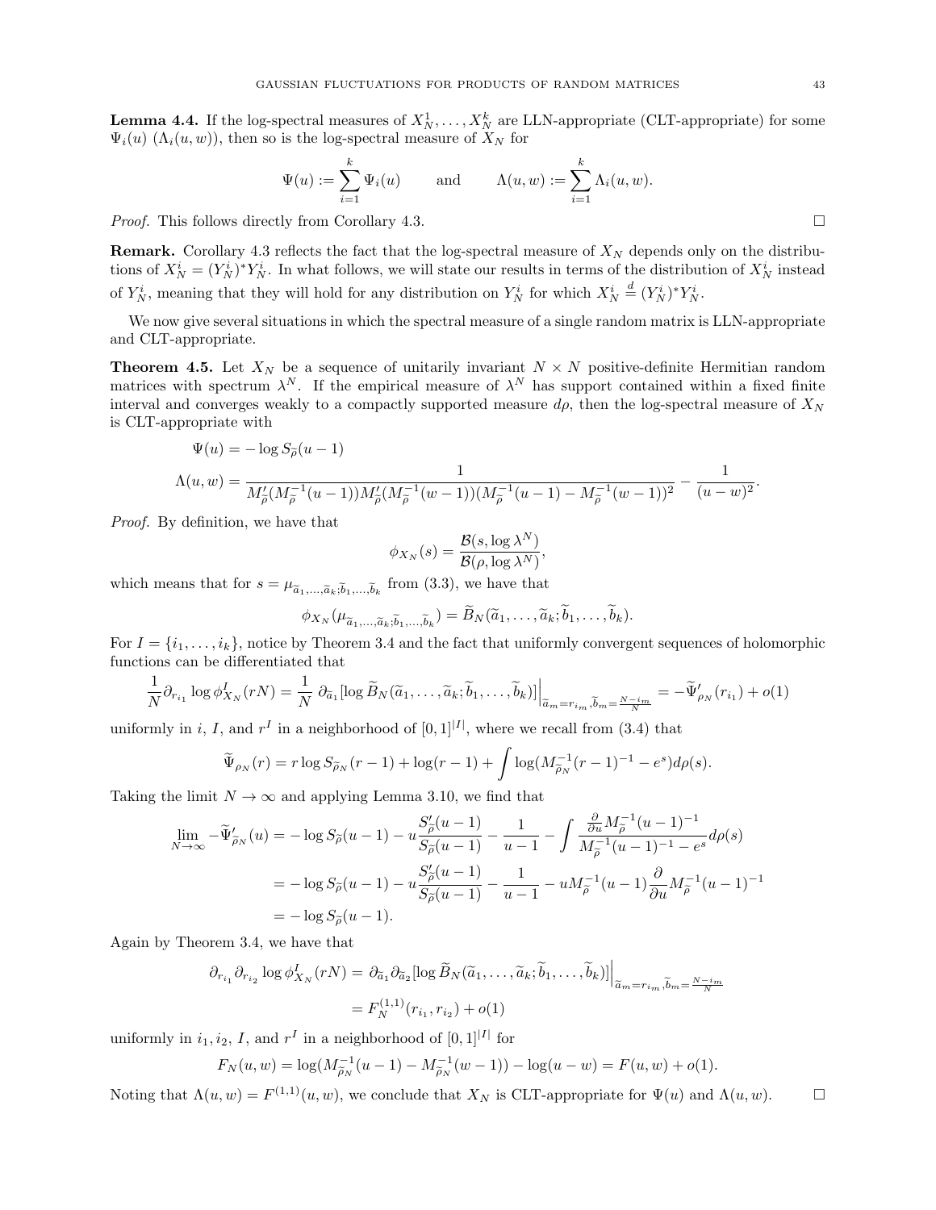**Lemma 4.4.** If the log-spectral measures of $X_N^1, \dots, X_N^k$ are LLN-appropriate (CLT-appropriate) for some $\Psi_i(u)$ ($\Lambda_i(u,w)$), then so is the log-spectral measure of $X_N$ for

$$\Psi(u) := \sum_{i=1}^k \Psi_i(u) \qquad \text{and} \qquad \Lambda(u,w) := \sum_{i=1}^k \Lambda_i(u,w).$$

*Proof.* This follows directly from Corollary 4.3. $\square$

**Remark.** Corollary 4.3 reflects the fact that the log-spectral measure of $X_N$ depends only on the distributions of $X_N^i = (Y_N^i)^* Y_N^i$. In what follows, we will state our results in terms of the distribution of $X_N^i$ instead of $Y_N^i$, meaning that they will hold for any distribution on $Y_N^i$ for which $X_N^i \overset{d}{=} (Y_N^i)^* Y_N^i$.

We now give several situations in which the spectral measure of a single random matrix is LLN-appropriate and CLT-appropriate.

**Theorem 4.5.** Let $X_N$ be a sequence of unitarily invariant $N \times N$ positive-definite Hermitian random matrices with spectrum $\lambda^N$. If the empirical measure of $\lambda^N$ has support contained within a fixed finite interval and converges weakly to a compactly supported measure $d\rho$, then the log-spectral measure of $X_N$ is CLT-appropriate with

$$\Psi(u) = -\log S_{\widetilde{\rho}}(u-1)$$
$$\Lambda(u,w) = \frac{1}{M'_{\widetilde{\rho}}(M_{\widetilde{\rho}}^{-1}(u-1)) M'_{\widetilde{\rho}}(M_{\widetilde{\rho}}^{-1}(w-1))(M_{\widetilde{\rho}}^{-1}(u-1) - M_{\widetilde{\rho}}^{-1}(w-1))^2} - \frac{1}{(u-w)^2}.$$

*Proof.* By definition, we have that

$$\phi_{X_N}(s) = \frac{\mathcal{B}(s, \log \lambda^N)}{\mathcal{B}(\rho, \log \lambda^N)},$$

which means that for $s = \mu_{\widetilde{a}_1,\dots,\widetilde{a}_k;\widetilde{b}_1,\dots,\widetilde{b}_k}$ from (3.3), we have that

$$\phi_{X_N}(\mu_{\widetilde{a}_1,\dots,\widetilde{a}_k;\widetilde{b}_1,\dots,\widetilde{b}_k}) = \widetilde{B}_N(\widetilde{a}_1, \dots, \widetilde{a}_k; \widetilde{b}_1, \dots, \widetilde{b}_k).$$

For $I = \{i_1, \dots, i_k\}$, notice by Theorem 3.4 and the fact that uniformly convergent sequences of holomorphic functions can be differentiated that

$$\frac{1}{N} \partial_{r_{i_1}} \log \phi^I_{X_N}(rN) = \frac{1}{N}\, \partial_{\widetilde{a}_1}[\log \widetilde{B}_N(\widetilde{a}_1, \dots, \widetilde{a}_k; \widetilde{b}_1, \dots, \widetilde{b}_k)]\Big|_{\widetilde{a}_m = r_{i_m}, \widetilde{b}_m = \frac{N-i_m}{N}} = -\widetilde{\Psi}'_{\rho_N}(r_{i_1}) + o(1)$$

uniformly in $i$, $I$, and $r^I$ in a neighborhood of $[0,1]^{|I|}$, where we recall from (3.4) that

$$\widetilde{\Psi}_{\rho_N}(r) = r \log S_{\widetilde{\rho}_N}(r-1) + \log(r-1) + \int \log(M_{\widetilde{\rho}_N}^{-1}(r-1)^{-1} - e^s) d\rho(s).$$

Taking the limit $N \to \infty$ and applying Lemma 3.10, we find that

$$\begin{aligned}
\lim_{N\to\infty} -\widetilde{\Psi}'_{\widetilde{\rho}_N}(u) &= -\log S_{\widetilde{\rho}}(u-1) - u\frac{S'_{\widetilde{\rho}}(u-1)}{S_{\widetilde{\rho}}(u-1)} - \frac{1}{u-1} - \int \frac{\frac{\partial}{\partial u} M_{\widetilde{\rho}}^{-1}(u-1)^{-1}}{M_{\widetilde{\rho}}^{-1}(u-1)^{-1} - e^s} d\rho(s) \\
&= -\log S_{\widetilde{\rho}}(u-1) - u\frac{S'_{\widetilde{\rho}}(u-1)}{S_{\widetilde{\rho}}(u-1)} - \frac{1}{u-1} - u M_{\widetilde{\rho}}^{-1}(u-1) \frac{\partial}{\partial u} M_{\widetilde{\rho}}^{-1}(u-1)^{-1} \\
&= -\log S_{\widetilde{\rho}}(u-1).
\end{aligned}$$

Again by Theorem 3.4, we have that

$$\begin{aligned}
\partial_{r_{i_1}} \partial_{r_{i_2}} \log \phi^I_{X_N}(rN) &= \partial_{\widetilde{a}_1} \partial_{\widetilde{a}_2} [\log \widetilde{B}_N(\widetilde{a}_1, \dots, \widetilde{a}_k; \widetilde{b}_1, \dots, \widetilde{b}_k)]\Big|_{\widetilde{a}_m = r_{i_m}, \widetilde{b}_m = \frac{N-i_m}{N}} \\
&= F_N^{(1,1)}(r_{i_1}, r_{i_2}) + o(1)
\end{aligned}$$

uniformly in $i_1, i_2$, $I$, and $r^I$ in a neighborhood of $[0,1]^{|I|}$ for

$$F_N(u,w) = \log(M_{\widetilde{\rho}_N}^{-1}(u-1) - M_{\widetilde{\rho}_N}^{-1}(w-1)) - \log(u-w) = F(u,w) + o(1).$$

Noting that $\Lambda(u,w) = F^{(1,1)}(u,w)$, we conclude that $X_N$ is CLT-appropriate for $\Psi(u)$ and $\Lambda(u,w)$. $\square$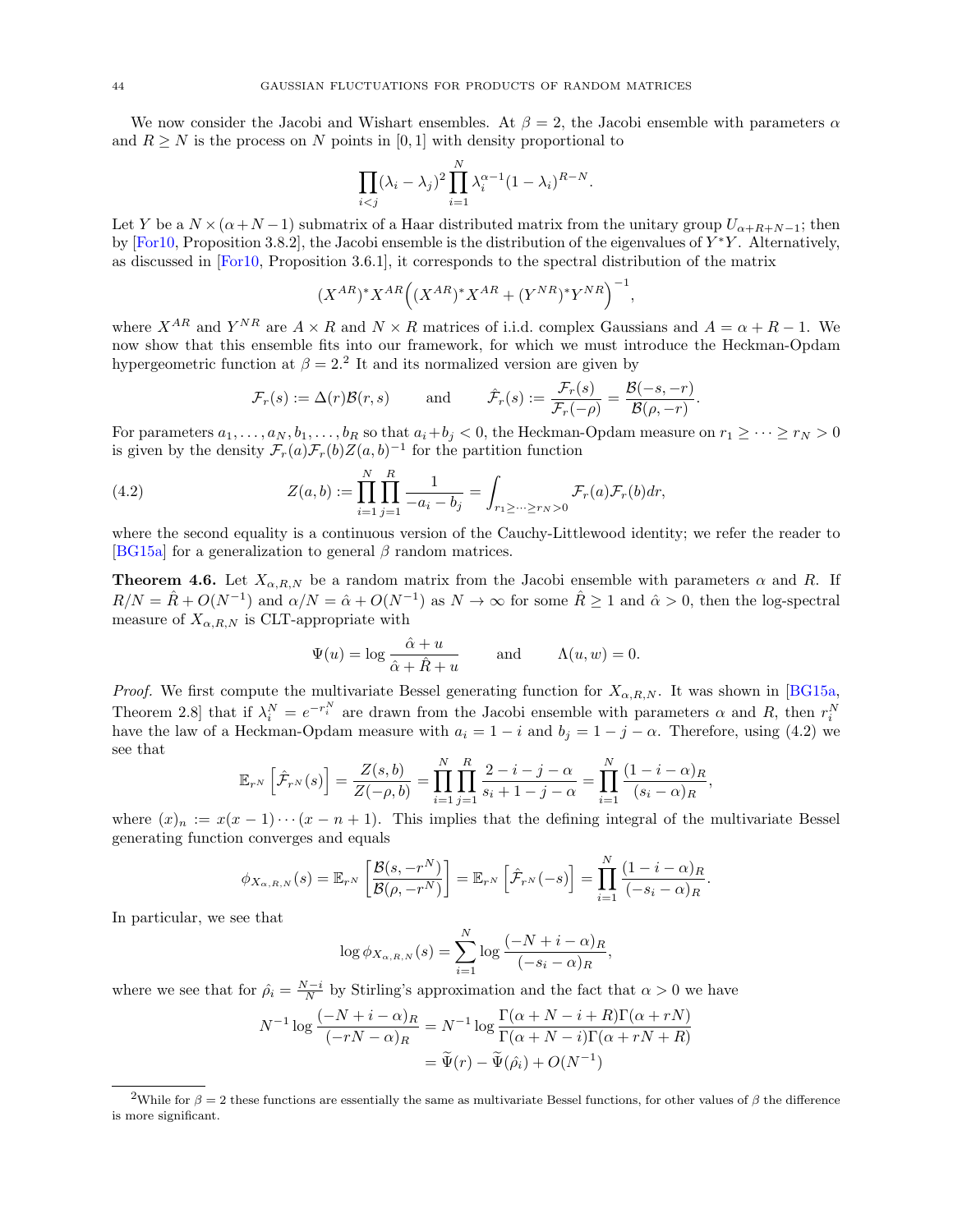We now consider the Jacobi and Wishart ensembles. At $\beta = 2$, the Jacobi ensemble with parameters $\alpha$ and $R \geq N$ is the process on $N$ points in $[0, 1]$ with density proportional to

$$\prod_{i<j}(\lambda_i - \lambda_j)^2 \prod_{i=1}^{N} \lambda_i^{\alpha-1}(1-\lambda_i)^{R-N}.$$

Let $Y$ be a $N \times (\alpha + N - 1)$ submatrix of a Haar distributed matrix from the unitary group $U_{\alpha+R+N-1}$; then by [For10, Proposition 3.8.2], the Jacobi ensemble is the distribution of the eigenvalues of $Y^*Y$. Alternatively, as discussed in [For10, Proposition 3.6.1], it corresponds to the spectral distribution of the matrix

$$(X^{AR})^* X^{AR}\Big((X^{AR})^* X^{AR} + (Y^{NR})^* Y^{NR}\Big)^{-1},$$

where $X^{AR}$ and $Y^{NR}$ are $A \times R$ and $N \times R$ matrices of i.i.d. complex Gaussians and $A = \alpha + R - 1$. We now show that this ensemble fits into our framework, for which we must introduce the Heckman-Opdam hypergeometric function at $\beta = 2$.[2] It and its normalized version are given by

$$\mathcal{F}_r(s) := \Delta(r)\mathcal{B}(r, s) \qquad \text{and} \qquad \hat{\mathcal{F}}_r(s) := \frac{\mathcal{F}_r(s)}{\mathcal{F}_r(-\rho)} = \frac{\mathcal{B}(-s, -r)}{\mathcal{B}(\rho, -r)}.$$

For parameters $a_1, \ldots, a_N, b_1, \ldots, b_R$ so that $a_i + b_j < 0$, the Heckman-Opdam measure on $r_1 \geq \cdots \geq r_N > 0$ is given by the density $\mathcal{F}_r(a)\mathcal{F}_r(b)Z(a, b)^{-1}$ for the partition function

$$Z(a, b) := \prod_{i=1}^{N}\prod_{j=1}^{R} \frac{1}{-a_i - b_j} = \int_{r_1 \geq \cdots \geq r_N > 0} \mathcal{F}_r(a)\mathcal{F}_r(b)dr, \tag{4.2}$$

where the second equality is a continuous version of the Cauchy-Littlewood identity; we refer the reader to [BG15a] for a generalization to general $\beta$ random matrices.

**Theorem 4.6.** Let $X_{\alpha,R,N}$ be a random matrix from the Jacobi ensemble with parameters $\alpha$ and $R$. If $R/N = \hat{R} + O(N^{-1})$ and $\alpha/N = \hat{\alpha} + O(N^{-1})$ as $N \to \infty$ for some $\hat{R} \geq 1$ and $\hat{\alpha} > 0$, then the log-spectral measure of $X_{\alpha,R,N}$ is CLT-appropriate with

$$\Psi(u) = \log \frac{\hat{\alpha} + u}{\hat{\alpha} + \hat{R} + u} \qquad \text{and} \qquad \Lambda(u, w) = 0.$$

*Proof.* We first compute the multivariate Bessel generating function for $X_{\alpha,R,N}$. It was shown in [BG15a, Theorem 2.8] that if $\lambda_i^N = e^{-r_i^N}$ are drawn from the Jacobi ensemble with parameters $\alpha$ and $R$, then $r_i^N$ have the law of a Heckman-Opdam measure with $a_i = 1 - i$ and $b_j = 1 - j - \alpha$. Therefore, using (4.2) we see that

$$\mathbb{E}_{r^N}\left[\hat{\mathcal{F}}_{r^N}(s)\right] = \frac{Z(s, b)}{Z(-\rho, b)} = \prod_{i=1}^{N}\prod_{j=1}^{R} \frac{2 - i - j - \alpha}{s_i + 1 - j - \alpha} = \prod_{i=1}^{N} \frac{(1 - i - \alpha)_R}{(s_i - \alpha)_R},$$

where $(x)_n := x(x-1)\cdots(x-n+1)$. This implies that the defining integral of the multivariate Bessel generating function converges and equals

$$\phi_{X_{\alpha,R,N}}(s) = \mathbb{E}_{r^N}\left[\frac{\mathcal{B}(s, -r^N)}{\mathcal{B}(\rho, -r^N)}\right] = \mathbb{E}_{r^N}\left[\hat{\mathcal{F}}_{r^N}(-s)\right] = \prod_{i=1}^{N} \frac{(1 - i - \alpha)_R}{(-s_i - \alpha)_R}.$$

In particular, we see that

$$\log \phi_{X_{\alpha,R,N}}(s) = \sum_{i=1}^{N} \log \frac{(-N + i - \alpha)_R}{(-s_i - \alpha)_R},$$

where we see that for $\hat{\rho}_i = \frac{N-i}{N}$ by Stirling's approximation and the fact that $\alpha > 0$ we have

$$\begin{aligned}
N^{-1} \log \frac{(-N + i - \alpha)_R}{(-rN - \alpha)_R} &= N^{-1} \log \frac{\Gamma(\alpha + N - i + R)\Gamma(\alpha + rN)}{\Gamma(\alpha + N - i)\Gamma(\alpha + rN + R)} \\
&= \widetilde{\Psi}(r) - \widetilde{\Psi}(\hat{\rho}_i) + O(N^{-1})
\end{aligned}$$

[2] While for $\beta = 2$ these functions are essentially the same as multivariate Bessel functions, for other values of $\beta$ the difference is more significant.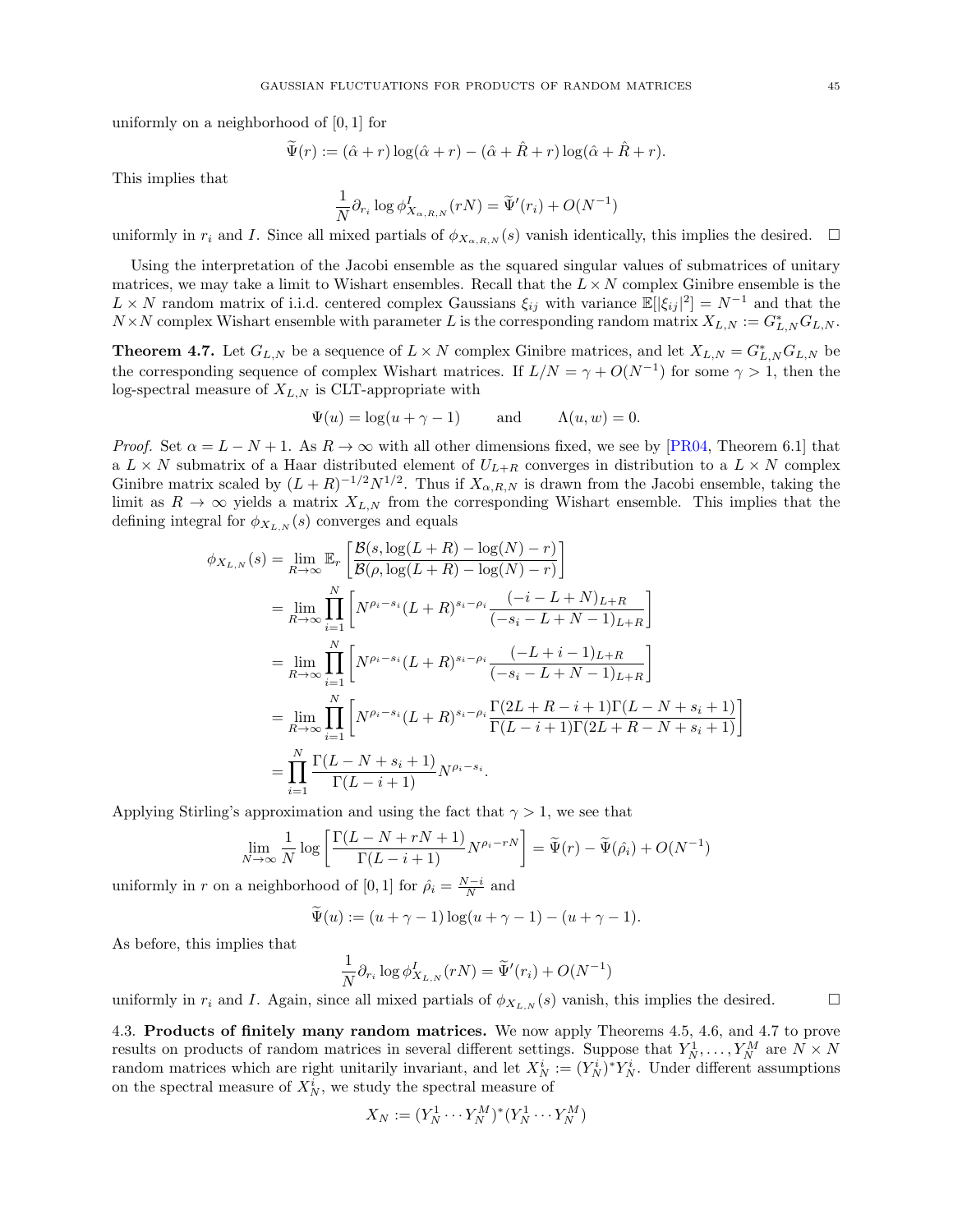uniformly on a neighborhood of $[0,1]$ for

$$\widetilde{\Psi}(r) := (\hat{\alpha} + r)\log(\hat{\alpha} + r) - (\hat{\alpha} + \hat{R} + r)\log(\hat{\alpha} + \hat{R} + r).$$

This implies that

$$\frac{1}{N}\partial_{r_i} \log \phi^I_{X_{\alpha,R,N}}(rN) = \widetilde{\Psi}'(r_i) + O(N^{-1})$$

uniformly in $r_i$ and $I$. Since all mixed partials of $\phi_{X_{\alpha,R,N}}(s)$ vanish identically, this implies the desired. $\square$

Using the interpretation of the Jacobi ensemble as the squared singular values of submatrices of unitary matrices, we may take a limit to Wishart ensembles. Recall that the $L \times N$ complex Ginibre ensemble is the $L \times N$ random matrix of i.i.d. centered complex Gaussians $\xi_{ij}$ with variance $\mathbb{E}[|\xi_{ij}|^2] = N^{-1}$ and that the $N \times N$ complex Wishart ensemble with parameter $L$ is the corresponding random matrix $X_{L,N} := G^*_{L,N} G_{L,N}$.

**Theorem 4.7.** Let $G_{L,N}$ be a sequence of $L \times N$ complex Ginibre matrices, and let $X_{L,N} = G^*_{L,N} G_{L,N}$ be the corresponding sequence of complex Wishart matrices. If $L/N = \gamma + O(N^{-1})$ for some $\gamma > 1$, then the log-spectral measure of $X_{L,N}$ is CLT-appropriate with

$$\Psi(u) = \log(u + \gamma - 1) \qquad \text{and} \qquad \Lambda(u, w) = 0.$$

*Proof.* Set $\alpha = L - N + 1$. As $R \to \infty$ with all other dimensions fixed, we see by [PR04, Theorem 6.1] that a $L \times N$ submatrix of a Haar distributed element of $U_{L+R}$ converges in distribution to a $L \times N$ complex Ginibre matrix scaled by $(L+R)^{-1/2} N^{1/2}$. Thus if $X_{\alpha,R,N}$ is drawn from the Jacobi ensemble, taking the limit as $R \to \infty$ yields a matrix $X_{L,N}$ from the corresponding Wishart ensemble. This implies that the defining integral for $\phi_{X_{L,N}}(s)$ converges and equals

$$\begin{aligned}
\phi_{X_{L,N}}(s) &= \lim_{R\to\infty} \mathbb{E}_r\left[\frac{\mathcal{B}(s, \log(L+R) - \log(N) - r)}{\mathcal{B}(\rho, \log(L+R) - \log(N) - r)}\right] \\
&= \lim_{R\to\infty} \prod_{i=1}^N \left[N^{\rho_i - s_i}(L+R)^{s_i - \rho_i} \frac{(-i - L + N)_{L+R}}{(-s_i - L + N - 1)_{L+R}}\right] \\
&= \lim_{R\to\infty} \prod_{i=1}^N \left[N^{\rho_i - s_i}(L+R)^{s_i - \rho_i} \frac{(-L + i - 1)_{L+R}}{(-s_i - L + N - 1)_{L+R}}\right] \\
&= \lim_{R\to\infty} \prod_{i=1}^N \left[N^{\rho_i - s_i}(L+R)^{s_i - \rho_i} \frac{\Gamma(2L + R - i + 1)\Gamma(L - N + s_i + 1)}{\Gamma(L - i + 1)\Gamma(2L + R - N + s_i + 1)}\right] \\
&= \prod_{i=1}^N \frac{\Gamma(L - N + s_i + 1)}{\Gamma(L - i + 1)} N^{\rho_i - s_i}.
\end{aligned}$$

Applying Stirling's approximation and using the fact that $\gamma > 1$, we see that

$$\lim_{N\to\infty} \frac{1}{N} \log\left[\frac{\Gamma(L - N + rN + 1)}{\Gamma(L - i + 1)} N^{\rho_i - rN}\right] = \widetilde{\Psi}(r) - \widetilde{\Psi}(\hat{\rho}_i) + O(N^{-1})$$

uniformly in $r$ on a neighborhood of $[0,1]$ for $\hat{\rho}_i = \frac{N-i}{N}$ and

$$\widetilde{\Psi}(u) := (u + \gamma - 1)\log(u + \gamma - 1) - (u + \gamma - 1).$$

As before, this implies that

$$\frac{1}{N}\partial_{r_i} \log \phi^I_{X_{L,N}}(rN) = \widetilde{\Psi}'(r_i) + O(N^{-1})$$

uniformly in $r_i$ and $I$. Again, since all mixed partials of $\phi_{X_{L,N}}(s)$ vanish, this implies the desired. $\square$

4.3. **Products of finitely many random matrices.** We now apply Theorems 4.5, 4.6, and 4.7 to prove results on products of random matrices in several different settings. Suppose that $Y_N^1, \ldots, Y_N^M$ are $N \times N$ random matrices which are right unitarily invariant, and let $X_N^i := (Y_N^i)^* Y_N^i$. Under different assumptions on the spectral measure of $X_N^i$, we study the spectral measure of

$$X_N := (Y_N^1 \cdots Y_N^M)^*(Y_N^1 \cdots Y_N^M)$$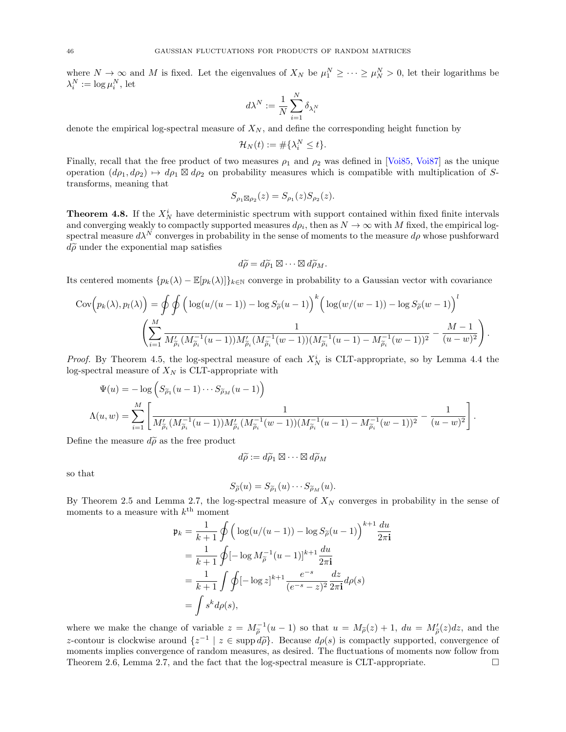where $N \to \infty$ and $M$ is fixed. Let the eigenvalues of $X_N$ be $\mu_1^N \geq \cdots \geq \mu_N^N > 0$, let their logarithms be $\lambda_i^N := \log \mu_i^N$, let

$$d\lambda^N := \frac{1}{N}\sum_{i=1}^{N} \delta_{\lambda_i^N}$$

denote the empirical log-spectral measure of $X_N$, and define the corresponding height function by

$$\mathcal{H}_N(t) := \#\{\lambda_i^N \leq t\}.$$

Finally, recall that the free product of two measures $\rho_1$ and $\rho_2$ was defined in [Voi85, Voi87] as the unique operation $(d\rho_1, d\rho_2) \mapsto d\rho_1 \boxtimes d\rho_2$ on probability measures which is compatible with multiplication of $S$-transforms, meaning that

$$S_{\rho_1 \boxtimes \rho_2}(z) = S_{\rho_1}(z) S_{\rho_2}(z).$$

**Theorem 4.8.** If the $X_N^i$ have deterministic spectrum with support contained within fixed finite intervals and converging weakly to compactly supported measures $d\rho_i$, then as $N \to \infty$ with $M$ fixed, the empirical log-spectral measure $d\lambda^N$ converges in probability in the sense of moments to the measure $d\rho$ whose pushforward $d\widetilde{\rho}$ under the exponential map satisfies

$$d\widetilde{\rho} = d\widetilde{\rho}_1 \boxtimes \cdots \boxtimes d\widetilde{\rho}_M.$$

Its centered moments $\{p_k(\lambda) - \mathbb{E}[p_k(\lambda)]\}_{k\in\mathbb{N}}$ converge in probability to a Gaussian vector with covariance

$$\begin{aligned}\operatorname{Cov}\Big(p_k(\lambda), p_l(\lambda)\Big) = \oint\oint \Big(\log(u/(u-1)) - \log S_{\widetilde{\rho}}(u-1)\Big)^k \Big(\log(w/(w-1)) - \log S_{\widetilde{\rho}}(w-1)\Big)^l \\ \left(\sum_{i=1}^{M} \frac{1}{M'_{\widetilde{\rho}_i}(M_{\widetilde{\rho}_i}^{-1}(u-1))M'_{\widetilde{\rho}_i}(M_{\widetilde{\rho}_i}^{-1}(w-1))(M_{\widetilde{\rho}_i}^{-1}(u-1) - M_{\widetilde{\rho}_i}^{-1}(w-1))^2} - \frac{M-1}{(u-w)^2}\right).\end{aligned}$$

*Proof.* By Theorem 4.5, the log-spectral measure of each $X_N^i$ is CLT-appropriate, so by Lemma 4.4 the log-spectral measure of $X_N$ is CLT-appropriate with

$$\begin{aligned}\Psi(u) &= -\log\Big(S_{\widetilde{\rho}_1}(u-1)\cdots S_{\widetilde{\rho}_M}(u-1)\Big) \\ \Lambda(u,w) &= \sum_{i=1}^{M}\left[\frac{1}{M'_{\widetilde{\rho}_i}(M_{\widetilde{\rho}_i}^{-1}(u-1))M'_{\widetilde{\rho}_i}(M_{\widetilde{\rho}_i}^{-1}(w-1))(M_{\widetilde{\rho}_i}^{-1}(u-1) - M_{\widetilde{\rho}_i}^{-1}(w-1))^2} - \frac{1}{(u-w)^2}\right].\end{aligned}$$

Define the measure $d\widetilde{\rho}$ as the free product

$$d\widetilde{\rho} := d\widetilde{\rho}_1 \boxtimes \cdots \boxtimes d\widetilde{\rho}_M$$

so that

$$S_{\widetilde{\rho}}(u) = S_{\widetilde{\rho}_1}(u)\cdots S_{\widetilde{\rho}_M}(u).$$

By Theorem 2.5 and Lemma 2.7, the log-spectral measure of $X_N$ converges in probability in the sense of moments to a measure with $k^{\text{th}}$ moment

$$\begin{aligned}\mathfrak{p}_k &= \frac{1}{k+1}\oint \Big(\log(u/(u-1)) - \log S_{\widetilde{\rho}}(u-1)\Big)^{k+1}\frac{du}{2\pi\mathbf{i}} \\ &= \frac{1}{k+1}\oint [-\log M_{\widetilde{\rho}}^{-1}(u-1)]^{k+1}\frac{du}{2\pi\mathbf{i}} \\ &= \frac{1}{k+1}\int\oint [-\log z]^{k+1}\frac{e^{-s}}{(e^{-s}-z)^2}\frac{dz}{2\pi\mathbf{i}}d\rho(s) \\ &= \int s^k d\rho(s),\end{aligned}$$

where we make the change of variable $z = M_{\widetilde{\rho}}^{-1}(u-1)$ so that $u = M_{\widetilde{\rho}}(z) + 1$, $du = M'_{\widetilde{\rho}}(z)dz$, and the $z$-contour is clockwise around $\{z^{-1} \mid z \in \operatorname{supp} d\widetilde{\rho}\}$. Because $d\rho(s)$ is compactly supported, convergence of moments implies convergence of random measures, as desired. The fluctuations of moments now follow from Theorem 2.6, Lemma 2.7, and the fact that the log-spectral measure is CLT-appropriate. $\square$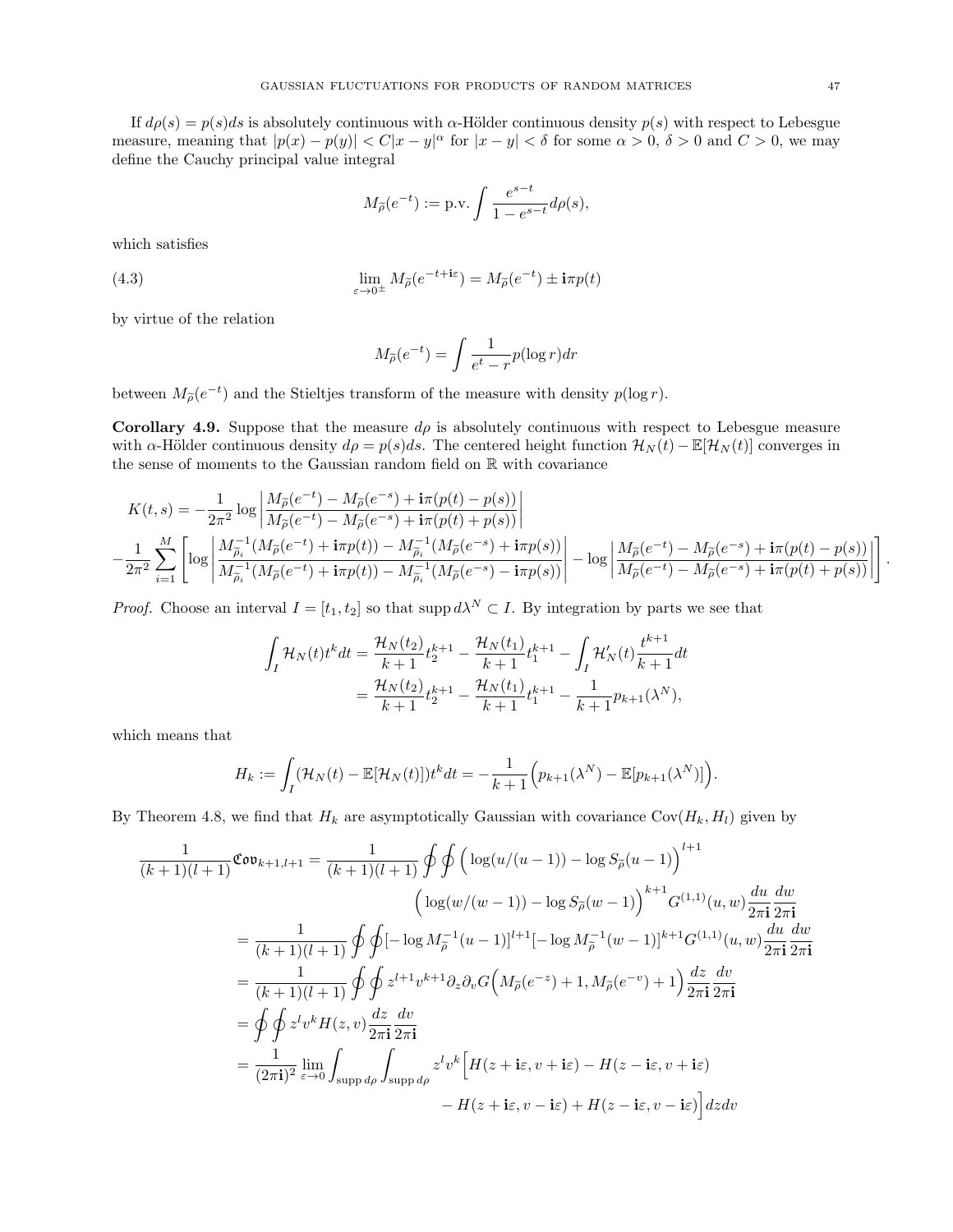If $d\rho(s) = p(s)ds$ is absolutely continuous with $\alpha$-Hölder continuous density $p(s)$ with respect to Lebesgue measure, meaning that $|p(x) - p(y)| < C|x-y|^\alpha$ for $|x-y| < \delta$ for some $\alpha > 0$, $\delta > 0$ and $C > 0$, we may define the Cauchy principal value integral

$$M_{\widetilde{\rho}}(e^{-t}) := \text{p.v.} \int \frac{e^{s-t}}{1-e^{s-t}} d\rho(s),$$

which satisfies

$$\lim_{\varepsilon \to 0^\pm} M_{\widetilde{\rho}}(e^{-t+\mathbf{i}\varepsilon}) = M_{\widetilde{\rho}}(e^{-t}) \pm \mathbf{i}\pi p(t) \tag{4.3}$$

by virtue of the relation

$$M_{\widetilde{\rho}}(e^{-t}) = \int \frac{1}{e^t - r} p(\log r) dr$$

between $M_{\widetilde{\rho}}(e^{-t})$ and the Stieltjes transform of the measure with density $p(\log r)$.

**Corollary 4.9.** Suppose that the measure $d\rho$ is absolutely continuous with respect to Lebesgue measure with $\alpha$-Hölder continuous density $d\rho = p(s)ds$. The centered height function $\mathcal{H}_N(t) - \mathbb{E}[\mathcal{H}_N(t)]$ converges in the sense of moments to the Gaussian random field on $\mathbb{R}$ with covariance

$$K(t,s) = -\frac{1}{2\pi^2} \log \left| \frac{M_{\widetilde{\rho}}(e^{-t}) - M_{\widetilde{\rho}}(e^{-s}) + \mathbf{i}\pi(p(t) - p(s))}{M_{\widetilde{\rho}}(e^{-t}) - M_{\widetilde{\rho}}(e^{-s}) + \mathbf{i}\pi(p(t) + p(s))} \right|$$
$$-\frac{1}{2\pi^2} \sum_{i=1}^M \left[ \log \left| \frac{M_{\widetilde{\rho}_i}^{-1}(M_{\widetilde{\rho}}(e^{-t}) + \mathbf{i}\pi p(t)) - M_{\widetilde{\rho}_i}^{-1}(M_{\widetilde{\rho}}(e^{-s}) + \mathbf{i}\pi p(s))}{M_{\widetilde{\rho}_i}^{-1}(M_{\widetilde{\rho}}(e^{-t}) + \mathbf{i}\pi p(t)) - M_{\widetilde{\rho}_i}^{-1}(M_{\widetilde{\rho}}(e^{-s}) - \mathbf{i}\pi p(s))} \right| - \log \left| \frac{M_{\widetilde{\rho}}(e^{-t}) - M_{\widetilde{\rho}}(e^{-s}) + \mathbf{i}\pi(p(t) - p(s))}{M_{\widetilde{\rho}}(e^{-t}) - M_{\widetilde{\rho}}(e^{-s}) + \mathbf{i}\pi(p(t) + p(s))} \right| \right].$$

*Proof.* Choose an interval $I = [t_1, t_2]$ so that $\operatorname{supp} d\lambda^N \subset I$. By integration by parts we see that

$$\begin{aligned}
\int_I \mathcal{H}_N(t) t^k dt &= \frac{\mathcal{H}_N(t_2)}{k+1} t_2^{k+1} - \frac{\mathcal{H}_N(t_1)}{k+1} t_1^{k+1} - \int_I \mathcal{H}_N'(t) \frac{t^{k+1}}{k+1} dt \\
&= \frac{\mathcal{H}_N(t_2)}{k+1} t_2^{k+1} - \frac{\mathcal{H}_N(t_1)}{k+1} t_1^{k+1} - \frac{1}{k+1} p_{k+1}(\lambda^N),
\end{aligned}$$

which means that

$$H_k := \int_I (\mathcal{H}_N(t) - \mathbb{E}[\mathcal{H}_N(t)]) t^k dt = -\frac{1}{k+1}\Big(p_{k+1}(\lambda^N) - \mathbb{E}[p_{k+1}(\lambda^N)]\Big).$$

By Theorem 4.8, we find that $H_k$ are asymptotically Gaussian with covariance $\operatorname{Cov}(H_k, H_l)$ given by

$$\begin{aligned}
\frac{1}{(k+1)(l+1)} \mathfrak{Cov}_{k+1,l+1} &= \frac{1}{(k+1)(l+1)} \oint \oint \Big( \log(u/(u-1)) - \log S_{\widetilde{\rho}}(u-1) \Big)^{l+1} \\
&\qquad \Big( \log(w/(w-1)) - \log S_{\widetilde{\rho}}(w-1) \Big)^{k+1} G^{(1,1)}(u,w) \frac{du}{2\pi\mathbf{i}} \frac{dw}{2\pi\mathbf{i}} \\
&= \frac{1}{(k+1)(l+1)} \oint \oint [-\log M_{\widetilde{\rho}}^{-1}(u-1)]^{l+1} [-\log M_{\widetilde{\rho}}^{-1}(w-1)]^{k+1} G^{(1,1)}(u,w) \frac{du}{2\pi\mathbf{i}} \frac{dw}{2\pi\mathbf{i}} \\
&= \frac{1}{(k+1)(l+1)} \oint \oint z^{l+1} v^{k+1} \partial_z \partial_v G\Big(M_{\widetilde{\rho}}(e^{-z}) + 1, M_{\widetilde{\rho}}(e^{-v}) + 1\Big) \frac{dz}{2\pi\mathbf{i}} \frac{dv}{2\pi\mathbf{i}} \\
&= \oint \oint z^l v^k H(z,v) \frac{dz}{2\pi\mathbf{i}} \frac{dv}{2\pi\mathbf{i}} \\
&= \frac{1}{(2\pi\mathbf{i})^2} \lim_{\varepsilon \to 0} \int_{\operatorname{supp} d\rho} \int_{\operatorname{supp} d\rho} z^l v^k \Big[ H(z+\mathbf{i}\varepsilon, v+\mathbf{i}\varepsilon) - H(z-\mathbf{i}\varepsilon, v+\mathbf{i}\varepsilon) \\
&\qquad - H(z+\mathbf{i}\varepsilon, v-\mathbf{i}\varepsilon) + H(z-\mathbf{i}\varepsilon, v-\mathbf{i}\varepsilon) \Big] dz dv
\end{aligned}$$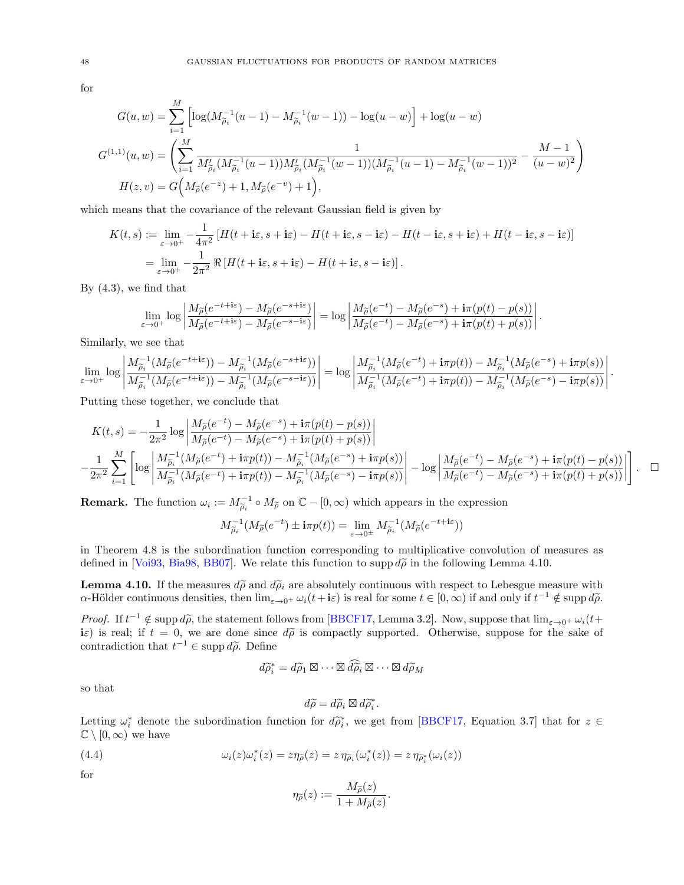for

$$G(u,w) = \sum_{i=1}^{M} \Big[\log(M_{\widetilde{\rho}_i}^{-1}(u-1) - M_{\widetilde{\rho}_i}^{-1}(w-1)) - \log(u-w)\Big] + \log(u-w)$$

$$G^{(1,1)}(u,w) = \left(\sum_{i=1}^{M} \frac{1}{M'_{\widetilde{\rho}_i}(M_{\widetilde{\rho}_i}^{-1}(u-1))M'_{\widetilde{\rho}_i}(M_{\widetilde{\rho}_i}^{-1}(w-1))(M_{\widetilde{\rho}_i}^{-1}(u-1) - M_{\widetilde{\rho}_i}^{-1}(w-1))^2} - \frac{M-1}{(u-w)^2}\right)$$

$$H(z,v) = G\Big(M_{\widetilde{\rho}}(e^{-z}) + 1, M_{\widetilde{\rho}}(e^{-v}) + 1\Big),$$

which means that the covariance of the relevant Gaussian field is given by

$$\begin{aligned} K(t,s) &:= \lim_{\varepsilon\to 0^+} -\frac{1}{4\pi^2}\left[H(t+\mathbf{i}\varepsilon, s+\mathbf{i}\varepsilon) - H(t+\mathbf{i}\varepsilon, s-\mathbf{i}\varepsilon) - H(t-\mathbf{i}\varepsilon, s+\mathbf{i}\varepsilon) + H(t-\mathbf{i}\varepsilon, s-\mathbf{i}\varepsilon)\right] \\ &= \lim_{\varepsilon\to 0^+} -\frac{1}{2\pi^2}\,\Re\left[H(t+\mathbf{i}\varepsilon, s+\mathbf{i}\varepsilon) - H(t+\mathbf{i}\varepsilon, s-\mathbf{i}\varepsilon)\right]. \end{aligned}$$

By (4.3), we find that

$$\lim_{\varepsilon\to 0^+} \log\left|\frac{M_{\widetilde{\rho}}(e^{-t+\mathbf{i}\varepsilon}) - M_{\widetilde{\rho}}(e^{-s+\mathbf{i}\varepsilon})}{M_{\widetilde{\rho}}(e^{-t+\mathbf{i}\varepsilon}) - M_{\widetilde{\rho}}(e^{-s-\mathbf{i}\varepsilon})}\right| = \log\left|\frac{M_{\widetilde{\rho}}(e^{-t}) - M_{\widetilde{\rho}}(e^{-s}) + \mathbf{i}\pi(p(t)-p(s))}{M_{\widetilde{\rho}}(e^{-t}) - M_{\widetilde{\rho}}(e^{-s}) + \mathbf{i}\pi(p(t)+p(s))}\right|.$$

Similarly, we see that

$$\lim_{\varepsilon\to 0^+} \log\left|\frac{M_{\widetilde{\rho}_i}^{-1}(M_{\widetilde{\rho}}(e^{-t+\mathbf{i}\varepsilon})) - M_{\widetilde{\rho}_i}^{-1}(M_{\widetilde{\rho}}(e^{-s+\mathbf{i}\varepsilon}))}{M_{\widetilde{\rho}_i}^{-1}(M_{\widetilde{\rho}}(e^{-t+\mathbf{i}\varepsilon})) - M_{\widetilde{\rho}_i}^{-1}(M_{\widetilde{\rho}}(e^{-s-\mathbf{i}\varepsilon}))}\right| = \log\left|\frac{M_{\widetilde{\rho}_i}^{-1}(M_{\widetilde{\rho}}(e^{-t}) + \mathbf{i}\pi p(t)) - M_{\widetilde{\rho}_i}^{-1}(M_{\widetilde{\rho}}(e^{-s}) + \mathbf{i}\pi p(s))}{M_{\widetilde{\rho}_i}^{-1}(M_{\widetilde{\rho}}(e^{-t}) + \mathbf{i}\pi p(t)) - M_{\widetilde{\rho}_i}^{-1}(M_{\widetilde{\rho}}(e^{-s}) - \mathbf{i}\pi p(s))}\right|.$$

Putting these together, we conclude that

$$\begin{aligned} K(t,s) &= -\frac{1}{2\pi^2}\log\left|\frac{M_{\widetilde{\rho}}(e^{-t}) - M_{\widetilde{\rho}}(e^{-s}) + \mathbf{i}\pi(p(t)-p(s))}{M_{\widetilde{\rho}}(e^{-t}) - M_{\widetilde{\rho}}(e^{-s}) + \mathbf{i}\pi(p(t)+p(s))}\right| \\ &-\frac{1}{2\pi^2}\sum_{i=1}^{M}\left[\log\left|\frac{M_{\widetilde{\rho}_i}^{-1}(M_{\widetilde{\rho}}(e^{-t}) + \mathbf{i}\pi p(t)) - M_{\widetilde{\rho}_i}^{-1}(M_{\widetilde{\rho}}(e^{-s}) + \mathbf{i}\pi p(s))}{M_{\widetilde{\rho}_i}^{-1}(M_{\widetilde{\rho}}(e^{-t}) + \mathbf{i}\pi p(t)) - M_{\widetilde{\rho}_i}^{-1}(M_{\widetilde{\rho}}(e^{-s}) - \mathbf{i}\pi p(s))}\right| - \log\left|\frac{M_{\widetilde{\rho}}(e^{-t}) - M_{\widetilde{\rho}}(e^{-s}) + \mathbf{i}\pi(p(t)-p(s))}{M_{\widetilde{\rho}}(e^{-t}) - M_{\widetilde{\rho}}(e^{-s}) + \mathbf{i}\pi(p(t)+p(s))}\right|\right]. \quad \square \end{aligned}$$

**Remark.** The function $\omega_i := M_{\widetilde{\rho}_i}^{-1} \circ M_{\widetilde{\rho}}$ on $\mathbb{C} - [0,\infty)$ which appears in the expression

$$M_{\widetilde{\rho}_i}^{-1}(M_{\widetilde{\rho}}(e^{-t}) \pm \mathbf{i}\pi p(t)) = \lim_{\varepsilon\to 0^{\pm}} M_{\widetilde{\rho}_i}^{-1}(M_{\widetilde{\rho}}(e^{-t+\mathbf{i}\varepsilon}))$$

in Theorem 4.8 is the subordination function corresponding to multiplicative convolution of measures as defined in [Voi93, Bia98, BB07]. We relate this function to $\operatorname{supp} d\widetilde{\rho}$ in the following Lemma 4.10.

**Lemma 4.10.** *If the measures $d\widetilde{\rho}$ and $d\widetilde{\rho}_i$ are absolutely continuous with respect to Lebesgue measure with $\alpha$-Hölder continuous densities, then $\lim_{\varepsilon\to 0^+}\omega_i(t+\mathbf{i}\varepsilon)$ is real for some $t \in [0,\infty)$ if and only if $t^{-1} \notin \operatorname{supp} d\widetilde{\rho}$.*

*Proof.* If $t^{-1} \notin \operatorname{supp} d\widetilde{\rho}$, the statement follows from [BBCF17, Lemma 3.2]. Now, suppose that $\lim_{\varepsilon\to 0^+}\omega_i(t+\mathbf{i}\varepsilon)$ is real; if $t = 0$, we are done since $d\widetilde{\rho}$ is compactly supported. Otherwise, suppose for the sake of contradiction that $t^{-1} \in \operatorname{supp} d\widetilde{\rho}$. Define

$$d\widetilde{\rho}_i^* = d\widetilde{\rho}_1 \boxtimes \cdots \boxtimes \widehat{d\widetilde{\rho}_i} \boxtimes \cdots \boxtimes d\widetilde{\rho}_M$$

so that

$$d\widetilde{\rho} = d\widetilde{\rho}_i \boxtimes d\widetilde{\rho}_i^*.$$

Letting $\omega_i^*$ denote the subordination function for $d\widetilde{\rho}_i^*$, we get from [BBCF17, Equation 3.7] that for $z \in \mathbb{C} \setminus [0,\infty)$ we have

$$\omega_i(z)\omega_i^*(z) = z\eta_{\widetilde{\rho}}(z) = z\,\eta_{\widetilde{\rho}_i}(\omega_i^*(z)) = z\,\eta_{\widetilde{\rho}_i^*}(\omega_i(z)) \tag{4.4}$$

for

$$\eta_{\widetilde{\rho}}(z) := \frac{M_{\widetilde{\rho}}(z)}{1 + M_{\widetilde{\rho}}(z)}.$$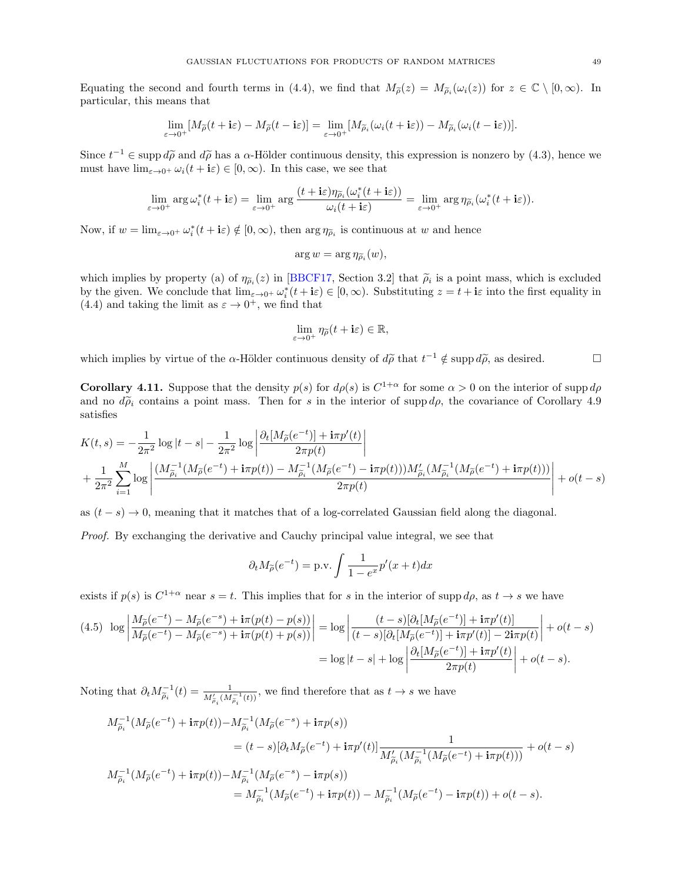Equating the second and fourth terms in (4.4), we find that $M_{\widetilde{\rho}}(z) = M_{\widetilde{\rho}_i}(\omega_i(z))$ for $z \in \mathbb{C} \setminus [0, \infty)$. In particular, this means that

$$\lim_{\varepsilon \to 0^+} [M_{\widetilde{\rho}}(t + \mathbf{i}\varepsilon) - M_{\widetilde{\rho}}(t - \mathbf{i}\varepsilon)] = \lim_{\varepsilon \to 0^+} [M_{\widetilde{\rho}_i}(\omega_i(t + \mathbf{i}\varepsilon)) - M_{\widetilde{\rho}_i}(\omega_i(t - \mathbf{i}\varepsilon))].$$

Since $t^{-1} \in \operatorname{supp} d\widetilde{\rho}$ and $d\widetilde{\rho}$ has a $\alpha$-Hölder continuous density, this expression is nonzero by (4.3), hence we must have $\lim_{\varepsilon \to 0^+} \omega_i(t + \mathbf{i}\varepsilon) \in [0, \infty)$. In this case, we see that

$$\lim_{\varepsilon \to 0^+} \arg \omega_i^*(t + \mathbf{i}\varepsilon) = \lim_{\varepsilon \to 0^+} \arg \frac{(t + \mathbf{i}\varepsilon)\eta_{\widetilde{\rho}_i}(\omega_i^*(t + \mathbf{i}\varepsilon))}{\omega_i(t + \mathbf{i}\varepsilon)} = \lim_{\varepsilon \to 0^+} \arg \eta_{\widetilde{\rho}_i}(\omega_i^*(t + \mathbf{i}\varepsilon)).$$

Now, if $w = \lim_{\varepsilon \to 0^+} \omega_i^*(t + \mathbf{i}\varepsilon) \notin [0, \infty)$, then $\arg \eta_{\widetilde{\rho}_i}$ is continuous at $w$ and hence

$$\arg w = \arg \eta_{\widetilde{\rho}_i}(w),$$

which implies by property (a) of $\eta_{\widetilde{\rho}_i}(z)$ in [BBCF17, Section 3.2] that $\widetilde{\rho}_i$ is a point mass, which is excluded by the given. We conclude that $\lim_{\varepsilon \to 0^+} \omega_i^*(t + \mathbf{i}\varepsilon) \in [0, \infty)$. Substituting $z = t + \mathbf{i}\varepsilon$ into the first equality in (4.4) and taking the limit as $\varepsilon \to 0^+$, we find that

$$\lim_{\varepsilon \to 0^+} \eta_{\widetilde{\rho}}(t + \mathbf{i}\varepsilon) \in \mathbb{R},$$

which implies by virtue of the $\alpha$-Hölder continuous density of $d\widetilde{\rho}$ that $t^{-1} \notin \operatorname{supp} d\widetilde{\rho}$, as desired. □

**Corollary 4.11.** Suppose that the density $p(s)$ for $d\rho(s)$ is $C^{1+\alpha}$ for some $\alpha > 0$ on the interior of $\operatorname{supp} d\rho$ and no $d\widetilde{\rho}_i$ contains a point mass. Then for $s$ in the interior of $\operatorname{supp} d\rho$, the covariance of Corollary 4.9 satisfies

$$K(t, s) = -\frac{1}{2\pi^2} \log|t - s| - \frac{1}{2\pi^2} \log\left|\frac{\partial_t[M_{\widetilde{\rho}}(e^{-t})] + \mathbf{i}\pi p'(t)}{2\pi p(t)}\right|$$
$$+ \frac{1}{2\pi^2} \sum_{i=1}^M \log\left|\frac{(M_{\widetilde{\rho}_i}^{-1}(M_{\widetilde{\rho}}(e^{-t}) + \mathbf{i}\pi p(t)) - M_{\widetilde{\rho}_i}^{-1}(M_{\widetilde{\rho}}(e^{-t}) - \mathbf{i}\pi p(t)))M'_{\widetilde{\rho}_i}(M_{\widetilde{\rho}_i}^{-1}(M_{\widetilde{\rho}}(e^{-t}) + \mathbf{i}\pi p(t)))}{2\pi p(t)}\right| + o(t - s)$$

as $(t - s) \to 0$, meaning that it matches that of a log-correlated Gaussian field along the diagonal.

*Proof.* By exchanging the derivative and Cauchy principal value integral, we see that

$$\partial_t M_{\widetilde{\rho}}(e^{-t}) = \text{p.v.} \int \frac{1}{1 - e^x} p'(x + t) dx$$

exists if $p(s)$ is $C^{1+\alpha}$ near $s = t$. This implies that for $s$ in the interior of $\operatorname{supp} d\rho$, as $t \to s$ we have

$$\begin{aligned}(4.5)\quad \log\left|\frac{M_{\widetilde{\rho}}(e^{-t}) - M_{\widetilde{\rho}}(e^{-s}) + \mathbf{i}\pi(p(t) - p(s))}{M_{\widetilde{\rho}}(e^{-t}) - M_{\widetilde{\rho}}(e^{-s}) + \mathbf{i}\pi(p(t) + p(s))}\right| &= \log\left|\frac{(t - s)[\partial_t[M_{\widetilde{\rho}}(e^{-t})] + \mathbf{i}\pi p'(t)]}{(t - s)[\partial_t[M_{\widetilde{\rho}}(e^{-t})] + \mathbf{i}\pi p'(t)] - 2\mathbf{i}\pi p(t)}\right| + o(t - s) \\ &= \log|t - s| + \log\left|\frac{\partial_t[M_{\widetilde{\rho}}(e^{-t})] + \mathbf{i}\pi p'(t)}{2\pi p(t)}\right| + o(t - s).\end{aligned}$$

Noting that $\partial_t M_{\widetilde{\rho}_i}^{-1}(t) = \frac{1}{M'_{\widetilde{\rho}_i}(M_{\widetilde{\rho}_i}^{-1}(t))}$, we find therefore that as $t \to s$ we have

$$\begin{aligned}M_{\widetilde{\rho}_i}^{-1}(M_{\widetilde{\rho}}(e^{-t}) + \mathbf{i}\pi p(t)) &- M_{\widetilde{\rho}_i}^{-1}(M_{\widetilde{\rho}}(e^{-s}) + \mathbf{i}\pi p(s)) \\ &= (t - s)[\partial_t M_{\widetilde{\rho}}(e^{-t}) + \mathbf{i}\pi p'(t)] \frac{1}{M'_{\widetilde{\rho}_i}(M_{\widetilde{\rho}_i}^{-1}(M_{\widetilde{\rho}}(e^{-t}) + \mathbf{i}\pi p(t)))} + o(t - s) \\ M_{\widetilde{\rho}_i}^{-1}(M_{\widetilde{\rho}}(e^{-t}) + \mathbf{i}\pi p(t)) &- M_{\widetilde{\rho}_i}^{-1}(M_{\widetilde{\rho}}(e^{-s}) - \mathbf{i}\pi p(s)) \\ &= M_{\widetilde{\rho}_i}^{-1}(M_{\widetilde{\rho}}(e^{-t}) + \mathbf{i}\pi p(t)) - M_{\widetilde{\rho}_i}^{-1}(M_{\widetilde{\rho}}(e^{-t}) - \mathbf{i}\pi p(t)) + o(t - s).\end{aligned}$$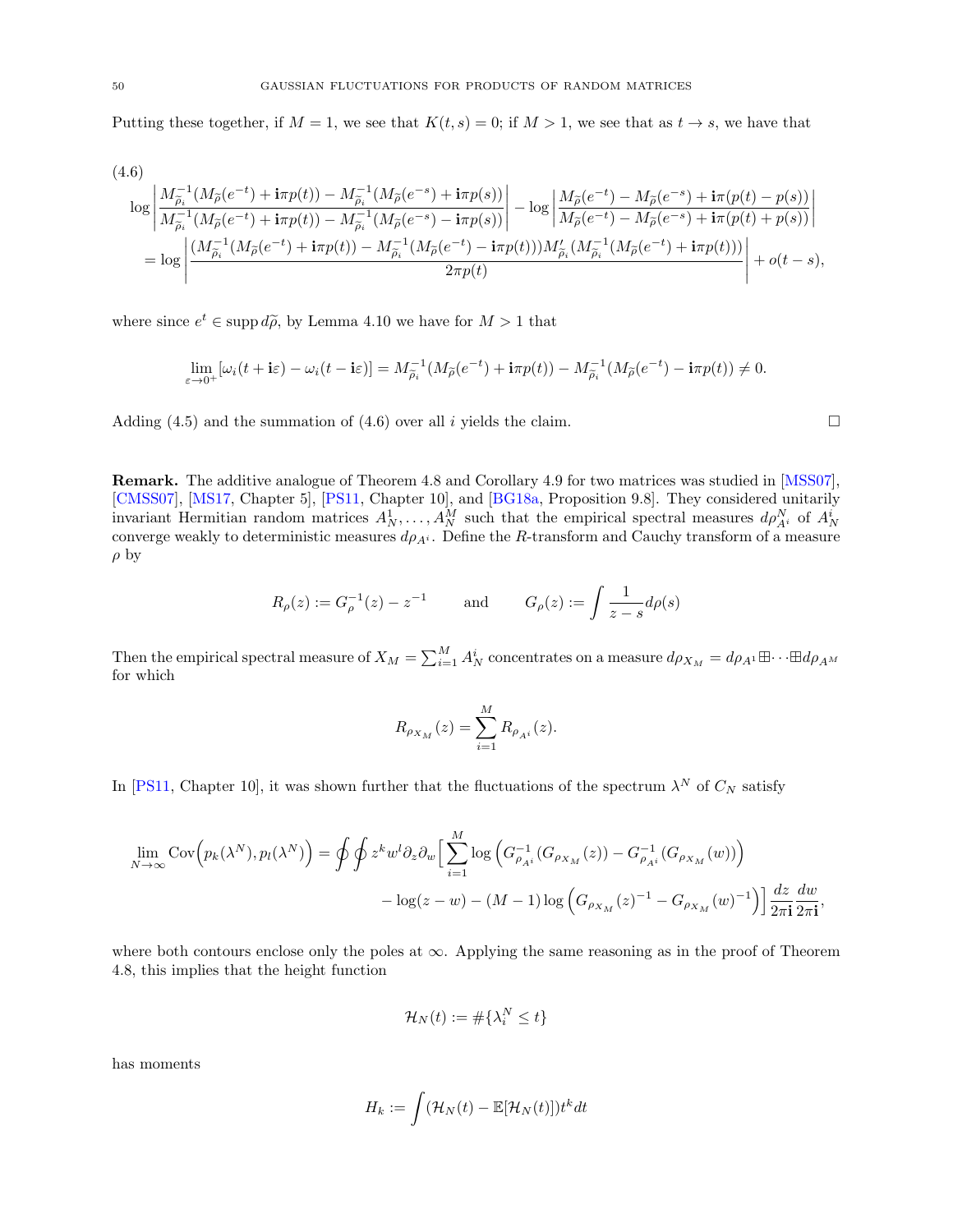Putting these together, if $M = 1$, we see that $K(t, s) = 0$; if $M > 1$, we see that as $t \to s$, we have that

(4.6)

$$
\begin{aligned}
\log &\left| \frac{M_{\widetilde{\rho}_i}^{-1}(M_{\widetilde{\rho}}(e^{-t}) + \mathbf{i}\pi p(t)) - M_{\widetilde{\rho}_i}^{-1}(M_{\widetilde{\rho}}(e^{-s}) + \mathbf{i}\pi p(s))}{M_{\widetilde{\rho}_i}^{-1}(M_{\widetilde{\rho}}(e^{-t}) + \mathbf{i}\pi p(t)) - M_{\widetilde{\rho}_i}^{-1}(M_{\widetilde{\rho}}(e^{-s}) - \mathbf{i}\pi p(s))} \right| - \log \left| \frac{M_{\widetilde{\rho}}(e^{-t}) - M_{\widetilde{\rho}}(e^{-s}) + \mathbf{i}\pi(p(t) - p(s))}{M_{\widetilde{\rho}}(e^{-t}) - M_{\widetilde{\rho}}(e^{-s}) + \mathbf{i}\pi(p(t) + p(s))} \right| \\
&= \log \left| \frac{(M_{\widetilde{\rho}_i}^{-1}(M_{\widetilde{\rho}}(e^{-t}) + \mathbf{i}\pi p(t)) - M_{\widetilde{\rho}_i}^{-1}(M_{\widetilde{\rho}}(e^{-t}) - \mathbf{i}\pi p(t)))M'_{\widetilde{\rho}_i}(M_{\widetilde{\rho}_i}^{-1}(M_{\widetilde{\rho}}(e^{-t}) + \mathbf{i}\pi p(t)))}{2\pi p(t)} \right| + o(t - s),
\end{aligned}
$$

where since $e^t \in \operatorname{supp} d\widetilde{\rho}$, by Lemma 4.10 we have for $M > 1$ that

$$
\lim_{\varepsilon \to 0^+} [\omega_i(t + \mathbf{i}\varepsilon) - \omega_i(t - \mathbf{i}\varepsilon)] = M_{\widetilde{\rho}_i}^{-1}(M_{\widetilde{\rho}}(e^{-t}) + \mathbf{i}\pi p(t)) - M_{\widetilde{\rho}_i}^{-1}(M_{\widetilde{\rho}}(e^{-t}) - \mathbf{i}\pi p(t)) \neq 0.
$$

Adding (4.5) and the summation of (4.6) over all $i$ yields the claim. □

**Remark.** The additive analogue of Theorem 4.8 and Corollary 4.9 for two matrices was studied in [MSS07], [CMSS07], [MS17, Chapter 5], [PS11, Chapter 10], and [BG18a, Proposition 9.8]. They considered unitarily invariant Hermitian random matrices $A_N^1, \ldots, A_N^M$ such that the empirical spectral measures $d\rho_{A^i}^N$ of $A_N^i$ converge weakly to deterministic measures $d\rho_{A^i}$. Define the $R$-transform and Cauchy transform of a measure $\rho$ by

$$
R_\rho(z) := G_\rho^{-1}(z) - z^{-1} \qquad \text{and} \qquad G_\rho(z) := \int \frac{1}{z - s} d\rho(s)
$$

Then the empirical spectral measure of $X_M = \sum_{i=1}^M A_N^i$ concentrates on a measure $d\rho_{X_M} = d\rho_{A^1} \boxplus \cdots \boxplus d\rho_{A^M}$ for which

$$
R_{\rho_{X_M}}(z) = \sum_{i=1}^M R_{\rho_{A^i}}(z).
$$

In [PS11, Chapter 10], it was shown further that the fluctuations of the spectrum $\lambda^N$ of $C_N$ satisfy

$$
\begin{aligned}
\lim_{N \to \infty} \operatorname{Cov}\Big(p_k(\lambda^N), p_l(\lambda^N)\Big) = \oint \oint z^k w^l \partial_z \partial_w \Big[ &\sum_{i=1}^M \log \Big( G_{\rho_{A^i}}^{-1}(G_{\rho_{X_M}}(z)) - G_{\rho_{A^i}}^{-1}(G_{\rho_{X_M}}(w)) \Big) \\
&- \log(z - w) - (M-1) \log \Big( G_{\rho_{X_M}}(z)^{-1} - G_{\rho_{X_M}}(w)^{-1} \Big) \Big] \frac{dz}{2\pi \mathbf{i}} \frac{dw}{2\pi \mathbf{i}},
\end{aligned}
$$

where both contours enclose only the poles at $\infty$. Applying the same reasoning as in the proof of Theorem 4.8, this implies that the height function

$$
\mathcal{H}_N(t) := \#\{\lambda_i^N \leq t\}
$$

has moments

$$
H_k := \int (\mathcal{H}_N(t) - \mathbb{E}[\mathcal{H}_N(t)]) t^k dt
$$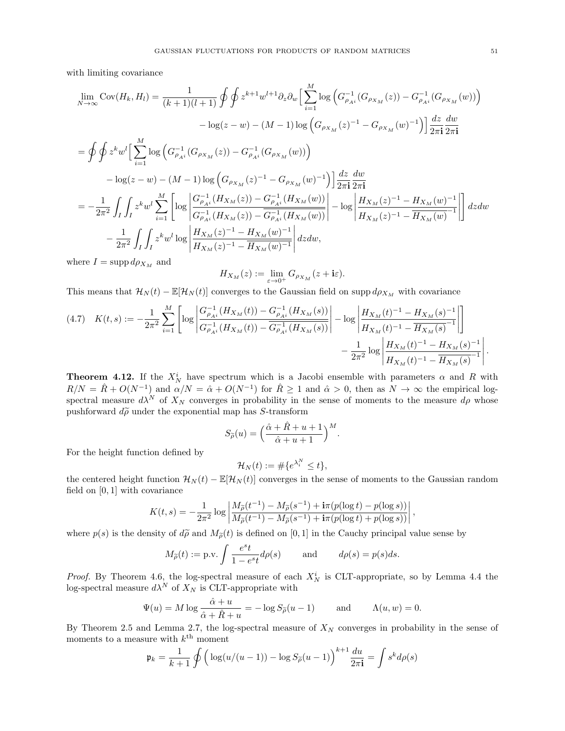with limiting covariance

$$
\begin{aligned}
\lim_{N\to\infty} \operatorname{Cov}(H_k, H_l) &= \frac{1}{(k+1)(l+1)} \oint\oint z^{k+1} w^{l+1} \partial_z \partial_w \Big[ \sum_{i=1}^M \log \Big( G_{\rho_{A^i}}^{-1}(G_{\rho_{X_M}}(z)) - G_{\rho_{A^i}}^{-1}(G_{\rho_{X_M}}(w)) \Big) \\
&\qquad - \log(z-w) - (M-1) \log \Big( G_{\rho_{X_M}}(z)^{-1} - G_{\rho_{X_M}}(w)^{-1} \Big) \Big] \frac{dz}{2\pi\mathbf{i}} \frac{dw}{2\pi\mathbf{i}} \\
&= \oint\oint z^k w^l \Big[ \sum_{i=1}^M \log \Big( G_{\rho_{A^i}}^{-1}(G_{\rho_{X_M}}(z)) - G_{\rho_{A^i}}^{-1}(G_{\rho_{X_M}}(w)) \Big) \\
&\qquad - \log(z-w) - (M-1) \log \Big( G_{\rho_{X_M}}(z)^{-1} - G_{\rho_{X_M}}(w)^{-1} \Big) \Big] \frac{dz}{2\pi\mathbf{i}} \frac{dw}{2\pi\mathbf{i}} \\
&= -\frac{1}{2\pi^2} \int_I \int_I z^k w^l \sum_{i=1}^M \left[ \log \left| \frac{G_{\rho_{A^i}}^{-1}(H_{X_M}(z)) - G_{\rho_{A^i}}^{-1}(H_{X_M}(w))}{G_{\rho_{A^i}}^{-1}(H_{X_M}(z)) - \overline{G_{\rho_{A^i}}^{-1}(H_{X_M}(w))}} \right| - \log \left| \frac{H_{X_M}(z)^{-1} - H_{X_M}(w)^{-1}}{H_{X_M}(z)^{-1} - \overline{H_{X_M}(w)}^{-1}} \right| \right] dz dw \\
&\qquad - \frac{1}{2\pi^2} \int_I \int_I z^k w^l \log \left| \frac{H_{X_M}(z)^{-1} - H_{X_M}(w)^{-1}}{H_{X_M}(z)^{-1} - \overline{H_{X_M}(w)^{-1}}} \right| dz dw,
\end{aligned}
$$

where $I = \operatorname{supp} d\rho_{X_M}$ and

$$
H_{X_M}(z) := \lim_{\varepsilon\to 0^+} G_{\rho_{X_M}}(z + \mathbf{i}\varepsilon).
$$

This means that $\mathcal{H}_N(t) - \mathbb{E}[\mathcal{H}_N(t)]$ converges to the Gaussian field on $\operatorname{supp} d\rho_{X_M}$ with covariance

$$
\begin{aligned}
(4.7) \quad K(t,s) := -\frac{1}{2\pi^2} \sum_{i=1}^M &\left[ \log \left| \frac{G_{\rho_{A^i}}^{-1}(H_{X_M}(t)) - G_{\rho_{A^i}}^{-1}(H_{X_M}(s))}{G_{\rho_{A^i}}^{-1}(H_{X_M}(t)) - \overline{G_{\rho_{A^i}}^{-1}(H_{X_M}(s))}} \right| - \log \left| \frac{H_{X_M}(t)^{-1} - H_{X_M}(s)^{-1}}{H_{X_M}(t)^{-1} - \overline{H_{X_M}(s)}^{-1}} \right| \right] \\
&- \frac{1}{2\pi^2} \log \left| \frac{H_{X_M}(t)^{-1} - H_{X_M}(s)^{-1}}{H_{X_M}(t)^{-1} - \overline{H_{X_M}(s)}^{-1}} \right|.
\end{aligned}
$$

**Theorem 4.12.** If the $X_N^i$ have spectrum which is a Jacobi ensemble with parameters $\alpha$ and $R$ with $R/N = \hat{R} + O(N^{-1})$ and $\alpha/N = \hat{\alpha} + O(N^{-1})$ for $\hat{R} \geq 1$ and $\hat{\alpha} > 0$, then as $N \to \infty$ the empirical log-spectral measure $d\lambda^N$ of $X_N$ converges in probability in the sense of moments to the measure $d\rho$ whose pushforward $d\widetilde{\rho}$ under the exponential map has $S$-transform

$$
S_{\widetilde{\rho}}(u) = \Big( \frac{\hat{\alpha} + \hat{R} + u + 1}{\hat{\alpha} + u + 1} \Big)^M.
$$

For the height function defined by

$$
\mathcal{H}_N(t) := \#\{e^{\lambda_i^N} \leq t\},
$$

the centered height function $\mathcal{H}_N(t) - \mathbb{E}[\mathcal{H}_N(t)]$ converges in the sense of moments to the Gaussian random field on $[0,1]$ with covariance

$$
K(t,s) = -\frac{1}{2\pi^2} \log \left| \frac{M_{\widetilde{\rho}}(t^{-1}) - M_{\widetilde{\rho}}(s^{-1}) + \mathbf{i}\pi(p(\log t) - p(\log s))}{M_{\widetilde{\rho}}(t^{-1}) - M_{\widetilde{\rho}}(s^{-1}) + \mathbf{i}\pi(p(\log t) + p(\log s))} \right|,
$$

where $p(s)$ is the density of $d\widetilde{\rho}$ and $M_{\widetilde{\rho}}(t)$ is defined on $[0,1]$ in the Cauchy principal value sense by

$$
M_{\widetilde{\rho}}(t) := \text{p.v.} \int \frac{e^s t}{1 - e^s t} d\rho(s) \qquad \text{and} \qquad d\rho(s) = p(s) ds.
$$

*Proof.* By Theorem 4.6, the log-spectral measure of each $X_N^i$ is CLT-appropriate, so by Lemma 4.4 the log-spectral measure $d\lambda^N$ of $X_N$ is CLT-appropriate with

$$
\Psi(u) = M \log \frac{\hat{\alpha} + u}{\hat{\alpha} + \hat{R} + u} = -\log S_{\widetilde{\rho}}(u-1) \qquad \text{and} \qquad \Lambda(u,w) = 0.
$$

By Theorem 2.5 and Lemma 2.7, the log-spectral measure of $X_N$ converges in probability in the sense of moments to a measure with $k^{\text{th}}$ moment

$$
\mathfrak{p}_k = \frac{1}{k+1} \oint \Big( \log(u/(u-1)) - \log S_{\widetilde{\rho}}(u-1) \Big)^{k+1} \frac{du}{2\pi\mathbf{i}} = \int s^k d\rho(s)
$$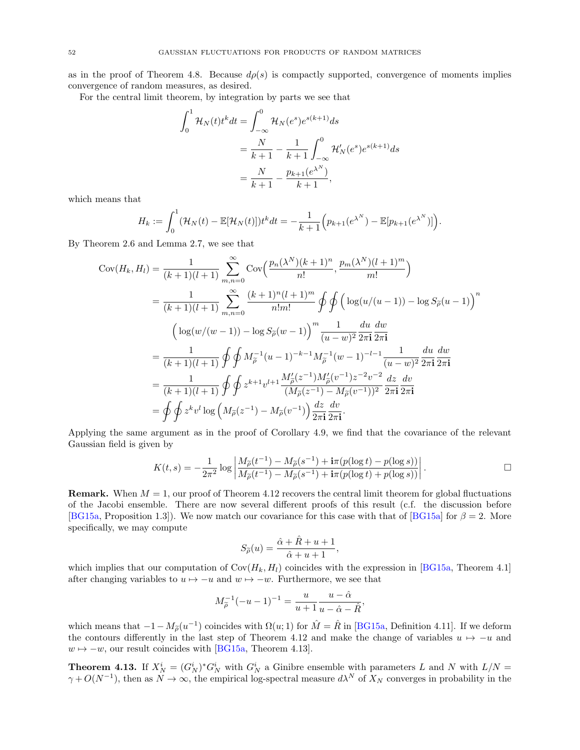as in the proof of Theorem 4.8. Because $d\rho(s)$ is compactly supported, convergence of moments implies convergence of random measures, as desired.

For the central limit theorem, by integration by parts we see that

$$\begin{aligned}
\int_0^1 \mathcal{H}_N(t)t^k dt &= \int_{-\infty}^0 \mathcal{H}_N(e^s)e^{s(k+1)}ds \\
&= \frac{N}{k+1} - \frac{1}{k+1}\int_{-\infty}^0 \mathcal{H}_N'(e^s)e^{s(k+1)}ds \\
&= \frac{N}{k+1} - \frac{p_{k+1}(e^{\lambda^N})}{k+1},
\end{aligned}$$

which means that

$$H_k := \int_0^1 (\mathcal{H}_N(t) - \mathbb{E}[\mathcal{H}_N(t)])t^k dt = -\frac{1}{k+1}\Big(p_{k+1}(e^{\lambda^N}) - \mathbb{E}[p_{k+1}(e^{\lambda^N})]\Big).$$

By Theorem 2.6 and Lemma 2.7, we see that

$$\begin{aligned}
\mathrm{Cov}(H_k, H_l) &= \frac{1}{(k+1)(l+1)}\sum_{m,n=0}^\infty \mathrm{Cov}\Big(\frac{p_n(\lambda^N)(k+1)^n}{n!}, \frac{p_m(\lambda^N)(l+1)^m}{m!}\Big) \\
&= \frac{1}{(k+1)(l+1)}\sum_{m,n=0}^\infty \frac{(k+1)^n(l+1)^m}{n!m!}\oint\oint \Big(\log(u/(u-1)) - \log S_{\widetilde{\rho}}(u-1)\Big)^n \\
&\qquad \Big(\log(w/(w-1)) - \log S_{\widetilde{\rho}}(w-1)\Big)^m \frac{1}{(u-w)^2}\frac{du}{2\pi\mathbf{i}}\frac{dw}{2\pi\mathbf{i}} \\
&= \frac{1}{(k+1)(l+1)}\oint\oint M_{\widetilde{\rho}}^{-1}(u-1)^{-k-1}M_{\widetilde{\rho}}^{-1}(w-1)^{-l-1}\frac{1}{(u-w)^2}\frac{du}{2\pi\mathbf{i}}\frac{dw}{2\pi\mathbf{i}} \\
&= \frac{1}{(k+1)(l+1)}\oint\oint z^{k+1}v^{l+1}\frac{M_{\widetilde{\rho}}'(z^{-1})M_{\widetilde{\rho}}'(v^{-1})z^{-2}v^{-2}}{(M_{\widetilde{\rho}}(z^{-1}) - M_{\widetilde{\rho}}(v^{-1}))^2}\frac{dz}{2\pi\mathbf{i}}\frac{dv}{2\pi\mathbf{i}} \\
&= \oint\oint z^k v^l \log\Big(M_{\widetilde{\rho}}(z^{-1}) - M_{\widetilde{\rho}}(v^{-1})\Big)\frac{dz}{2\pi\mathbf{i}}\frac{dv}{2\pi\mathbf{i}}.
\end{aligned}$$

Applying the same argument as in the proof of Corollary 4.9, we find that the covariance of the relevant Gaussian field is given by

$$K(t,s) = -\frac{1}{2\pi^2}\log\left|\frac{M_{\widetilde{\rho}}(t^{-1}) - M_{\widetilde{\rho}}(s^{-1}) + \mathbf{i}\pi(p(\log t) - p(\log s))}{M_{\widetilde{\rho}}(t^{-1}) - M_{\widetilde{\rho}}(s^{-1}) + \mathbf{i}\pi(p(\log t) + p(\log s))}\right|. \qquad \square$$

**Remark.** When $M = 1$, our proof of Theorem 4.12 recovers the central limit theorem for global fluctuations of the Jacobi ensemble. There are now several different proofs of this result (c.f. the discussion before [BG15a, Proposition 1.3]). We now match our covariance for this case with that of [BG15a] for $\beta = 2$. More specifically, we may compute

$$S_{\widetilde{\rho}}(u) = \frac{\hat{\alpha} + \hat{R} + u + 1}{\hat{\alpha} + u + 1},$$

which implies that our computation of $\mathrm{Cov}(H_k, H_l)$ coincides with the expression in [BG15a, Theorem 4.1] after changing variables to $u \mapsto -u$ and $w \mapsto -w$. Furthermore, we see that

$$M_{\widetilde{\rho}}^{-1}(-u-1)^{-1} = \frac{u}{u+1}\frac{u - \hat{\alpha}}{u - \hat{\alpha} - \hat{R}},$$

which means that $-1 - M_{\widetilde{\rho}}(u^{-1})$ coincides with $\Omega(u;1)$ for $\hat{M} = \hat{R}$ in [BG15a, Definition 4.11]. If we deform the contours differently in the last step of Theorem 4.12 and make the change of variables $u \mapsto -u$ and $w \mapsto -w$, our result coincides with [BG15a, Theorem 4.13].

**Theorem 4.13.** If $X_N^i = (G_N^i)^* G_N^i$ with $G_N^i$ a Ginibre ensemble with parameters $L$ and $N$ with $L/N = \gamma + O(N^{-1})$, then as $N \to \infty$, the empirical log-spectral measure $d\lambda^N$ of $X_N$ converges in probability in the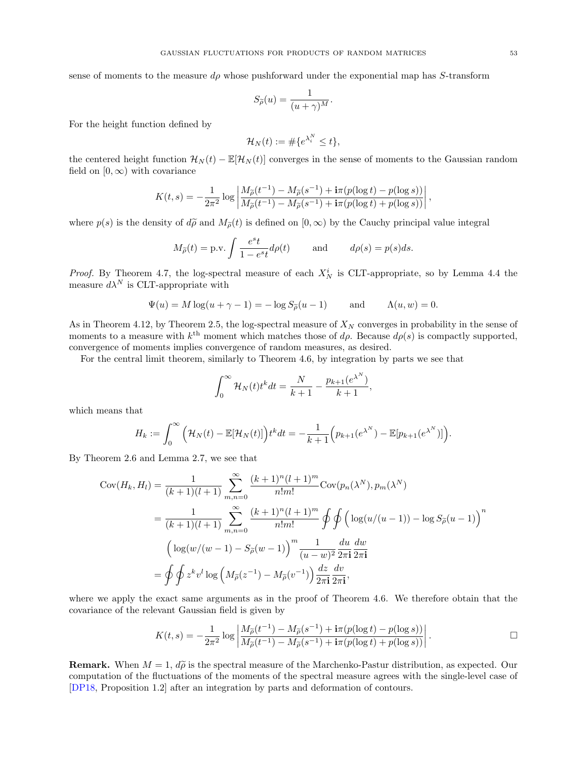sense of moments to the measure $d\rho$ whose pushforward under the exponential map has $S$-transform

$$S_{\widetilde{\rho}}(u) = \frac{1}{(u+\gamma)^M}.$$

For the height function defined by

$$\mathcal{H}_N(t) := \#\{e^{\lambda_i^N} \leq t\},$$

the centered height function $\mathcal{H}_N(t) - \mathbb{E}[\mathcal{H}_N(t)]$ converges in the sense of moments to the Gaussian random field on $[0, \infty)$ with covariance

$$K(t,s) = -\frac{1}{2\pi^2} \log \left| \frac{M_{\widetilde{\rho}}(t^{-1}) - M_{\widetilde{\rho}}(s^{-1}) + \mathbf{i}\pi(p(\log t) - p(\log s))}{M_{\widetilde{\rho}}(t^{-1}) - M_{\widetilde{\rho}}(s^{-1}) + \mathbf{i}\pi(p(\log t) + p(\log s))} \right|,$$

where $p(s)$ is the density of $d\widetilde{\rho}$ and $M_{\widetilde{\rho}}(t)$ is defined on $[0, \infty)$ by the Cauchy principal value integral

$$M_{\widetilde{\rho}}(t) = \text{p.v.} \int \frac{e^s t}{1 - e^s t} d\rho(t) \qquad \text{and} \qquad d\rho(s) = p(s)ds.$$

*Proof.* By Theorem 4.7, the log-spectral measure of each $X_N^i$ is CLT-appropriate, so by Lemma 4.4 the measure $d\lambda^N$ is CLT-appropriate with

$$\Psi(u) = M \log(u + \gamma - 1) = -\log S_{\widetilde{\rho}}(u-1) \qquad \text{and} \qquad \Lambda(u,w) = 0.$$

As in Theorem 4.12, by Theorem 2.5, the log-spectral measure of $X_N$ converges in probability in the sense of moments to a measure with $k^{\text{th}}$ moment which matches those of $d\rho$. Because $d\rho(s)$ is compactly supported, convergence of moments implies convergence of random measures, as desired.

For the central limit theorem, similarly to Theorem 4.6, by integration by parts we see that

$$\int_0^\infty \mathcal{H}_N(t) t^k dt = \frac{N}{k+1} - \frac{p_{k+1}(e^{\lambda^N})}{k+1},$$

which means that

$$H_k := \int_0^\infty \Big(\mathcal{H}_N(t) - \mathbb{E}[\mathcal{H}_N(t)]\Big) t^k dt = -\frac{1}{k+1}\Big(p_{k+1}(e^{\lambda^N}) - \mathbb{E}[p_{k+1}(e^{\lambda^N})]\Big).$$

By Theorem 2.6 and Lemma 2.7, we see that

$$\begin{aligned}
\text{Cov}(H_k, H_l) &= \frac{1}{(k+1)(l+1)} \sum_{m,n=0}^\infty \frac{(k+1)^n (l+1)^m}{n! m!} \text{Cov}(p_n(\lambda^N), p_m(\lambda^N)) \\
&= \frac{1}{(k+1)(l+1)} \sum_{m,n=0}^\infty \frac{(k+1)^n (l+1)^m}{n! m!} \oint \oint \Big(\log(u/(u-1)) - \log S_{\widetilde{\rho}}(u-1)\Big)^n \\
&\qquad \Big(\log(w/(w-1)) - S_{\widetilde{\rho}}(w-1)\Big)^m \frac{1}{(u-w)^2} \frac{du}{2\pi\mathbf{i}} \frac{dw}{2\pi\mathbf{i}} \\
&= \oint \oint z^k v^l \log\Big(M_{\widetilde{\rho}}(z^{-1}) - M_{\widetilde{\rho}}(v^{-1})\Big) \frac{dz}{2\pi\mathbf{i}} \frac{dv}{2\pi\mathbf{i}},
\end{aligned}$$

where we apply the exact same arguments as in the proof of Theorem 4.6. We therefore obtain that the covariance of the relevant Gaussian field is given by

$$K(t,s) = -\frac{1}{2\pi^2} \log \left| \frac{M_{\widetilde{\rho}}(t^{-1}) - M_{\widetilde{\rho}}(s^{-1}) + \mathbf{i}\pi(p(\log t) - p(\log s))}{M_{\widetilde{\rho}}(t^{-1}) - M_{\widetilde{\rho}}(s^{-1}) + \mathbf{i}\pi(p(\log t) + p(\log s))} \right|. \qquad \square$$

**Remark.** When $M = 1$, $d\widetilde{\rho}$ is the spectral measure of the Marchenko-Pastur distribution, as expected. Our computation of the fluctuations of the moments of the spectral measure agrees with the single-level case of [DP18, Proposition 1.2] after an integration by parts and deformation of contours.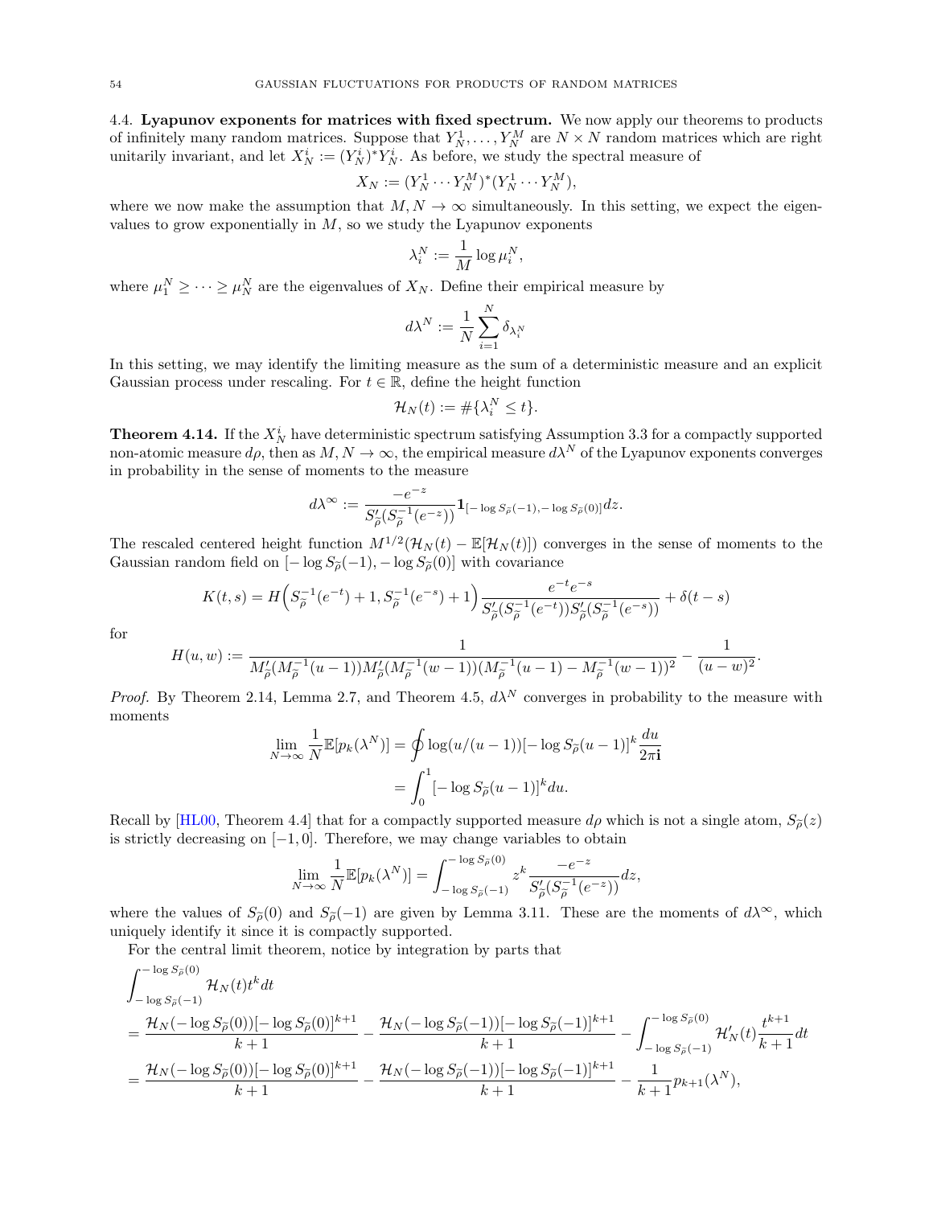### 4.4. Lyapunov exponents for matrices with fixed spectrum.

We now apply our theorems to products of infinitely many random matrices. Suppose that $Y_N^1, \ldots, Y_N^M$ are $N \times N$ random matrices which are right unitarily invariant, and let $X_N^i := (Y_N^i)^* Y_N^i$. As before, we study the spectral measure of

$$X_N := (Y_N^1 \cdots Y_N^M)^*(Y_N^1 \cdots Y_N^M),$$

where we now make the assumption that $M, N \to \infty$ simultaneously. In this setting, we expect the eigenvalues to grow exponentially in $M$, so we study the Lyapunov exponents

$$\lambda_i^N := \frac{1}{M} \log \mu_i^N,$$

where $\mu_1^N \geq \cdots \geq \mu_N^N$ are the eigenvalues of $X_N$. Define their empirical measure by

$$d\lambda^N := \frac{1}{N} \sum_{i=1}^N \delta_{\lambda_i^N}$$

In this setting, we may identify the limiting measure as the sum of a deterministic measure and an explicit Gaussian process under rescaling. For $t \in \mathbb{R}$, define the height function

$$\mathcal{H}_N(t) := \#\{\lambda_i^N \leq t\}.$$

**Theorem 4.14.** *If the $X_N^i$ have deterministic spectrum satisfying Assumption 3.3 for a compactly supported non-atomic measure $d\rho$, then as $M, N \to \infty$, the empirical measure $d\lambda^N$ of the Lyapunov exponents converges in probability in the sense of moments to the measure*

$$d\lambda^\infty := \frac{-e^{-z}}{S'_{\widetilde{\rho}}(S_{\widetilde{\rho}}^{-1}(e^{-z}))} \mathbf{1}_{[-\log S_{\widetilde{\rho}}(-1), -\log S_{\widetilde{\rho}}(0)]} dz.$$

*The rescaled centered height function $M^{1/2}(\mathcal{H}_N(t) - \mathbb{E}[\mathcal{H}_N(t)])$ converges in the sense of moments to the Gaussian random field on $[-\log S_{\widetilde{\rho}}(-1), -\log S_{\widetilde{\rho}}(0)]$ with covariance*

$$K(t,s) = H\Big(S_{\widetilde{\rho}}^{-1}(e^{-t}) + 1, S_{\widetilde{\rho}}^{-1}(e^{-s}) + 1\Big) \frac{e^{-t}e^{-s}}{S'_{\widetilde{\rho}}(S_{\widetilde{\rho}}^{-1}(e^{-t}))S'_{\widetilde{\rho}}(S_{\widetilde{\rho}}^{-1}(e^{-s}))} + \delta(t-s)$$

*for*

$$H(u,w) := \frac{1}{M'_{\widetilde{\rho}}(M_{\widetilde{\rho}}^{-1}(u-1))M'_{\widetilde{\rho}}(M_{\widetilde{\rho}}^{-1}(w-1))(M_{\widetilde{\rho}}^{-1}(u-1) - M_{\widetilde{\rho}}^{-1}(w-1))^2} - \frac{1}{(u-w)^2}.$$

*Proof.* By Theorem 2.14, Lemma 2.7, and Theorem 4.5, $d\lambda^N$ converges in probability to the measure with moments

$$\begin{aligned}
\lim_{N\to\infty} \frac{1}{N}\mathbb{E}[p_k(\lambda^N)] &= \oint \log(u/(u-1))[-\log S_{\widetilde{\rho}}(u-1)]^k \frac{du}{2\pi\mathbf{i}} \\
&= \int_0^1 [-\log S_{\widetilde{\rho}}(u-1)]^k du.
\end{aligned}$$

Recall by [HL00, Theorem 4.4] that for a compactly supported measure $d\rho$ which is not a single atom, $S_{\widetilde{\rho}}(z)$ is strictly decreasing on $[-1, 0]$. Therefore, we may change variables to obtain

$$\lim_{N\to\infty} \frac{1}{N}\mathbb{E}[p_k(\lambda^N)] = \int_{-\log S_{\widetilde{\rho}}(-1)}^{-\log S_{\widetilde{\rho}}(0)} z^k \frac{-e^{-z}}{S'_{\widetilde{\rho}}(S_{\widetilde{\rho}}^{-1}(e^{-z}))} dz,$$

where the values of $S_{\widetilde{\rho}}(0)$ and $S_{\widetilde{\rho}}(-1)$ are given by Lemma 3.11. These are the moments of $d\lambda^\infty$, which uniquely identify it since it is compactly supported.

For the central limit theorem, notice by integration by parts that

$$\begin{aligned}
&\int_{-\log S_{\widetilde{\rho}}(-1)}^{-\log S_{\widetilde{\rho}}(0)} \mathcal{H}_N(t) t^k dt \\
&= \frac{\mathcal{H}_N(-\log S_{\widetilde{\rho}}(0))[-\log S_{\widetilde{\rho}}(0)]^{k+1}}{k+1} - \frac{\mathcal{H}_N(-\log S_{\widetilde{\rho}}(-1))[-\log S_{\widetilde{\rho}}(-1)]^{k+1}}{k+1} - \int_{-\log S_{\widetilde{\rho}}(-1)}^{-\log S_{\widetilde{\rho}}(0)} \mathcal{H}'_N(t) \frac{t^{k+1}}{k+1} dt \\
&= \frac{\mathcal{H}_N(-\log S_{\widetilde{\rho}}(0))[-\log S_{\widetilde{\rho}}(0)]^{k+1}}{k+1} - \frac{\mathcal{H}_N(-\log S_{\widetilde{\rho}}(-1))[-\log S_{\widetilde{\rho}}(-1)]^{k+1}}{k+1} - \frac{1}{k+1} p_{k+1}(\lambda^N),
\end{aligned}$$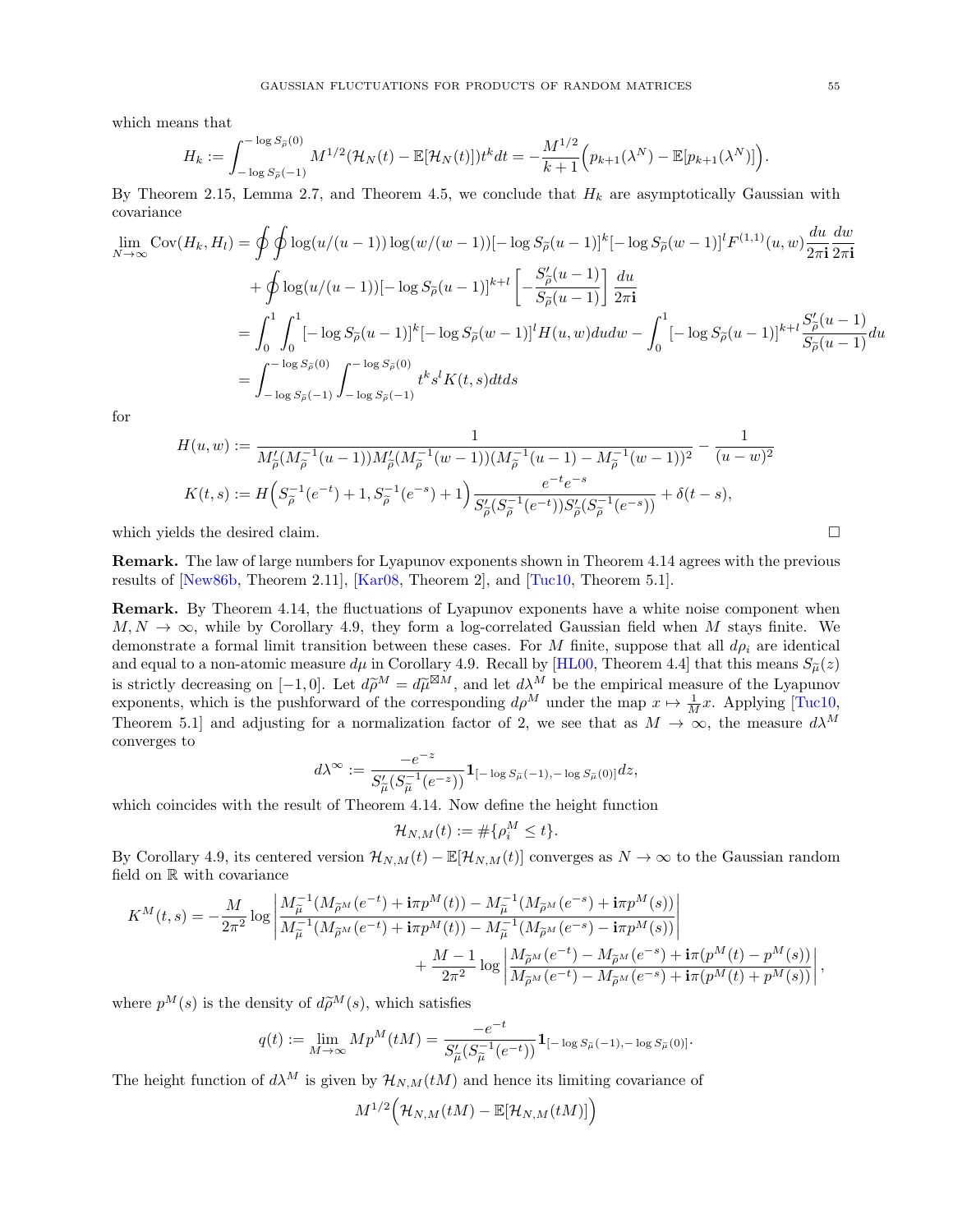which means that

$$H_k := \int_{-\log S_{\tilde{\rho}}(-1)}^{-\log S_{\tilde{\rho}}(0)} M^{1/2}(\mathcal{H}_N(t) - \mathbb{E}[\mathcal{H}_N(t)])t^k dt = -\frac{M^{1/2}}{k+1}\Big(p_{k+1}(\lambda^N) - \mathbb{E}[p_{k+1}(\lambda^N)]\Big).$$

By Theorem 2.15, Lemma 2.7, and Theorem 4.5, we conclude that $H_k$ are asymptotically Gaussian with covariance

$$\begin{aligned}
\lim_{N\to\infty} \mathrm{Cov}(H_k, H_l) &= \oint\oint \log(u/(u-1))\log(w/(w-1))[-\log S_{\tilde{\rho}}(u-1)]^k[-\log S_{\tilde{\rho}}(w-1)]^l F^{(1,1)}(u,w)\frac{du}{2\pi\mathbf{i}}\frac{dw}{2\pi\mathbf{i}} \\
&\quad + \oint \log(u/(u-1))[-\log S_{\tilde{\rho}}(u-1)]^{k+l}\left[-\frac{S_{\tilde{\rho}}'(u-1)}{S_{\tilde{\rho}}(u-1)}\right]\frac{du}{2\pi\mathbf{i}} \\
&= \int_0^1\int_0^1 [-\log S_{\tilde{\rho}}(u-1)]^k[-\log S_{\tilde{\rho}}(w-1)]^l H(u,w)dudw - \int_0^1 [-\log S_{\tilde{\rho}}(u-1)]^{k+l}\frac{S_{\tilde{\rho}}'(u-1)}{S_{\tilde{\rho}}(u-1)}du \\
&= \int_{-\log S_{\tilde{\rho}}(-1)}^{-\log S_{\tilde{\rho}}(0)}\int_{-\log S_{\tilde{\rho}}(-1)}^{-\log S_{\tilde{\rho}}(0)} t^k s^l K(t,s)dtds
\end{aligned}$$

for

$$\begin{aligned}
H(u,w) &:= \frac{1}{M_{\tilde{\rho}}'(M_{\tilde{\rho}}^{-1}(u-1))M_{\tilde{\rho}}'(M_{\tilde{\rho}}^{-1}(w-1))(M_{\tilde{\rho}}^{-1}(u-1)-M_{\tilde{\rho}}^{-1}(w-1))^2} - \frac{1}{(u-w)^2} \\
K(t,s) &:= H\Big(S_{\tilde{\rho}}^{-1}(e^{-t})+1, S_{\tilde{\rho}}^{-1}(e^{-s})+1\Big)\frac{e^{-t}e^{-s}}{S_{\tilde{\rho}}'(S_{\tilde{\rho}}^{-1}(e^{-t}))S_{\tilde{\rho}}'(S_{\tilde{\rho}}^{-1}(e^{-s}))} + \delta(t-s),
\end{aligned}$$

which yields the desired claim. ∎

**Remark.** The law of large numbers for Lyapunov exponents shown in Theorem 4.14 agrees with the previous results of [New86b, Theorem 2.11], [Kar08, Theorem 2], and [Tuc10, Theorem 5.1].

**Remark.** By Theorem 4.14, the fluctuations of Lyapunov exponents have a white noise component when $M, N \to \infty$, while by Corollary 4.9, they form a log-correlated Gaussian field when $M$ stays finite. We demonstrate a formal limit transition between these cases. For $M$ finite, suppose that all $d\rho_i$ are identical and equal to a non-atomic measure $d\mu$ in Corollary 4.9. Recall by [HL00, Theorem 4.4] that this means $S_{\tilde{\mu}}(z)$ is strictly decreasing on $[-1, 0]$. Let $d\tilde{\rho}^M = d\tilde{\mu}^{\boxtimes M}$, and let $d\lambda^M$ be the empirical measure of the Lyapunov exponents, which is the pushforward of the corresponding $d\rho^M$ under the map $x \mapsto \frac{1}{M}x$. Applying [Tuc10, Theorem 5.1] and adjusting for a normalization factor of 2, we see that as $M \to \infty$, the measure $d\lambda^M$ converges to

$$d\lambda^\infty := \frac{-e^{-z}}{S_{\tilde{\mu}}'(S_{\tilde{\mu}}^{-1}(e^{-z}))}\mathbf{1}_{[-\log S_{\tilde{\mu}}(-1), -\log S_{\tilde{\mu}}(0)]}dz,$$

which coincides with the result of Theorem 4.14. Now define the height function

$$\mathcal{H}_{N,M}(t) := \#\{\rho_i^M \leq t\}.$$

By Corollary 4.9, its centered version $\mathcal{H}_{N,M}(t) - \mathbb{E}[\mathcal{H}_{N,M}(t)]$ converges as $N \to \infty$ to the Gaussian random field on $\mathbb{R}$ with covariance

$$\begin{aligned}
K^M(t,s) = -\frac{M}{2\pi^2}\log\left|\frac{M_{\tilde{\mu}}^{-1}(M_{\tilde{\rho}^M}(e^{-t}) + \mathbf{i}\pi p^M(t)) - M_{\tilde{\mu}}^{-1}(M_{\tilde{\rho}^M}(e^{-s}) + \mathbf{i}\pi p^M(s))}{M_{\tilde{\mu}}^{-1}(M_{\tilde{\rho}^M}(e^{-t}) + \mathbf{i}\pi p^M(t)) - M_{\tilde{\mu}}^{-1}(M_{\tilde{\rho}^M}(e^{-s}) - \mathbf{i}\pi p^M(s))}\right| \\
+ \frac{M-1}{2\pi^2}\log\left|\frac{M_{\tilde{\rho}^M}(e^{-t}) - M_{\tilde{\rho}^M}(e^{-s}) + \mathbf{i}\pi(p^M(t) - p^M(s))}{M_{\tilde{\rho}^M}(e^{-t}) - M_{\tilde{\rho}^M}(e^{-s}) + \mathbf{i}\pi(p^M(t) + p^M(s))}\right|,
\end{aligned}$$

where $p^M(s)$ is the density of $d\tilde{\rho}^M(s)$, which satisfies

$$q(t) := \lim_{M\to\infty} Mp^M(tM) = \frac{-e^{-t}}{S_{\tilde{\mu}}'(S_{\tilde{\mu}}^{-1}(e^{-t}))}\mathbf{1}_{[-\log S_{\tilde{\mu}}(-1), -\log S_{\tilde{\mu}}(0)]}.$$

The height function of $d\lambda^M$ is given by $\mathcal{H}_{N,M}(tM)$ and hence its limiting covariance of

$$M^{1/2}\Big(\mathcal{H}_{N,M}(tM) - \mathbb{E}[\mathcal{H}_{N,M}(tM)]\Big)$$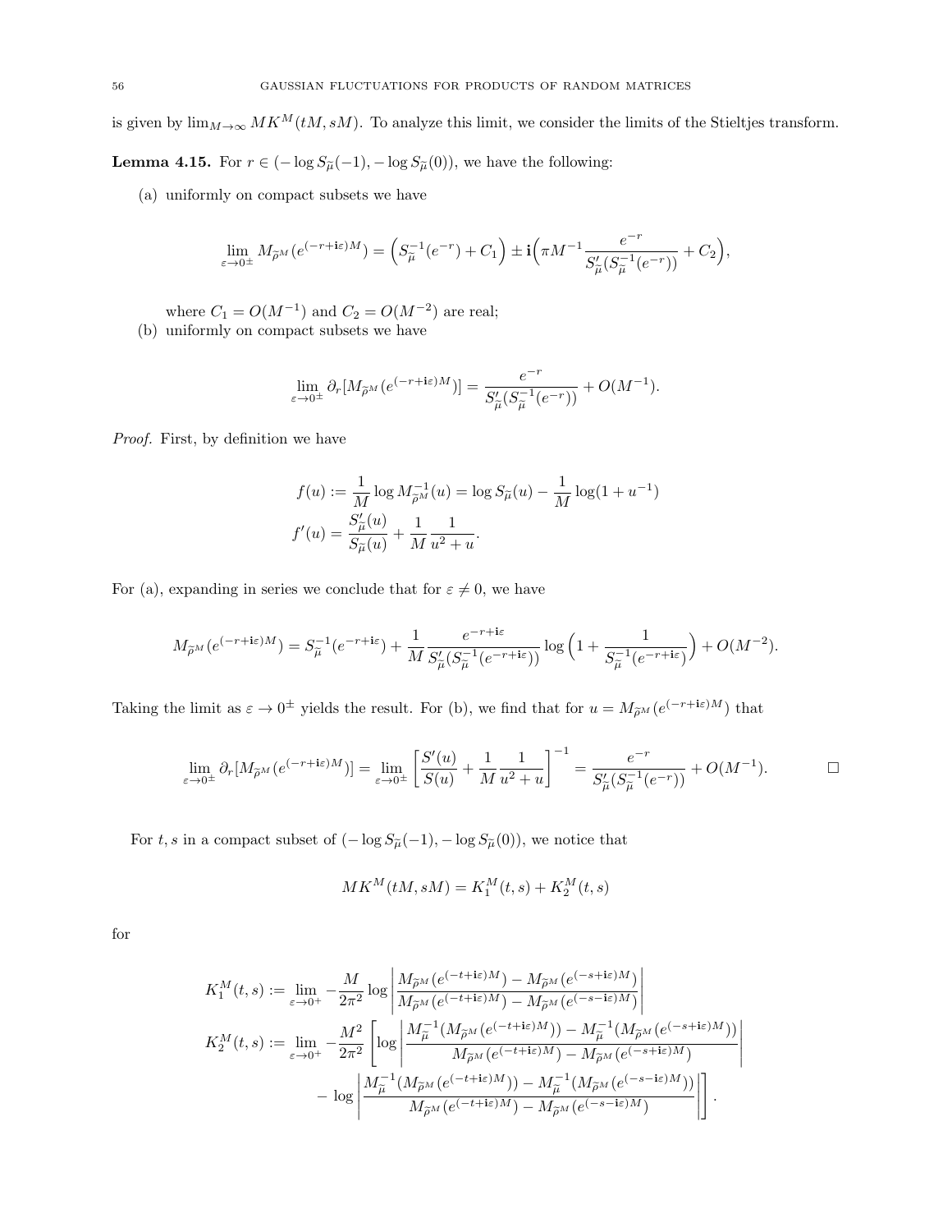is given by $\lim_{M\to\infty} MK^M(tM, sM)$. To analyze this limit, we consider the limits of the Stieltjes transform.

**Lemma 4.15.** For $r \in (-\log S_{\widetilde{\mu}}(-1), -\log S_{\widetilde{\mu}}(0))$, we have the following:

(a) uniformly on compact subsets we have

$$\lim_{\varepsilon\to 0^\pm} M_{\widetilde{\rho}^M}(e^{(-r+\mathbf{i}\varepsilon)M}) = \Big(S_{\widetilde{\mu}}^{-1}(e^{-r}) + C_1\Big) \pm \mathbf{i}\Big(\pi M^{-1}\frac{e^{-r}}{S'_{\widetilde{\mu}}(S_{\widetilde{\mu}}^{-1}(e^{-r}))} + C_2\Big),$$

where $C_1 = O(M^{-1})$ and $C_2 = O(M^{-2})$ are real;

(b) uniformly on compact subsets we have

$$\lim_{\varepsilon\to 0^\pm} \partial_r[M_{\widetilde{\rho}^M}(e^{(-r+\mathbf{i}\varepsilon)M})] = \frac{e^{-r}}{S'_{\widetilde{\mu}}(S_{\widetilde{\mu}}^{-1}(e^{-r}))} + O(M^{-1}).$$

*Proof.* First, by definition we have

$$f(u) := \frac{1}{M}\log M_{\widetilde{\rho}^M}^{-1}(u) = \log S_{\widetilde{\mu}}(u) - \frac{1}{M}\log(1+u^{-1})$$
$$f'(u) = \frac{S'_{\widetilde{\mu}}(u)}{S_{\widetilde{\mu}}(u)} + \frac{1}{M}\frac{1}{u^2+u}.$$

For (a), expanding in series we conclude that for $\varepsilon \neq 0$, we have

$$M_{\widetilde{\rho}^M}(e^{(-r+\mathbf{i}\varepsilon)M}) = S_{\widetilde{\mu}}^{-1}(e^{-r+\mathbf{i}\varepsilon}) + \frac{1}{M}\frac{e^{-r+\mathbf{i}\varepsilon}}{S'_{\widetilde{\mu}}(S_{\widetilde{\mu}}^{-1}(e^{-r+\mathbf{i}\varepsilon}))}\log\Big(1 + \frac{1}{S_{\widetilde{\mu}}^{-1}(e^{-r+\mathbf{i}\varepsilon})}\Big) + O(M^{-2}).$$

Taking the limit as $\varepsilon \to 0^\pm$ yields the result. For (b), we find that for $u = M_{\widetilde{\rho}^M}(e^{(-r+\mathbf{i}\varepsilon)M})$ that

$$\lim_{\varepsilon\to 0^\pm} \partial_r[M_{\widetilde{\rho}^M}(e^{(-r+\mathbf{i}\varepsilon)M})] = \lim_{\varepsilon\to 0^\pm}\left[\frac{S'(u)}{S(u)} + \frac{1}{M}\frac{1}{u^2+u}\right]^{-1} = \frac{e^{-r}}{S'_{\widetilde{\mu}}(S_{\widetilde{\mu}}^{-1}(e^{-r}))} + O(M^{-1}). \qquad \square$$

For $t, s$ in a compact subset of $(-\log S_{\widetilde{\mu}}(-1), -\log S_{\widetilde{\mu}}(0))$, we notice that

$$MK^M(tM, sM) = K_1^M(t,s) + K_2^M(t,s)$$

for

$$K_1^M(t,s) := \lim_{\varepsilon\to 0^+} -\frac{M}{2\pi^2}\log\left|\frac{M_{\widetilde{\rho}^M}(e^{(-t+\mathbf{i}\varepsilon)M}) - M_{\widetilde{\rho}^M}(e^{(-s+\mathbf{i}\varepsilon)M})}{M_{\widetilde{\rho}^M}(e^{(-t+\mathbf{i}\varepsilon)M}) - M_{\widetilde{\rho}^M}(e^{(-s-\mathbf{i}\varepsilon)M})}\right|$$

$$K_2^M(t,s) := \lim_{\varepsilon\to 0^+} -\frac{M^2}{2\pi^2}\left[\log\left|\frac{M_{\widetilde{\mu}}^{-1}(M_{\widetilde{\rho}^M}(e^{(-t+\mathbf{i}\varepsilon)M})) - M_{\widetilde{\mu}}^{-1}(M_{\widetilde{\rho}^M}(e^{(-s+\mathbf{i}\varepsilon)M}))}{M_{\widetilde{\rho}^M}(e^{(-t+\mathbf{i}\varepsilon)M}) - M_{\widetilde{\rho}^M}(e^{(-s+\mathbf{i}\varepsilon)M})}\right| - \log\left|\frac{M_{\widetilde{\mu}}^{-1}(M_{\widetilde{\rho}^M}(e^{(-t+\mathbf{i}\varepsilon)M})) - M_{\widetilde{\mu}}^{-1}(M_{\widetilde{\rho}^M}(e^{(-s-\mathbf{i}\varepsilon)M}))}{M_{\widetilde{\rho}^M}(e^{(-t+\mathbf{i}\varepsilon)M}) - M_{\widetilde{\rho}^M}(e^{(-s-\mathbf{i}\varepsilon)M})}\right|\right].$$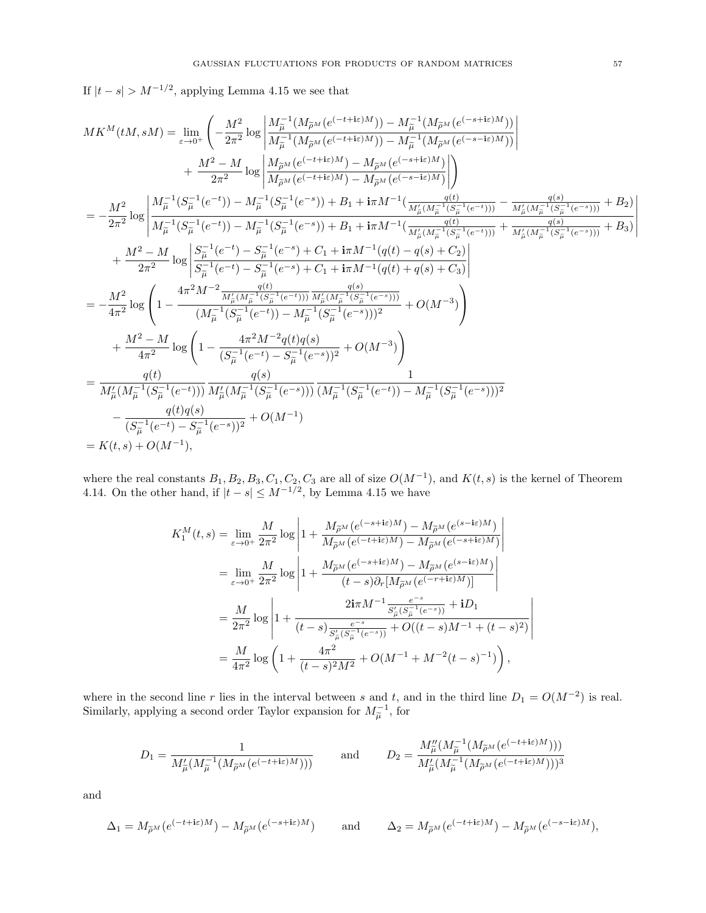If $|t-s| > M^{-1/2}$, applying Lemma 4.15 we see that

$$
\begin{aligned}
MK^M(tM,sM) &= \lim_{\varepsilon\to 0^+}\Bigg( -\frac{M^2}{2\pi^2}\log\left|\frac{M_{\widetilde{\mu}}^{-1}(M_{\widetilde{\rho}^M}(e^{(-t+\mathbf{i}\varepsilon)M})) - M_{\widetilde{\mu}}^{-1}(M_{\widetilde{\rho}^M}(e^{(-s+\mathbf{i}\varepsilon)M}))}{M_{\widetilde{\mu}}^{-1}(M_{\widetilde{\rho}^M}(e^{(-t+\mathbf{i}\varepsilon)M})) - M_{\widetilde{\mu}}^{-1}(M_{\widetilde{\rho}^M}(e^{(-s-\mathbf{i}\varepsilon)M}))}\right| \\
&\qquad + \frac{M^2-M}{2\pi^2}\log\left|\frac{M_{\widetilde{\rho}^M}(e^{(-t+\mathbf{i}\varepsilon)M}) - M_{\widetilde{\rho}^M}(e^{(-s+\mathbf{i}\varepsilon)M})}{M_{\widetilde{\rho}^M}(e^{(-t+\mathbf{i}\varepsilon)M}) - M_{\widetilde{\rho}^M}(e^{(-s-\mathbf{i}\varepsilon)M})}\right|\Bigg) \\
&= -\frac{M^2}{2\pi^2}\log\left|\frac{M_{\widetilde{\mu}}^{-1}(S_{\widetilde{\mu}}^{-1}(e^{-t})) - M_{\widetilde{\mu}}^{-1}(S_{\widetilde{\mu}}^{-1}(e^{-s})) + B_1 + \mathbf{i}\pi M^{-1}\big(\frac{q(t)}{M'_{\widetilde{\mu}}(M_{\widetilde{\mu}}^{-1}(S_{\widetilde{\mu}}^{-1}(e^{-t})))} - \frac{q(s)}{M'_{\widetilde{\mu}}(M_{\widetilde{\mu}}^{-1}(S_{\widetilde{\mu}}^{-1}(e^{-s})))} + B_2\big)}{M_{\widetilde{\mu}}^{-1}(S_{\widetilde{\mu}}^{-1}(e^{-t})) - M_{\widetilde{\mu}}^{-1}(S_{\widetilde{\mu}}^{-1}(e^{-s})) + B_1 + \mathbf{i}\pi M^{-1}\big(\frac{q(t)}{M'_{\widetilde{\mu}}(M_{\widetilde{\mu}}^{-1}(S_{\widetilde{\mu}}^{-1}(e^{-t})))} + \frac{q(s)}{M'_{\widetilde{\mu}}(M_{\widetilde{\mu}}^{-1}(S_{\widetilde{\mu}}^{-1}(e^{-s})))} + B_3\big)}\right| \\
&\qquad + \frac{M^2-M}{2\pi^2}\log\left|\frac{S_{\widetilde{\mu}}^{-1}(e^{-t}) - S_{\widetilde{\mu}}^{-1}(e^{-s}) + C_1 + \mathbf{i}\pi M^{-1}(q(t)-q(s)+C_2)}{S_{\widetilde{\mu}}^{-1}(e^{-t}) - S_{\widetilde{\mu}}^{-1}(e^{-s}) + C_1 + \mathbf{i}\pi M^{-1}(q(t)+q(s)+C_3)}\right| \\
&= -\frac{M^2}{4\pi^2}\log\left(1 - \frac{4\pi^2M^{-2}\frac{q(t)}{M'_{\widetilde{\mu}}(M_{\widetilde{\mu}}^{-1}(S_{\widetilde{\mu}}^{-1}(e^{-t})))}\frac{q(s)}{M'_{\widetilde{\mu}}(M_{\widetilde{\mu}}^{-1}(S_{\widetilde{\mu}}^{-1}(e^{-s})))}}{(M_{\widetilde{\mu}}^{-1}(S_{\widetilde{\mu}}^{-1}(e^{-t})) - M_{\widetilde{\mu}}^{-1}(S_{\widetilde{\mu}}^{-1}(e^{-s})))^2} + O(M^{-3})\right) \\
&\qquad + \frac{M^2-M}{4\pi^2}\log\left(1 - \frac{4\pi^2M^{-2}q(t)q(s)}{(S_{\widetilde{\mu}}^{-1}(e^{-t}) - S_{\widetilde{\mu}}^{-1}(e^{-s}))^2} + O(M^{-3})\right) \\
&= \frac{q(t)}{M'_{\widetilde{\mu}}(M_{\widetilde{\mu}}^{-1}(S_{\widetilde{\mu}}^{-1}(e^{-t})))}\frac{q(s)}{M'_{\widetilde{\mu}}(M_{\widetilde{\mu}}^{-1}(S_{\widetilde{\mu}}^{-1}(e^{-s})))}\frac{1}{(M_{\widetilde{\mu}}^{-1}(S_{\widetilde{\mu}}^{-1}(e^{-t})) - M_{\widetilde{\mu}}^{-1}(S_{\widetilde{\mu}}^{-1}(e^{-s})))^2} \\
&\qquad - \frac{q(t)q(s)}{(S_{\widetilde{\mu}}^{-1}(e^{-t}) - S_{\widetilde{\mu}}^{-1}(e^{-s}))^2} + O(M^{-1}) \\
&= K(t,s) + O(M^{-1}),
\end{aligned}
$$

where the real constants $B_1, B_2, B_3, C_1, C_2, C_3$ are all of size $O(M^{-1})$, and $K(t,s)$ is the kernel of Theorem 4.14. On the other hand, if $|t-s| \le M^{-1/2}$, by Lemma 4.15 we have

$$
\begin{aligned}
K_1^M(t,s) &= \lim_{\varepsilon\to 0^+}\frac{M}{2\pi^2}\log\left|1 + \frac{M_{\widetilde{\rho}^M}(e^{(-s+\mathbf{i}\varepsilon)M}) - M_{\widetilde{\rho}^M}(e^{(s-\mathbf{i}\varepsilon)M})}{M_{\widetilde{\rho}^M}(e^{(-t+\mathbf{i}\varepsilon)M}) - M_{\widetilde{\rho}^M}(e^{(-s+\mathbf{i}\varepsilon)M})}\right| \\
&= \lim_{\varepsilon\to 0^+}\frac{M}{2\pi^2}\log\left|1 + \frac{M_{\widetilde{\rho}^M}(e^{(-s+\mathbf{i}\varepsilon)M}) - M_{\widetilde{\rho}^M}(e^{(s-\mathbf{i}\varepsilon)M})}{(t-s)\partial_r[M_{\widetilde{\rho}^M}(e^{(-r+\mathbf{i}\varepsilon)M})]}\right| \\
&= \frac{M}{2\pi^2}\log\left|1 + \frac{2\mathbf{i}\pi M^{-1}\frac{e^{-s}}{S'_{\widetilde{\mu}}(S_{\widetilde{\mu}}^{-1}(e^{-s}))} + \mathbf{i}D_1}{(t-s)\frac{e^{-s}}{S'_{\widetilde{\mu}}(S_{\widetilde{\mu}}^{-1}(e^{-s}))} + O((t-s)M^{-1} + (t-s)^2)}\right| \\
&= \frac{M}{4\pi^2}\log\left(1 + \frac{4\pi^2}{(t-s)^2M^2} + O(M^{-1} + M^{-2}(t-s)^{-1})\right),
\end{aligned}
$$

where in the second line $r$ lies in the interval between $s$ and $t$, and in the third line $D_1 = O(M^{-2})$ is real. Similarly, applying a second order Taylor expansion for $M_{\widetilde{\mu}}^{-1}$, for

$$
D_1 = \frac{1}{M'_{\widetilde{\mu}}(M_{\widetilde{\mu}}^{-1}(M_{\widetilde{\rho}^M}(e^{(-t+\mathbf{i}\varepsilon)M})))} \qquad \text{and} \qquad D_2 = \frac{M''_{\widetilde{\mu}}(M_{\widetilde{\mu}}^{-1}(M_{\widetilde{\rho}^M}(e^{(-t+\mathbf{i}\varepsilon)M})))}{M'_{\widetilde{\mu}}(M_{\widetilde{\mu}}^{-1}(M_{\widetilde{\rho}^M}(e^{(-t+\mathbf{i}\varepsilon)M})))^3}
$$

and

$$
\Delta_1 = M_{\widetilde{\rho}^M}(e^{(-t+\mathbf{i}\varepsilon)M}) - M_{\widetilde{\rho}^M}(e^{(-s+\mathbf{i}\varepsilon)M}) \qquad \text{and} \qquad \Delta_2 = M_{\widetilde{\rho}^M}(e^{(-t+\mathbf{i}\varepsilon)M}) - M_{\widetilde{\rho}^M}(e^{(-s-\mathbf{i}\varepsilon)M}),
$$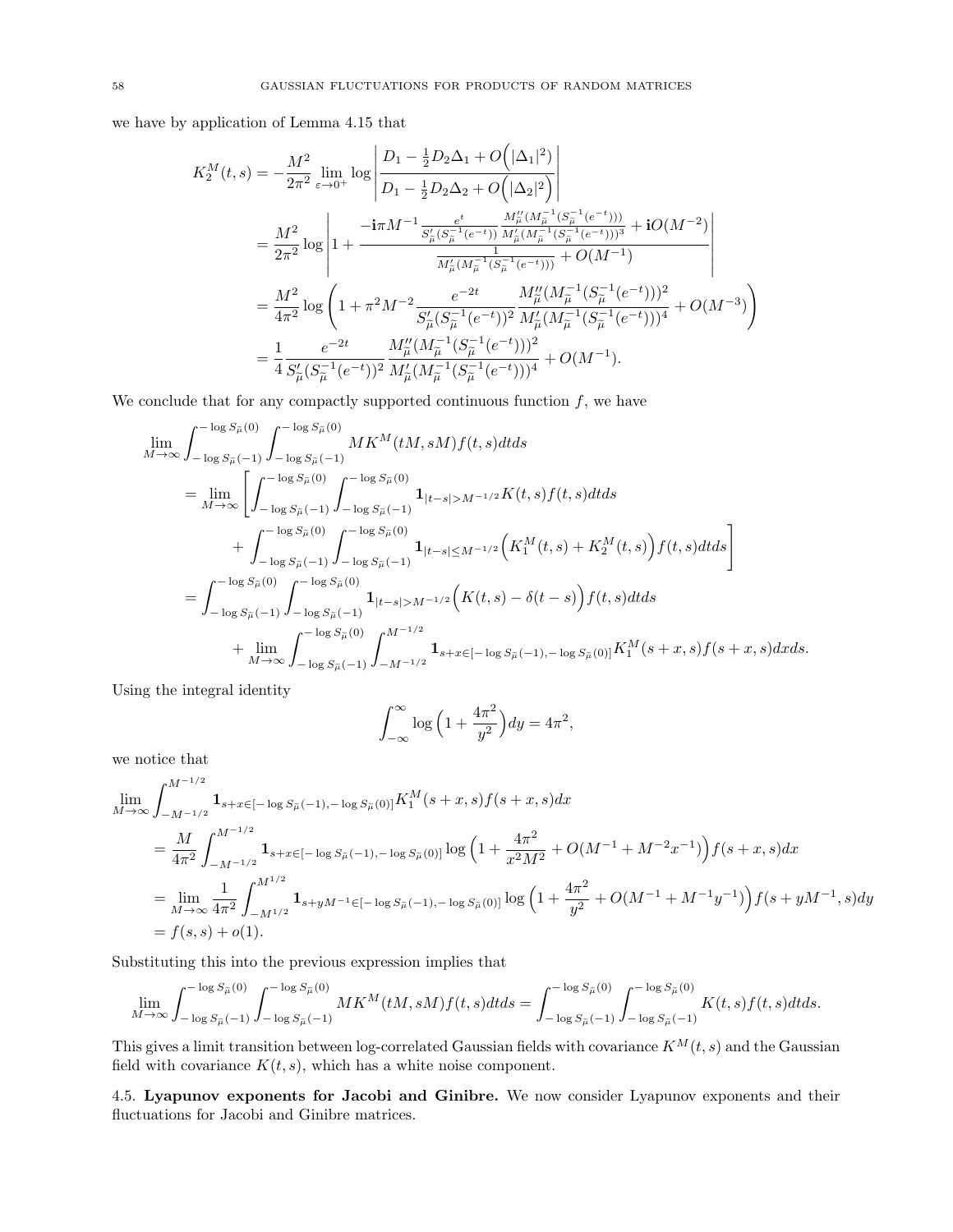we have by application of Lemma 4.15 that

$$
\begin{aligned}
K_2^M(t,s) &= -\frac{M^2}{2\pi^2}\lim_{\varepsilon\to 0^+}\log\left|\frac{D_1-\frac{1}{2}D_2\Delta_1+O\Big(|\Delta_1|^2\Big)}{D_1-\frac{1}{2}D_2\Delta_2+O\Big(|\Delta_2|^2\Big)}\right| \\
&= \frac{M^2}{2\pi^2}\log\left|1+\frac{-\mathbf{i}\pi M^{-1}\frac{e^t}{S'_{\tilde{\mu}}(S_{\tilde{\mu}}^{-1}(e^{-t}))}\frac{M''_{\tilde{\mu}}(M_{\tilde{\mu}}^{-1}(S_{\tilde{\mu}}^{-1}(e^{-t})))}{M'_{\tilde{\mu}}(M_{\tilde{\mu}}^{-1}(S_{\tilde{\mu}}^{-1}(e^{-t})))^3}+\mathbf{i}O(M^{-2})}{\frac{1}{M'_{\tilde{\mu}}(M_{\tilde{\mu}}^{-1}(S_{\tilde{\mu}}^{-1}(e^{-t})))}+O(M^{-1})}\right| \\
&= \frac{M^2}{4\pi^2}\log\left(1+\pi^2M^{-2}\frac{e^{-2t}}{S'_{\tilde{\mu}}(S_{\tilde{\mu}}^{-1}(e^{-t}))^2}\frac{M''_{\tilde{\mu}}(M_{\tilde{\mu}}^{-1}(S_{\tilde{\mu}}^{-1}(e^{-t})))^2}{M'_{\tilde{\mu}}(M_{\tilde{\mu}}^{-1}(S_{\tilde{\mu}}^{-1}(e^{-t})))^4}+O(M^{-3})\right) \\
&= \frac{1}{4}\frac{e^{-2t}}{S'_{\tilde{\mu}}(S_{\tilde{\mu}}^{-1}(e^{-t}))^2}\frac{M''_{\tilde{\mu}}(M_{\tilde{\mu}}^{-1}(S_{\tilde{\mu}}^{-1}(e^{-t})))^2}{M'_{\tilde{\mu}}(M_{\tilde{\mu}}^{-1}(S_{\tilde{\mu}}^{-1}(e^{-t})))^4}+O(M^{-1}).
\end{aligned}
$$

We conclude that for any compactly supported continuous function $f$, we have

$$
\begin{aligned}
&\lim_{M\to\infty}\int_{-\log S_{\tilde{\mu}}(-1)}^{-\log S_{\tilde{\mu}}(0)}\int_{-\log S_{\tilde{\mu}}(-1)}^{-\log S_{\tilde{\mu}}(0)} MK^M(tM,sM)f(t,s)dtds \\
&\quad = \lim_{M\to\infty}\Bigg[\int_{-\log S_{\tilde{\mu}}(-1)}^{-\log S_{\tilde{\mu}}(0)}\int_{-\log S_{\tilde{\mu}}(-1)}^{-\log S_{\tilde{\mu}}(0)}\mathbf{1}_{|t-s|>M^{-1/2}}K(t,s)f(t,s)dtds \\
&\qquad + \int_{-\log S_{\tilde{\mu}}(-1)}^{-\log S_{\tilde{\mu}}(0)}\int_{-\log S_{\tilde{\mu}}(-1)}^{-\log S_{\tilde{\mu}}(0)}\mathbf{1}_{|t-s|\le M^{-1/2}}\Big(K_1^M(t,s)+K_2^M(t,s)\Big)f(t,s)dtds\Bigg] \\
&\quad = \int_{-\log S_{\tilde{\mu}}(-1)}^{-\log S_{\tilde{\mu}}(0)}\int_{-\log S_{\tilde{\mu}}(-1)}^{-\log S_{\tilde{\mu}}(0)}\mathbf{1}_{|t-s|>M^{-1/2}}\Big(K(t,s)-\delta(t-s)\Big)f(t,s)dtds \\
&\qquad + \lim_{M\to\infty}\int_{-\log S_{\tilde{\mu}}(-1)}^{-\log S_{\tilde{\mu}}(0)}\int_{-M^{-1/2}}^{M^{-1/2}}\mathbf{1}_{s+x\in[-\log S_{\tilde{\mu}}(-1),-\log S_{\tilde{\mu}}(0)]}K_1^M(s+x,s)f(s+x,s)dxds.
\end{aligned}
$$

Using the integral identity

$$
\int_{-\infty}^{\infty}\log\Big(1+\frac{4\pi^2}{y^2}\Big)dy = 4\pi^2,
$$

we notice that

$$
\begin{aligned}
&\lim_{M\to\infty}\int_{-M^{-1/2}}^{M^{-1/2}}\mathbf{1}_{s+x\in[-\log S_{\tilde{\mu}}(-1),-\log S_{\tilde{\mu}}(0)]}K_1^M(s+x,s)f(s+x,s)dx \\
&= \frac{M}{4\pi^2}\int_{-M^{-1/2}}^{M^{-1/2}}\mathbf{1}_{s+x\in[-\log S_{\tilde{\mu}}(-1),-\log S_{\tilde{\mu}}(0)]}\log\Big(1+\frac{4\pi^2}{x^2M^2}+O(M^{-1}+M^{-2}x^{-1})\Big)f(s+x,s)dx \\
&= \lim_{M\to\infty}\frac{1}{4\pi^2}\int_{-M^{1/2}}^{M^{1/2}}\mathbf{1}_{s+yM^{-1}\in[-\log S_{\tilde{\mu}}(-1),-\log S_{\tilde{\mu}}(0)]}\log\Big(1+\frac{4\pi^2}{y^2}+O(M^{-1}+M^{-1}y^{-1})\Big)f(s+yM^{-1},s)dy \\
&= f(s,s)+o(1).
\end{aligned}
$$

Substituting this into the previous expression implies that

$$
\lim_{M\to\infty}\int_{-\log S_{\tilde{\mu}}(-1)}^{-\log S_{\tilde{\mu}}(0)}\int_{-\log S_{\tilde{\mu}}(-1)}^{-\log S_{\tilde{\mu}}(0)} MK^M(tM,sM)f(t,s)dtds = \int_{-\log S_{\tilde{\mu}}(-1)}^{-\log S_{\tilde{\mu}}(0)}\int_{-\log S_{\tilde{\mu}}(-1)}^{-\log S_{\tilde{\mu}}(0)} K(t,s)f(t,s)dtds.
$$

This gives a limit transition between log-correlated Gaussian fields with covariance $K^M(t,s)$ and the Gaussian field with covariance $K(t,s)$, which has a white noise component.

4.5. **Lyapunov exponents for Jacobi and Ginibre.** We now consider Lyapunov exponents and their fluctuations for Jacobi and Ginibre matrices.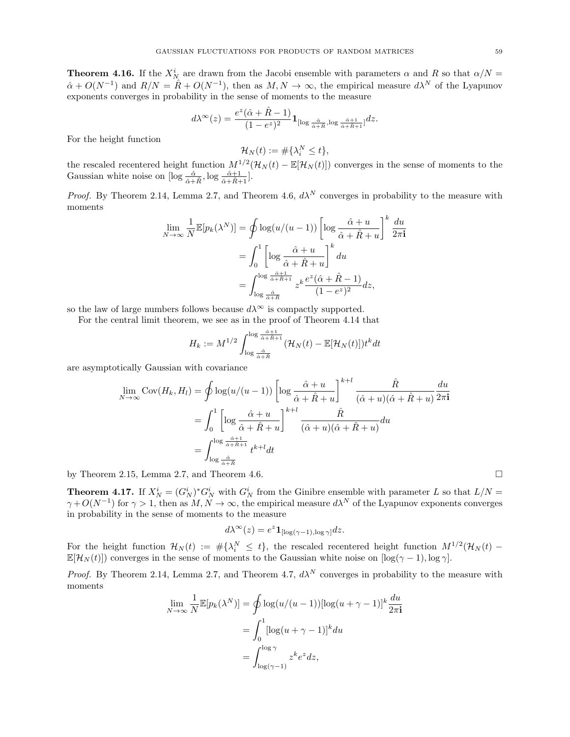**Theorem 4.16.** If the $X_N^i$ are drawn from the Jacobi ensemble with parameters $\alpha$ and $R$ so that $\alpha/N = \hat{\alpha} + O(N^{-1})$ and $R/N = \hat{R} + O(N^{-1})$, then as $M, N \to \infty$, the empirical measure $d\lambda^N$ of the Lyapunov exponents converges in probability in the sense of moments to the measure

$$d\lambda^\infty(z) = \frac{e^z(\hat{\alpha} + \hat{R} - 1)}{(1 - e^z)^2} \mathbf{1}_{[\log \frac{\hat{\alpha}}{\hat{\alpha}+\hat{R}}, \log \frac{\hat{\alpha}+1}{\hat{\alpha}+\hat{R}+1}]} dz.$$

For the height function

$$\mathcal{H}_N(t) := \#\{\lambda_i^N \leq t\},$$

the rescaled recentered height function $M^{1/2}(\mathcal{H}_N(t) - \mathbb{E}[\mathcal{H}_N(t)])$ converges in the sense of moments to the Gaussian white noise on $[\log \frac{\hat{\alpha}}{\hat{\alpha}+\hat{R}}, \log \frac{\hat{\alpha}+1}{\hat{\alpha}+\hat{R}+1}]$.

*Proof.* By Theorem 2.14, Lemma 2.7, and Theorem 4.6, $d\lambda^N$ converges in probability to the measure with moments

$$\begin{aligned}
\lim_{N\to\infty} \frac{1}{N} \mathbb{E}[p_k(\lambda^N)] &= \oint \log(u/(u-1)) \left[\log \frac{\hat{\alpha} + u}{\hat{\alpha} + \hat{R} + u}\right]^k \frac{du}{2\pi \mathbf{i}} \\
&= \int_0^1 \left[\log \frac{\hat{\alpha} + u}{\hat{\alpha} + \hat{R} + u}\right]^k du \\
&= \int_{\log \frac{\hat{\alpha}}{\hat{\alpha}+\hat{R}}}^{\log \frac{\hat{\alpha}+1}{\hat{\alpha}+\hat{R}+1}} z^k \frac{e^z(\hat{\alpha} + \hat{R} - 1)}{(1-e^z)^2} dz,
\end{aligned}$$

so the law of large numbers follows because $d\lambda^\infty$ is compactly supported.

For the central limit theorem, we see as in the proof of Theorem 4.14 that

$$H_k := M^{1/2} \int_{\log \frac{\hat{\alpha}}{\hat{\alpha}+\hat{R}}}^{\log \frac{\hat{\alpha}+1}{\hat{\alpha}+\hat{R}+1}} (\mathcal{H}_N(t) - \mathbb{E}[\mathcal{H}_N(t)]) t^k dt$$

are asymptotically Gaussian with covariance

$$\begin{aligned}
\lim_{N\to\infty} \mathrm{Cov}(H_k, H_l) &= \oint \log(u/(u-1)) \left[\log \frac{\hat{\alpha} + u}{\hat{\alpha} + \hat{R} + u}\right]^{k+l} \frac{\hat{R}}{(\hat{\alpha} + u)(\hat{\alpha} + \hat{R} + u)} \frac{du}{2\pi \mathbf{i}} \\
&= \int_0^1 \left[\log \frac{\hat{\alpha} + u}{\hat{\alpha} + \hat{R} + u}\right]^{k+l} \frac{\hat{R}}{(\hat{\alpha} + u)(\hat{\alpha} + \hat{R} + u)} du \\
&= \int_{\log \frac{\hat{\alpha}}{\hat{\alpha}+\hat{R}}}^{\log \frac{\hat{\alpha}+1}{\hat{\alpha}+\hat{R}+1}} t^{k+l} dt
\end{aligned}$$

by Theorem 2.15, Lemma 2.7, and Theorem 4.6. $\square$

**Theorem 4.17.** If $X_N^i = (G_N^i)^* G_N^i$ with $G_N^i$ from the Ginibre ensemble with parameter $L$ so that $L/N = \gamma + O(N^{-1})$ for $\gamma > 1$, then as $M, N \to \infty$, the empirical measure $d\lambda^N$ of the Lyapunov exponents converges in probability in the sense of moments to the measure

$$d\lambda^\infty(z) = e^z \mathbf{1}_{[\log(\gamma-1), \log \gamma]} dz.$$

For the height function $\mathcal{H}_N(t) := \#\{\lambda_i^N \leq t\}$, the rescaled recentered height function $M^{1/2}(\mathcal{H}_N(t) - \mathbb{E}[\mathcal{H}_N(t)])$ converges in the sense of moments to the Gaussian white noise on $[\log(\gamma - 1), \log \gamma]$.

*Proof.* By Theorem 2.14, Lemma 2.7, and Theorem 4.7, $d\lambda^N$ converges in probability to the measure with moments

$$\begin{aligned}
\lim_{N\to\infty} \frac{1}{N} \mathbb{E}[p_k(\lambda^N)] &= \oint \log(u/(u-1)) [\log(u + \gamma - 1)]^k \frac{du}{2\pi \mathbf{i}} \\
&= \int_0^1 [\log(u + \gamma - 1)]^k du \\
&= \int_{\log(\gamma-1)}^{\log \gamma} z^k e^z dz,
\end{aligned}$$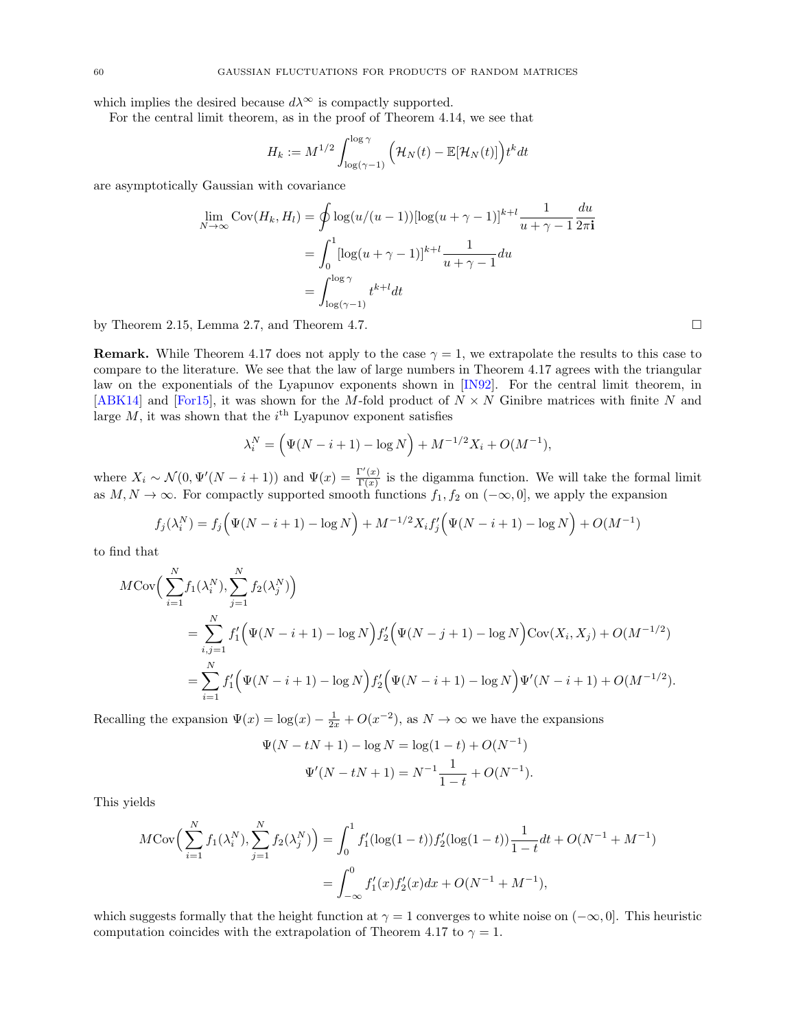which implies the desired because $d\lambda^\infty$ is compactly supported.

For the central limit theorem, as in the proof of Theorem 4.14, we see that

$$H_k := M^{1/2} \int_{\log(\gamma-1)}^{\log \gamma} \Big(\mathcal{H}_N(t) - \mathbb{E}[\mathcal{H}_N(t)]\Big) t^k dt$$

are asymptotically Gaussian with covariance

$$\begin{aligned}
\lim_{N\to\infty} \mathrm{Cov}(H_k, H_l) &= \oint \log(u/(u-1))[\log(u+\gamma-1)]^{k+l} \frac{1}{u+\gamma-1} \frac{du}{2\pi\mathbf{i}} \\
&= \int_0^1 [\log(u+\gamma-1)]^{k+l} \frac{1}{u+\gamma-1} du \\
&= \int_{\log(\gamma-1)}^{\log\gamma} t^{k+l} dt
\end{aligned}$$

by Theorem 2.15, Lemma 2.7, and Theorem 4.7. $\square$

**Remark.** While Theorem 4.17 does not apply to the case $\gamma = 1$, we extrapolate the results to this case to compare to the literature. We see that the law of large numbers in Theorem 4.17 agrees with the triangular law on the exponentials of the Lyapunov exponents shown in [IN92]. For the central limit theorem, in [ABK14] and [For15], it was shown for the $M$-fold product of $N \times N$ Ginibre matrices with finite $N$ and large $M$, it was shown that the $i^{\text{th}}$ Lyapunov exponent satisfies

$$\lambda_i^N = \Big(\Psi(N-i+1) - \log N\Big) + M^{-1/2} X_i + O(M^{-1}),$$

where $X_i \sim \mathcal{N}(0, \Psi'(N-i+1))$ and $\Psi(x) = \frac{\Gamma'(x)}{\Gamma(x)}$ is the digamma function. We will take the formal limit as $M, N \to \infty$. For compactly supported smooth functions $f_1, f_2$ on $(-\infty, 0]$, we apply the expansion

$$f_j(\lambda_i^N) = f_j\Big(\Psi(N-i+1) - \log N\Big) + M^{-1/2} X_i f_j'\Big(\Psi(N-i+1) - \log N\Big) + O(M^{-1})$$

to find that

$$\begin{aligned}
&M\mathrm{Cov}\Big(\sum_{i=1}^N f_1(\lambda_i^N), \sum_{j=1}^N f_2(\lambda_j^N)\Big) \\
&\qquad = \sum_{i,j=1}^N f_1'\Big(\Psi(N-i+1) - \log N\Big) f_2'\Big(\Psi(N-j+1) - \log N\Big) \mathrm{Cov}(X_i, X_j) + O(M^{-1/2}) \\
&\qquad = \sum_{i=1}^N f_1'\Big(\Psi(N-i+1) - \log N\Big) f_2'\Big(\Psi(N-i+1) - \log N\Big) \Psi'(N-i+1) + O(M^{-1/2}).
\end{aligned}$$

Recalling the expansion $\Psi(x) = \log(x) - \frac{1}{2x} + O(x^{-2})$, as $N \to \infty$ we have the expansions

$$\begin{aligned}
\Psi(N - tN + 1) - \log N &= \log(1-t) + O(N^{-1}) \\
\Psi'(N - tN + 1) &= N^{-1} \frac{1}{1-t} + O(N^{-1}).
\end{aligned}$$

This yields

$$\begin{aligned}
M\mathrm{Cov}\Big(\sum_{i=1}^N f_1(\lambda_i^N), \sum_{j=1}^N f_2(\lambda_j^N)\Big) &= \int_0^1 f_1'(\log(1-t)) f_2'(\log(1-t)) \frac{1}{1-t} dt + O(N^{-1} + M^{-1}) \\
&= \int_{-\infty}^0 f_1'(x) f_2'(x) dx + O(N^{-1} + M^{-1}),
\end{aligned}$$

which suggests formally that the height function at $\gamma = 1$ converges to white noise on $(-\infty, 0]$. This heuristic computation coincides with the extrapolation of Theorem 4.17 to $\gamma = 1$.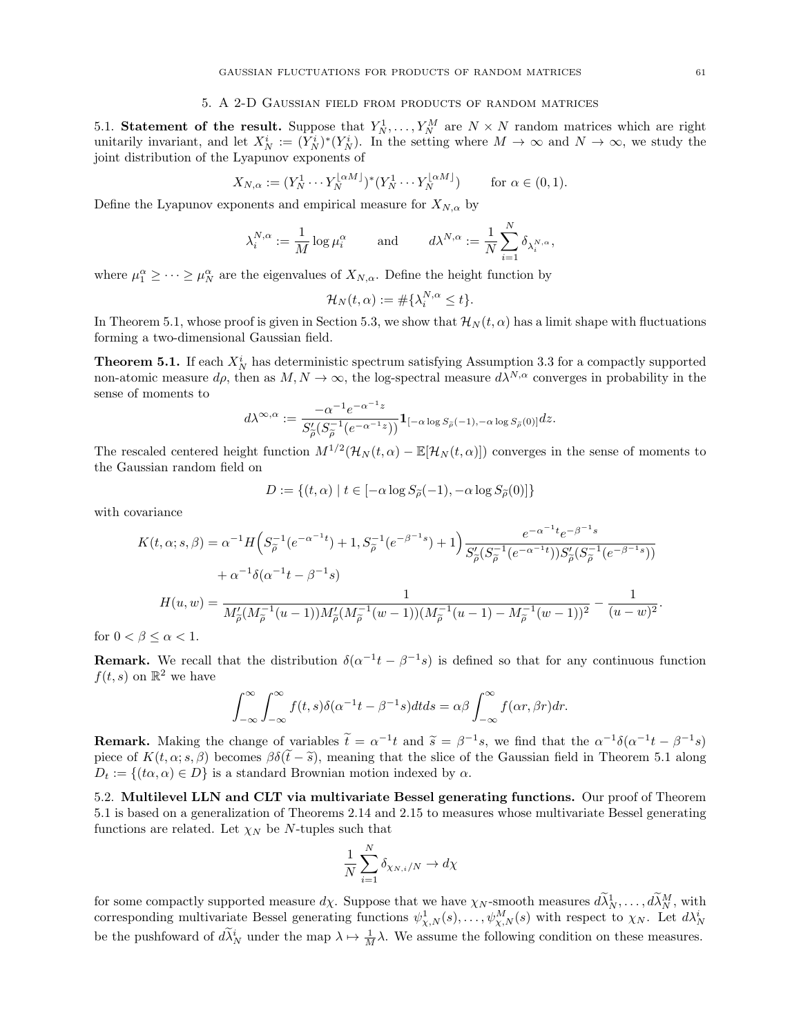## 5. A 2-D Gaussian field from products of random matrices

5.1. **Statement of the result.** Suppose that $Y_N^1, \ldots, Y_N^M$ are $N \times N$ random matrices which are right unitarily invariant, and let $X_N^i := (Y_N^i)^*(Y_N^i)$. In the setting where $M \to \infty$ and $N \to \infty$, we study the joint distribution of the Lyapunov exponents of

$$X_{N,\alpha} := (Y_N^1 \cdots Y_N^{\lfloor \alpha M \rfloor})^*(Y_N^1 \cdots Y_N^{\lfloor \alpha M \rfloor}) \qquad \text{for } \alpha \in (0,1).$$

Define the Lyapunov exponents and empirical measure for $X_{N,\alpha}$ by

$$\lambda_i^{N,\alpha} := \frac{1}{M} \log \mu_i^\alpha \qquad \text{and} \qquad d\lambda^{N,\alpha} := \frac{1}{N} \sum_{i=1}^N \delta_{\lambda_i^{N,\alpha}},$$

where $\mu_1^\alpha \geq \cdots \geq \mu_N^\alpha$ are the eigenvalues of $X_{N,\alpha}$. Define the height function by

$$\mathcal{H}_N(t, \alpha) := \#\{\lambda_i^{N,\alpha} \leq t\}.$$

In Theorem 5.1, whose proof is given in Section 5.3, we show that $\mathcal{H}_N(t,\alpha)$ has a limit shape with fluctuations forming a two-dimensional Gaussian field.

**Theorem 5.1.** If each $X_N^i$ has deterministic spectrum satisfying Assumption 3.3 for a compactly supported non-atomic measure $d\rho$, then as $M, N \to \infty$, the log-spectral measure $d\lambda^{N,\alpha}$ converges in probability in the sense of moments to

$$d\lambda^{\infty,\alpha} := \frac{-\alpha^{-1} e^{-\alpha^{-1} z}}{S'_{\widetilde{\rho}}(S_{\widetilde{\rho}}^{-1}(e^{-\alpha^{-1} z}))} \mathbf{1}_{[-\alpha \log S_{\widetilde{\rho}}(-1), -\alpha \log S_{\widetilde{\rho}}(0)]} dz.$$

The rescaled centered height function $M^{1/2}(\mathcal{H}_N(t,\alpha) - \mathbb{E}[\mathcal{H}_N(t,\alpha)])$ converges in the sense of moments to the Gaussian random field on

$$D := \{(t, \alpha) \mid t \in [-\alpha \log S_{\widetilde{\rho}}(-1), -\alpha \log S_{\widetilde{\rho}}(0)]\}$$

with covariance

$$\begin{aligned}
K(t,\alpha; s,\beta) &= \alpha^{-1} H\Big(S_{\widetilde{\rho}}^{-1}(e^{-\alpha^{-1} t}) + 1, S_{\widetilde{\rho}}^{-1}(e^{-\beta^{-1} s}) + 1\Big) \frac{e^{-\alpha^{-1} t} e^{-\beta^{-1} s}}{S'_{\widetilde{\rho}}(S_{\widetilde{\rho}}^{-1}(e^{-\alpha^{-1} t})) S'_{\widetilde{\rho}}(S_{\widetilde{\rho}}^{-1}(e^{-\beta^{-1} s}))} \\
&\quad + \alpha^{-1} \delta(\alpha^{-1} t - \beta^{-1} s) \\
H(u,w) &= \frac{1}{M'_{\widetilde{\rho}}(M_{\widetilde{\rho}}^{-1}(u-1)) M'_{\widetilde{\rho}}(M_{\widetilde{\rho}}^{-1}(w-1)) (M_{\widetilde{\rho}}^{-1}(u-1) - M_{\widetilde{\rho}}^{-1}(w-1))^2} - \frac{1}{(u-w)^2}.
\end{aligned}$$

for $0 < \beta \leq \alpha < 1$.

**Remark.** We recall that the distribution $\delta(\alpha^{-1} t - \beta^{-1} s)$ is defined so that for any continuous function $f(t,s)$ on $\mathbb{R}^2$ we have

$$\int_{-\infty}^{\infty} \int_{-\infty}^{\infty} f(t,s) \delta(\alpha^{-1} t - \beta^{-1} s) dt ds = \alpha\beta \int_{-\infty}^{\infty} f(\alpha r, \beta r) dr.$$

**Remark.** Making the change of variables $\widetilde{t} = \alpha^{-1} t$ and $\widetilde{s} = \beta^{-1} s$, we find that the $\alpha^{-1}\delta(\alpha^{-1} t - \beta^{-1} s)$ piece of $K(t,\alpha;s,\beta)$ becomes $\beta\delta(\widetilde{t} - \widetilde{s})$, meaning that the slice of the Gaussian field in Theorem 5.1 along $D_t := \{(t\alpha, \alpha) \in D\}$ is a standard Brownian motion indexed by $\alpha$.

5.2. **Multilevel LLN and CLT via multivariate Bessel generating functions.** Our proof of Theorem 5.1 is based on a generalization of Theorems 2.14 and 2.15 to measures whose multivariate Bessel generating functions are related. Let $\chi_N$ be $N$-tuples such that

$$\frac{1}{N} \sum_{i=1}^N \delta_{\chi_{N,i}/N} \to d\chi$$

for some compactly supported measure $d\chi$. Suppose that we have $\chi_N$-smooth measures $d\widetilde{\lambda}_N^1, \ldots, d\widetilde{\lambda}_N^M$, with corresponding multivariate Bessel generating functions $\psi_{\chi,N}^1(s), \ldots, \psi_{\chi,N}^M(s)$ with respect to $\chi_N$. Let $d\lambda_N^i$ be the pushfoward of $d\widetilde{\lambda}_N^i$ under the map $\lambda \mapsto \frac{1}{M}\lambda$. We assume the following condition on these measures.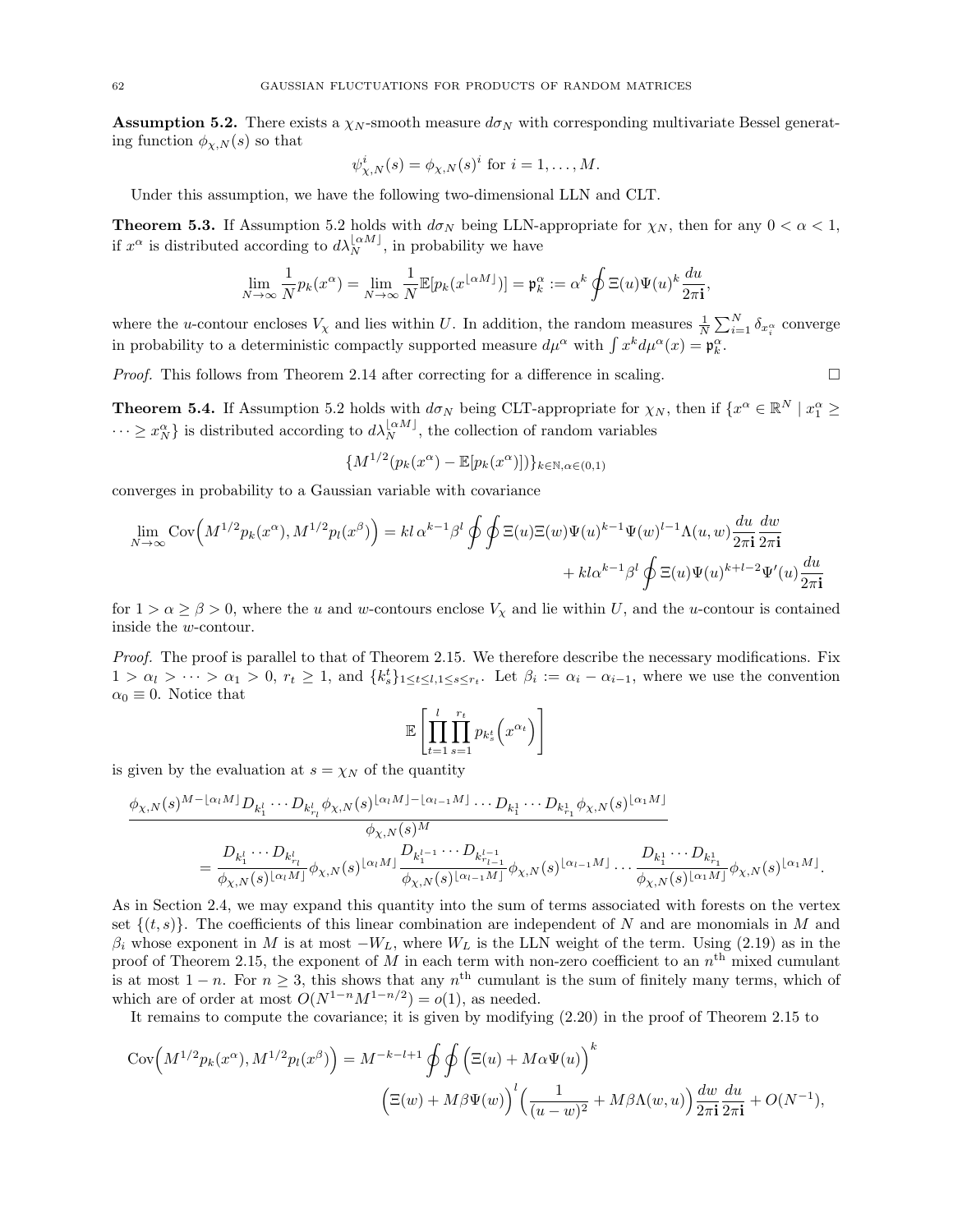**Assumption 5.2.** There exists a $\chi_N$-smooth measure $d\sigma_N$ with corresponding multivariate Bessel generating function $\phi_{\chi,N}(s)$ so that

$$\psi^i_{\chi,N}(s) = \phi_{\chi,N}(s)^i \text{ for } i = 1,\ldots,M.$$

Under this assumption, we have the following two-dimensional LLN and CLT.

**Theorem 5.3.** If Assumption 5.2 holds with $d\sigma_N$ being LLN-appropriate for $\chi_N$, then for any $0 < \alpha < 1$, if $x^\alpha$ is distributed according to $d\lambda_N^{\lfloor \alpha M \rfloor}$, in probability we have

$$\lim_{N\to\infty} \frac{1}{N} p_k(x^\alpha) = \lim_{N\to\infty} \frac{1}{N}\mathbb{E}[p_k(x^{\lfloor \alpha M\rfloor})] = \mathfrak{p}_k^\alpha := \alpha^k \oint \Xi(u)\Psi(u)^k \frac{du}{2\pi\mathbf{i}},$$

where the $u$-contour encloses $V_\chi$ and lies within $U$. In addition, the random measures $\frac{1}{N}\sum_{i=1}^N \delta_{x_i^\alpha}$ converge in probability to a deterministic compactly supported measure $d\mu^\alpha$ with $\int x^k d\mu^\alpha(x) = \mathfrak{p}_k^\alpha$.

*Proof.* This follows from Theorem 2.14 after correcting for a difference in scaling. $\square$

**Theorem 5.4.** If Assumption 5.2 holds with $d\sigma_N$ being CLT-appropriate for $\chi_N$, then if $\{x^\alpha \in \mathbb{R}^N \mid x_1^\alpha \geq \cdots \geq x_N^\alpha\}$ is distributed according to $d\lambda_N^{\lfloor \alpha M\rfloor}$, the collection of random variables

$$\{M^{1/2}(p_k(x^\alpha) - \mathbb{E}[p_k(x^\alpha)])\}_{k\in\mathbb{N},\alpha\in(0,1)}$$

converges in probability to a Gaussian variable with covariance

$$\lim_{N\to\infty}\mathrm{Cov}\Big(M^{1/2}p_k(x^\alpha), M^{1/2}p_l(x^\beta)\Big) = kl\,\alpha^{k-1}\beta^l \oint\oint \Xi(u)\Xi(w)\Psi(u)^{k-1}\Psi(w)^{l-1}\Lambda(u,w)\frac{du}{2\pi\mathbf{i}}\frac{dw}{2\pi\mathbf{i}} + kl\alpha^{k-1}\beta^l\oint \Xi(u)\Psi(u)^{k+l-2}\Psi'(u)\frac{du}{2\pi\mathbf{i}}$$

for $1 > \alpha \geq \beta > 0$, where the $u$ and $w$-contours enclose $V_\chi$ and lie within $U$, and the $u$-contour is contained inside the $w$-contour.

*Proof.* The proof is parallel to that of Theorem 2.15. We therefore describe the necessary modifications. Fix $1 > \alpha_l > \cdots > \alpha_1 > 0$, $r_t \geq 1$, and $\{k_s^t\}_{1\leq t\leq l, 1\leq s\leq r_t}$. Let $\beta_i := \alpha_i - \alpha_{i-1}$, where we use the convention $\alpha_0 \equiv 0$. Notice that

$$\mathbb{E}\left[\prod_{t=1}^l\prod_{s=1}^{r_t} p_{k_s^t}\Big(x^{\alpha_t}\Big)\right]$$

is given by the evaluation at $s = \chi_N$ of the quantity

$$\frac{\phi_{\chi,N}(s)^{M-\lfloor\alpha_l M\rfloor} D_{k_1^l}\cdots D_{k_{r_l}^l}\phi_{\chi,N}(s)^{\lfloor\alpha_l M\rfloor - \lfloor\alpha_{l-1}M\rfloor}\cdots D_{k_1^1}\cdots D_{k_{r_1}^1}\phi_{\chi,N}(s)^{\lfloor\alpha_1 M\rfloor}}{\phi_{\chi,N}(s)^M}$$
$$= \frac{D_{k_1^l}\cdots D_{k_{r_l}^l}}{\phi_{\chi,N}(s)^{\lfloor\alpha_l M\rfloor}}\phi_{\chi,N}(s)^{\lfloor\alpha_l M\rfloor}\frac{D_{k_1^{l-1}}\cdots D_{k_{r_{l-1}}^{l-1}}}{\phi_{\chi,N}(s)^{\lfloor\alpha_{l-1}M\rfloor}}\phi_{\chi,N}(s)^{\lfloor\alpha_{l-1}M\rfloor}\cdots\frac{D_{k_1^1}\cdots D_{k_{r_1}^1}}{\phi_{\chi,N}(s)^{\lfloor\alpha_1 M\rfloor}}\phi_{\chi,N}(s)^{\lfloor\alpha_1 M\rfloor}.$$

As in Section 2.4, we may expand this quantity into the sum of terms associated with forests on the vertex set $\{(t,s)\}$. The coefficients of this linear combination are independent of $N$ and are monomials in $M$ and $\beta_i$ whose exponent in $M$ is at most $-W_L$, where $W_L$ is the LLN weight of the term. Using (2.19) as in the proof of Theorem 2.15, the exponent of $M$ in each term with non-zero coefficient to an $n^{\text{th}}$ mixed cumulant is at most $1-n$. For $n \geq 3$, this shows that any $n^{\text{th}}$ cumulant is the sum of finitely many terms, which of which are of order at most $O(N^{1-n}M^{1-n/2}) = o(1)$, as needed.

It remains to compute the covariance; it is given by modifying (2.20) in the proof of Theorem 2.15 to

$$\mathrm{Cov}\Big(M^{1/2}p_k(x^\alpha), M^{1/2}p_l(x^\beta)\Big) = M^{-k-l+1}\oint\oint\Big(\Xi(u) + M\alpha\Psi(u)\Big)^k \Big(\Xi(w) + M\beta\Psi(w)\Big)^l\Big(\frac{1}{(u-w)^2} + M\beta\Lambda(w,u)\Big)\frac{dw}{2\pi\mathbf{i}}\frac{du}{2\pi\mathbf{i}} + O(N^{-1}),$$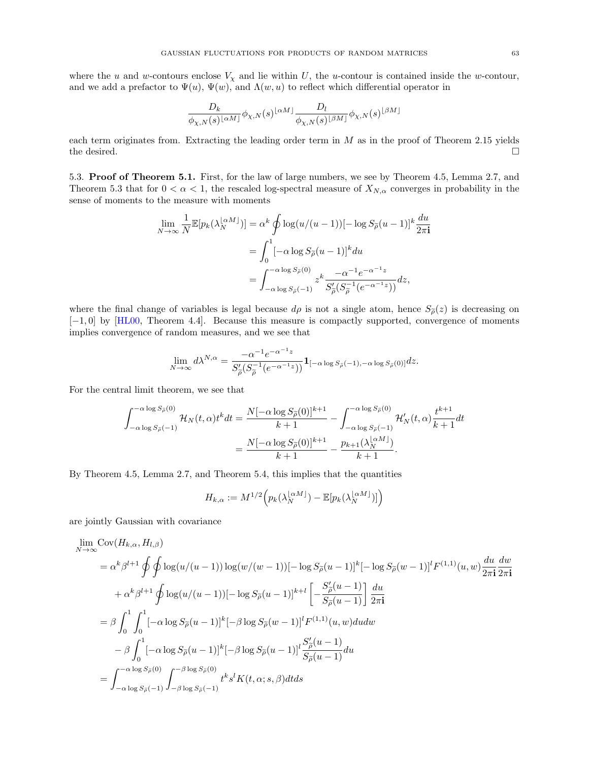where the $u$ and $w$-contours enclose $V_\chi$ and lie within $U$, the $u$-contour is contained inside the $w$-contour, and we add a prefactor to $\Psi(u)$, $\Psi(w)$, and $\Lambda(w,u)$ to reflect which differential operator in

$$\frac{D_k}{\phi_{\chi,N}(s)^{\lfloor \alpha M \rfloor}} \phi_{\chi,N}(s)^{\lfloor \alpha M \rfloor} \frac{D_l}{\phi_{\chi,N}(s)^{\lfloor \beta M \rfloor}} \phi_{\chi,N}(s)^{\lfloor \beta M \rfloor}$$

each term originates from. Extracting the leading order term in $M$ as in the proof of Theorem 2.15 yields the desired. $\square$

5.3. **Proof of Theorem 5.1.** First, for the law of large numbers, we see by Theorem 4.5, Lemma 2.7, and Theorem 5.3 that for $0 < \alpha < 1$, the rescaled log-spectral measure of $X_{N,\alpha}$ converges in probability in the sense of moments to the measure with moments

$$\begin{aligned}
\lim_{N\to\infty} \frac{1}{N} \mathbb{E}[p_k(\lambda_N^{\lfloor \alpha M \rfloor})] &= \alpha^k \oint \log(u/(u-1))[-\log S_{\widetilde{\rho}}(u-1)]^k \frac{du}{2\pi \mathbf{i}} \\
&= \int_0^1 [-\alpha \log S_{\widetilde{\rho}}(u-1)]^k du \\
&= \int_{-\alpha \log S_{\widetilde{\rho}}(-1)}^{-\alpha \log S_{\widetilde{\rho}}(0)} z^k \frac{-\alpha^{-1} e^{-\alpha^{-1} z}}{S'_{\widetilde{\rho}}(S_{\widetilde{\rho}}^{-1}(e^{-\alpha^{-1} z}))} dz,
\end{aligned}$$

where the final change of variables is legal because $d\rho$ is not a single atom, hence $S_{\widetilde{\rho}}(z)$ is decreasing on $[-1, 0]$ by [HL00, Theorem 4.4]. Because this measure is compactly supported, convergence of moments implies convergence of random measures, and we see that

$$\lim_{N\to\infty} d\lambda^{N,\alpha} = \frac{-\alpha^{-1} e^{-\alpha^{-1} z}}{S'_{\widetilde{\rho}}(S_{\widetilde{\rho}}^{-1}(e^{-\alpha^{-1} z}))} \mathbf{1}_{[-\alpha \log S_{\widetilde{\rho}}(-1), -\alpha \log S_{\widetilde{\rho}}(0)]} dz.$$

For the central limit theorem, we see that

$$\begin{aligned}
\int_{-\alpha \log S_{\widetilde{\rho}}(-1)}^{-\alpha \log S_{\widetilde{\rho}}(0)} \mathcal{H}_N(t,\alpha) t^k dt &= \frac{N[-\alpha \log S_{\widetilde{\rho}}(0)]^{k+1}}{k+1} - \int_{-\alpha \log S_{\widetilde{\rho}}(-1)}^{-\alpha \log S_{\widetilde{\rho}}(0)} \mathcal{H}'_N(t,\alpha) \frac{t^{k+1}}{k+1} dt \\
&= \frac{N[-\alpha \log S_{\widetilde{\rho}}(0)]^{k+1}}{k+1} - \frac{p_{k+1}(\lambda_N^{\lfloor \alpha M \rfloor})}{k+1}.
\end{aligned}$$

By Theorem 4.5, Lemma 2.7, and Theorem 5.4, this implies that the quantities

$$H_{k,\alpha} := M^{1/2} \Big( p_k(\lambda_N^{\lfloor \alpha M \rfloor}) - \mathbb{E}[p_k(\lambda_N^{\lfloor \alpha M \rfloor})] \Big)$$

are jointly Gaussian with covariance

$$\begin{aligned}
&\lim_{N\to\infty} \mathrm{Cov}(H_{k,\alpha}, H_{l,\beta}) \\
&\quad = \alpha^k \beta^{l+1} \oint \oint \log(u/(u-1)) \log(w/(w-1)) [-\log S_{\widetilde{\rho}}(u-1)]^k [-\log S_{\widetilde{\rho}}(w-1)]^l F^{(1,1)}(u,w) \frac{du}{2\pi \mathbf{i}} \frac{dw}{2\pi \mathbf{i}} \\
&\qquad + \alpha^k \beta^{l+1} \oint \log(u/(u-1)) [-\log S_{\widetilde{\rho}}(u-1)]^{k+l} \left[ -\frac{S'_{\widetilde{\rho}}(u-1)}{S_{\widetilde{\rho}}(u-1)} \right] \frac{du}{2\pi \mathbf{i}} \\
&\quad = \beta \int_0^1 \int_0^1 [-\alpha \log S_{\widetilde{\rho}}(u-1)]^k [-\beta \log S_{\widetilde{\rho}}(w-1)]^l F^{(1,1)}(u,w) du dw \\
&\qquad - \beta \int_0^1 [-\alpha \log S_{\widetilde{\rho}}(u-1)]^k [-\beta \log S_{\widetilde{\rho}}(u-1)]^l \frac{S'_{\widetilde{\rho}}(u-1)}{S_{\widetilde{\rho}}(u-1)} du \\
&\quad = \int_{-\alpha \log S_{\widetilde{\rho}}(-1)}^{-\alpha \log S_{\widetilde{\rho}}(0)} \int_{-\beta \log S_{\widetilde{\rho}}(-1)}^{-\beta \log S_{\widetilde{\rho}}(0)} t^k s^l K(t,\alpha; s,\beta) dt ds
\end{aligned}$$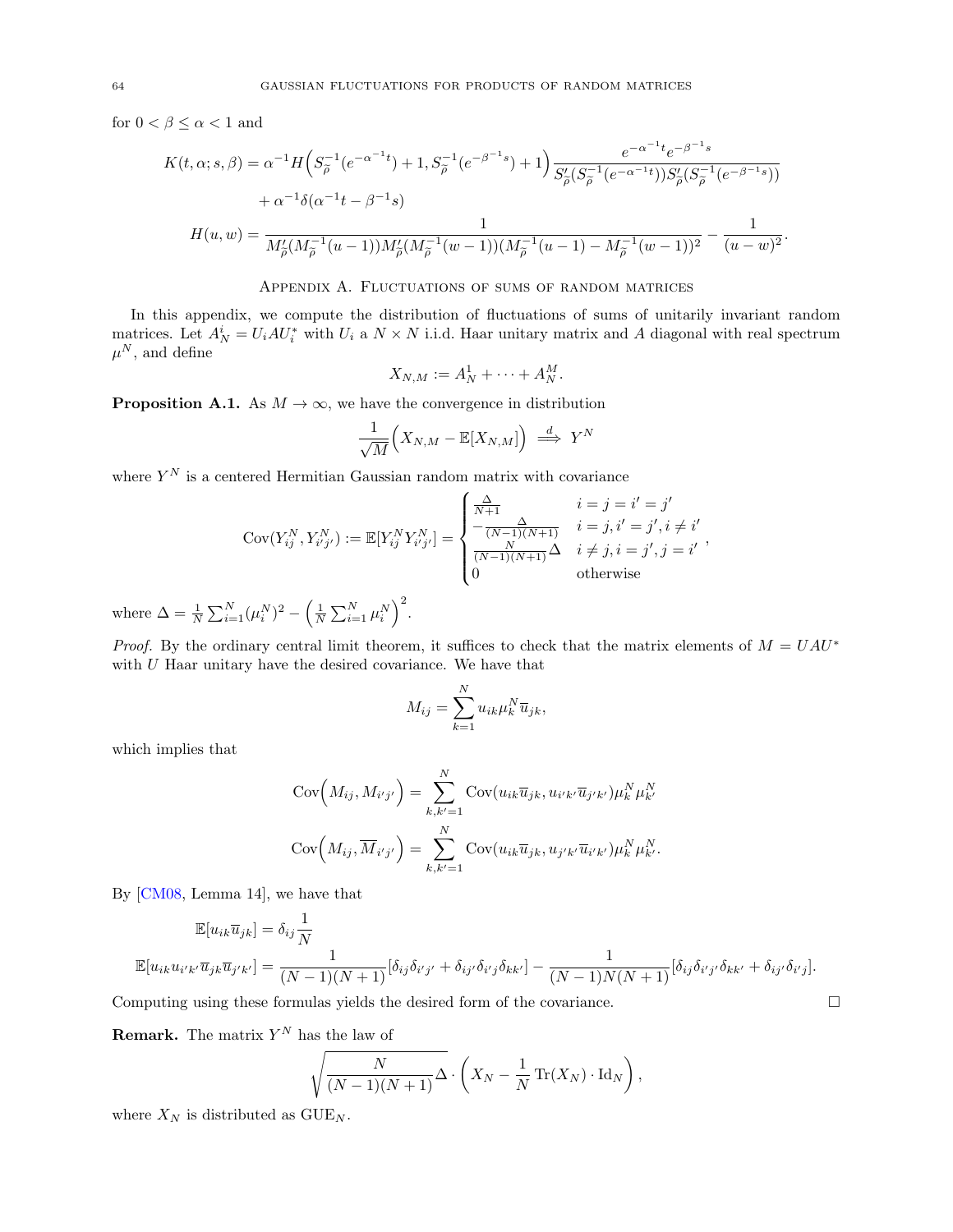for $0 < \beta \leq \alpha < 1$ and

$$
\begin{aligned}
K(t, \alpha; s, \beta) &= \alpha^{-1} H\Big(S_{\widetilde{\rho}}^{-1}(e^{-\alpha^{-1}t}) + 1, S_{\widetilde{\rho}}^{-1}(e^{-\beta^{-1}s}) + 1\Big) \frac{e^{-\alpha^{-1}t} e^{-\beta^{-1}s}}{S'_{\widetilde{\rho}}(S_{\widetilde{\rho}}^{-1}(e^{-\alpha^{-1}t})) S'_{\widetilde{\rho}}(S_{\widetilde{\rho}}^{-1}(e^{-\beta^{-1}s}))} \\
&\quad + \alpha^{-1}\delta(\alpha^{-1}t - \beta^{-1}s) \\
H(u, w) &= \frac{1}{M'_{\widetilde{\rho}}(M_{\widetilde{\rho}}^{-1}(u-1)) M'_{\widetilde{\rho}}(M_{\widetilde{\rho}}^{-1}(w-1)) (M_{\widetilde{\rho}}^{-1}(u-1) - M_{\widetilde{\rho}}^{-1}(w-1))^2} - \frac{1}{(u-w)^2}.
\end{aligned}
$$

## Appendix A. Fluctuations of sums of random matrices

In this appendix, we compute the distribution of fluctuations of sums of unitarily invariant random matrices. Let $A_N^i = U_i A U_i^*$ with $U_i$ a $N \times N$ i.i.d. Haar unitary matrix and $A$ diagonal with real spectrum $\mu^N$, and define

$$
X_{N,M} := A_N^1 + \cdots + A_N^M.
$$

**Proposition A.1.** As $M \to \infty$, we have the convergence in distribution

$$
\frac{1}{\sqrt{M}}\Big(X_{N,M} - \mathbb{E}[X_{N,M}]\Big) \overset{d}{\Longrightarrow} Y^N
$$

where $Y^N$ is a centered Hermitian Gaussian random matrix with covariance

$$
\mathrm{Cov}(Y_{ij}^N, Y_{i'j'}^N) := \mathbb{E}[Y_{ij}^N Y_{i'j'}^N] = \begin{cases} \frac{\Delta}{N+1} & i = j = i' = j' \\ -\frac{\Delta}{(N-1)(N+1)} & i = j, i' = j', i \neq i' \\ \frac{N}{(N-1)(N+1)}\Delta & i \neq j, i = j', j = i' \\ 0 & \text{otherwise} \end{cases},
$$

where $\Delta = \frac{1}{N}\sum_{i=1}^N (\mu_i^N)^2 - \Big(\frac{1}{N}\sum_{i=1}^N \mu_i^N\Big)^2$.

*Proof.* By the ordinary central limit theorem, it suffices to check that the matrix elements of $M = UAU^*$ with $U$ Haar unitary have the desired covariance. We have that

$$
M_{ij} = \sum_{k=1}^N u_{ik} \mu_k^N \overline{u}_{jk},
$$

which implies that

$$
\begin{aligned}
\mathrm{Cov}\Big(M_{ij}, M_{i'j'}\Big) &= \sum_{k,k'=1}^N \mathrm{Cov}(u_{ik}\overline{u}_{jk}, u_{i'k'}\overline{u}_{j'k'}) \mu_k^N \mu_{k'}^N \\
\mathrm{Cov}\Big(M_{ij}, \overline{M}_{i'j'}\Big) &= \sum_{k,k'=1}^N \mathrm{Cov}(u_{ik}\overline{u}_{jk}, u_{j'k'}\overline{u}_{i'k'}) \mu_k^N \mu_{k'}^N.
\end{aligned}
$$

By [CM08, Lemma 14], we have that

$$
\begin{aligned}
\mathbb{E}[u_{ik}\overline{u}_{jk}] &= \delta_{ij}\frac{1}{N} \\
\mathbb{E}[u_{ik}u_{i'k'}\overline{u}_{jk}\overline{u}_{j'k'}] &= \frac{1}{(N-1)(N+1)}[\delta_{ij}\delta_{i'j'} + \delta_{ij'}\delta_{i'j}\delta_{kk'}] - \frac{1}{(N-1)N(N+1)}[\delta_{ij}\delta_{i'j'}\delta_{kk'} + \delta_{ij'}\delta_{i'j}].
\end{aligned}
$$

Computing using these formulas yields the desired form of the covariance. $\square$

**Remark.** The matrix $Y^N$ has the law of

$$
\sqrt{\frac{N}{(N-1)(N+1)}\Delta} \cdot \left(X_N - \frac{1}{N}\mathrm{Tr}(X_N) \cdot \mathrm{Id}_N\right),
$$

where $X_N$ is distributed as $\mathrm{GUE}_N$.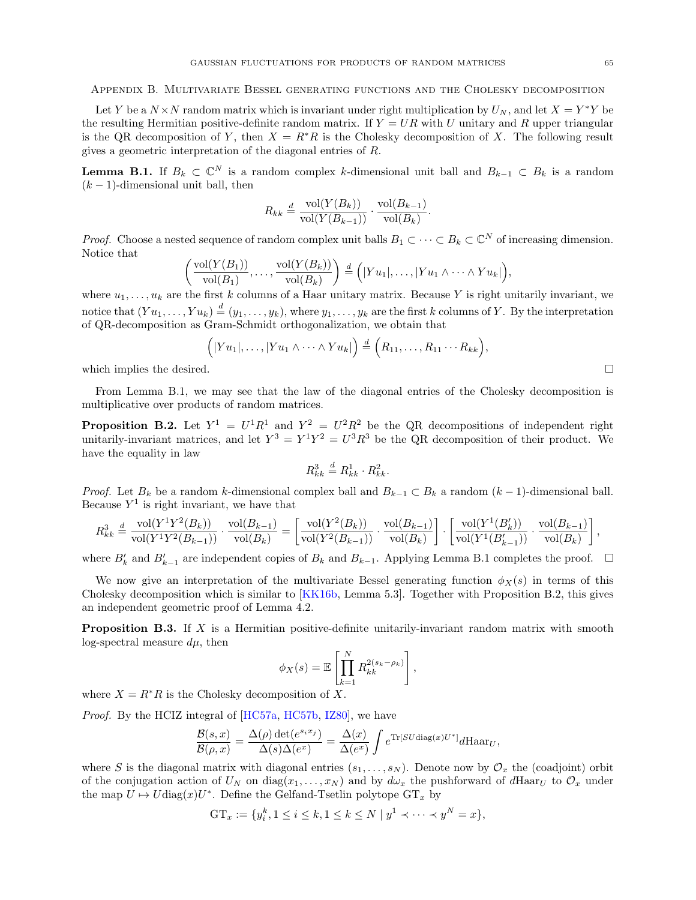## Appendix B. Multivariate Bessel generating functions and the Cholesky decomposition

Let $Y$ be a $N \times N$ random matrix which is invariant under right multiplication by $U_N$, and let $X = Y^*Y$ be the resulting Hermitian positive-definite random matrix. If $Y = UR$ with $U$ unitary and $R$ upper triangular is the QR decomposition of $Y$, then $X = R^*R$ is the Cholesky decomposition of $X$. The following result gives a geometric interpretation of the diagonal entries of $R$.

**Lemma B.1.** If $B_k \subset \mathbb{C}^N$ is a random complex $k$-dimensional unit ball and $B_{k-1} \subset B_k$ is a random $(k-1)$-dimensional unit ball, then

$$R_{kk} \overset{d}{=} \frac{\mathrm{vol}(Y(B_k))}{\mathrm{vol}(Y(B_{k-1}))} \cdot \frac{\mathrm{vol}(B_{k-1})}{\mathrm{vol}(B_k)}.$$

*Proof.* Choose a nested sequence of random complex unit balls $B_1 \subset \cdots \subset B_k \subset \mathbb{C}^N$ of increasing dimension. Notice that

$$\left( \frac{\mathrm{vol}(Y(B_1))}{\mathrm{vol}(B_1)}, \ldots, \frac{\mathrm{vol}(Y(B_k))}{\mathrm{vol}(B_k)} \right) \overset{d}{=} \Big( |Yu_1|, \ldots, |Yu_1 \wedge \cdots \wedge Yu_k| \Big),$$

where $u_1, \ldots, u_k$ are the first $k$ columns of a Haar unitary matrix. Because $Y$ is right unitarily invariant, we notice that $(Yu_1, \ldots, Yu_k) \overset{d}{=} (y_1, \ldots, y_k)$, where $y_1, \ldots, y_k$ are the first $k$ columns of $Y$. By the interpretation of QR-decomposition as Gram-Schmidt orthogonalization, we obtain that

$$\Big( |Yu_1|, \ldots, |Yu_1 \wedge \cdots \wedge Yu_k| \Big) \overset{d}{=} \Big( R_{11}, \ldots, R_{11} \cdots R_{kk} \Big),$$

which implies the desired. $\square$

From Lemma B.1, we may see that the law of the diagonal entries of the Cholesky decomposition is multiplicative over products of random matrices.

**Proposition B.2.** Let $Y^1 = U^1R^1$ and $Y^2 = U^2R^2$ be the QR decompositions of independent right unitarily-invariant matrices, and let $Y^3 = Y^1Y^2 = U^3R^3$ be the QR decomposition of their product. We have the equality in law

$$R^3_{kk} \overset{d}{=} R^1_{kk} \cdot R^2_{kk}.$$

*Proof.* Let $B_k$ be a random $k$-dimensional complex ball and $B_{k-1} \subset B_k$ a random $(k-1)$-dimensional ball. Because $Y^1$ is right invariant, we have that

$$R^3_{kk} \overset{d}{=} \frac{\mathrm{vol}(Y^1Y^2(B_k))}{\mathrm{vol}(Y^1Y^2(B_{k-1}))} \cdot \frac{\mathrm{vol}(B_{k-1})}{\mathrm{vol}(B_k)} = \left[ \frac{\mathrm{vol}(Y^2(B_k))}{\mathrm{vol}(Y^2(B_{k-1}))} \cdot \frac{\mathrm{vol}(B_{k-1})}{\mathrm{vol}(B_k)} \right] \cdot \left[ \frac{\mathrm{vol}(Y^1(B_k'))}{\mathrm{vol}(Y^1(B_{k-1}'))} \cdot \frac{\mathrm{vol}(B_{k-1})}{\mathrm{vol}(B_k)} \right],$$

where $B_k'$ and $B_{k-1}'$ are independent copies of $B_k$ and $B_{k-1}$. Applying Lemma B.1 completes the proof. $\square$

We now give an interpretation of the multivariate Bessel generating function $\phi_X(s)$ in terms of this Cholesky decomposition which is similar to [KK16b, Lemma 5.3]. Together with Proposition B.2, this gives an independent geometric proof of Lemma 4.2.

**Proposition B.3.** If $X$ is a Hermitian positive-definite unitarily-invariant random matrix with smooth log-spectral measure $d\mu$, then

$$\phi_X(s) = \mathbb{E}\left[ \prod_{k=1}^N R_{kk}^{2(s_k - \rho_k)} \right],$$

where $X = R^*R$ is the Cholesky decomposition of $X$.

*Proof.* By the HCIZ integral of [HC57a, HC57b, IZ80], we have

$$\frac{\mathcal{B}(s,x)}{\mathcal{B}(\rho,x)} = \frac{\Delta(\rho)\det(e^{s_ix_j})}{\Delta(s)\Delta(e^x)} = \frac{\Delta(x)}{\Delta(e^x)} \int e^{\mathrm{Tr}[SU\mathrm{diag}(x)U^*]} d\mathrm{Haar}_U,$$

where $S$ is the diagonal matrix with diagonal entries $(s_1, \ldots, s_N)$. Denote now by $\mathcal{O}_x$ the (coadjoint) orbit of the conjugation action of $U_N$ on $\mathrm{diag}(x_1, \ldots, x_N)$ and by $d\omega_x$ the pushforward of $d\mathrm{Haar}_U$ to $\mathcal{O}_x$ under the map $U \mapsto U\mathrm{diag}(x)U^*$. Define the Gelfand-Tsetlin polytope $\mathrm{GT}_x$ by

$$\mathrm{GT}_x := \{y_i^k, 1 \leq i \leq k, 1 \leq k \leq N \mid y^1 \prec \cdots \prec y^N = x\},$$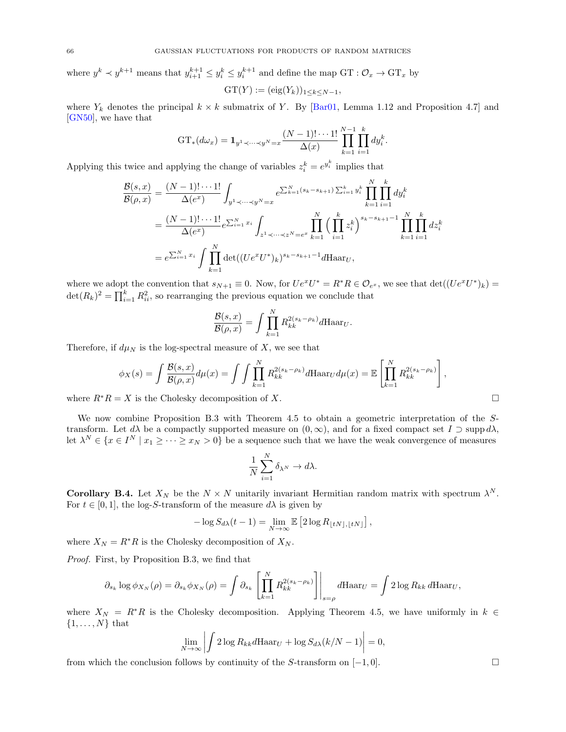where $y^k \prec y^{k+1}$ means that $y^{k+1}_{i+1} \leq y^k_i \leq y^{k+1}_i$ and define the map $\mathrm{GT} : \mathcal{O}_x \to \mathrm{GT}_x$ by

$$\mathrm{GT}(Y) := (\mathrm{eig}(Y_k))_{1 \leq k \leq N-1},$$

where $Y_k$ denotes the principal $k \times k$ submatrix of $Y$. By [Bar01, Lemma 1.12 and Proposition 4.7] and [GN50], we have that

$$\mathrm{GT}_*(d\omega_x) = \mathbf{1}_{y^1 \prec \cdots \prec y^N = x} \frac{(N-1)! \cdots 1!}{\Delta(x)} \prod_{k=1}^{N-1} \prod_{i=1}^{k} dy^k_i.$$

Applying this twice and applying the change of variables $z^k_i = e^{y^k_i}$ implies that

$$\begin{aligned}
\frac{\mathcal{B}(s,x)}{\mathcal{B}(\rho,x)} &= \frac{(N-1)! \cdots 1!}{\Delta(e^x)} \int_{y^1 \prec \cdots \prec y^N = x} e^{\sum_{k=1}^N (s_k - s_{k+1}) \sum_{i=1}^k y^k_i} \prod_{k=1}^{N} \prod_{i=1}^{k} dy^k_i \\
&= \frac{(N-1)! \cdots 1!}{\Delta(e^x)} e^{\sum_{i=1}^N x_i} \int_{z^1 \prec \cdots \prec z^N = e^x} \prod_{k=1}^{N} \Big( \prod_{i=1}^{k} z^k_i \Big)^{s_k - s_{k+1} - 1} \prod_{k=1}^{N} \prod_{i=1}^{k} dz^k_i \\
&= e^{\sum_{i=1}^N x_i} \int \prod_{k=1}^{N} \det((U e^x U^*)_k)^{s_k - s_{k+1} - 1} d\mathrm{Haar}_U,
\end{aligned}$$

where we adopt the convention that $s_{N+1} \equiv 0$. Now, for $U e^x U^* = R^* R \in \mathcal{O}_{e^x}$, we see that $\det((U e^x U^*)_k) = \det(R_k)^2 = \prod_{i=1}^k R_{ii}^2$, so rearranging the previous equation we conclude that

$$\frac{\mathcal{B}(s,x)}{\mathcal{B}(\rho,x)} = \int \prod_{k=1}^{N} R_{kk}^{2(s_k - \rho_k)} d\mathrm{Haar}_U.$$

Therefore, if $d\mu_N$ is the log-spectral measure of $X$, we see that

$$\phi_X(s) = \int \frac{\mathcal{B}(s,x)}{\mathcal{B}(\rho,x)} d\mu(x) = \int \int \prod_{k=1}^{N} R_{kk}^{2(s_k - \rho_k)} d\mathrm{Haar}_U d\mu(x) = \mathbb{E}\left[ \prod_{k=1}^{N} R_{kk}^{2(s_k - \rho_k)} \right],$$

where $R^* R = X$ is the Cholesky decomposition of $X$. $\square$

We now combine Proposition B.3 with Theorem 4.5 to obtain a geometric interpretation of the $S$-transform. Let $d\lambda$ be a compactly supported measure on $(0, \infty)$, and for a fixed compact set $I \supset \operatorname{supp} d\lambda$, let $\lambda^N \in \{x \in I^N \mid x_1 \geq \cdots \geq x_N > 0\}$ be a sequence such that we have the weak convergence of measures

$$\frac{1}{N} \sum_{i=1}^{N} \delta_{\lambda^N} \to d\lambda.$$

**Corollary B.4.** Let $X_N$ be the $N \times N$ unitarily invariant Hermitian random matrix with spectrum $\lambda^N$. For $t \in [0,1]$, the log-$S$-transform of the measure $d\lambda$ is given by

$$-\log S_{d\lambda}(t-1) = \lim_{N \to \infty} \mathbb{E}\left[ 2 \log R_{\lfloor tN \rfloor, \lfloor tN \rfloor} \right],$$

where $X_N = R^* R$ is the Cholesky decomposition of $X_N$.

*Proof.* First, by Proposition B.3, we find that

$$\partial_{s_k} \log \phi_{X_N}(\rho) = \partial_{s_k} \phi_{X_N}(\rho) = \int \partial_{s_k} \left[ \prod_{k=1}^{N} R_{kk}^{2(s_k - \rho_k)} \right] \Bigg|_{s=\rho} d\mathrm{Haar}_U = \int 2 \log R_{kk} \, d\mathrm{Haar}_U,$$

where $X_N = R^* R$ is the Cholesky decomposition. Applying Theorem 4.5, we have uniformly in $k \in \{1, \ldots, N\}$ that

$$\lim_{N \to \infty} \left| \int 2 \log R_{kk} d\mathrm{Haar}_U + \log S_{d\lambda}(k/N - 1) \right| = 0,$$

from which the conclusion follows by continuity of the $S$-transform on $[-1, 0]$. $\square$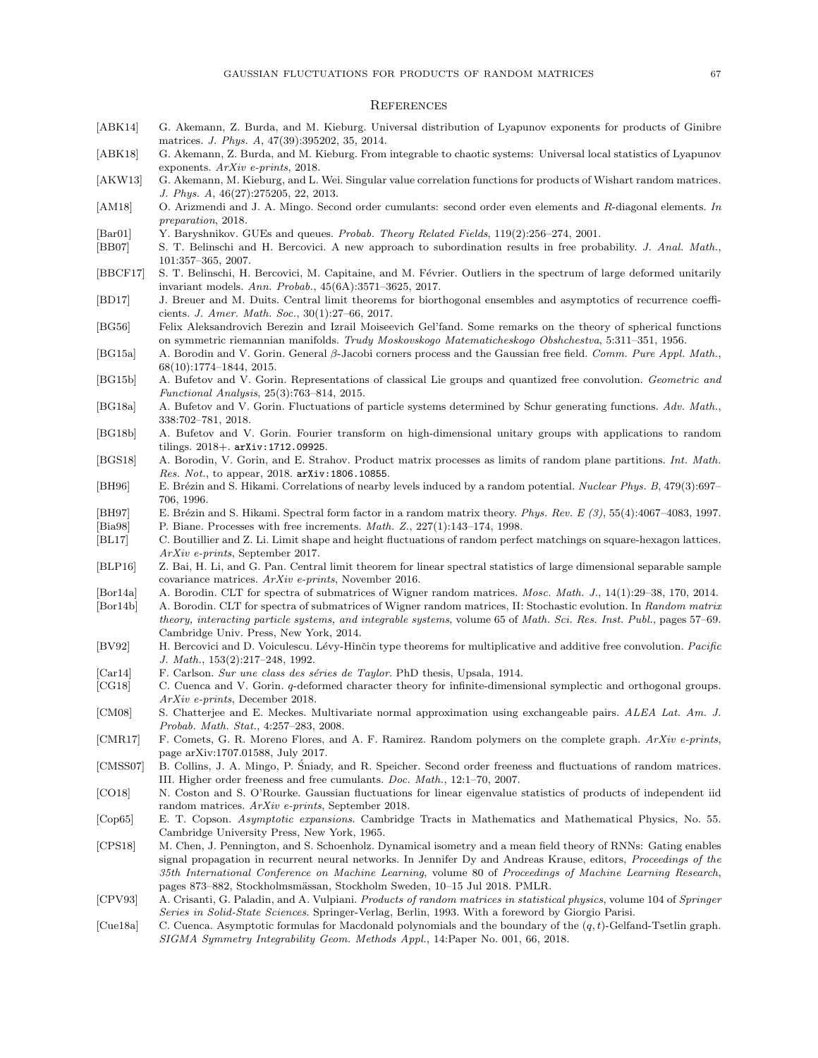# References

[ABK14] G. Akemann, Z. Burda, and M. Kieburg. Universal distribution of Lyapunov exponents for products of Ginibre matrices. *J. Phys. A*, 47(39):395202, 35, 2014.

[ABK18] G. Akemann, Z. Burda, and M. Kieburg. From integrable to chaotic systems: Universal local statistics of Lyapunov exponents. *ArXiv e-prints*, 2018.

[AKW13] G. Akemann, M. Kieburg, and L. Wei. Singular value correlation functions for products of Wishart random matrices. *J. Phys. A*, 46(27):275205, 22, 2013.

[AM18] O. Arizmendi and J. A. Mingo. Second order cumulants: second order even elements and $R$-diagonal elements. *In preparation*, 2018.

[Bar01] Y. Baryshnikov. GUEs and queues. *Probab. Theory Related Fields*, 119(2):256–274, 2001.

[BB07] S. T. Belinschi and H. Bercovici. A new approach to subordination results in free probability. *J. Anal. Math.*, 101:357–365, 2007.

[BBCF17] S. T. Belinschi, H. Bercovici, M. Capitaine, and M. Février. Outliers in the spectrum of large deformed unitarily invariant models. *Ann. Probab.*, 45(6A):3571–3625, 2017.

[BD17] J. Breuer and M. Duits. Central limit theorems for biorthogonal ensembles and asymptotics of recurrence coefficients. *J. Amer. Math. Soc.*, 30(1):27–66, 2017.

[BG56] Felix Aleksandrovich Berezin and Izrail Moiseevich Gel'fand. Some remarks on the theory of spherical functions on symmetric riemannian manifolds. *Trudy Moskovskogo Matematicheskogo Obshchestva*, 5:311–351, 1956.

[BG15a] A. Borodin and V. Gorin. General $\beta$-Jacobi corners process and the Gaussian free field. *Comm. Pure Appl. Math.*, 68(10):1774–1844, 2015.

[BG15b] A. Bufetov and V. Gorin. Representations of classical Lie groups and quantized free convolution. *Geometric and Functional Analysis*, 25(3):763–814, 2015.

[BG18a] A. Bufetov and V. Gorin. Fluctuations of particle systems determined by Schur generating functions. *Adv. Math.*, 338:702–781, 2018.

[BG18b] A. Bufetov and V. Gorin. Fourier transform on high-dimensional unitary groups with applications to random tilings. 2018+. `arXiv:1712.09925`.

[BGS18] A. Borodin, V. Gorin, and E. Strahov. Product matrix processes as limits of random plane partitions. *Int. Math. Res. Not.*, to appear, 2018. `arXiv:1806.10855`.

[BH96] E. Brézin and S. Hikami. Correlations of nearby levels induced by a random potential. *Nuclear Phys. B*, 479(3):697–706, 1996.

[BH97] E. Brézin and S. Hikami. Spectral form factor in a random matrix theory. *Phys. Rev. E (3)*, 55(4):4067–4083, 1997.

[Bia98] P. Biane. Processes with free increments. *Math. Z.*, 227(1):143–174, 1998.

[BL17] C. Boutillier and Z. Li. Limit shape and height fluctuations of random perfect matchings on square-hexagon lattices. *ArXiv e-prints*, September 2017.

[BLP16] Z. Bai, H. Li, and G. Pan. Central limit theorem for linear spectral statistics of large dimensional separable sample covariance matrices. *ArXiv e-prints*, November 2016.

[Bor14a] A. Borodin. CLT for spectra of submatrices of Wigner random matrices. *Mosc. Math. J.*, 14(1):29–38, 170, 2014.

[Bor14b] A. Borodin. CLT for spectra of submatrices of Wigner random matrices, II: Stochastic evolution. In *Random matrix theory, interacting particle systems, and integrable systems*, volume 65 of *Math. Sci. Res. Inst. Publ.*, pages 57–69. Cambridge Univ. Press, New York, 2014.

[BV92] H. Bercovici and D. Voiculescu. Lévy-Hinčin type theorems for multiplicative and additive free convolution. *Pacific J. Math.*, 153(2):217–248, 1992.

[Car14] F. Carlson. *Sur une class des séries de Taylor*. PhD thesis, Upsala, 1914.

[CG18] C. Cuenca and V. Gorin. $q$-deformed character theory for infinite-dimensional symplectic and orthogonal groups. *ArXiv e-prints*, December 2018.

[CM08] S. Chatterjee and E. Meckes. Multivariate normal approximation using exchangeable pairs. *ALEA Lat. Am. J. Probab. Math. Stat.*, 4:257–283, 2008.

[CMR17] F. Comets, G. R. Moreno Flores, and A. F. Ramirez. Random polymers on the complete graph. *ArXiv e-prints*, page arXiv:1707.01588, July 2017.

[CMSS07] B. Collins, J. A. Mingo, P. Śniady, and R. Speicher. Second order freeness and fluctuations of random matrices. III. Higher order freeness and free cumulants. *Doc. Math.*, 12:1–70, 2007.

[CO18] N. Coston and S. O'Rourke. Gaussian fluctuations for linear eigenvalue statistics of products of independent iid random matrices. *ArXiv e-prints*, September 2018.

[Cop65] E. T. Copson. *Asymptotic expansions*. Cambridge Tracts in Mathematics and Mathematical Physics, No. 55. Cambridge University Press, New York, 1965.

[CPS18] M. Chen, J. Pennington, and S. Schoenholz. Dynamical isometry and a mean field theory of RNNs: Gating enables signal propagation in recurrent neural networks. In Jennifer Dy and Andreas Krause, editors, *Proceedings of the 35th International Conference on Machine Learning*, volume 80 of *Proceedings of Machine Learning Research*, pages 873–882, Stockholmsmässan, Stockholm Sweden, 10–15 Jul 2018. PMLR.

[CPV93] A. Crisanti, G. Paladin, and A. Vulpiani. *Products of random matrices in statistical physics*, volume 104 of *Springer Series in Solid-State Sciences*. Springer-Verlag, Berlin, 1993. With a foreword by Giorgio Parisi.

[Cue18a] C. Cuenca. Asymptotic formulas for Macdonald polynomials and the boundary of the $(q,t)$-Gelfand-Tsetlin graph. *SIGMA Symmetry Integrability Geom. Methods Appl.*, 14:Paper No. 001, 66, 2018.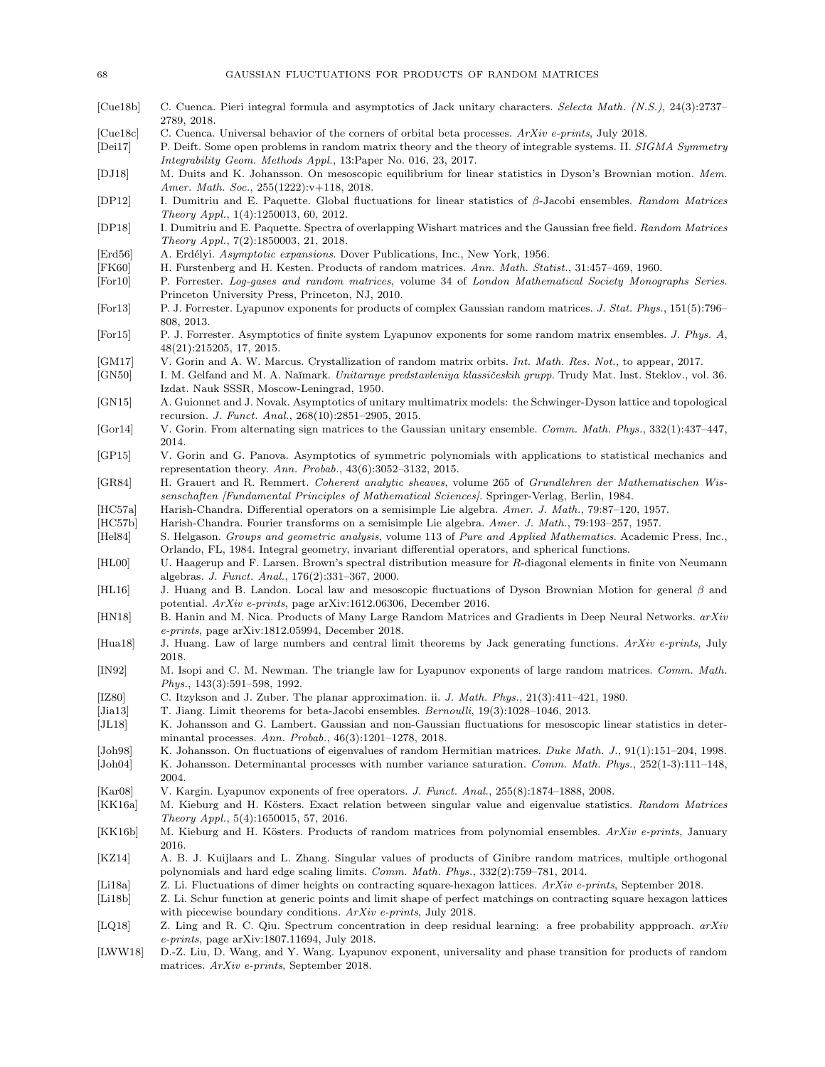[Cue18b] C. Cuenca. Pieri integral formula and asymptotics of Jack unitary characters. *Selecta Math. (N.S.)*, 24(3):2737–2789, 2018.

[Cue18c] C. Cuenca. Universal behavior of the corners of orbital beta processes. *ArXiv e-prints*, July 2018.

[Dei17] P. Deift. Some open problems in random matrix theory and the theory of integrable systems. II. *SIGMA Symmetry Integrability Geom. Methods Appl.*, 13:Paper No. 016, 23, 2017.

[DJ18] M. Duits and K. Johansson. On mesoscopic equilibrium for linear statistics in Dyson's Brownian motion. *Mem. Amer. Math. Soc.*, 255(1222):v+118, 2018.

[DP12] I. Dumitriu and E. Paquette. Global fluctuations for linear statistics of $\beta$-Jacobi ensembles. *Random Matrices Theory Appl.*, 1(4):1250013, 60, 2012.

[DP18] I. Dumitriu and E. Paquette. Spectra of overlapping Wishart matrices and the Gaussian free field. *Random Matrices Theory Appl.*, 7(2):1850003, 21, 2018.

[Erd56] A. Erdélyi. *Asymptotic expansions*. Dover Publications, Inc., New York, 1956.

[FK60] H. Furstenberg and H. Kesten. Products of random matrices. *Ann. Math. Statist.*, 31:457–469, 1960.

[For10] P. Forrester. *Log-gases and random matrices*, volume 34 of *London Mathematical Society Monographs Series*. Princeton University Press, Princeton, NJ, 2010.

[For13] P. J. Forrester. Lyapunov exponents for products of complex Gaussian random matrices. *J. Stat. Phys.*, 151(5):796–808, 2013.

[For15] P. J. Forrester. Asymptotics of finite system Lyapunov exponents for some random matrix ensembles. *J. Phys. A*, 48(21):215205, 17, 2015.

[GM17] V. Gorin and A. W. Marcus. Crystallization of random matrix orbits. *Int. Math. Res. Not.*, to appear, 2017.

[GN50] I. M. Gelfand and M. A. Naĭmark. *Unitarnye predstavleniya klassičeskih grupp*. Trudy Mat. Inst. Steklov., vol. 36. Izdat. Nauk SSSR, Moscow-Leningrad, 1950.

[GN15] A. Guionnet and J. Novak. Asymptotics of unitary multimatrix models: the Schwinger-Dyson lattice and topological recursion. *J. Funct. Anal.*, 268(10):2851–2905, 2015.

[Gor14] V. Gorin. From alternating sign matrices to the Gaussian unitary ensemble. *Comm. Math. Phys.*, 332(1):437–447, 2014.

[GP15] V. Gorin and G. Panova. Asymptotics of symmetric polynomials with applications to statistical mechanics and representation theory. *Ann. Probab.*, 43(6):3052–3132, 2015.

[GR84] H. Grauert and R. Remmert. *Coherent analytic sheaves*, volume 265 of *Grundlehren der Mathematischen Wissenschaften [Fundamental Principles of Mathematical Sciences]*. Springer-Verlag, Berlin, 1984.

[HC57a] Harish-Chandra. Differential operators on a semisimple Lie algebra. *Amer. J. Math.*, 79:87–120, 1957.

[HC57b] Harish-Chandra. Fourier transforms on a semisimple Lie algebra. *Amer. J. Math.*, 79:193–257, 1957.

[Hel84] S. Helgason. *Groups and geometric analysis*, volume 113 of *Pure and Applied Mathematics*. Academic Press, Inc., Orlando, FL, 1984. Integral geometry, invariant differential operators, and spherical functions.

[HL00] U. Haagerup and F. Larsen. Brown's spectral distribution measure for $R$-diagonal elements in finite von Neumann algebras. *J. Funct. Anal.*, 176(2):331–367, 2000.

[HL16] J. Huang and B. Landon. Local law and mesoscopic fluctuations of Dyson Brownian Motion for general $\beta$ and potential. *ArXiv e-prints*, page arXiv:1612.06306, December 2016.

[HN18] B. Hanin and M. Nica. Products of Many Large Random Matrices and Gradients in Deep Neural Networks. *arXiv e-prints*, page arXiv:1812.05994, December 2018.

[Hua18] J. Huang. Law of large numbers and central limit theorems by Jack generating functions. *ArXiv e-prints*, July 2018.

[IN92] M. Isopi and C. M. Newman. The triangle law for Lyapunov exponents of large random matrices. *Comm. Math. Phys.*, 143(3):591–598, 1992.

[IZ80] C. Itzykson and J. Zuber. The planar approximation. ii. *J. Math. Phys.*, 21(3):411–421, 1980.

[Jia13] T. Jiang. Limit theorems for beta-Jacobi ensembles. *Bernoulli*, 19(3):1028–1046, 2013.

[JL18] K. Johansson and G. Lambert. Gaussian and non-Gaussian fluctuations for mesoscopic linear statistics in determinantal processes. *Ann. Probab.*, 46(3):1201–1278, 2018.

[Joh98] K. Johansson. On fluctuations of eigenvalues of random Hermitian matrices. *Duke Math. J.*, 91(1):151–204, 1998.

[Joh04] K. Johansson. Determinantal processes with number variance saturation. *Comm. Math. Phys.*, 252(1-3):111–148, 2004.

[Kar08] V. Kargin. Lyapunov exponents of free operators. *J. Funct. Anal.*, 255(8):1874–1888, 2008.

[KK16a] M. Kieburg and H. Kösters. Exact relation between singular value and eigenvalue statistics. *Random Matrices Theory Appl.*, 5(4):1650015, 57, 2016.

[KK16b] M. Kieburg and H. Kösters. Products of random matrices from polynomial ensembles. *ArXiv e-prints*, January 2016.

[KZ14] A. B. J. Kuijlaars and L. Zhang. Singular values of products of Ginibre random matrices, multiple orthogonal polynomials and hard edge scaling limits. *Comm. Math. Phys.*, 332(2):759–781, 2014.

[Li18a] Z. Li. Fluctuations of dimer heights on contracting square-hexagon lattices. *ArXiv e-prints*, September 2018.

[Li18b] Z. Li. Schur function at generic points and limit shape of perfect matchings on contracting square hexagon lattices with piecewise boundary conditions. *ArXiv e-prints*, July 2018.

[LQ18] Z. Ling and R. C. Qiu. Spectrum concentration in deep residual learning: a free probability appproach. *arXiv e-prints*, page arXiv:1807.11694, July 2018.

[LWW18] D.-Z. Liu, D. Wang, and Y. Wang. Lyapunov exponent, universality and phase transition for products of random matrices. *ArXiv e-prints*, September 2018.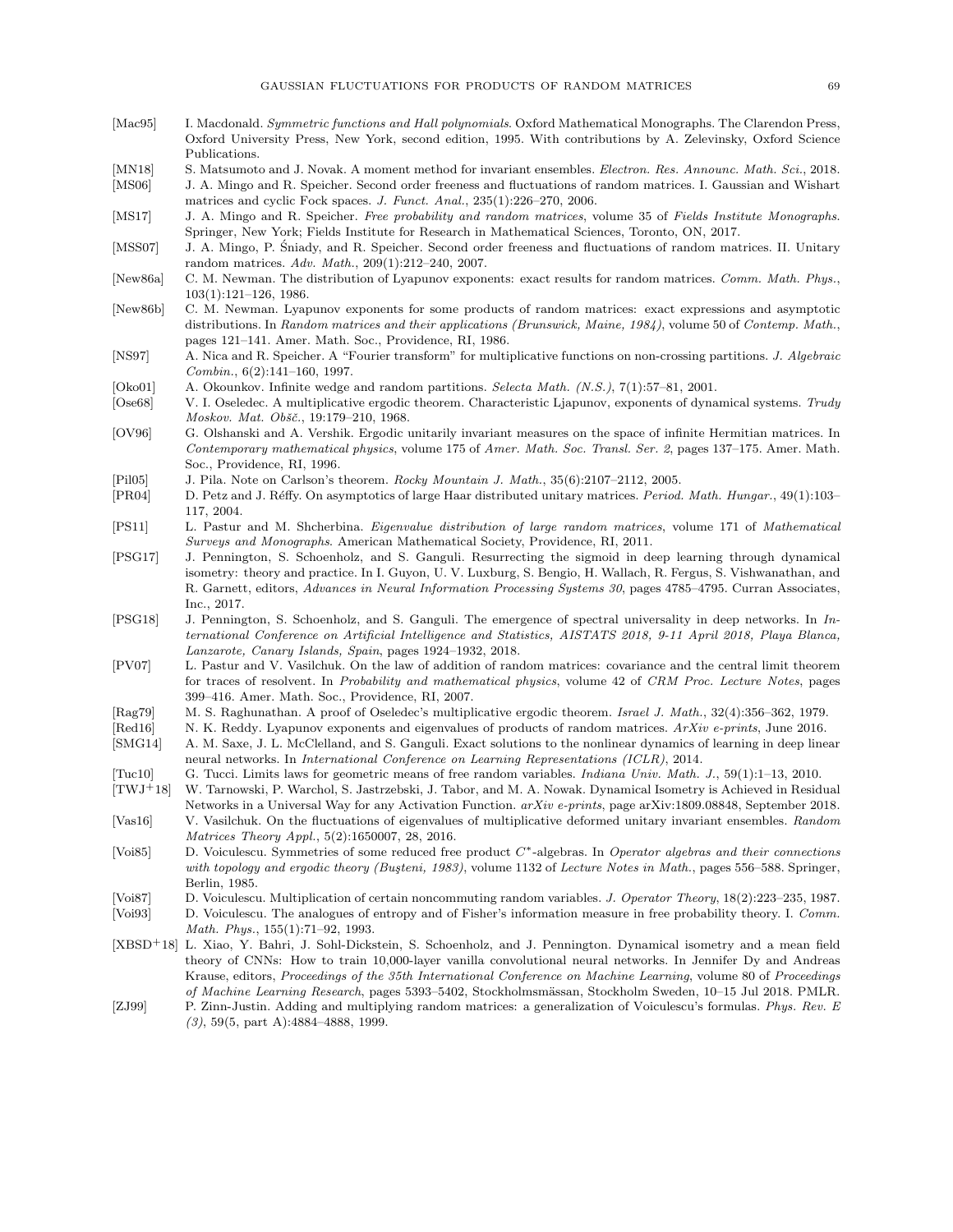[Mac95] I. Macdonald. *Symmetric functions and Hall polynomials*. Oxford Mathematical Monographs. The Clarendon Press, Oxford University Press, New York, second edition, 1995. With contributions by A. Zelevinsky, Oxford Science Publications.

[MN18] S. Matsumoto and J. Novak. A moment method for invariant ensembles. *Electron. Res. Announc. Math. Sci.*, 2018.

[MS06] J. A. Mingo and R. Speicher. Second order freeness and fluctuations of random matrices. I. Gaussian and Wishart matrices and cyclic Fock spaces. *J. Funct. Anal.*, 235(1):226–270, 2006.

[MS17] J. A. Mingo and R. Speicher. *Free probability and random matrices*, volume 35 of *Fields Institute Monographs*. Springer, New York; Fields Institute for Research in Mathematical Sciences, Toronto, ON, 2017.

[MSS07] J. A. Mingo, P. Śniady, and R. Speicher. Second order freeness and fluctuations of random matrices. II. Unitary random matrices. *Adv. Math.*, 209(1):212–240, 2007.

[New86a] C. M. Newman. The distribution of Lyapunov exponents: exact results for random matrices. *Comm. Math. Phys.*, 103(1):121–126, 1986.

[New86b] C. M. Newman. Lyapunov exponents for some products of random matrices: exact expressions and asymptotic distributions. In *Random matrices and their applications (Brunswick, Maine, 1984)*, volume 50 of *Contemp. Math.*, pages 121–141. Amer. Math. Soc., Providence, RI, 1986.

[NS97] A. Nica and R. Speicher. A "Fourier transform" for multiplicative functions on non-crossing partitions. *J. Algebraic Combin.*, 6(2):141–160, 1997.

[Oko01] A. Okounkov. Infinite wedge and random partitions. *Selecta Math. (N.S.)*, 7(1):57–81, 2001.

[Ose68] V. I. Oseledec. A multiplicative ergodic theorem. Characteristic Ljapunov, exponents of dynamical systems. *Trudy Moskov. Mat. Obšč.*, 19:179–210, 1968.

[OV96] G. Olshanski and A. Vershik. Ergodic unitarily invariant measures on the space of infinite Hermitian matrices. In *Contemporary mathematical physics*, volume 175 of *Amer. Math. Soc. Transl. Ser. 2*, pages 137–175. Amer. Math. Soc., Providence, RI, 1996.

[Pil05] J. Pila. Note on Carlson's theorem. *Rocky Mountain J. Math.*, 35(6):2107–2112, 2005.

[PR04] D. Petz and J. Réffy. On asymptotics of large Haar distributed unitary matrices. *Period. Math. Hungar.*, 49(1):103–117, 2004.

[PS11] L. Pastur and M. Shcherbina. *Eigenvalue distribution of large random matrices*, volume 171 of *Mathematical Surveys and Monographs*. American Mathematical Society, Providence, RI, 2011.

[PSG17] J. Pennington, S. Schoenholz, and S. Ganguli. Resurrecting the sigmoid in deep learning through dynamical isometry: theory and practice. In I. Guyon, U. V. Luxburg, S. Bengio, H. Wallach, R. Fergus, S. Vishwanathan, and R. Garnett, editors, *Advances in Neural Information Processing Systems 30*, pages 4785–4795. Curran Associates, Inc., 2017.

[PSG18] J. Pennington, S. Schoenholz, and S. Ganguli. The emergence of spectral universality in deep networks. In *International Conference on Artificial Intelligence and Statistics, AISTATS 2018, 9-11 April 2018, Playa Blanca, Lanzarote, Canary Islands, Spain*, pages 1924–1932, 2018.

[PV07] L. Pastur and V. Vasilchuk. On the law of addition of random matrices: covariance and the central limit theorem for traces of resolvent. In *Probability and mathematical physics*, volume 42 of *CRM Proc. Lecture Notes*, pages 399–416. Amer. Math. Soc., Providence, RI, 2007.

[Rag79] M. S. Raghunathan. A proof of Oseledec's multiplicative ergodic theorem. *Israel J. Math.*, 32(4):356–362, 1979.

[Red16] N. K. Reddy. Lyapunov exponents and eigenvalues of products of random matrices. *ArXiv e-prints*, June 2016.

[SMG14] A. M. Saxe, J. L. McClelland, and S. Ganguli. Exact solutions to the nonlinear dynamics of learning in deep linear neural networks. In *International Conference on Learning Representations (ICLR)*, 2014.

[Tuc10] G. Tucci. Limits laws for geometric means of free random variables. *Indiana Univ. Math. J.*, 59(1):1–13, 2010.

[TWJ+18] W. Tarnowski, P. Warchol, S. Jastrzebski, J. Tabor, and M. A. Nowak. Dynamical Isometry is Achieved in Residual Networks in a Universal Way for any Activation Function. *arXiv e-prints*, page arXiv:1809.08848, September 2018.

[Vas16] V. Vasilchuk. On the fluctuations of eigenvalues of multiplicative deformed unitary invariant ensembles. *Random Matrices Theory Appl.*, 5(2):1650007, 28, 2016.

[Voi85] D. Voiculescu. Symmetries of some reduced free product $C^*$-algebras. In *Operator algebras and their connections with topology and ergodic theory (Buşteni, 1983)*, volume 1132 of *Lecture Notes in Math.*, pages 556–588. Springer, Berlin, 1985.

[Voi87] D. Voiculescu. Multiplication of certain noncommuting random variables. *J. Operator Theory*, 18(2):223–235, 1987.

[Voi93] D. Voiculescu. The analogues of entropy and of Fisher's information measure in free probability theory. I. *Comm. Math. Phys.*, 155(1):71–92, 1993.

[XBSD+18] L. Xiao, Y. Bahri, J. Sohl-Dickstein, S. Schoenholz, and J. Pennington. Dynamical isometry and a mean field theory of CNNs: How to train 10,000-layer vanilla convolutional neural networks. In Jennifer Dy and Andreas Krause, editors, *Proceedings of the 35th International Conference on Machine Learning*, volume 80 of *Proceedings of Machine Learning Research*, pages 5393–5402, Stockholmsmässan, Stockholm Sweden, 10–15 Jul 2018. PMLR.

[ZJ99] P. Zinn-Justin. Adding and multiplying random matrices: a generalization of Voiculescu's formulas. *Phys. Rev. E (3)*, 59(5, part A):4884–4888, 1999.